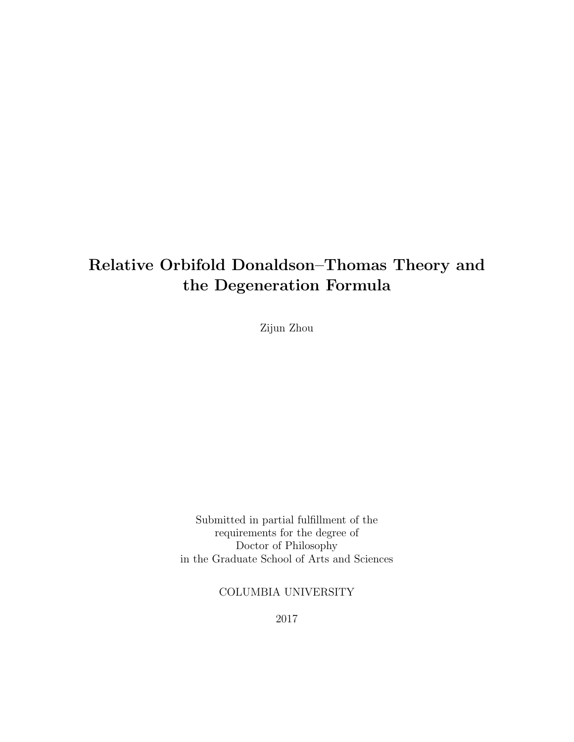# Relative Orbifold Donaldson–Thomas Theory and the Degeneration Formula

Zijun Zhou

Submitted in partial fulfillment of the
requirements for the degree of
Doctor of Philosophy
in the Graduate School of Arts and Sciences

COLUMBIA UNIVERSITY

2017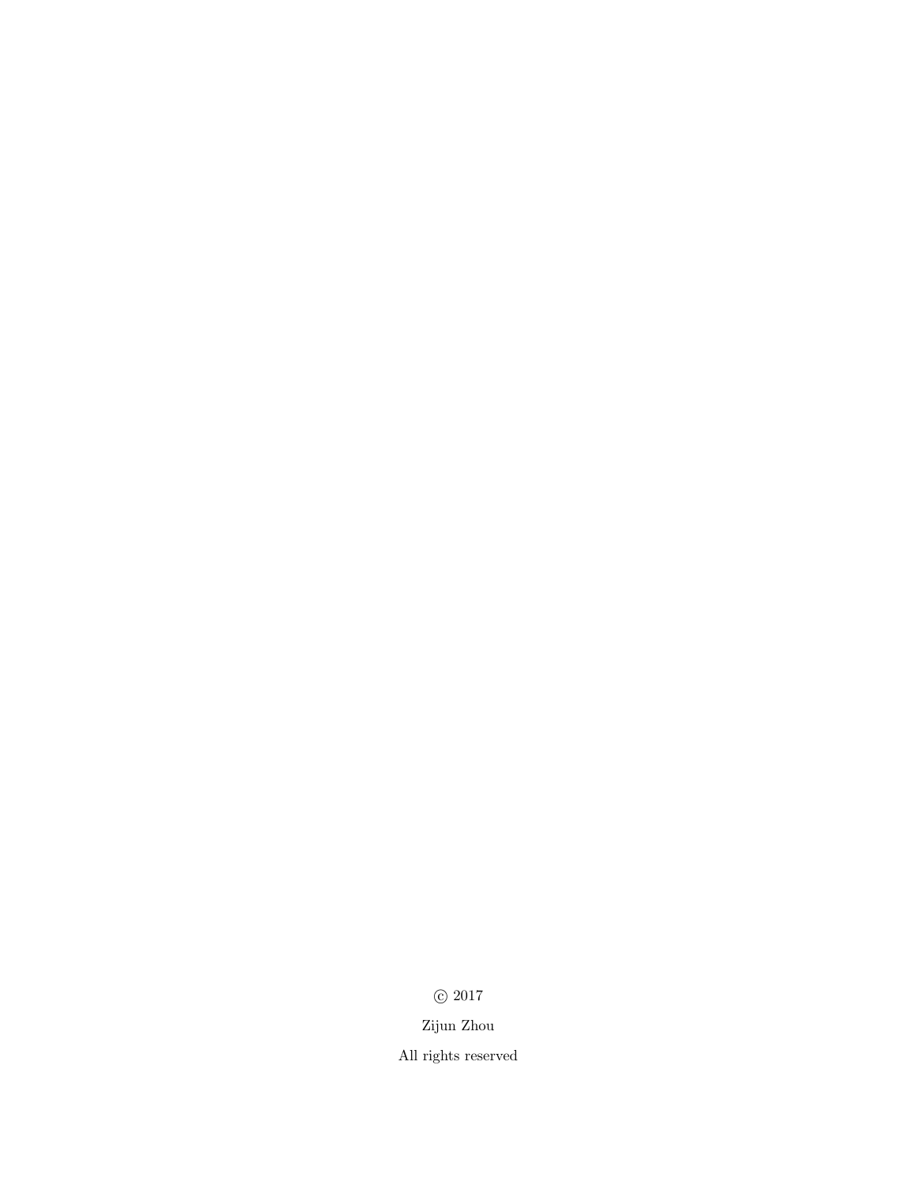© 2017

Zijun Zhou

All rights reserved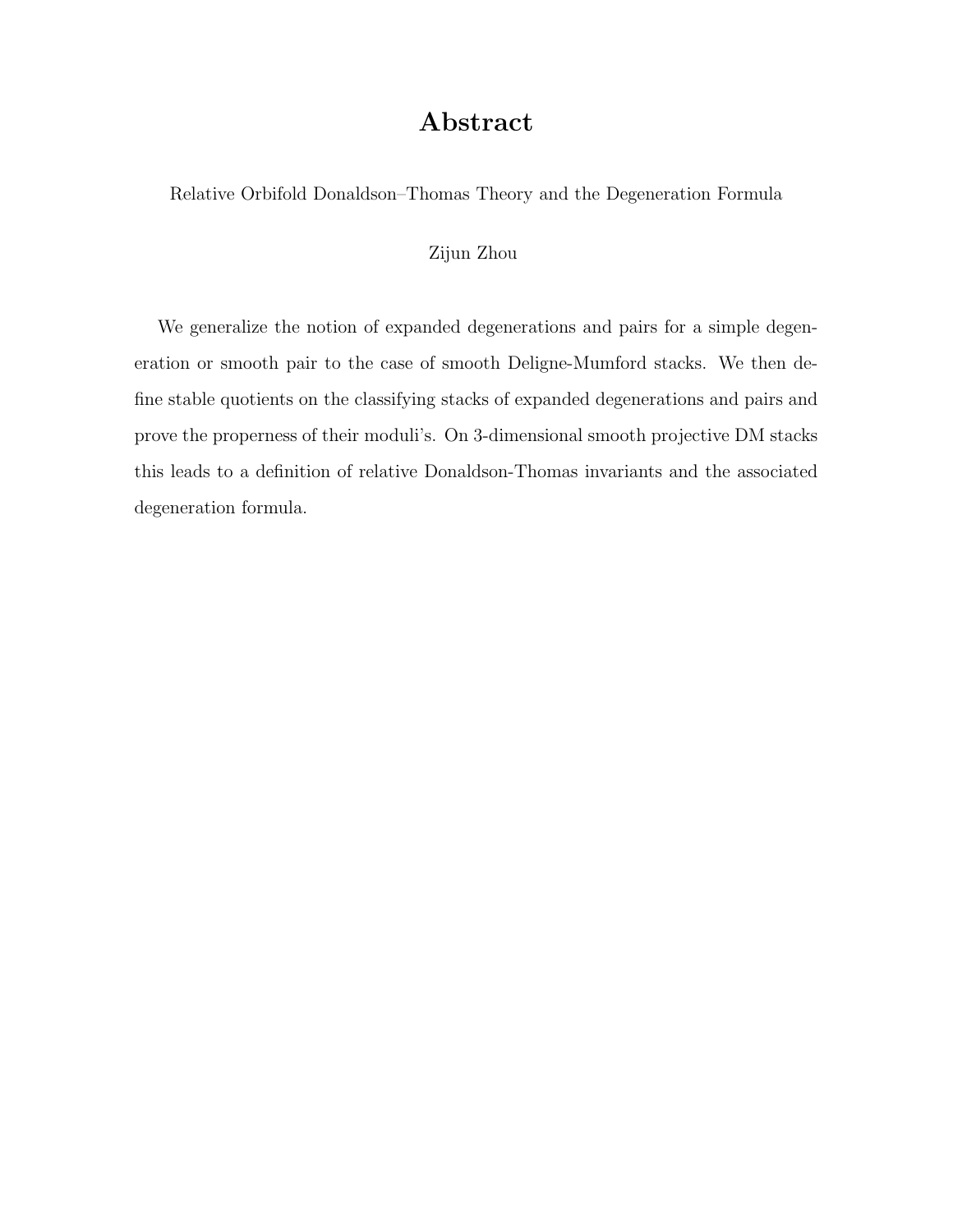# Abstract

Relative Orbifold Donaldson–Thomas Theory and the Degeneration Formula

Zijun Zhou

We generalize the notion of expanded degenerations and pairs for a simple degeneration or smooth pair to the case of smooth Deligne-Mumford stacks. We then define stable quotients on the classifying stacks of expanded degenerations and pairs and prove the properness of their moduli's. On 3-dimensional smooth projective DM stacks this leads to a definition of relative Donaldson-Thomas invariants and the associated degeneration formula.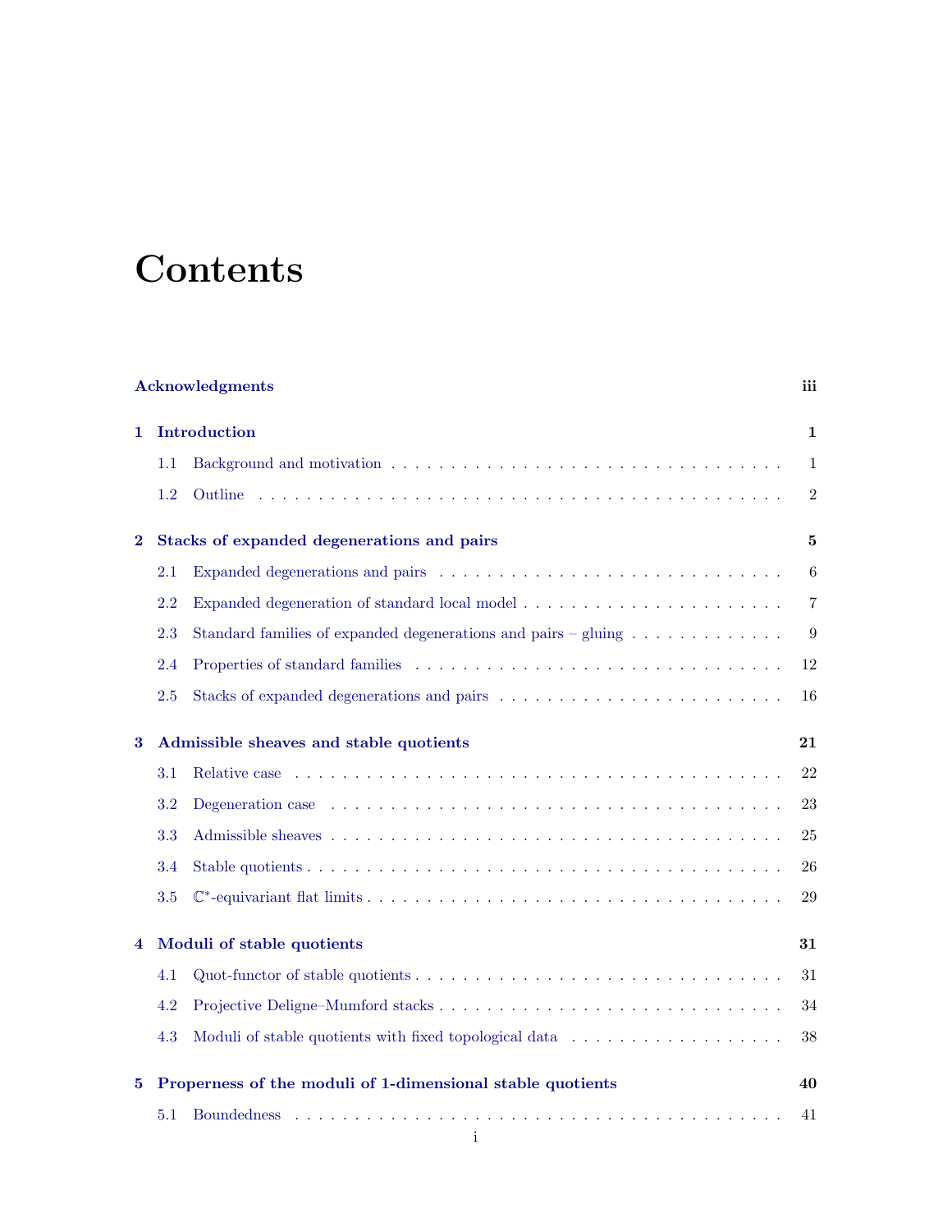# Contents

| | | |
|---|---|---|
| **Acknowledgments** | | **iii** |
| **1** | **Introduction** | **1** |
| 1.1 | Background and motivation | 1 |
| 1.2 | Outline | 2 |
| **2** | **Stacks of expanded degenerations and pairs** | **5** |
| 2.1 | Expanded degenerations and pairs | 6 |
| 2.2 | Expanded degeneration of standard local model | 7 |
| 2.3 | Standard families of expanded degenerations and pairs – gluing | 9 |
| 2.4 | Properties of standard families | 12 |
| 2.5 | Stacks of expanded degenerations and pairs | 16 |
| **3** | **Admissible sheaves and stable quotients** | **21** |
| 3.1 | Relative case | 22 |
| 3.2 | Degeneration case | 23 |
| 3.3 | Admissible sheaves | 25 |
| 3.4 | Stable quotients | 26 |
| 3.5 | $\mathbb{C}^*$-equivariant flat limits | 29 |
| **4** | **Moduli of stable quotients** | **31** |
| 4.1 | Quot-functor of stable quotients | 31 |
| 4.2 | Projective Deligne–Mumford stacks | 34 |
| 4.3 | Moduli of stable quotients with fixed topological data | 38 |
| **5** | **Properness of the moduli of 1-dimensional stable quotients** | **40** |
| 5.1 | Boundedness | 41 |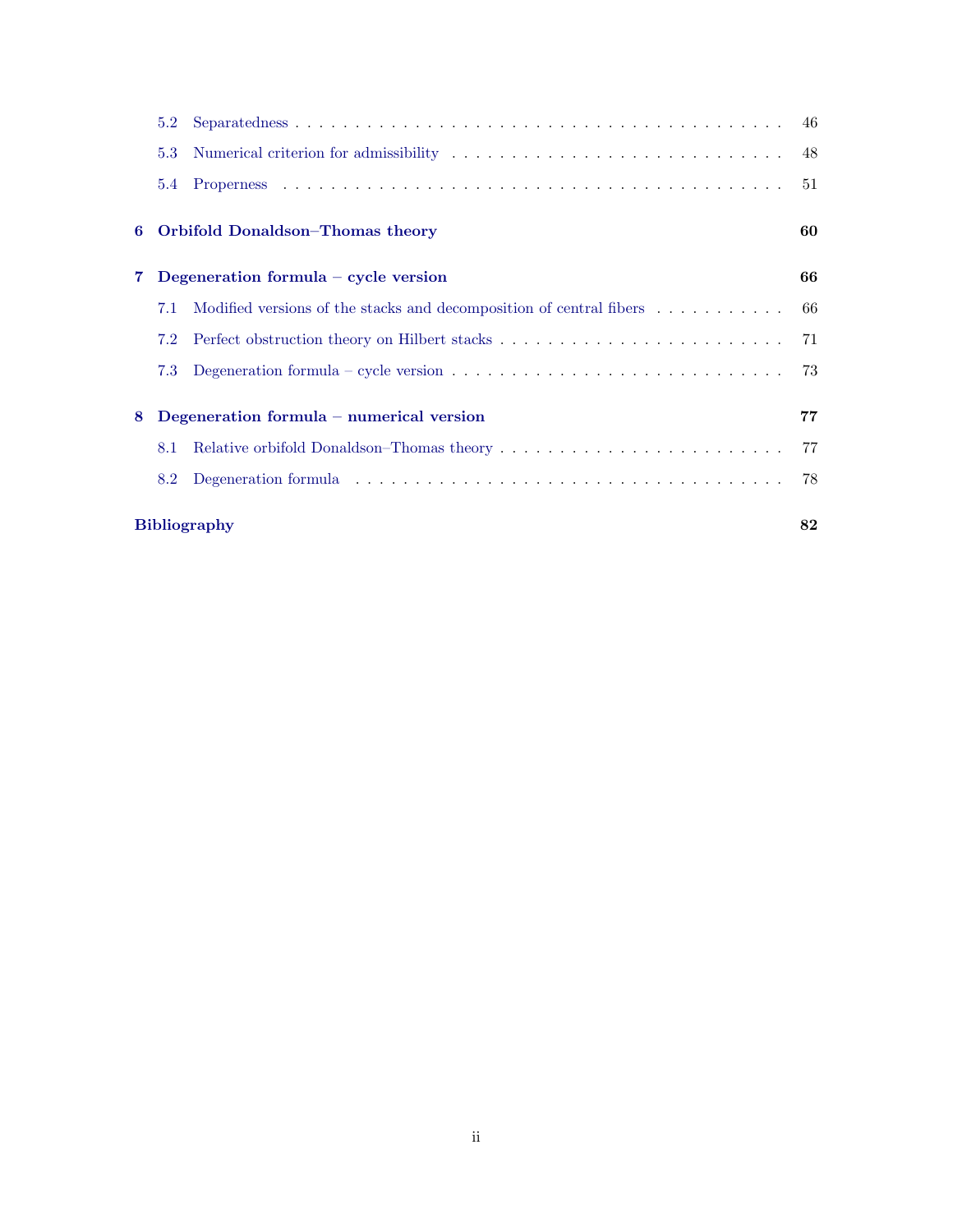- 5.2 Separatedness . . . 46
- 5.3 Numerical criterion for admissibility . . . 48
- 5.4 Properness . . . 51

**6 Orbifold Donaldson–Thomas theory** **60**

**7 Degeneration formula – cycle version** **66**

- 7.1 Modified versions of the stacks and decomposition of central fibers . . . 66
- 7.2 Perfect obstruction theory on Hilbert stacks . . . 71
- 7.3 Degeneration formula – cycle version . . . 73

**8 Degeneration formula – numerical version** **77**

- 8.1 Relative orbifold Donaldson–Thomas theory . . . 77
- 8.2 Degeneration formula . . . 78

**Bibliography** **82**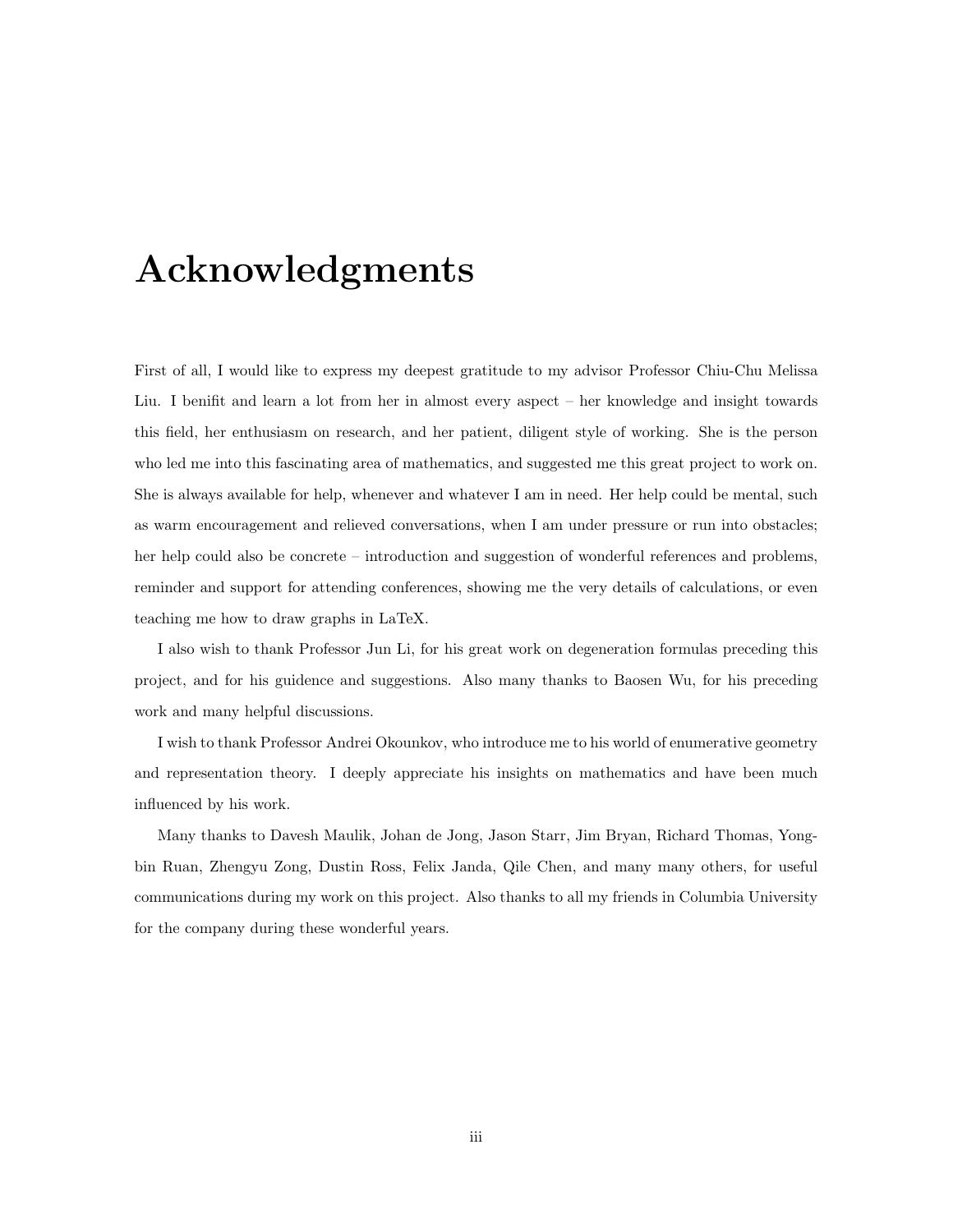# Acknowledgments

First of all, I would like to express my deepest gratitude to my advisor Professor Chiu-Chu Melissa Liu. I benifit and learn a lot from her in almost every aspect – her knowledge and insight towards this field, her enthusiasm on research, and her patient, diligent style of working. She is the person who led me into this fascinating area of mathematics, and suggested me this great project to work on. She is always available for help, whenever and whatever I am in need. Her help could be mental, such as warm encouragement and relieved conversations, when I am under pressure or run into obstacles; her help could also be concrete – introduction and suggestion of wonderful references and problems, reminder and support for attending conferences, showing me the very details of calculations, or even teaching me how to draw graphs in LaTeX.

I also wish to thank Professor Jun Li, for his great work on degeneration formulas preceding this project, and for his guidence and suggestions. Also many thanks to Baosen Wu, for his preceding work and many helpful discussions.

I wish to thank Professor Andrei Okounkov, who introduce me to his world of enumerative geometry and representation theory. I deeply appreciate his insights on mathematics and have been much influenced by his work.

Many thanks to Davesh Maulik, Johan de Jong, Jason Starr, Jim Bryan, Richard Thomas, Yongbin Ruan, Zhengyu Zong, Dustin Ross, Felix Janda, Qile Chen, and many many others, for useful communications during my work on this project. Also thanks to all my friends in Columbia University for the company during these wonderful years.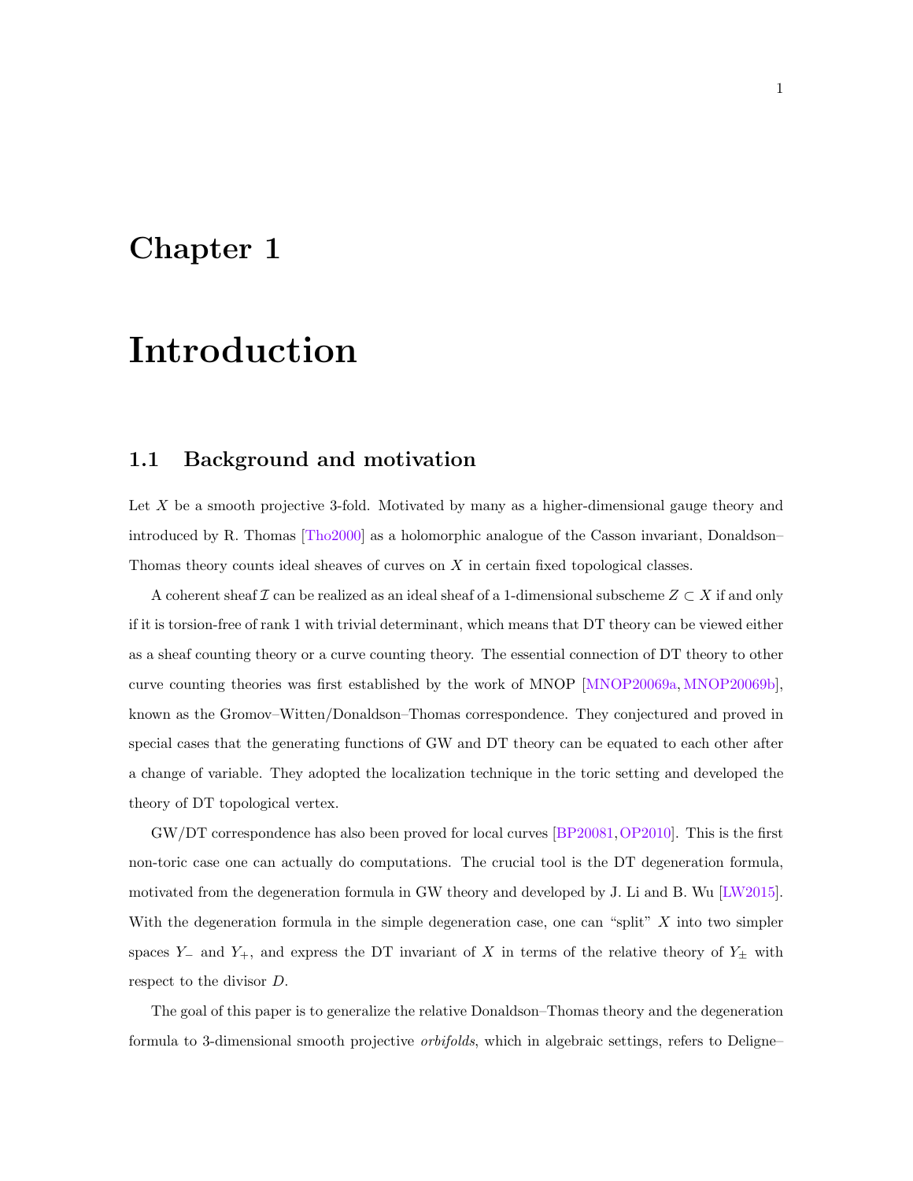# Chapter 1

# Introduction

## 1.1 Background and motivation

Let $X$ be a smooth projective 3-fold. Motivated by many as a higher-dimensional gauge theory and introduced by R. Thomas [Tho2000] as a holomorphic analogue of the Casson invariant, Donaldson–Thomas theory counts ideal sheaves of curves on $X$ in certain fixed topological classes.

A coherent sheaf $\mathcal{I}$ can be realized as an ideal sheaf of a 1-dimensional subscheme $Z \subset X$ if and only if it is torsion-free of rank 1 with trivial determinant, which means that DT theory can be viewed either as a sheaf counting theory or a curve counting theory. The essential connection of DT theory to other curve counting theories was first established by the work of MNOP [MNOP20069a, MNOP20069b], known as the Gromov–Witten/Donaldson–Thomas correspondence. They conjectured and proved in special cases that the generating functions of GW and DT theory can be equated to each other after a change of variable. They adopted the localization technique in the toric setting and developed the theory of DT topological vertex.

GW/DT correspondence has also been proved for local curves [BP20081, OP2010]. This is the first non-toric case one can actually do computations. The crucial tool is the DT degeneration formula, motivated from the degeneration formula in GW theory and developed by J. Li and B. Wu [LW2015]. With the degeneration formula in the simple degeneration case, one can "split" $X$ into two simpler spaces $Y_-$ and $Y_+$, and express the DT invariant of $X$ in terms of the relative theory of $Y_\pm$ with respect to the divisor $D$.

The goal of this paper is to generalize the relative Donaldson–Thomas theory and the degeneration formula to 3-dimensional smooth projective *orbifolds*, which in algebraic settings, refers to Deligne–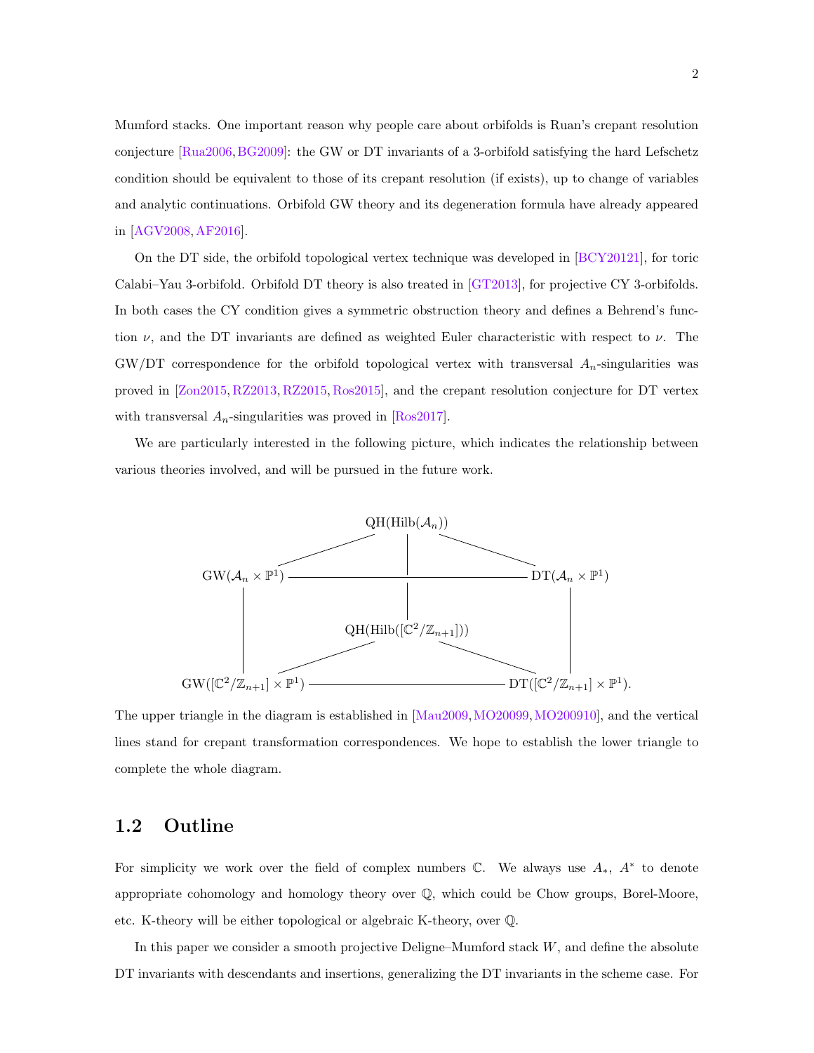Mumford stacks. One important reason why people care about orbifolds is Ruan's crepant resolution conjecture [Rua2006, BG2009]: the GW or DT invariants of a 3-orbifold satisfying the hard Lefschetz condition should be equivalent to those of its crepant resolution (if exists), up to change of variables and analytic continuations. Orbifold GW theory and its degeneration formula have already appeared in [AGV2008, AF2016].

On the DT side, the orbifold topological vertex technique was developed in [BCY20121], for toric Calabi–Yau 3-orbifold. Orbifold DT theory is also treated in [GT2013], for projective CY 3-orbifolds. In both cases the CY condition gives a symmetric obstruction theory and defines a Behrend's function $\nu$, and the DT invariants are defined as weighted Euler characteristic with respect to $\nu$. The GW/DT correspondence for the orbifold topological vertex with transversal $A_n$-singularities was proved in [Zon2015, RZ2013, RZ2015, Ros2015], and the crepant resolution conjecture for DT vertex with transversal $A_n$-singularities was proved in [Ros2017].

We are particularly interested in the following picture, which indicates the relationship between various theories involved, and will be pursued in the future work.

$$
\begin{array}{ccccc}
 & & \mathrm{QH}(\mathrm{Hilb}(\mathcal{A}_n)) & & \\
 & \diagup & \mid & \diagdown & \\
\mathrm{GW}(\mathcal{A}_n \times \mathbb{P}^1) & \text{———} & \text{———} & \text{———} & \mathrm{DT}(\mathcal{A}_n \times \mathbb{P}^1) \\
\mid & & \mid & & \mid \\
\mid & & \mathrm{QH}(\mathrm{Hilb}([\mathbb{C}^2/\mathbb{Z}_{n+1}])) & & \mid \\
\mid & \diagup & & \diagdown & \mid \\
\mathrm{GW}([\mathbb{C}^2/\mathbb{Z}_{n+1}] \times \mathbb{P}^1) & \text{———} & \text{———} & \text{———} & \mathrm{DT}([\mathbb{C}^2/\mathbb{Z}_{n+1}] \times \mathbb{P}^1).
\end{array}
$$

The upper triangle in the diagram is established in [Mau2009, MO20099, MO200910], and the vertical lines stand for crepant transformation correspondences. We hope to establish the lower triangle to complete the whole diagram.

## 1.2 Outline

For simplicity we work over the field of complex numbers $\mathbb{C}$. We always use $A_*$, $A^*$ to denote appropriate cohomology and homology theory over $\mathbb{Q}$, which could be Chow groups, Borel-Moore, etc. K-theory will be either topological or algebraic K-theory, over $\mathbb{Q}$.

In this paper we consider a smooth projective Deligne–Mumford stack $W$, and define the absolute DT invariants with descendants and insertions, generalizing the DT invariants in the scheme case. For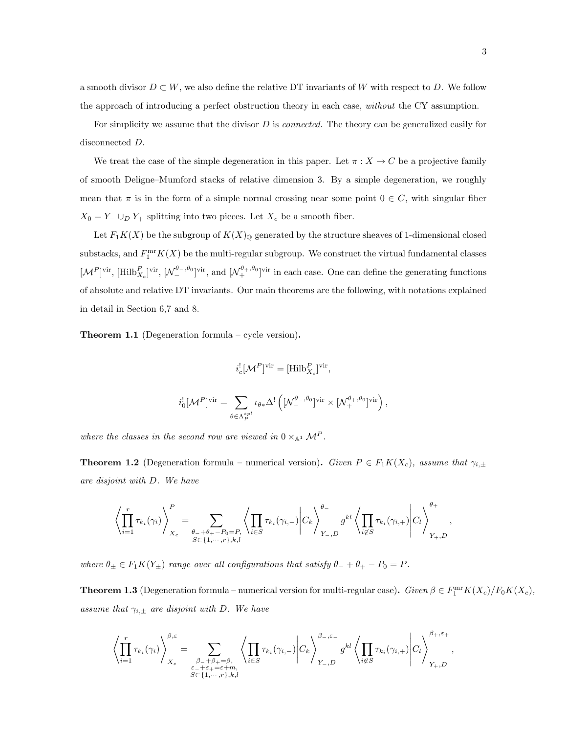a smooth divisor $D \subset W$, we also define the relative DT invariants of $W$ with respect to $D$. We follow the approach of introducing a perfect obstruction theory in each case, *without* the CY assumption.

For simplicity we assume that the divisor $D$ is *connected*. The theory can be generalized easily for disconnected $D$.

We treat the case of the simple degeneration in this paper. Let $\pi : X \to C$ be a projective family of smooth Deligne–Mumford stacks of relative dimension 3. By a simple degeneration, we roughly mean that $\pi$ is in the form of a simple normal crossing near some point $0 \in C$, with singular fiber $X_0 = Y_- \cup_D Y_+$ splitting into two pieces. Let $X_c$ be a smooth fiber.

Let $F_1K(X)$ be the subgroup of $K(X)_{\mathbb{Q}}$ generated by the structure sheaves of 1-dimensional closed substacks, and $F_1^{\mathrm{mr}}K(X)$ be the multi-regular subgroup. We construct the virtual fundamental classes $[\mathcal{M}^P]^{\mathrm{vir}}$, $[\mathrm{Hilb}^P_{X_c}]^{\mathrm{vir}}$, $[\mathcal{N}_-^{\theta_-,\theta_0}]^{\mathrm{vir}}$, and $[\mathcal{N}_+^{\theta_+,\theta_0}]^{\mathrm{vir}}$ in each case. One can define the generating functions of absolute and relative DT invariants. Our main theorems are the following, with notations explained in detail in Section 6,7 and 8.

**Theorem 1.1** (Degeneration formula – cycle version)**.**

$$i_c^![\mathcal{M}^P]^{\mathrm{vir}} = [\mathrm{Hilb}^P_{X_c}]^{\mathrm{vir}},$$

$$i_0^![\mathcal{M}^P]^{\mathrm{vir}} = \sum_{\theta \in \Lambda_P^{spl}} \iota_{\theta *}\Delta^!\left([\mathcal{N}_-^{\theta_-,\theta_0}]^{\mathrm{vir}} \times [\mathcal{N}_+^{\theta_+,\theta_0}]^{\mathrm{vir}}\right),$$

*where the classes in the second row are viewed in $0 \times_{\mathbb{A}^1} \mathcal{M}^P$.*

**Theorem 1.2** (Degeneration formula – numerical version)**.** *Given $P \in F_1K(X_c)$, assume that $\gamma_{i,\pm}$ are disjoint with $D$. We have*

$$\left\langle \prod_{i=1}^r \tau_{k_i}(\gamma_i) \right\rangle_{X_c}^P = \sum_{\substack{\theta_- + \theta_+ - P_0 = P,\\ S \subset \{1,\cdots,r\}, k, l}} \left\langle \prod_{i \in S} \tau_{k_i}(\gamma_{i,-}) \middle| C_k \right\rangle_{Y_-,D}^{\theta_-} g^{kl} \left\langle \prod_{i \notin S} \tau_{k_i}(\gamma_{i,+}) \middle| C_l \right\rangle_{Y_+,D}^{\theta_+},$$

*where $\theta_\pm \in F_1K(Y_\pm)$ range over all configurations that satisfy $\theta_- + \theta_+ - P_0 = P$.*

**Theorem 1.3** (Degeneration formula – numerical version for multi-regular case)**.** *Given $\beta \in F_1^{\mathrm{mr}}K(X_c)/F_0K(X_c)$, assume that $\gamma_{i,\pm}$ are disjoint with $D$. We have*

$$\left\langle \prod_{i=1}^r \tau_{k_i}(\gamma_i) \right\rangle_{X_c}^{\beta,\varepsilon} = \sum_{\substack{\beta_- + \beta_+ = \beta,\\ \varepsilon_- + \varepsilon_+ = \varepsilon + m,\\ S \subset \{1,\cdots,r\}, k, l}} \left\langle \prod_{i \in S} \tau_{k_i}(\gamma_{i,-}) \middle| C_k \right\rangle_{Y_-,D}^{\beta_-,\varepsilon_-} g^{kl} \left\langle \prod_{i \notin S} \tau_{k_i}(\gamma_{i,+}) \middle| C_l \right\rangle_{Y_+,D}^{\beta_+,\varepsilon_+},$$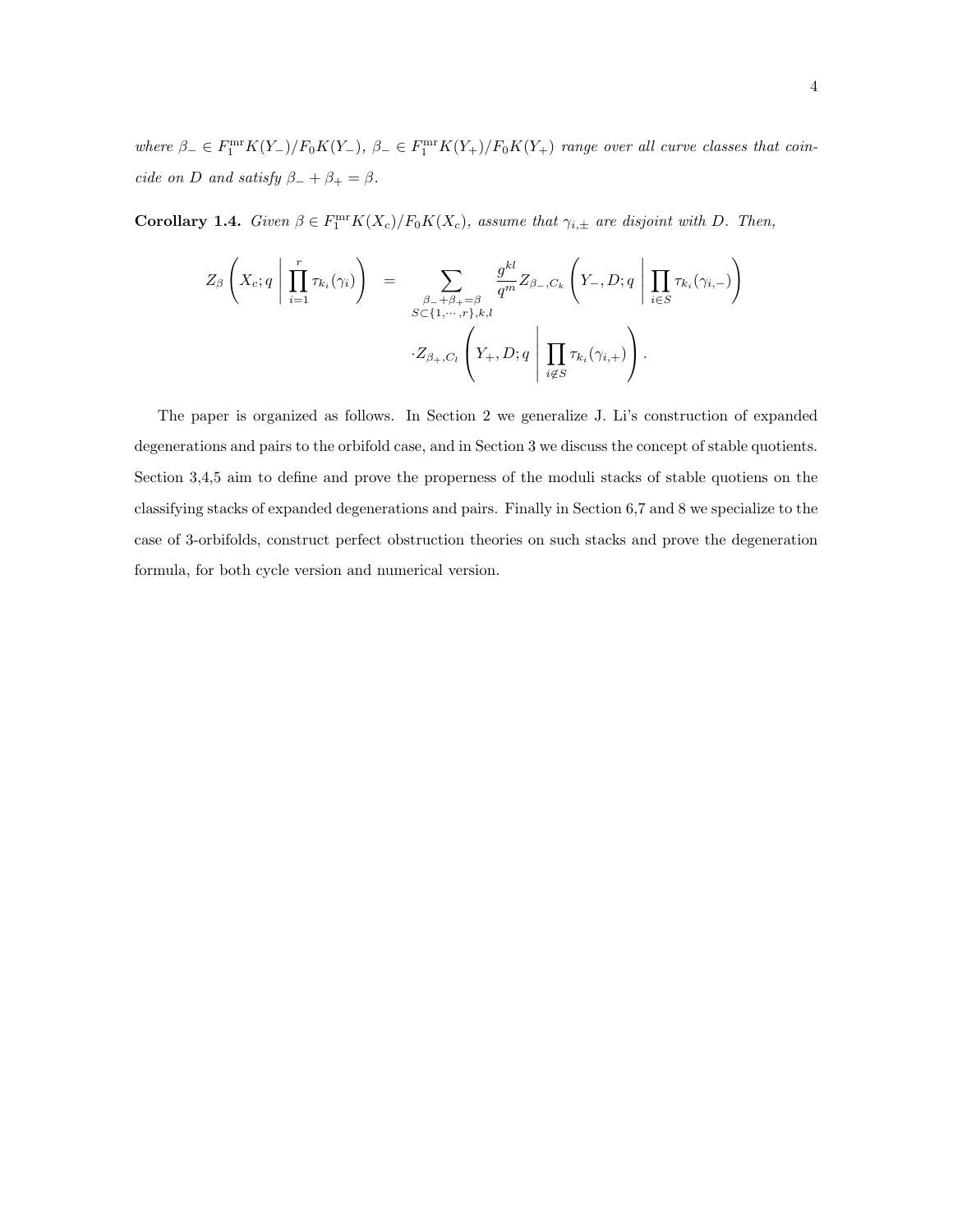*where* $\beta_- \in F_1^{\mathrm{mr}}K(Y_-)/F_0K(Y_-)$*,* $\beta_- \in F_1^{\mathrm{mr}}K(Y_+)/F_0K(Y_+)$ *range over all curve classes that coincide on* $D$ *and satisfy* $\beta_- + \beta_+ = \beta$*.*

**Corollary 1.4.** *Given* $\beta \in F_1^{\mathrm{mr}}K(X_c)/F_0K(X_c)$*, assume that* $\gamma_{i,\pm}$ *are disjoint with* $D$*. Then,*

$$
\begin{aligned}
Z_\beta\left(X_c; q \;\middle|\; \prod_{i=1}^{r} \tau_{k_i}(\gamma_i)\right) \;&=\; \sum_{\substack{\beta_- + \beta_+ = \beta \\ S \subset \{1,\cdots,r\}, k, l}} \frac{g^{kl}}{q^m} Z_{\beta_-, C_k}\left(Y_-, D; q \;\middle|\; \prod_{i \in S} \tau_{k_i}(\gamma_{i,-})\right) \\
&\qquad \cdot Z_{\beta_+, C_l}\left(Y_+, D; q \;\middle|\; \prod_{i \notin S} \tau_{k_i}(\gamma_{i,+})\right).
\end{aligned}
$$

The paper is organized as follows. In Section 2 we generalize J. Li's construction of expanded degenerations and pairs to the orbifold case, and in Section 3 we discuss the concept of stable quotients. Section 3,4,5 aim to define and prove the properness of the moduli stacks of stable quotiens on the classifying stacks of expanded degenerations and pairs. Finally in Section 6,7 and 8 we specialize to the case of 3-orbifolds, construct perfect obstruction theories on such stacks and prove the degeneration formula, for both cycle version and numerical version.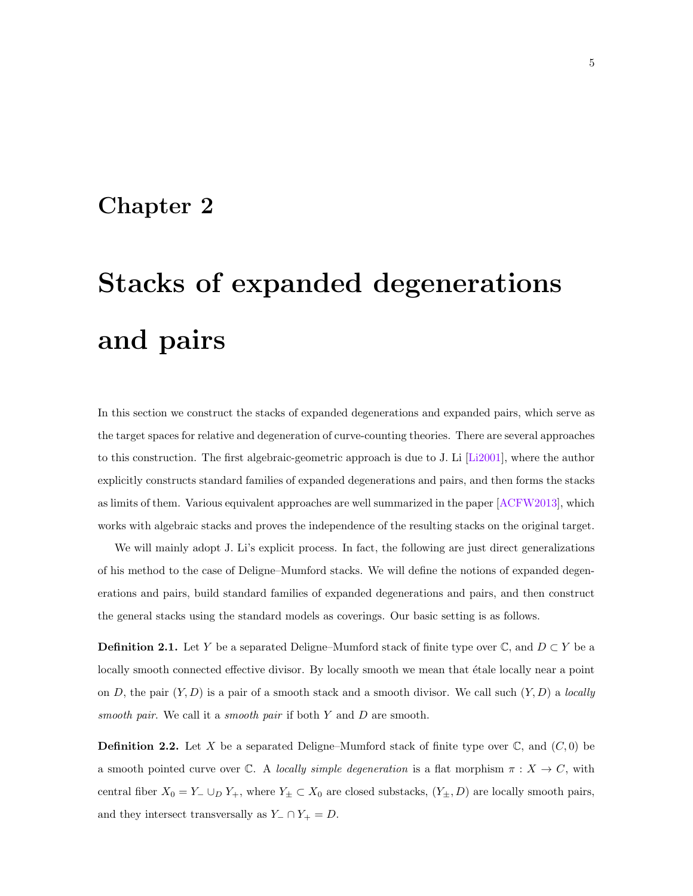# Chapter 2

# Stacks of expanded degenerations and pairs

In this section we construct the stacks of expanded degenerations and expanded pairs, which serve as the target spaces for relative and degeneration of curve-counting theories. There are several approaches to this construction. The first algebraic-geometric approach is due to J. Li [Li2001], where the author explicitly constructs standard families of expanded degenerations and pairs, and then forms the stacks as limits of them. Various equivalent approaches are well summarized in the paper [ACFW2013], which works with algebraic stacks and proves the independence of the resulting stacks on the original target.

We will mainly adopt J. Li's explicit process. In fact, the following are just direct generalizations of his method to the case of Deligne–Mumford stacks. We will define the notions of expanded degenerations and pairs, build standard families of expanded degenerations and pairs, and then construct the general stacks using the standard models as coverings. Our basic setting is as follows.

**Definition 2.1.** Let $Y$ be a separated Deligne–Mumford stack of finite type over $\mathbb{C}$, and $D \subset Y$ be a locally smooth connected effective divisor. By locally smooth we mean that étale locally near a point on $D$, the pair $(Y, D)$ is a pair of a smooth stack and a smooth divisor. We call such $(Y, D)$ a *locally smooth pair*. We call it a *smooth pair* if both $Y$ and $D$ are smooth.

**Definition 2.2.** Let $X$ be a separated Deligne–Mumford stack of finite type over $\mathbb{C}$, and $(C, 0)$ be a smooth pointed curve over $\mathbb{C}$. A *locally simple degeneration* is a flat morphism $\pi : X \to C$, with central fiber $X_0 = Y_- \cup_D Y_+$, where $Y_\pm \subset X_0$ are closed substacks, $(Y_\pm, D)$ are locally smooth pairs, and they intersect transversally as $Y_- \cap Y_+ = D$.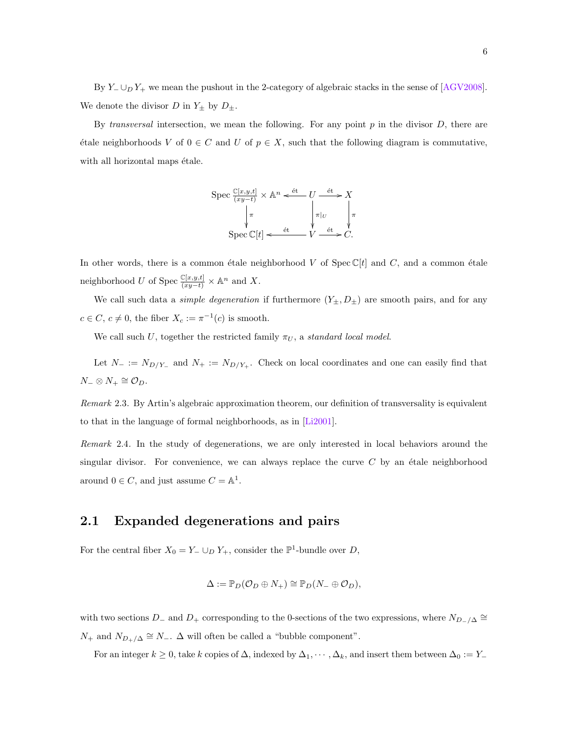By $Y_- \cup_D Y_+$ we mean the pushout in the 2-category of algebraic stacks in the sense of [AGV2008]. We denote the divisor $D$ in $Y_\pm$ by $D_\pm$.

By *transversal* intersection, we mean the following. For any point $p$ in the divisor $D$, there are étale neighborhoods $V$ of $0 \in C$ and $U$ of $p \in X$, such that the following diagram is commutative, with all horizontal maps étale.

$$\begin{array}{ccccc}
\operatorname{Spec} \frac{\mathbb{C}[x,y,t]}{(xy-t)} \times \mathbb{A}^n & \xleftarrow{\text{ét}} & U & \xrightarrow{\text{ét}} & X \\
\downarrow \pi & & \downarrow \pi|_U & & \downarrow \pi \\
\operatorname{Spec} \mathbb{C}[t] & \xleftarrow{\text{ét}} & V & \xrightarrow{\text{ét}} & C.
\end{array}$$

In other words, there is a common étale neighborhood $V$ of $\operatorname{Spec} \mathbb{C}[t]$ and $C$, and a common étale neighborhood $U$ of $\operatorname{Spec} \frac{\mathbb{C}[x,y,t]}{(xy-t)} \times \mathbb{A}^n$ and $X$.

We call such data a *simple degeneration* if furthermore $(Y_\pm, D_\pm)$ are smooth pairs, and for any $c \in C$, $c \neq 0$, the fiber $X_c := \pi^{-1}(c)$ is smooth.

We call such $U$, together the restricted family $\pi_U$, a *standard local model*.

Let $N_- := N_{D/Y_-}$ and $N_+ := N_{D/Y_+}$. Check on local coordinates and one can easily find that $N_- \otimes N_+ \cong \mathcal{O}_D$.

*Remark* 2.3. By Artin's algebraic approximation theorem, our definition of transversality is equivalent to that in the language of formal neighborhoods, as in [Li2001].

*Remark* 2.4. In the study of degenerations, we are only interested in local behaviors around the singular divisor. For convenience, we can always replace the curve $C$ by an étale neighborhood around $0 \in C$, and just assume $C = \mathbb{A}^1$.

## 2.1 Expanded degenerations and pairs

For the central fiber $X_0 = Y_- \cup_D Y_+$, consider the $\mathbb{P}^1$-bundle over $D$,

$$\Delta := \mathbb{P}_D(\mathcal{O}_D \oplus N_+) \cong \mathbb{P}_D(N_- \oplus \mathcal{O}_D),$$

with two sections $D_-$ and $D_+$ corresponding to the 0-sections of the two expressions, where $N_{D_-/\Delta} \cong N_+$ and $N_{D_+/\Delta} \cong N_-$. $\Delta$ will often be called a "bubble component".

For an integer $k \geq 0$, take $k$ copies of $\Delta$, indexed by $\Delta_1, \cdots, \Delta_k$, and insert them between $\Delta_0 := Y_-$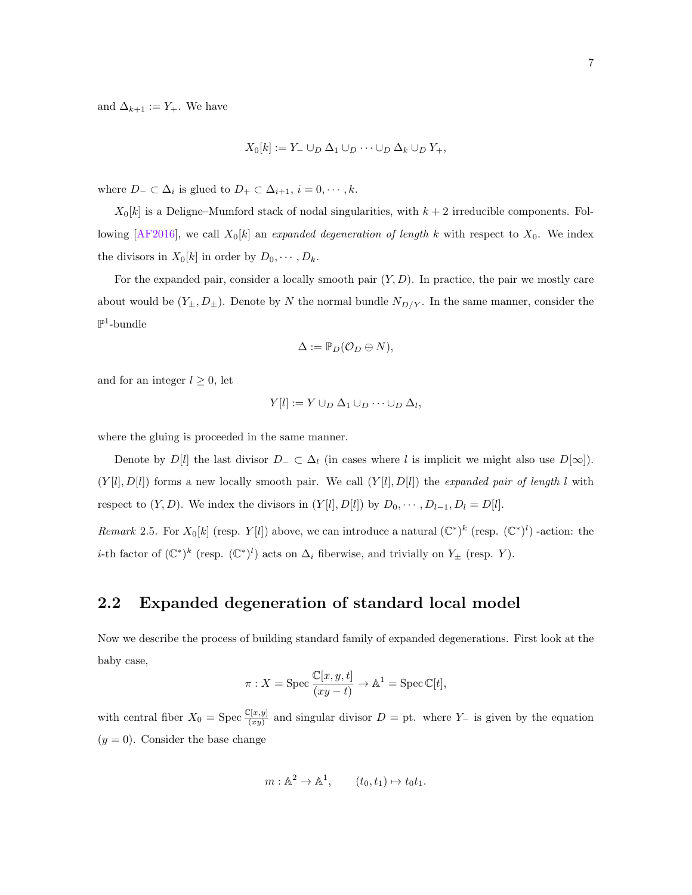and $\Delta_{k+1} := Y_+$. We have

$$X_0[k] := Y_- \cup_D \Delta_1 \cup_D \cdots \cup_D \Delta_k \cup_D Y_+,$$

where $D_- \subset \Delta_i$ is glued to $D_+ \subset \Delta_{i+1}$, $i = 0, \cdots, k$.

$X_0[k]$ is a Deligne–Mumford stack of nodal singularities, with $k+2$ irreducible components. Following [AF2016], we call $X_0[k]$ an *expanded degeneration of length* $k$ with respect to $X_0$. We index the divisors in $X_0[k]$ in order by $D_0, \cdots, D_k$.

For the expanded pair, consider a locally smooth pair $(Y, D)$. In practice, the pair we mostly care about would be $(Y_\pm, D_\pm)$. Denote by $N$ the normal bundle $N_{D/Y}$. In the same manner, consider the $\mathbb{P}^1$-bundle

$$\Delta := \mathbb{P}_D(\mathcal{O}_D \oplus N),$$

and for an integer $l \geq 0$, let

$$Y[l] := Y \cup_D \Delta_1 \cup_D \cdots \cup_D \Delta_l,$$

where the gluing is proceeded in the same manner.

Denote by $D[l]$ the last divisor $D_- \subset \Delta_l$ (in cases where $l$ is implicit we might also use $D[\infty]$). $(Y[l], D[l])$ forms a new locally smooth pair. We call $(Y[l], D[l])$ the *expanded pair of length* $l$ with respect to $(Y, D)$. We index the divisors in $(Y[l], D[l])$ by $D_0, \cdots, D_{l-1}, D_l = D[l]$.

*Remark* 2.5. For $X_0[k]$ (resp. $Y[l]$) above, we can introduce a natural $(\mathbb{C}^*)^k$ (resp. $(\mathbb{C}^*)^l$) -action: the $i$-th factor of $(\mathbb{C}^*)^k$ (resp. $(\mathbb{C}^*)^l$) acts on $\Delta_i$ fiberwise, and trivially on $Y_\pm$ (resp. $Y$).

## 2.2 Expanded degeneration of standard local model

Now we describe the process of building standard family of expanded degenerations. First look at the baby case,

$$\pi : X = \operatorname{Spec} \frac{\mathbb{C}[x, y, t]}{(xy - t)} \to \mathbb{A}^1 = \operatorname{Spec} \mathbb{C}[t],$$

with central fiber $X_0 = \operatorname{Spec} \frac{\mathbb{C}[x,y]}{(xy)}$ and singular divisor $D = \mathrm{pt}$. where $Y_-$ is given by the equation $(y = 0)$. Consider the base change

$$m : \mathbb{A}^2 \to \mathbb{A}^1, \qquad (t_0, t_1) \mapsto t_0 t_1.$$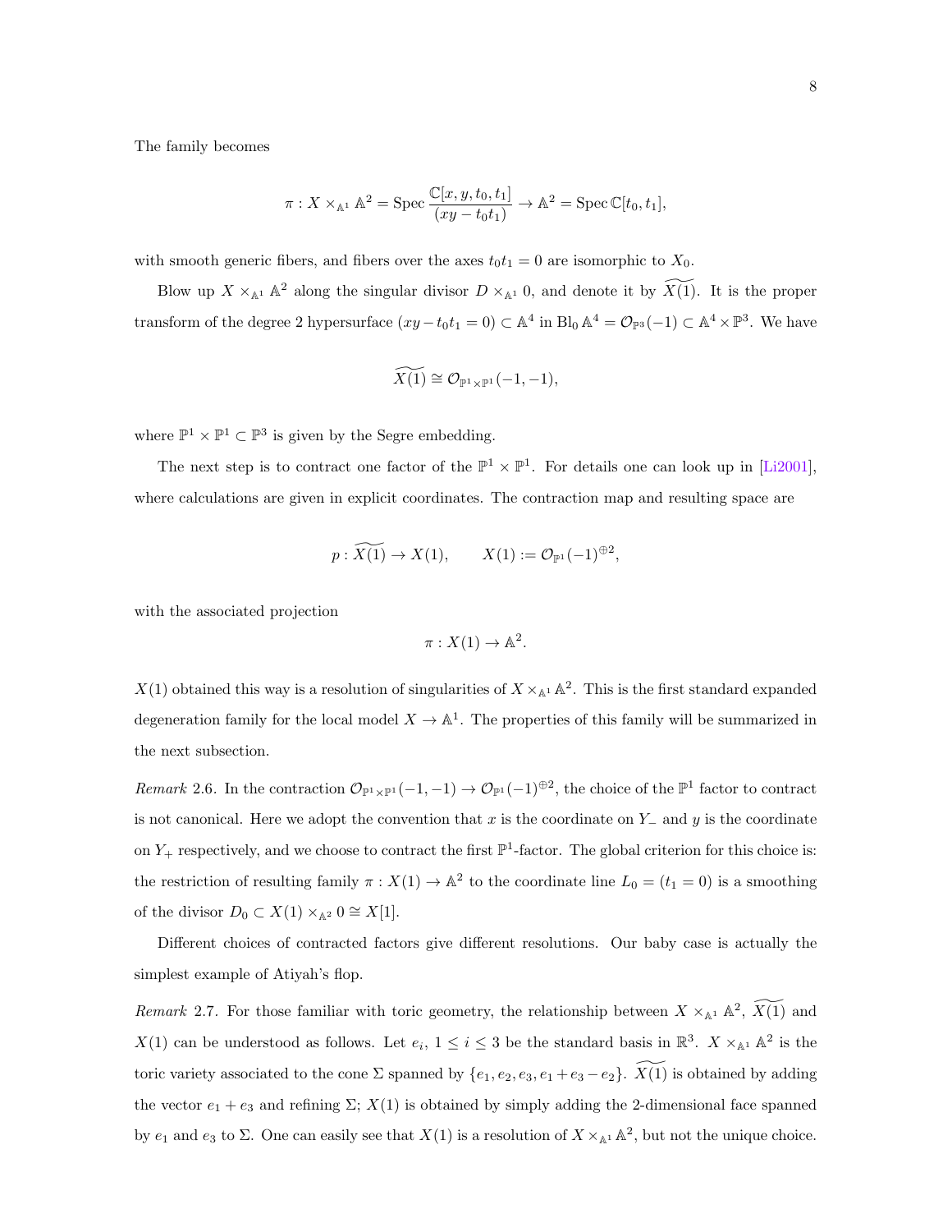The family becomes

$$\pi : X \times_{\mathbb{A}^1} \mathbb{A}^2 = \operatorname{Spec} \frac{\mathbb{C}[x, y, t_0, t_1]}{(xy - t_0 t_1)} \to \mathbb{A}^2 = \operatorname{Spec} \mathbb{C}[t_0, t_1],$$

with smooth generic fibers, and fibers over the axes $t_0 t_1 = 0$ are isomorphic to $X_0$.

Blow up $X \times_{\mathbb{A}^1} \mathbb{A}^2$ along the singular divisor $D \times_{\mathbb{A}^1} 0$, and denote it by $\widetilde{X(1)}$. It is the proper transform of the degree 2 hypersurface $(xy - t_0 t_1 = 0) \subset \mathbb{A}^4$ in $\operatorname{Bl}_0 \mathbb{A}^4 = \mathcal{O}_{\mathbb{P}^3}(-1) \subset \mathbb{A}^4 \times \mathbb{P}^3$. We have

$$\widetilde{X(1)} \cong \mathcal{O}_{\mathbb{P}^1 \times \mathbb{P}^1}(-1, -1),$$

where $\mathbb{P}^1 \times \mathbb{P}^1 \subset \mathbb{P}^3$ is given by the Segre embedding.

The next step is to contract one factor of the $\mathbb{P}^1 \times \mathbb{P}^1$. For details one can look up in [Li2001], where calculations are given in explicit coordinates. The contraction map and resulting space are

$$p : \widetilde{X(1)} \to X(1), \qquad X(1) := \mathcal{O}_{\mathbb{P}^1}(-1)^{\oplus 2},$$

with the associated projection

$$\pi : X(1) \to \mathbb{A}^2.$$

$X(1)$ obtained this way is a resolution of singularities of $X \times_{\mathbb{A}^1} \mathbb{A}^2$. This is the first standard expanded degeneration family for the local model $X \to \mathbb{A}^1$. The properties of this family will be summarized in the next subsection.

*Remark* 2.6. In the contraction $\mathcal{O}_{\mathbb{P}^1 \times \mathbb{P}^1}(-1, -1) \to \mathcal{O}_{\mathbb{P}^1}(-1)^{\oplus 2}$, the choice of the $\mathbb{P}^1$ factor to contract is not canonical. Here we adopt the convention that $x$ is the coordinate on $Y_-$ and $y$ is the coordinate on $Y_+$ respectively, and we choose to contract the first $\mathbb{P}^1$-factor. The global criterion for this choice is: the restriction of resulting family $\pi : X(1) \to \mathbb{A}^2$ to the coordinate line $L_0 = (t_1 = 0)$ is a smoothing of the divisor $D_0 \subset X(1) \times_{\mathbb{A}^2} 0 \cong X[1]$.

Different choices of contracted factors give different resolutions. Our baby case is actually the simplest example of Atiyah's flop.

*Remark* 2.7. For those familiar with toric geometry, the relationship between $X \times_{\mathbb{A}^1} \mathbb{A}^2$, $\widetilde{X(1)}$ and $X(1)$ can be understood as follows. Let $e_i$, $1 \leq i \leq 3$ be the standard basis in $\mathbb{R}^3$. $X \times_{\mathbb{A}^1} \mathbb{A}^2$ is the toric variety associated to the cone $\Sigma$ spanned by $\{e_1, e_2, e_3, e_1 + e_3 - e_2\}$. $\widetilde{X(1)}$ is obtained by adding the vector $e_1 + e_3$ and refining $\Sigma$; $X(1)$ is obtained by simply adding the 2-dimensional face spanned by $e_1$ and $e_3$ to $\Sigma$. One can easily see that $X(1)$ is a resolution of $X \times_{\mathbb{A}^1} \mathbb{A}^2$, but not the unique choice.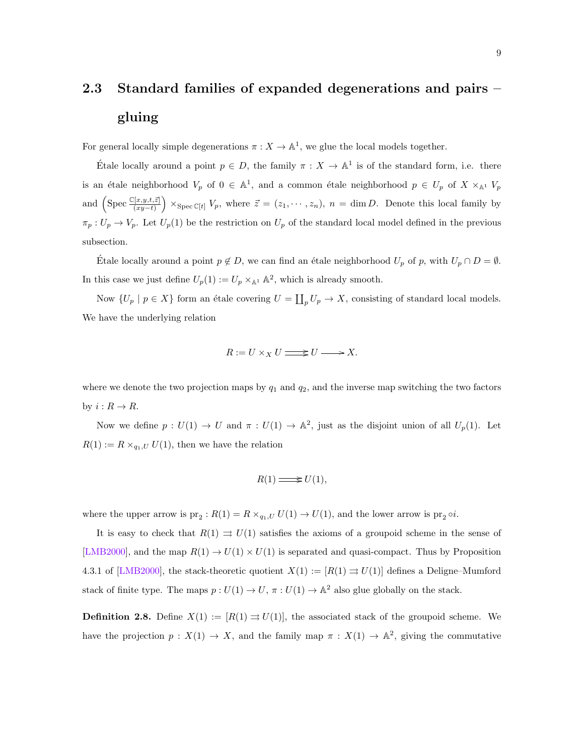## 2.3 Standard families of expanded degenerations and pairs – gluing

For general locally simple degenerations $\pi : X \to \mathbb{A}^1$, we glue the local models together.

Étale locally around a point $p \in D$, the family $\pi : X \to \mathbb{A}^1$ is of the standard form, i.e. there is an étale neighborhood $V_p$ of $0 \in \mathbb{A}^1$, and a common étale neighborhood $p \in U_p$ of $X \times_{\mathbb{A}^1} V_p$ and $\left(\operatorname{Spec} \frac{\mathbb{C}[x,y,t,\vec{z}]}{(xy-t)}\right) \times_{\operatorname{Spec} \mathbb{C}[t]} V_p$, where $\vec{z} = (z_1, \cdots, z_n)$, $n = \dim D$. Denote this local family by $\pi_p : U_p \to V_p$. Let $U_p(1)$ be the restriction on $U_p$ of the standard local model defined in the previous subsection.

Étale locally around a point $p \notin D$, we can find an étale neighborhood $U_p$ of $p$, with $U_p \cap D = \emptyset$. In this case we just define $U_p(1) := U_p \times_{\mathbb{A}^1} \mathbb{A}^2$, which is already smooth.

Now $\{U_p \mid p \in X\}$ form an étale covering $U = \coprod_p U_p \to X$, consisting of standard local models. We have the underlying relation

$$R := U \times_X U \rightrightarrows U \longrightarrow X.$$

where we denote the two projection maps by $q_1$ and $q_2$, and the inverse map switching the two factors by $i : R \to R$.

Now we define $p : U(1) \to U$ and $\pi : U(1) \to \mathbb{A}^2$, just as the disjoint union of all $U_p(1)$. Let $R(1) := R \times_{q_1, U} U(1)$, then we have the relation

$$R(1) \rightrightarrows U(1),$$

where the upper arrow is $\operatorname{pr}_2 : R(1) = R \times_{q_1,U} U(1) \to U(1)$, and the lower arrow is $\operatorname{pr}_2 \circ i$.

It is easy to check that $R(1) \rightrightarrows U(1)$ satisfies the axioms of a groupoid scheme in the sense of [LMB2000], and the map $R(1) \to U(1) \times U(1)$ is separated and quasi-compact. Thus by Proposition 4.3.1 of [LMB2000], the stack-theoretic quotient $X(1) := [R(1) \rightrightarrows U(1)]$ defines a Deligne–Mumford stack of finite type. The maps $p : U(1) \to U$, $\pi : U(1) \to \mathbb{A}^2$ also glue globally on the stack.

**Definition 2.8.** Define $X(1) := [R(1) \rightrightarrows U(1)]$, the associated stack of the groupoid scheme. We have the projection $p : X(1) \to X$, and the family map $\pi : X(1) \to \mathbb{A}^2$, giving the commutative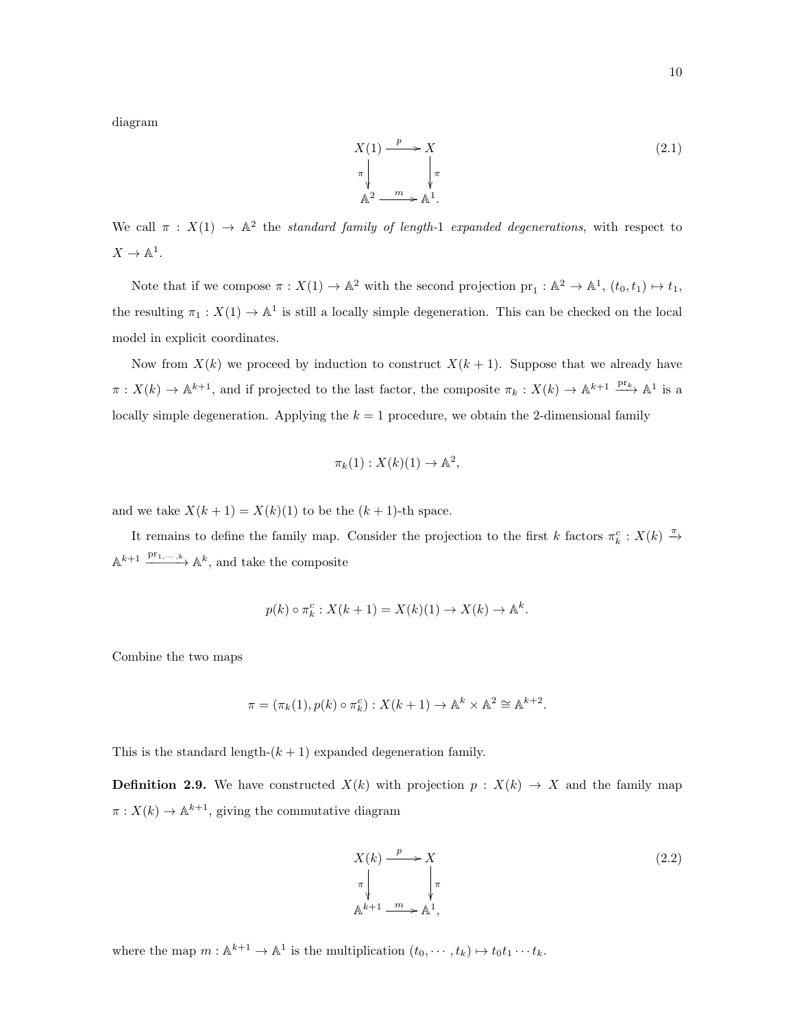diagram

$$
\begin{array}{ccc}
X(1) & \xrightarrow{p} & X \\
\Big\downarrow{\scriptstyle \pi} & & \Big\downarrow{\scriptstyle \pi} \\
\mathbb{A}^2 & \xrightarrow{m} & \mathbb{A}^1.
\end{array}
\tag{2.1}
$$

We call $\pi : X(1) \to \mathbb{A}^2$ the *standard family of length-1 expanded degenerations*, with respect to $X \to \mathbb{A}^1$.

Note that if we compose $\pi : X(1) \to \mathbb{A}^2$ with the second projection $\mathrm{pr}_1 : \mathbb{A}^2 \to \mathbb{A}^1$, $(t_0, t_1) \mapsto t_1$, the resulting $\pi_1 : X(1) \to \mathbb{A}^1$ is still a locally simple degeneration. This can be checked on the local model in explicit coordinates.

Now from $X(k)$ we proceed by induction to construct $X(k+1)$. Suppose that we already have $\pi : X(k) \to \mathbb{A}^{k+1}$, and if projected to the last factor, the composite $\pi_k : X(k) \to \mathbb{A}^{k+1} \xrightarrow{\mathrm{pr}_k} \mathbb{A}^1$ is a locally simple degeneration. Applying the $k = 1$ procedure, we obtain the 2-dimensional family

$$\pi_k(1) : X(k)(1) \to \mathbb{A}^2,$$

and we take $X(k+1) = X(k)(1)$ to be the $(k+1)$-th space.

It remains to define the family map. Consider the projection to the first $k$ factors $\pi_k^c : X(k) \xrightarrow{\pi} \mathbb{A}^{k+1} \xrightarrow{\mathrm{pr}_{1,\cdots,k}} \mathbb{A}^k$, and take the composite

$$p(k) \circ \pi_k^c : X(k+1) = X(k)(1) \to X(k) \to \mathbb{A}^k.$$

Combine the two maps

$$\pi = (\pi_k(1), p(k) \circ \pi_k^c) : X(k+1) \to \mathbb{A}^k \times \mathbb{A}^2 \cong \mathbb{A}^{k+2}.$$

This is the standard length-$(k+1)$ expanded degeneration family.

**Definition 2.9.** We have constructed $X(k)$ with projection $p : X(k) \to X$ and the family map $\pi : X(k) \to \mathbb{A}^{k+1}$, giving the commutative diagram

$$
\begin{array}{ccc}
X(k) & \xrightarrow{p} & X \\
\Big\downarrow{\scriptstyle \pi} & & \Big\downarrow{\scriptstyle \pi} \\
\mathbb{A}^{k+1} & \xrightarrow{m} & \mathbb{A}^1,
\end{array}
\tag{2.2}
$$

where the map $m : \mathbb{A}^{k+1} \to \mathbb{A}^1$ is the multiplication $(t_0, \cdots, t_k) \mapsto t_0 t_1 \cdots t_k$.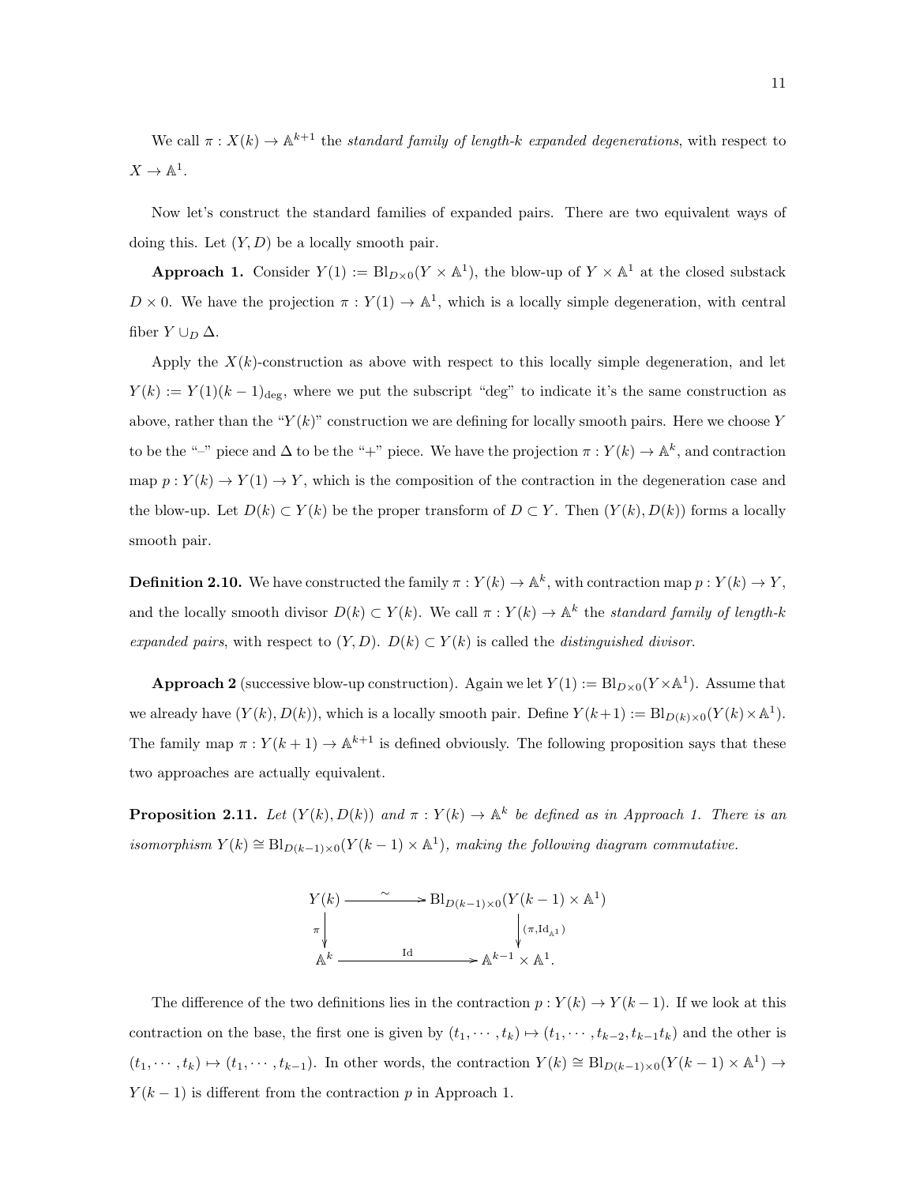We call $\pi : X(k) \to \mathbb{A}^{k+1}$ the *standard family of length-k expanded degenerations*, with respect to $X \to \mathbb{A}^1$.

Now let's construct the standard families of expanded pairs. There are two equivalent ways of doing this. Let $(Y, D)$ be a locally smooth pair.

**Approach 1.** Consider $Y(1) := \mathrm{Bl}_{D\times 0}(Y \times \mathbb{A}^1)$, the blow-up of $Y \times \mathbb{A}^1$ at the closed substack $D \times 0$. We have the projection $\pi : Y(1) \to \mathbb{A}^1$, which is a locally simple degeneration, with central fiber $Y \cup_D \Delta$.

Apply the $X(k)$-construction as above with respect to this locally simple degeneration, and let $Y(k) := Y(1)(k-1)_{\mathrm{deg}}$, where we put the subscript "deg" to indicate it's the same construction as above, rather than the "$Y(k)$" construction we are defining for locally smooth pairs. Here we choose $Y$ to be the "–" piece and $\Delta$ to be the "+" piece. We have the projection $\pi : Y(k) \to \mathbb{A}^k$, and contraction map $p : Y(k) \to Y(1) \to Y$, which is the composition of the contraction in the degeneration case and the blow-up. Let $D(k) \subset Y(k)$ be the proper transform of $D \subset Y$. Then $(Y(k), D(k))$ forms a locally smooth pair.

**Definition 2.10.** We have constructed the family $\pi : Y(k) \to \mathbb{A}^k$, with contraction map $p : Y(k) \to Y$, and the locally smooth divisor $D(k) \subset Y(k)$. We call $\pi : Y(k) \to \mathbb{A}^k$ the *standard family of length-k expanded pairs*, with respect to $(Y, D)$. $D(k) \subset Y(k)$ is called the *distinguished divisor*.

**Approach 2** (successive blow-up construction). Again we let $Y(1) := \mathrm{Bl}_{D\times 0}(Y\times\mathbb{A}^1)$. Assume that we already have $(Y(k), D(k))$, which is a locally smooth pair. Define $Y(k+1) := \mathrm{Bl}_{D(k)\times 0}(Y(k)\times\mathbb{A}^1)$. The family map $\pi : Y(k+1) \to \mathbb{A}^{k+1}$ is defined obviously. The following proposition says that these two approaches are actually equivalent.

**Proposition 2.11.** *Let $(Y(k), D(k))$ and $\pi : Y(k) \to \mathbb{A}^k$ be defined as in Approach 1. There is an isomorphism $Y(k) \cong \mathrm{Bl}_{D(k-1)\times 0}(Y(k-1) \times \mathbb{A}^1)$, making the following diagram commutative.*

$$\begin{array}{ccc} Y(k) & \xrightarrow{\ \sim\ } & \mathrm{Bl}_{D(k-1)\times 0}(Y(k-1)\times\mathbb{A}^1) \\ \downarrow{\scriptstyle \pi} & & \downarrow{\scriptstyle (\pi, \mathrm{Id}_{\mathbb{A}^1})} \\ \mathbb{A}^k & \xrightarrow{\ \mathrm{Id}\ } & \mathbb{A}^{k-1}\times\mathbb{A}^1. \end{array}$$

The difference of the two definitions lies in the contraction $p : Y(k) \to Y(k-1)$. If we look at this contraction on the base, the first one is given by $(t_1, \cdots, t_k) \mapsto (t_1, \cdots, t_{k-2}, t_{k-1}t_k)$ and the other is $(t_1, \cdots, t_k) \mapsto (t_1, \cdots, t_{k-1})$. In other words, the contraction $Y(k) \cong \mathrm{Bl}_{D(k-1)\times 0}(Y(k-1) \times \mathbb{A}^1) \to Y(k-1)$ is different from the contraction $p$ in Approach 1.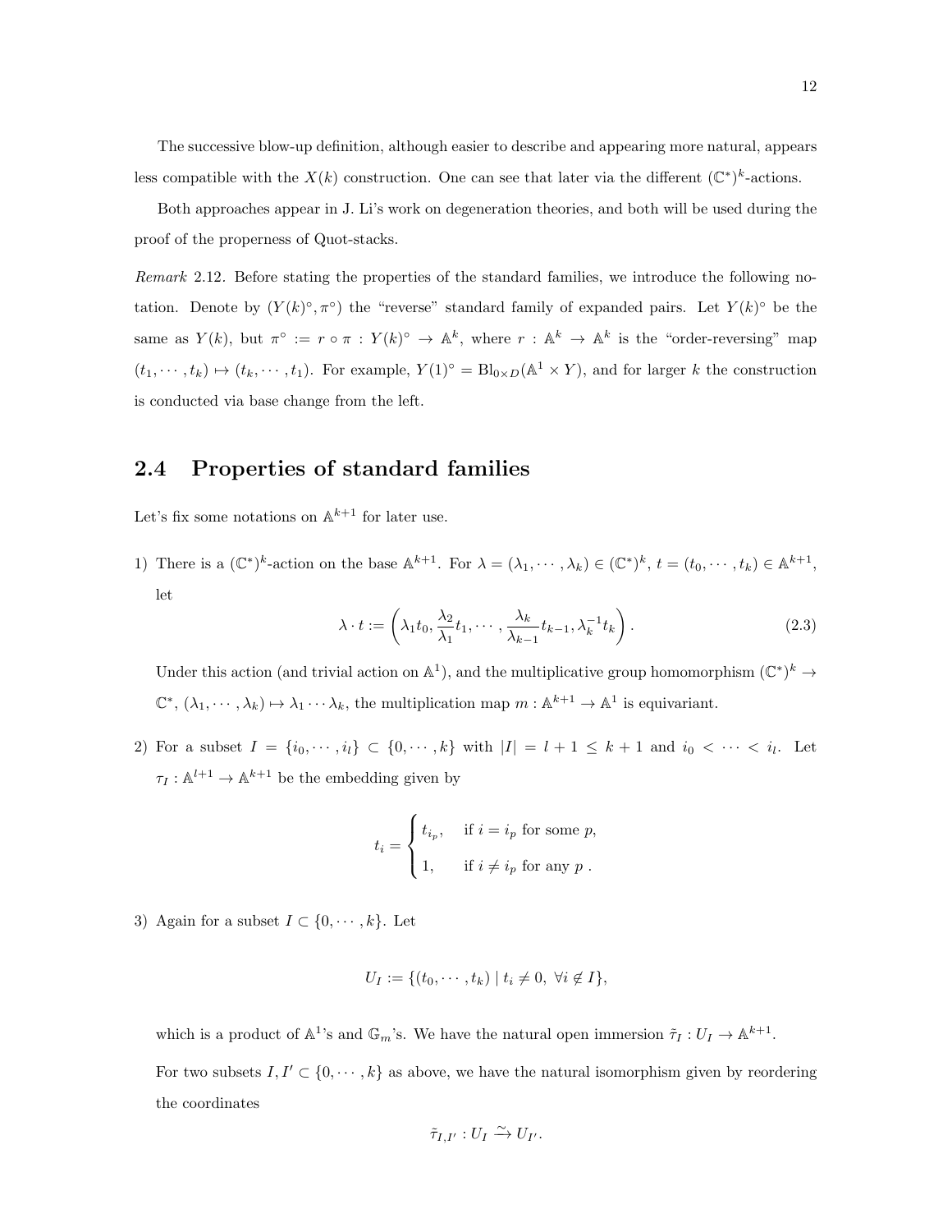The successive blow-up definition, although easier to describe and appearing more natural, appears less compatible with the $X(k)$ construction. One can see that later via the different $(\mathbb{C}^*)^k$-actions.

Both approaches appear in J. Li's work on degeneration theories, and both will be used during the proof of the properness of Quot-stacks.

*Remark* 2.12. Before stating the properties of the standard families, we introduce the following notation. Denote by $(Y(k)^\circ, \pi^\circ)$ the "reverse" standard family of expanded pairs. Let $Y(k)^\circ$ be the same as $Y(k)$, but $\pi^\circ := r \circ \pi : Y(k)^\circ \to \mathbb{A}^k$, where $r : \mathbb{A}^k \to \mathbb{A}^k$ is the "order-reversing" map $(t_1, \cdots, t_k) \mapsto (t_k, \cdots, t_1)$. For example, $Y(1)^\circ = \mathrm{Bl}_{0 \times D}(\mathbb{A}^1 \times Y)$, and for larger $k$ the construction is conducted via base change from the left.

## 2.4 Properties of standard families

Let's fix some notations on $\mathbb{A}^{k+1}$ for later use.

1) There is a $(\mathbb{C}^*)^k$-action on the base $\mathbb{A}^{k+1}$. For $\lambda = (\lambda_1, \cdots, \lambda_k) \in (\mathbb{C}^*)^k$, $t = (t_0, \cdots, t_k) \in \mathbb{A}^{k+1}$, let

$$\lambda \cdot t := \left( \lambda_1 t_0, \frac{\lambda_2}{\lambda_1} t_1, \cdots, \frac{\lambda_k}{\lambda_{k-1}} t_{k-1}, \lambda_k^{-1} t_k \right). \tag{2.3}$$

Under this action (and trivial action on $\mathbb{A}^1$), and the multiplicative group homomorphism $(\mathbb{C}^*)^k \to \mathbb{C}^*$, $(\lambda_1, \cdots, \lambda_k) \mapsto \lambda_1 \cdots \lambda_k$, the multiplication map $m : \mathbb{A}^{k+1} \to \mathbb{A}^1$ is equivariant.

2) For a subset $I = \{i_0, \cdots, i_l\} \subset \{0, \cdots, k\}$ with $|I| = l + 1 \le k + 1$ and $i_0 < \cdots < i_l$. Let $\tau_I : \mathbb{A}^{l+1} \to \mathbb{A}^{k+1}$ be the embedding given by

$$t_i = \begin{cases} t_{i_p}, & \text{if } i = i_p \text{ for some } p, \\ 1, & \text{if } i \neq i_p \text{ for any } p \text{ .} \end{cases}$$

3) Again for a subset $I \subset \{0, \cdots, k\}$. Let

$$U_I := \{(t_0, \cdots, t_k) \mid t_i \neq 0, \ \forall i \notin I\},$$

which is a product of $\mathbb{A}^1$'s and $\mathbb{G}_m$'s. We have the natural open immersion $\tilde{\tau}_I : U_I \to \mathbb{A}^{k+1}$.

For two subsets $I, I' \subset \{0, \cdots, k\}$ as above, we have the natural isomorphism given by reordering the coordinates

$$\tilde{\tau}_{I,I'} : U_I \xrightarrow{\sim} U_{I'}.$$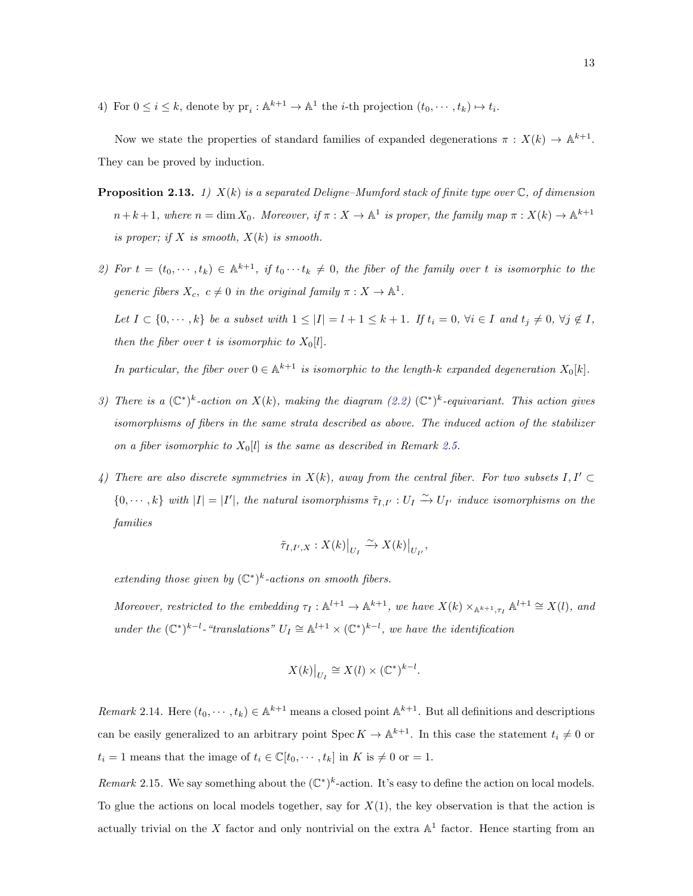4) For $0 \le i \le k$, denote by $\mathrm{pr}_i : \mathbb{A}^{k+1} \to \mathbb{A}^1$ the $i$-th projection $(t_0, \cdots, t_k) \mapsto t_i$.

Now we state the properties of standard families of expanded degenerations $\pi : X(k) \to \mathbb{A}^{k+1}$. They can be proved by induction.

**Proposition 2.13.** *1) $X(k)$ is a separated Deligne–Mumford stack of finite type over $\mathbb{C}$, of dimension $n+k+1$, where $n = \dim X_0$. Moreover, if $\pi : X \to \mathbb{A}^1$ is proper, the family map $\pi : X(k) \to \mathbb{A}^{k+1}$ is proper; if $X$ is smooth, $X(k)$ is smooth.*

*2) For $t = (t_0, \cdots, t_k) \in \mathbb{A}^{k+1}$, if $t_0 \cdots t_k \neq 0$, the fiber of the family over $t$ is isomorphic to the generic fibers $X_c$, $c \neq 0$ in the original family $\pi : X \to \mathbb{A}^1$.*

*Let $I \subset \{0, \cdots, k\}$ be a subset with $1 \le |I| = l+1 \le k+1$. If $t_i = 0$, $\forall i \in I$ and $t_j \neq 0$, $\forall j \notin I$, then the fiber over $t$ is isomorphic to $X_0[l]$.*

*In particular, the fiber over $0 \in \mathbb{A}^{k+1}$ is isomorphic to the length-$k$ expanded degeneration $X_0[k]$.*

*3) There is a $(\mathbb{C}^*)^k$-action on $X(k)$, making the diagram (2.2) $(\mathbb{C}^*)^k$-equivariant. This action gives isomorphisms of fibers in the same strata described as above. The induced action of the stabilizer on a fiber isomorphic to $X_0[l]$ is the same as described in Remark 2.5.*

*4) There are also discrete symmetries in $X(k)$, away from the central fiber. For two subsets $I, I' \subset \{0, \cdots, k\}$ with $|I| = |I'|$, the natural isomorphisms $\tilde{\tau}_{I,I'} : U_I \xrightarrow{\sim} U_{I'}$ induce isomorphisms on the families*

$$\tilde{\tau}_{I,I',X} : X(k)\big|_{U_I} \xrightarrow{\sim} X(k)\big|_{U_{I'}},$$

*extending those given by $(\mathbb{C}^*)^k$-actions on smooth fibers.*

*Moreover, restricted to the embedding $\tau_I : \mathbb{A}^{l+1} \to \mathbb{A}^{k+1}$, we have $X(k) \times_{\mathbb{A}^{k+1}, \tau_I} \mathbb{A}^{l+1} \cong X(l)$, and under the $(\mathbb{C}^*)^{k-l}$-"translations" $U_I \cong \mathbb{A}^{l+1} \times (\mathbb{C}^*)^{k-l}$, we have the identification*

$$X(k)\big|_{U_I} \cong X(l) \times (\mathbb{C}^*)^{k-l}.$$

*Remark* 2.14. Here $(t_0, \cdots, t_k) \in \mathbb{A}^{k+1}$ means a closed point $\mathbb{A}^{k+1}$. But all definitions and descriptions can be easily generalized to an arbitrary point $\operatorname{Spec} K \to \mathbb{A}^{k+1}$. In this case the statement $t_i \neq 0$ or $t_i = 1$ means that the image of $t_i \in \mathbb{C}[t_0, \cdots, t_k]$ in $K$ is $\neq 0$ or $= 1$.

*Remark* 2.15. We say something about the $(\mathbb{C}^*)^k$-action. It's easy to define the action on local models. To glue the actions on local models together, say for $X(1)$, the key observation is that the action is actually trivial on the $X$ factor and only nontrivial on the extra $\mathbb{A}^1$ factor. Hence starting from an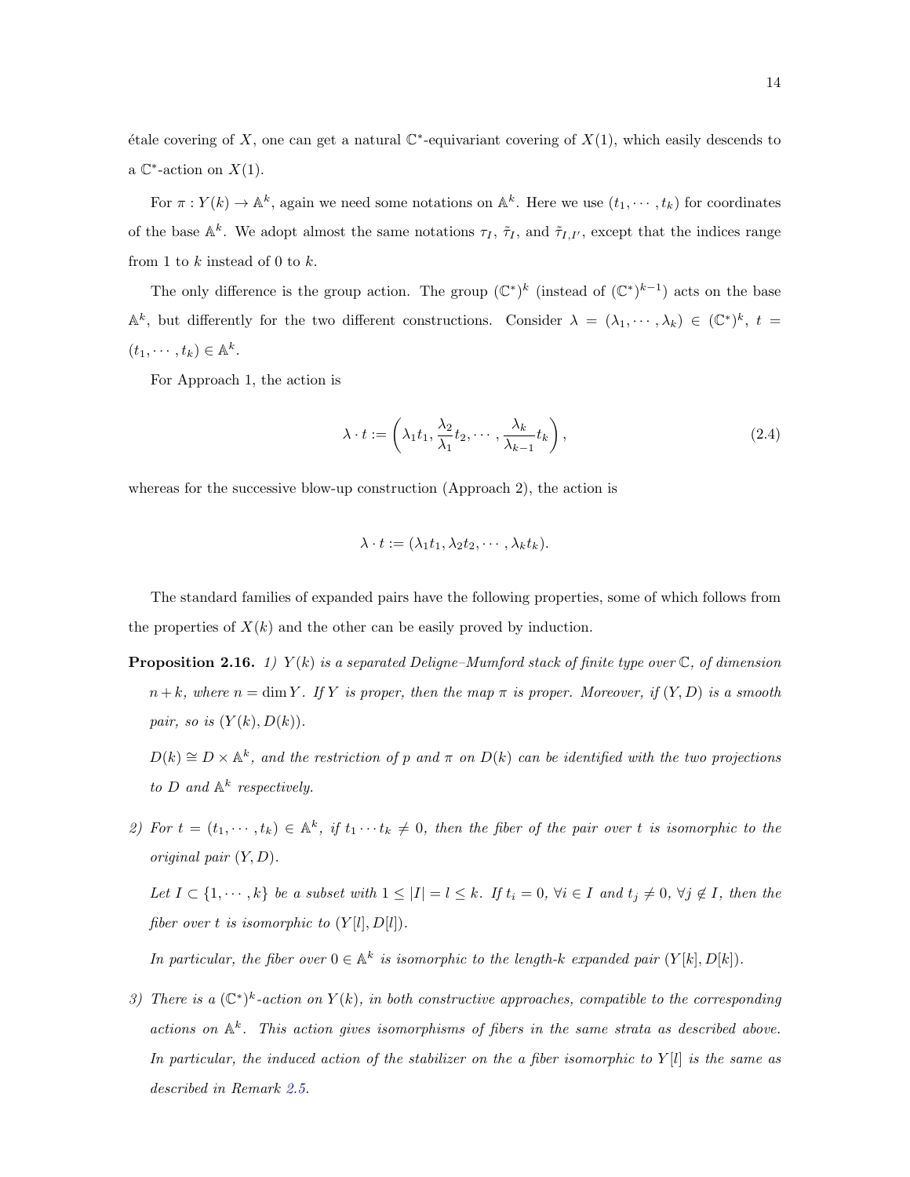étale covering of $X$, one can get a natural $\mathbb{C}^*$-equivariant covering of $X(1)$, which easily descends to a $\mathbb{C}^*$-action on $X(1)$.

For $\pi : Y(k) \to \mathbb{A}^k$, again we need some notations on $\mathbb{A}^k$. Here we use $(t_1, \cdots, t_k)$ for coordinates of the base $\mathbb{A}^k$. We adopt almost the same notations $\tau_I$, $\tilde{\tau}_I$, and $\tilde{\tau}_{I,I'}$, except that the indices range from 1 to $k$ instead of 0 to $k$.

The only difference is the group action. The group $(\mathbb{C}^*)^k$ (instead of $(\mathbb{C}^*)^{k-1}$) acts on the base $\mathbb{A}^k$, but differently for the two different constructions. Consider $\lambda = (\lambda_1, \cdots, \lambda_k) \in (\mathbb{C}^*)^k$, $t = (t_1, \cdots, t_k) \in \mathbb{A}^k$.

For Approach 1, the action is

$$\lambda \cdot t := \left(\lambda_1 t_1, \frac{\lambda_2}{\lambda_1} t_2, \cdots, \frac{\lambda_k}{\lambda_{k-1}} t_k\right), \tag{2.4}$$

whereas for the successive blow-up construction (Approach 2), the action is

$$\lambda \cdot t := (\lambda_1 t_1, \lambda_2 t_2, \cdots, \lambda_k t_k).$$

The standard families of expanded pairs have the following properties, some of which follows from the properties of $X(k)$ and the other can be easily proved by induction.

**Proposition 2.16.** *1) $Y(k)$ is a separated Deligne–Mumford stack of finite type over $\mathbb{C}$, of dimension $n+k$, where $n = \dim Y$. If $Y$ is proper, then the map $\pi$ is proper. Moreover, if $(Y, D)$ is a smooth pair, so is $(Y(k), D(k))$.*

*$D(k) \cong D \times \mathbb{A}^k$, and the restriction of $p$ and $\pi$ on $D(k)$ can be identified with the two projections to $D$ and $\mathbb{A}^k$ respectively.*

*2) For $t = (t_1, \cdots, t_k) \in \mathbb{A}^k$, if $t_1 \cdots t_k \neq 0$, then the fiber of the pair over $t$ is isomorphic to the original pair $(Y, D)$.*

*Let $I \subset \{1, \cdots, k\}$ be a subset with $1 \leq |I| = l \leq k$. If $t_i = 0$, $\forall i \in I$ and $t_j \neq 0$, $\forall j \notin I$, then the fiber over $t$ is isomorphic to $(Y[l], D[l])$.*

*In particular, the fiber over $0 \in \mathbb{A}^k$ is isomorphic to the length-$k$ expanded pair $(Y[k], D[k])$.*

*3) There is a $(\mathbb{C}^*)^k$-action on $Y(k)$, in both constructive approaches, compatible to the corresponding actions on $\mathbb{A}^k$. This action gives isomorphisms of fibers in the same strata as described above. In particular, the induced action of the stabilizer on the a fiber isomorphic to $Y[l]$ is the same as described in Remark 2.5.*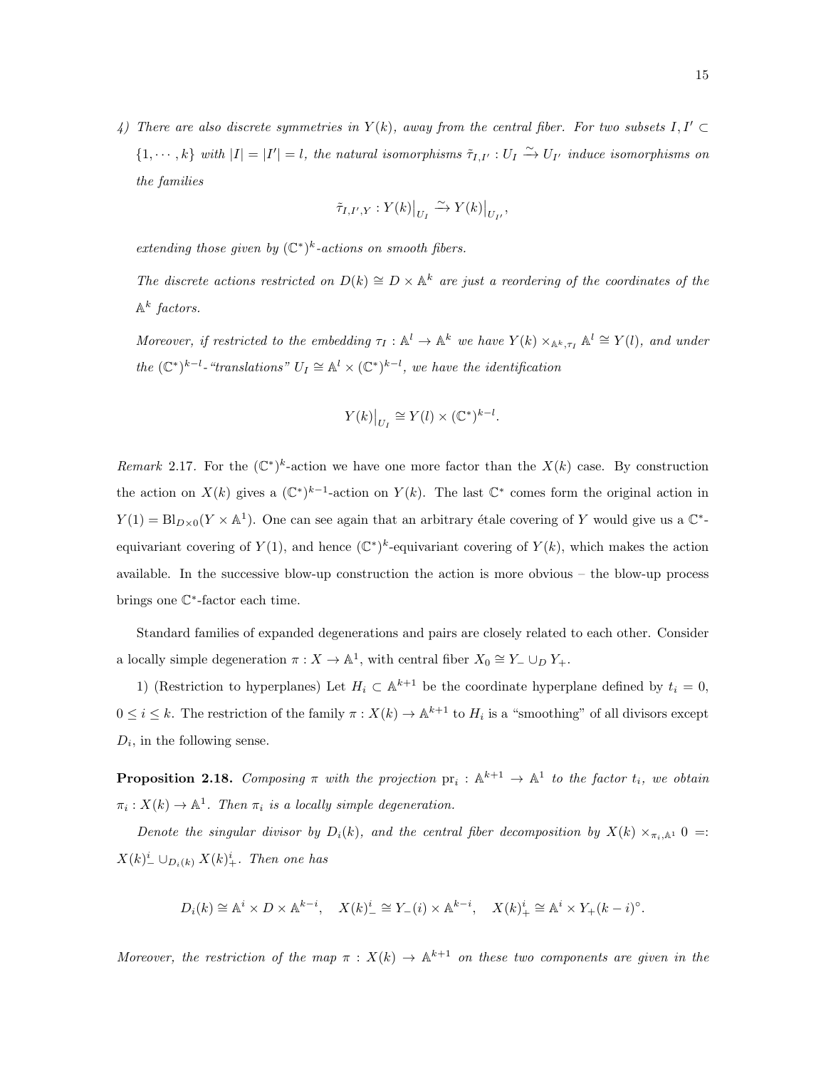*4) There are also discrete symmetries in $Y(k)$, away from the central fiber. For two subsets $I, I' \subset \{1, \cdots, k\}$ with $|I| = |I'| = l$, the natural isomorphisms $\tilde{\tau}_{I,I'} : U_I \xrightarrow{\sim} U_{I'}$ induce isomorphisms on the families*

$$\tilde{\tau}_{I,I',Y} : Y(k)\big|_{U_I} \xrightarrow{\sim} Y(k)\big|_{U_{I'}},$$

*extending those given by $(\mathbb{C}^*)^k$-actions on smooth fibers.*

*The discrete actions restricted on $D(k) \cong D \times \mathbb{A}^k$ are just a reordering of the coordinates of the $\mathbb{A}^k$ factors.*

*Moreover, if restricted to the embedding $\tau_I : \mathbb{A}^l \to \mathbb{A}^k$ we have $Y(k) \times_{\mathbb{A}^k, \tau_I} \mathbb{A}^l \cong Y(l)$, and under the $(\mathbb{C}^*)^{k-l}$-"translations" $U_I \cong \mathbb{A}^l \times (\mathbb{C}^*)^{k-l}$, we have the identification*

$$Y(k)\big|_{U_I} \cong Y(l) \times (\mathbb{C}^*)^{k-l}.$$

*Remark* 2.17. For the $(\mathbb{C}^*)^k$-action we have one more factor than the $X(k)$ case. By construction the action on $X(k)$ gives a $(\mathbb{C}^*)^{k-1}$-action on $Y(k)$. The last $\mathbb{C}^*$ comes form the original action in $Y(1) = \mathrm{Bl}_{D\times 0}(Y \times \mathbb{A}^1)$. One can see again that an arbitrary étale covering of $Y$ would give us a $\mathbb{C}^*$-equivariant covering of $Y(1)$, and hence $(\mathbb{C}^*)^k$-equivariant covering of $Y(k)$, which makes the action available. In the successive blow-up construction the action is more obvious – the blow-up process brings one $\mathbb{C}^*$-factor each time.

Standard families of expanded degenerations and pairs are closely related to each other. Consider a locally simple degeneration $\pi : X \to \mathbb{A}^1$, with central fiber $X_0 \cong Y_- \cup_D Y_+$.

1) (Restriction to hyperplanes) Let $H_i \subset \mathbb{A}^{k+1}$ be the coordinate hyperplane defined by $t_i = 0$, $0 \leq i \leq k$. The restriction of the family $\pi : X(k) \to \mathbb{A}^{k+1}$ to $H_i$ is a "smoothing" of all divisors except $D_i$, in the following sense.

**Proposition 2.18.** *Composing $\pi$ with the projection $\mathrm{pr}_i : \mathbb{A}^{k+1} \to \mathbb{A}^1$ to the factor $t_i$, we obtain $\pi_i : X(k) \to \mathbb{A}^1$. Then $\pi_i$ is a locally simple degeneration.*

*Denote the singular divisor by $D_i(k)$, and the central fiber decomposition by $X(k) \times_{\pi_i, \mathbb{A}^1} 0 =: X(k)^i_- \cup_{D_i(k)} X(k)^i_+$. Then one has*

$$D_i(k) \cong \mathbb{A}^i \times D \times \mathbb{A}^{k-i}, \quad X(k)^i_- \cong Y_-(i) \times \mathbb{A}^{k-i}, \quad X(k)^i_+ \cong \mathbb{A}^i \times Y_+(k-i)^\circ.$$

*Moreover, the restriction of the map $\pi : X(k) \to \mathbb{A}^{k+1}$ on these two components are given in the*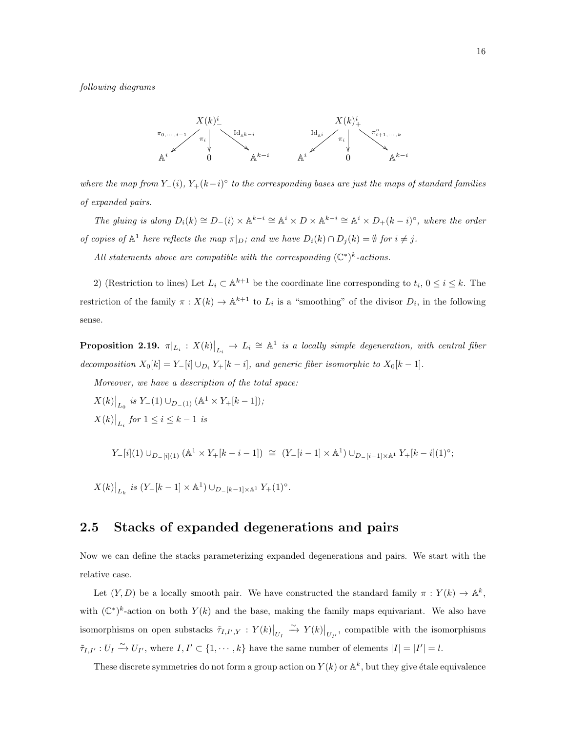*following diagrams*

$$
\begin{array}{ccc}
 & X(k)^i_- & \\
\swarrow^{\pi_{0,\cdots,i-1}} & \downarrow^{\pi_i} & \searrow^{\mathrm{Id}_{\mathbb{A}^{k-i}}} \\
\mathbb{A}^i & 0 & \mathbb{A}^{k-i}
\end{array}
\qquad
\begin{array}{ccc}
 & X(k)^i_+ & \\
\swarrow^{\mathrm{Id}_{\mathbb{A}^i}} & \downarrow^{\pi_i} & \searrow^{\pi^\circ_{i+1,\cdots,k}} \\
\mathbb{A}^i & 0 & \mathbb{A}^{k-i}
\end{array}
$$

*where the map from $Y_-(i)$, $Y_+(k-i)^\circ$ to the corresponding bases are just the maps of standard families of expanded pairs.*

*The gluing is along $D_i(k) \cong D_-(i) \times \mathbb{A}^{k-i} \cong \mathbb{A}^i \times D \times \mathbb{A}^{k-i} \cong \mathbb{A}^i \times D_+(k-i)^\circ$, where the order of copies of $\mathbb{A}^1$ here reflects the map $\pi|_D$; and we have $D_i(k) \cap D_j(k) = \emptyset$ for $i \neq j$.*

*All statements above are compatible with the corresponding $(\mathbb{C}^*)^k$-actions.*

2) (Restriction to lines) Let $L_i \subset \mathbb{A}^{k+1}$ be the coordinate line corresponding to $t_i$, $0 \le i \le k$. The restriction of the family $\pi : X(k) \to \mathbb{A}^{k+1}$ to $L_i$ is a "smoothing" of the divisor $D_i$, in the following sense.

**Proposition 2.19.** *$\pi|_{L_i} : X(k)\big|_{L_i} \to L_i \cong \mathbb{A}^1$ is a locally simple degeneration, with central fiber decomposition $X_0[k] = Y_-[i] \cup_{D_i} Y_+[k-i]$, and generic fiber isomorphic to $X_0[k-1]$.*

*Moreover, we have a description of the total space:*

*$X(k)\big|_{L_0}$ is $Y_-(1) \cup_{D_-(1)} (\mathbb{A}^1 \times Y_+[k-1])$;*

*$X(k)\big|_{L_i}$ for $1 \le i \le k-1$ is*

$$Y_-[i](1) \cup_{D_-[i](1)} (\mathbb{A}^1 \times Y_+[k-i-1]) \;\cong\; (Y_-[i-1] \times \mathbb{A}^1) \cup_{D_-[i-1]\times\mathbb{A}^1} Y_+[k-i](1)^\circ;$$

*$X(k)\big|_{L_k}$ is $(Y_-[k-1] \times \mathbb{A}^1) \cup_{D_-[k-1]\times\mathbb{A}^1} Y_+(1)^\circ$.*

## 2.5 Stacks of expanded degenerations and pairs

Now we can define the stacks parameterizing expanded degenerations and pairs. We start with the relative case.

Let $(Y, D)$ be a locally smooth pair. We have constructed the standard family $\pi : Y(k) \to \mathbb{A}^k$, with $(\mathbb{C}^*)^k$-action on both $Y(k)$ and the base, making the family maps equivariant. We also have isomorphisms on open substacks $\tilde{\tau}_{I,I',Y} : Y(k)\big|_{U_I} \xrightarrow{\sim} Y(k)\big|_{U_{I'}}$, compatible with the isomorphisms $\tilde{\tau}_{I,I'} : U_I \xrightarrow{\sim} U_{I'}$, where $I, I' \subset \{1, \cdots, k\}$ have the same number of elements $|I| = |I'| = l$.

These discrete symmetries do not form a group action on $Y(k)$ or $\mathbb{A}^k$, but they give étale equivalence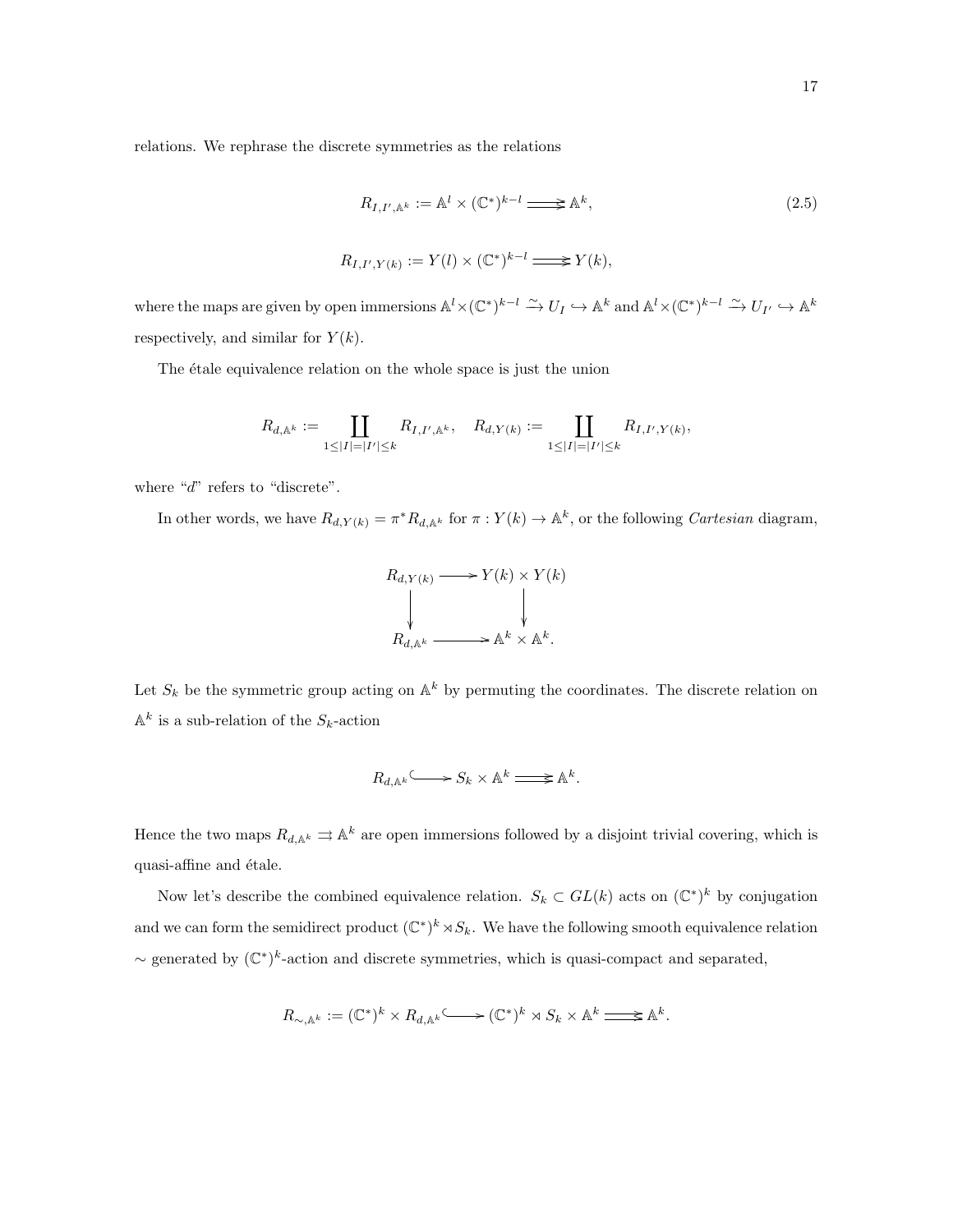relations. We rephrase the discrete symmetries as the relations

$$R_{I,I',\mathbb{A}^k} := \mathbb{A}^l \times (\mathbb{C}^*)^{k-l} \rightrightarrows \mathbb{A}^k, \tag{2.5}$$

$$R_{I,I',Y(k)} := Y(l) \times (\mathbb{C}^*)^{k-l} \rightrightarrows Y(k),$$

where the maps are given by open immersions $\mathbb{A}^l \times (\mathbb{C}^*)^{k-l} \xrightarrow{\sim} U_I \hookrightarrow \mathbb{A}^k$ and $\mathbb{A}^l \times (\mathbb{C}^*)^{k-l} \xrightarrow{\sim} U_{I'} \hookrightarrow \mathbb{A}^k$ respectively, and similar for $Y(k)$.

The étale equivalence relation on the whole space is just the union

$$R_{d,\mathbb{A}^k} := \coprod_{1 \le |I| = |I'| \le k} R_{I,I',\mathbb{A}^k}, \quad R_{d,Y(k)} := \coprod_{1 \le |I| = |I'| \le k} R_{I,I',Y(k)},$$

where "$d$" refers to "discrete".

In other words, we have $R_{d,Y(k)} = \pi^* R_{d,\mathbb{A}^k}$ for $\pi : Y(k) \to \mathbb{A}^k$, or the following *Cartesian* diagram,

$$\begin{array}{ccc} R_{d,Y(k)} & \longrightarrow & Y(k) \times Y(k) \\ \downarrow & & \downarrow \\ R_{d,\mathbb{A}^k} & \longrightarrow & \mathbb{A}^k \times \mathbb{A}^k. \end{array}$$

Let $S_k$ be the symmetric group acting on $\mathbb{A}^k$ by permuting the coordinates. The discrete relation on $\mathbb{A}^k$ is a sub-relation of the $S_k$-action

$$R_{d,\mathbb{A}^k} \hookrightarrow S_k \times \mathbb{A}^k \rightrightarrows \mathbb{A}^k.$$

Hence the two maps $R_{d,\mathbb{A}^k} \rightrightarrows \mathbb{A}^k$ are open immersions followed by a disjoint trivial covering, which is quasi-affine and étale.

Now let's describe the combined equivalence relation. $S_k \subset GL(k)$ acts on $(\mathbb{C}^*)^k$ by conjugation and we can form the semidirect product $(\mathbb{C}^*)^k \rtimes S_k$. We have the following smooth equivalence relation $\sim$ generated by $(\mathbb{C}^*)^k$-action and discrete symmetries, which is quasi-compact and separated,

$$R_{\sim,\mathbb{A}^k} := (\mathbb{C}^*)^k \times R_{d,\mathbb{A}^k} \hookrightarrow (\mathbb{C}^*)^k \rtimes S_k \times \mathbb{A}^k \rightrightarrows \mathbb{A}^k.$$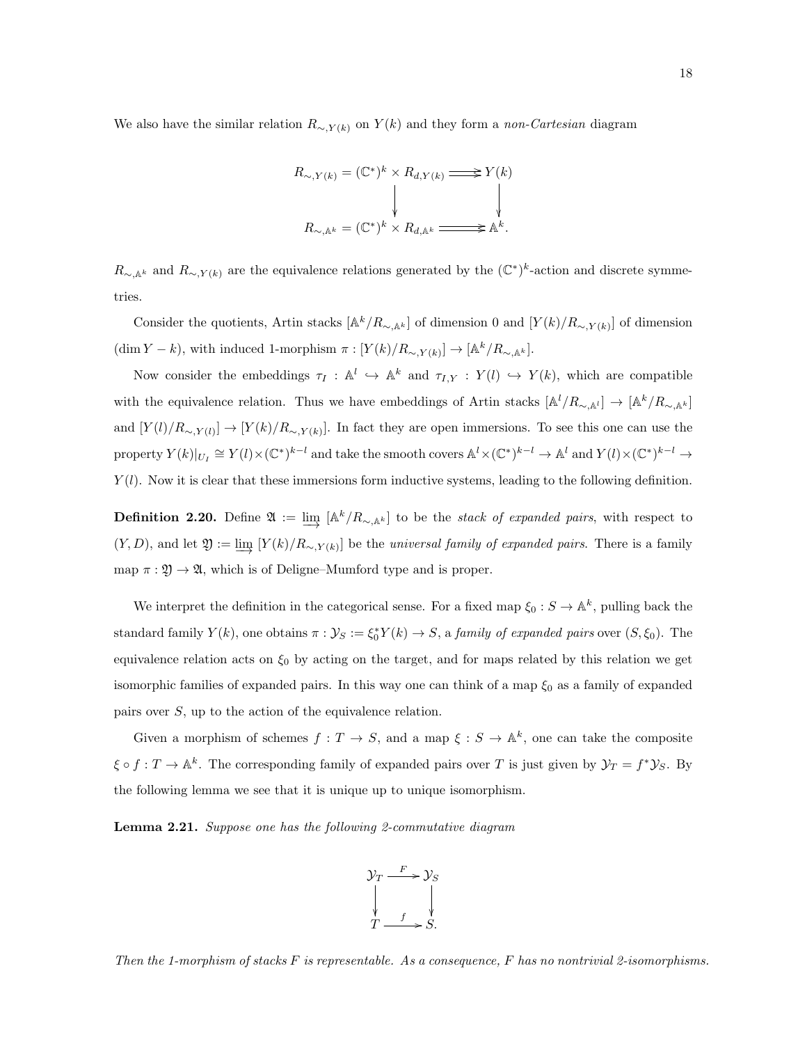We also have the similar relation $R_{\sim,Y(k)}$ on $Y(k)$ and they form a *non-Cartesian* diagram

$$\begin{array}{ccc} R_{\sim,Y(k)} = (\mathbb{C}^*)^k \times R_{d,Y(k)} & \rightrightarrows & Y(k) \\ \downarrow & & \downarrow \\ R_{\sim,\mathbb{A}^k} = (\mathbb{C}^*)^k \times R_{d,\mathbb{A}^k} & \rightrightarrows & \mathbb{A}^k. \end{array}$$

$R_{\sim,\mathbb{A}^k}$ and $R_{\sim,Y(k)}$ are the equivalence relations generated by the $(\mathbb{C}^*)^k$-action and discrete symmetries.

Consider the quotients, Artin stacks $[\mathbb{A}^k/R_{\sim,\mathbb{A}^k}]$ of dimension 0 and $[Y(k)/R_{\sim,Y(k)}]$ of dimension $(\dim Y - k)$, with induced 1-morphism $\pi : [Y(k)/R_{\sim,Y(k)}] \to [\mathbb{A}^k/R_{\sim,\mathbb{A}^k}]$.

Now consider the embeddings $\tau_I : \mathbb{A}^l \hookrightarrow \mathbb{A}^k$ and $\tau_{I,Y} : Y(l) \hookrightarrow Y(k)$, which are compatible with the equivalence relation. Thus we have embeddings of Artin stacks $[\mathbb{A}^l/R_{\sim,\mathbb{A}^l}] \to [\mathbb{A}^k/R_{\sim,\mathbb{A}^k}]$ and $[Y(l)/R_{\sim,Y(l)}] \to [Y(k)/R_{\sim,Y(k)}]$. In fact they are open immersions. To see this one can use the property $Y(k)|_{U_I} \cong Y(l) \times (\mathbb{C}^*)^{k-l}$ and take the smooth covers $\mathbb{A}^l \times (\mathbb{C}^*)^{k-l} \to \mathbb{A}^l$ and $Y(l) \times (\mathbb{C}^*)^{k-l} \to Y(l)$. Now it is clear that these immersions form inductive systems, leading to the following definition.

**Definition 2.20.** Define $\mathfrak{A} := \varinjlim\, [\mathbb{A}^k/R_{\sim,\mathbb{A}^k}]$ to be the *stack of expanded pairs*, with respect to $(Y, D)$, and let $\mathfrak{Y} := \varinjlim\, [Y(k)/R_{\sim,Y(k)}]$ be the *universal family of expanded pairs*. There is a family map $\pi : \mathfrak{Y} \to \mathfrak{A}$, which is of Deligne–Mumford type and is proper.

We interpret the definition in the categorical sense. For a fixed map $\xi_0 : S \to \mathbb{A}^k$, pulling back the standard family $Y(k)$, one obtains $\pi : \mathcal{Y}_S := \xi_0^* Y(k) \to S$, a *family of expanded pairs* over $(S, \xi_0)$. The equivalence relation acts on $\xi_0$ by acting on the target, and for maps related by this relation we get isomorphic families of expanded pairs. In this way one can think of a map $\xi_0$ as a family of expanded pairs over $S$, up to the action of the equivalence relation.

Given a morphism of schemes $f : T \to S$, and a map $\xi : S \to \mathbb{A}^k$, one can take the composite $\xi \circ f : T \to \mathbb{A}^k$. The corresponding family of expanded pairs over $T$ is just given by $\mathcal{Y}_T = f^* \mathcal{Y}_S$. By the following lemma we see that it is unique up to unique isomorphism.

**Lemma 2.21.** *Suppose one has the following 2-commutative diagram*

$$\begin{array}{ccc} \mathcal{Y}_T & \xrightarrow{F} & \mathcal{Y}_S \\ \downarrow & & \downarrow \\ T & \xrightarrow{f} & S. \end{array}$$

*Then the 1-morphism of stacks $F$ is representable. As a consequence, $F$ has no nontrivial 2-isomorphisms.*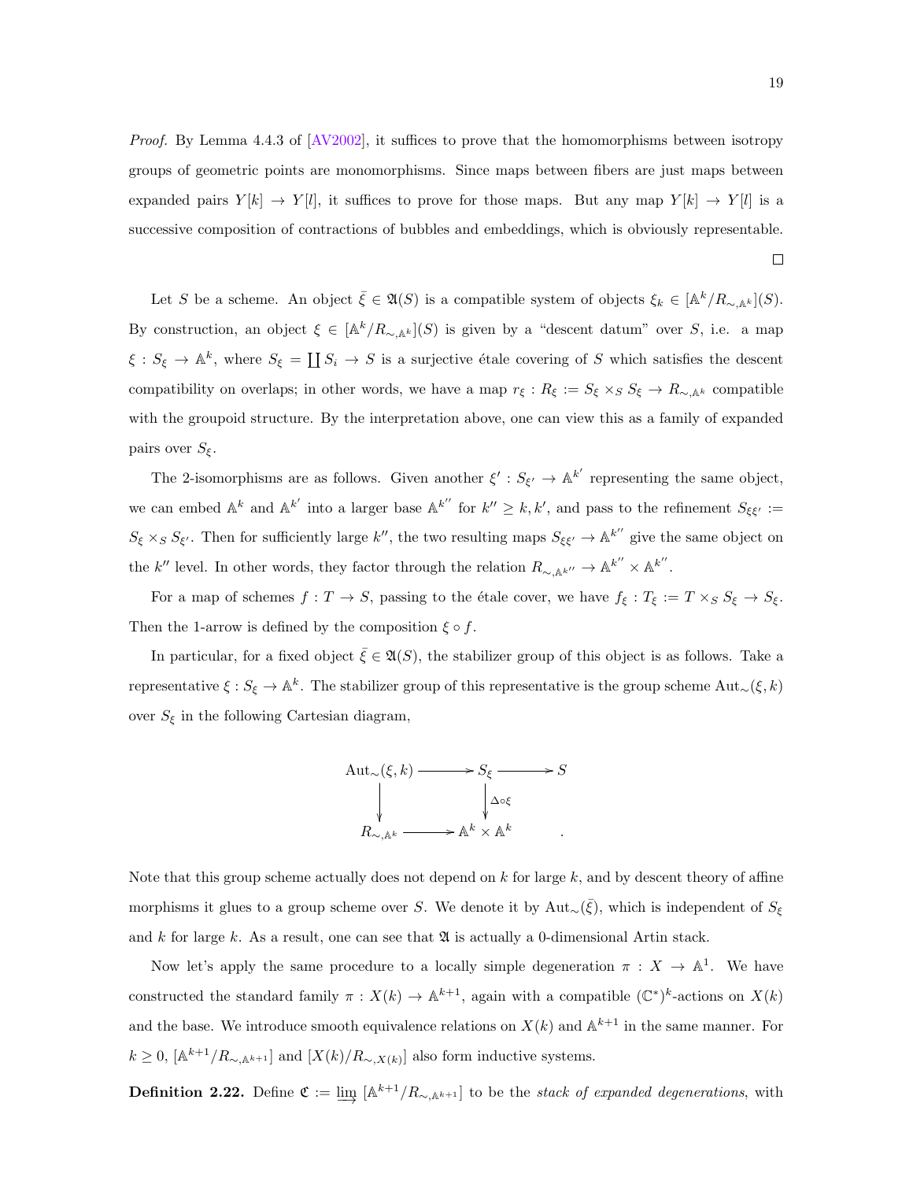*Proof.* By Lemma 4.4.3 of [AV2002], it suffices to prove that the homomorphisms between isotropy groups of geometric points are monomorphisms. Since maps between fibers are just maps between expanded pairs $Y[k] \to Y[l]$, it suffices to prove for those maps. But any map $Y[k] \to Y[l]$ is a successive composition of contractions of bubbles and embeddings, which is obviously representable. □

Let $S$ be a scheme. An object $\bar{\xi} \in \mathfrak{A}(S)$ is a compatible system of objects $\xi_k \in [\mathbb{A}^k/R_{\sim,\mathbb{A}^k}](S)$. By construction, an object $\xi \in [\mathbb{A}^k/R_{\sim,\mathbb{A}^k}](S)$ is given by a "descent datum" over $S$, i.e. a map $\xi : S_\xi \to \mathbb{A}^k$, where $S_\xi = \coprod S_i \to S$ is a surjective étale covering of $S$ which satisfies the descent compatibility on overlaps; in other words, we have a map $r_\xi : R_\xi := S_\xi \times_S S_\xi \to R_{\sim,\mathbb{A}^k}$ compatible with the groupoid structure. By the interpretation above, one can view this as a family of expanded pairs over $S_\xi$.

The 2-isomorphisms are as follows. Given another $\xi' : S_{\xi'} \to \mathbb{A}^{k'}$ representing the same object, we can embed $\mathbb{A}^k$ and $\mathbb{A}^{k'}$ into a larger base $\mathbb{A}^{k''}$ for $k'' \geq k, k'$, and pass to the refinement $S_{\xi\xi'} := S_\xi \times_S S_{\xi'}$. Then for sufficiently large $k''$, the two resulting maps $S_{\xi\xi'} \to \mathbb{A}^{k''}$ give the same object on the $k''$ level. In other words, they factor through the relation $R_{\sim,\mathbb{A}^{k''}} \to \mathbb{A}^{k''} \times \mathbb{A}^{k''}$.

For a map of schemes $f : T \to S$, passing to the étale cover, we have $f_\xi : T_\xi := T \times_S S_\xi \to S_\xi$. Then the 1-arrow is defined by the composition $\xi \circ f$.

In particular, for a fixed object $\bar{\xi} \in \mathfrak{A}(S)$, the stabilizer group of this object is as follows. Take a representative $\xi : S_\xi \to \mathbb{A}^k$. The stabilizer group of this representative is the group scheme $\mathrm{Aut}_\sim(\xi, k)$ over $S_\xi$ in the following Cartesian diagram,

$$\begin{array}{ccccc} \mathrm{Aut}_\sim(\xi,k) & \longrightarrow & S_\xi & \longrightarrow & S \\ \downarrow & & \downarrow{\scriptstyle \Delta\circ\xi} & & \\ R_{\sim,\mathbb{A}^k} & \longrightarrow & \mathbb{A}^k \times \mathbb{A}^k & & . \end{array}$$

Note that this group scheme actually does not depend on $k$ for large $k$, and by descent theory of affine morphisms it glues to a group scheme over $S$. We denote it by $\mathrm{Aut}_\sim(\bar{\xi})$, which is independent of $S_\xi$ and $k$ for large $k$. As a result, one can see that $\mathfrak{A}$ is actually a 0-dimensional Artin stack.

Now let's apply the same procedure to a locally simple degeneration $\pi : X \to \mathbb{A}^1$. We have constructed the standard family $\pi : X(k) \to \mathbb{A}^{k+1}$, again with a compatible $(\mathbb{C}^*)^k$-actions on $X(k)$ and the base. We introduce smooth equivalence relations on $X(k)$ and $\mathbb{A}^{k+1}$ in the same manner. For $k \geq 0$, $[\mathbb{A}^{k+1}/R_{\sim,\mathbb{A}^{k+1}}]$ and $[X(k)/R_{\sim,X(k)}]$ also form inductive systems.

**Definition 2.22.** Define $\mathfrak{C} := \varinjlim [\mathbb{A}^{k+1}/R_{\sim,\mathbb{A}^{k+1}}]$ to be the *stack of expanded degenerations*, with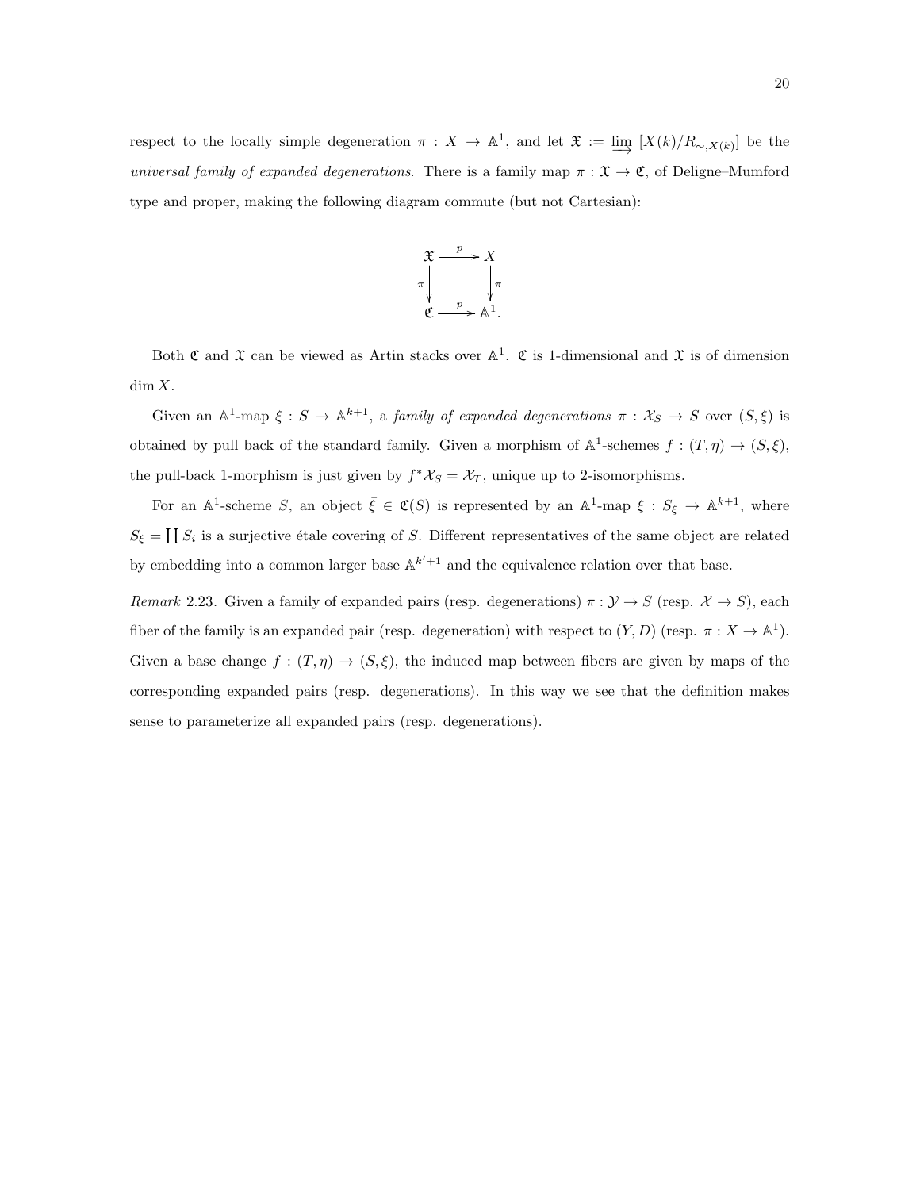respect to the locally simple degeneration $\pi : X \to \mathbb{A}^1$, and let $\mathfrak{X} := \varinjlim\, [X(k)/R_{\sim, X(k)}]$ be the *universal family of expanded degenerations*. There is a family map $\pi : \mathfrak{X} \to \mathfrak{C}$, of Deligne–Mumford type and proper, making the following diagram commute (but not Cartesian):

$$\begin{array}{ccc} \mathfrak{X} & \xrightarrow{p} & X \\ \downarrow{\scriptstyle \pi} & & \downarrow{\scriptstyle \pi} \\ \mathfrak{C} & \xrightarrow{p} & \mathbb{A}^1. \end{array}$$

Both $\mathfrak{C}$ and $\mathfrak{X}$ can be viewed as Artin stacks over $\mathbb{A}^1$. $\mathfrak{C}$ is 1-dimensional and $\mathfrak{X}$ is of dimension $\dim X$.

Given an $\mathbb{A}^1$-map $\xi : S \to \mathbb{A}^{k+1}$, a *family of expanded degenerations* $\pi : \mathcal{X}_S \to S$ over $(S, \xi)$ is obtained by pull back of the standard family. Given a morphism of $\mathbb{A}^1$-schemes $f : (T, \eta) \to (S, \xi)$, the pull-back 1-morphism is just given by $f^*\mathcal{X}_S = \mathcal{X}_T$, unique up to 2-isomorphisms.

For an $\mathbb{A}^1$-scheme $S$, an object $\bar{\xi} \in \mathfrak{C}(S)$ is represented by an $\mathbb{A}^1$-map $\xi : S_\xi \to \mathbb{A}^{k+1}$, where $S_\xi = \coprod S_i$ is a surjective étale covering of $S$. Different representatives of the same object are related by embedding into a common larger base $\mathbb{A}^{k'+1}$ and the equivalence relation over that base.

*Remark* 2.23. Given a family of expanded pairs (resp. degenerations) $\pi : \mathcal{Y} \to S$ (resp. $\mathcal{X} \to S$), each fiber of the family is an expanded pair (resp. degeneration) with respect to $(Y, D)$ (resp. $\pi : X \to \mathbb{A}^1$). Given a base change $f : (T, \eta) \to (S, \xi)$, the induced map between fibers are given by maps of the corresponding expanded pairs (resp. degenerations). In this way we see that the definition makes sense to parameterize all expanded pairs (resp. degenerations).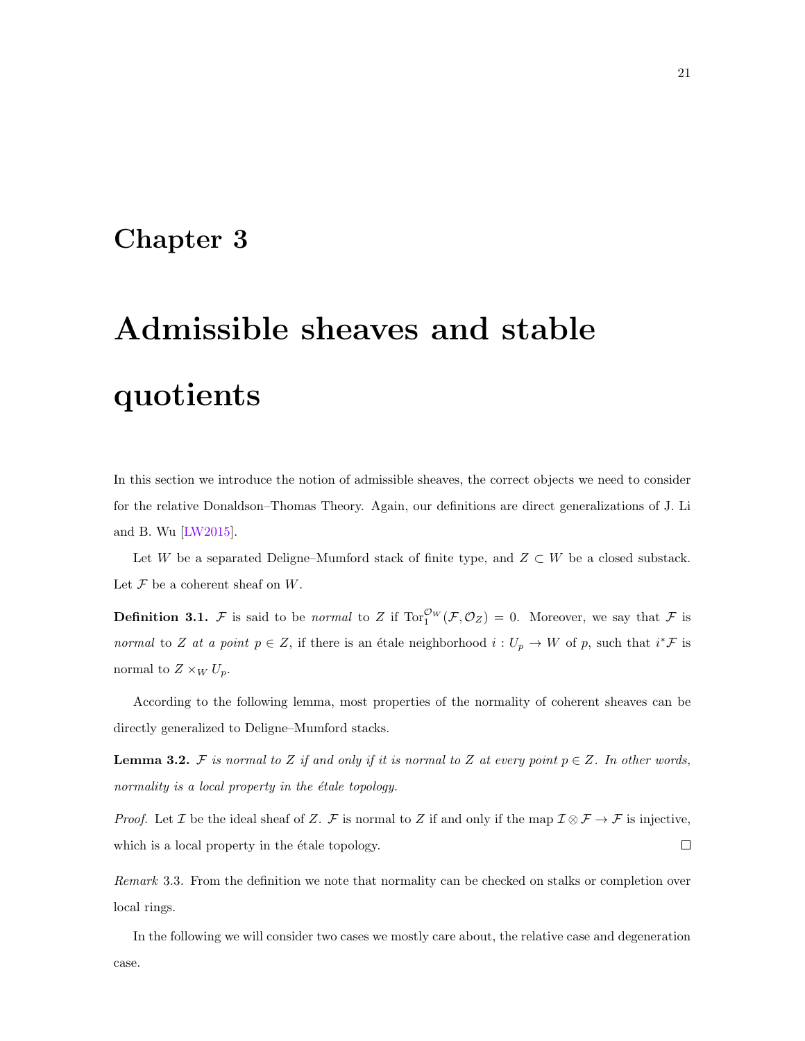# Chapter 3

# Admissible sheaves and stable quotients

In this section we introduce the notion of admissible sheaves, the correct objects we need to consider for the relative Donaldson–Thomas Theory. Again, our definitions are direct generalizations of J. Li and B. Wu [LW2015].

Let $W$ be a separated Deligne–Mumford stack of finite type, and $Z \subset W$ be a closed substack. Let $\mathcal{F}$ be a coherent sheaf on $W$.

**Definition 3.1.** $\mathcal{F}$ is said to be *normal* to $Z$ if $\mathrm{Tor}_1^{\mathcal{O}_W}(\mathcal{F}, \mathcal{O}_Z) = 0$. Moreover, we say that $\mathcal{F}$ is *normal* to $Z$ *at a point* $p \in Z$, if there is an étale neighborhood $i : U_p \to W$ of $p$, such that $i^*\mathcal{F}$ is normal to $Z \times_W U_p$.

According to the following lemma, most properties of the normality of coherent sheaves can be directly generalized to Deligne–Mumford stacks.

**Lemma 3.2.** *$\mathcal{F}$ is normal to $Z$ if and only if it is normal to $Z$ at every point $p \in Z$. In other words, normality is a local property in the étale topology.*

*Proof.* Let $\mathcal{I}$ be the ideal sheaf of $Z$. $\mathcal{F}$ is normal to $Z$ if and only if the map $\mathcal{I} \otimes \mathcal{F} \to \mathcal{F}$ is injective, which is a local property in the étale topology. □

*Remark* 3.3. From the definition we note that normality can be checked on stalks or completion over local rings.

In the following we will consider two cases we mostly care about, the relative case and degeneration case.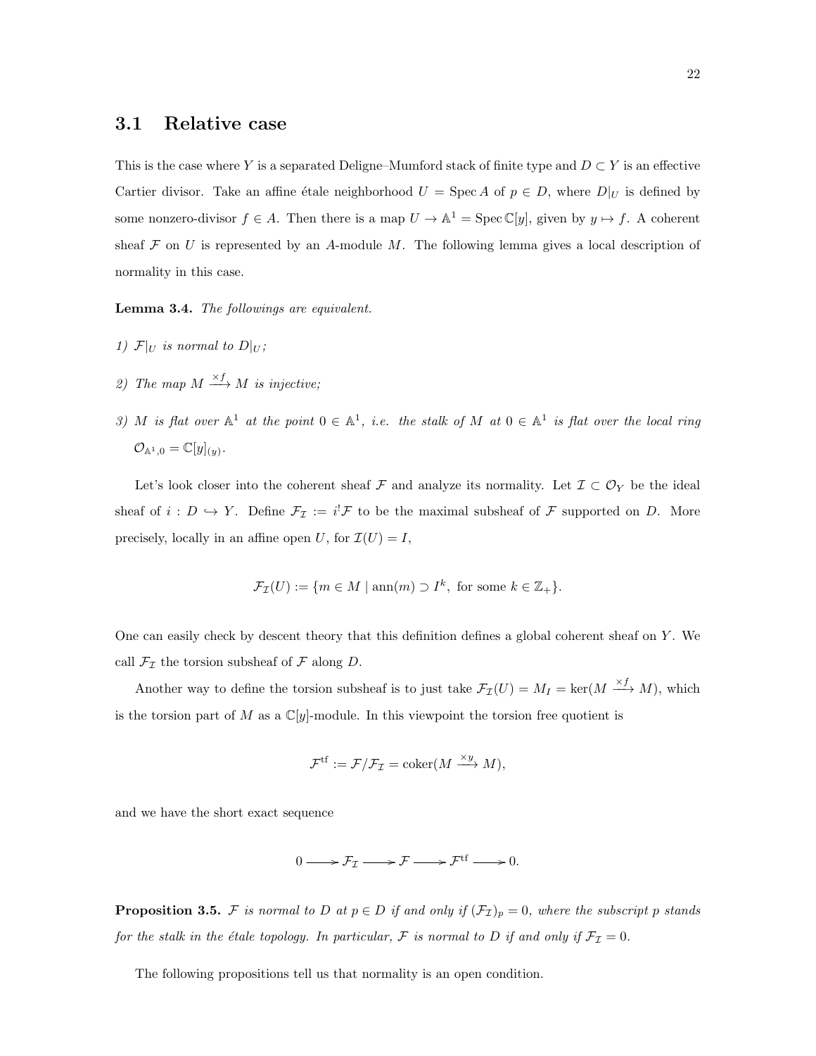## 3.1 Relative case

This is the case where $Y$ is a separated Deligne–Mumford stack of finite type and $D \subset Y$ is an effective Cartier divisor. Take an affine étale neighborhood $U = \operatorname{Spec} A$ of $p \in D$, where $D|_U$ is defined by some nonzero-divisor $f \in A$. Then there is a map $U \to \mathbb{A}^1 = \operatorname{Spec} \mathbb{C}[y]$, given by $y \mapsto f$. A coherent sheaf $\mathcal{F}$ on $U$ is represented by an $A$-module $M$. The following lemma gives a local description of normality in this case.

**Lemma 3.4.** *The followings are equivalent.*

*1) $\mathcal{F}|_U$ is normal to $D|_U$;*

*2) The map $M \xrightarrow{\times f} M$ is injective;*

*3) $M$ is flat over $\mathbb{A}^1$ at the point $0 \in \mathbb{A}^1$, i.e. the stalk of $M$ at $0 \in \mathbb{A}^1$ is flat over the local ring $\mathcal{O}_{\mathbb{A}^1,0} = \mathbb{C}[y]_{(y)}$.*

Let's look closer into the coherent sheaf $\mathcal{F}$ and analyze its normality. Let $\mathcal{I} \subset \mathcal{O}_Y$ be the ideal sheaf of $i : D \hookrightarrow Y$. Define $\mathcal{F}_{\mathcal{I}} := i^!\mathcal{F}$ to be the maximal subsheaf of $\mathcal{F}$ supported on $D$. More precisely, locally in an affine open $U$, for $\mathcal{I}(U) = I$,

$$\mathcal{F}_{\mathcal{I}}(U) := \{m \in M \mid \operatorname{ann}(m) \supset I^k, \text{ for some } k \in \mathbb{Z}_+\}.$$

One can easily check by descent theory that this definition defines a global coherent sheaf on $Y$. We call $\mathcal{F}_{\mathcal{I}}$ the torsion subsheaf of $\mathcal{F}$ along $D$.

Another way to define the torsion subsheaf is to just take $\mathcal{F}_{\mathcal{I}}(U) = M_I = \ker(M \xrightarrow{\times f} M)$, which is the torsion part of $M$ as a $\mathbb{C}[y]$-module. In this viewpoint the torsion free quotient is

$$\mathcal{F}^{\text{tf}} := \mathcal{F}/\mathcal{F}_{\mathcal{I}} = \operatorname{coker}(M \xrightarrow{\times y} M),$$

and we have the short exact sequence

$$0 \longrightarrow \mathcal{F}_{\mathcal{I}} \longrightarrow \mathcal{F} \longrightarrow \mathcal{F}^{\text{tf}} \longrightarrow 0.$$

**Proposition 3.5.** *$\mathcal{F}$ is normal to $D$ at $p \in D$ if and only if $(\mathcal{F}_{\mathcal{I}})_p = 0$, where the subscript $p$ stands for the stalk in the étale topology. In particular, $\mathcal{F}$ is normal to $D$ if and only if $\mathcal{F}_{\mathcal{I}} = 0$.*

The following propositions tell us that normality is an open condition.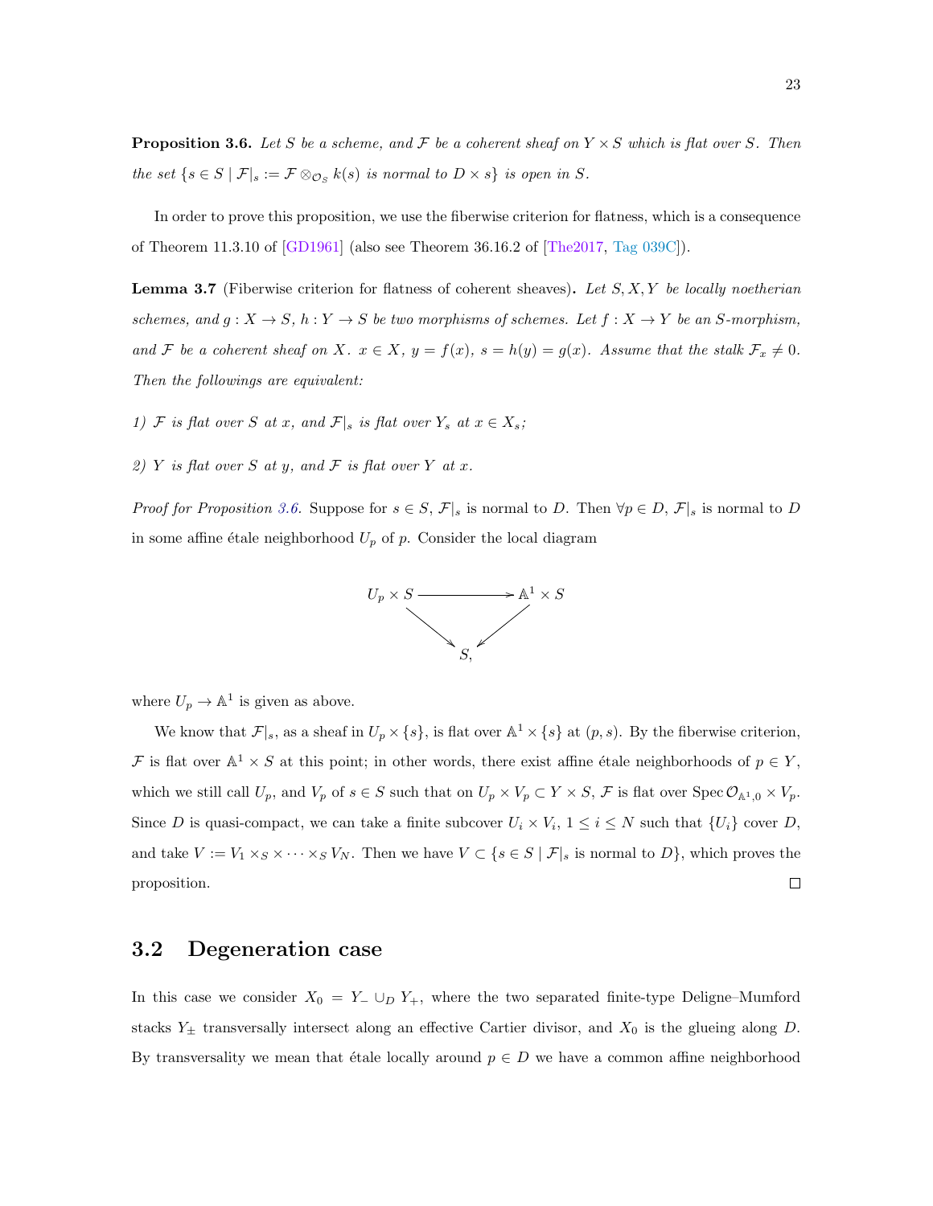**Proposition 3.6.** *Let $S$ be a scheme, and $\mathcal{F}$ be a coherent sheaf on $Y \times S$ which is flat over $S$. Then the set $\{s \in S \mid \mathcal{F}|_s := \mathcal{F} \otimes_{\mathcal{O}_S} k(s) \text{ is normal to } D \times s\}$ is open in $S$.*

In order to prove this proposition, we use the fiberwise criterion for flatness, which is a consequence of Theorem 11.3.10 of [GD1961] (also see Theorem 36.16.2 of [The2017, Tag 039C]).

**Lemma 3.7** (Fiberwise criterion for flatness of coherent sheaves)**.** *Let $S, X, Y$ be locally noetherian schemes, and $g : X \to S$, $h : Y \to S$ be two morphisms of schemes. Let $f : X \to Y$ be an $S$-morphism, and $\mathcal{F}$ be a coherent sheaf on $X$. $x \in X$, $y = f(x)$, $s = h(y) = g(x)$. Assume that the stalk $\mathcal{F}_x \neq 0$. Then the followings are equivalent:*

*1) $\mathcal{F}$ is flat over $S$ at $x$, and $\mathcal{F}|_s$ is flat over $Y_s$ at $x \in X_s$;*

*2) $Y$ is flat over $S$ at $y$, and $\mathcal{F}$ is flat over $Y$ at $x$.*

*Proof for Proposition 3.6.* Suppose for $s \in S$, $\mathcal{F}|_s$ is normal to $D$. Then $\forall p \in D$, $\mathcal{F}|_s$ is normal to $D$ in some affine étale neighborhood $U_p$ of $p$. Consider the local diagram

$$\begin{array}{ccc} U_p \times S & \longrightarrow & \mathbb{A}^1 \times S \\ & \searrow \quad \swarrow & \\ & S, & \end{array}$$

where $U_p \to \mathbb{A}^1$ is given as above.

We know that $\mathcal{F}|_s$, as a sheaf in $U_p \times \{s\}$, is flat over $\mathbb{A}^1 \times \{s\}$ at $(p, s)$. By the fiberwise criterion, $\mathcal{F}$ is flat over $\mathbb{A}^1 \times S$ at this point; in other words, there exist affine étale neighborhoods of $p \in Y$, which we still call $U_p$, and $V_p$ of $s \in S$ such that on $U_p \times V_p \subset Y \times S$, $\mathcal{F}$ is flat over $\operatorname{Spec} \mathcal{O}_{\mathbb{A}^1,0} \times V_p$. Since $D$ is quasi-compact, we can take a finite subcover $U_i \times V_i$, $1 \leq i \leq N$ such that $\{U_i\}$ cover $D$, and take $V := V_1 \times_S \times \cdots \times_S V_N$. Then we have $V \subset \{s \in S \mid \mathcal{F}|_s \text{ is normal to } D\}$, which proves the proposition. $\square$

## 3.2 Degeneration case

In this case we consider $X_0 = Y_- \cup_D Y_+$, where the two separated finite-type Deligne–Mumford stacks $Y_\pm$ transversally intersect along an effective Cartier divisor, and $X_0$ is the glueing along $D$. By transversality we mean that étale locally around $p \in D$ we have a common affine neighborhood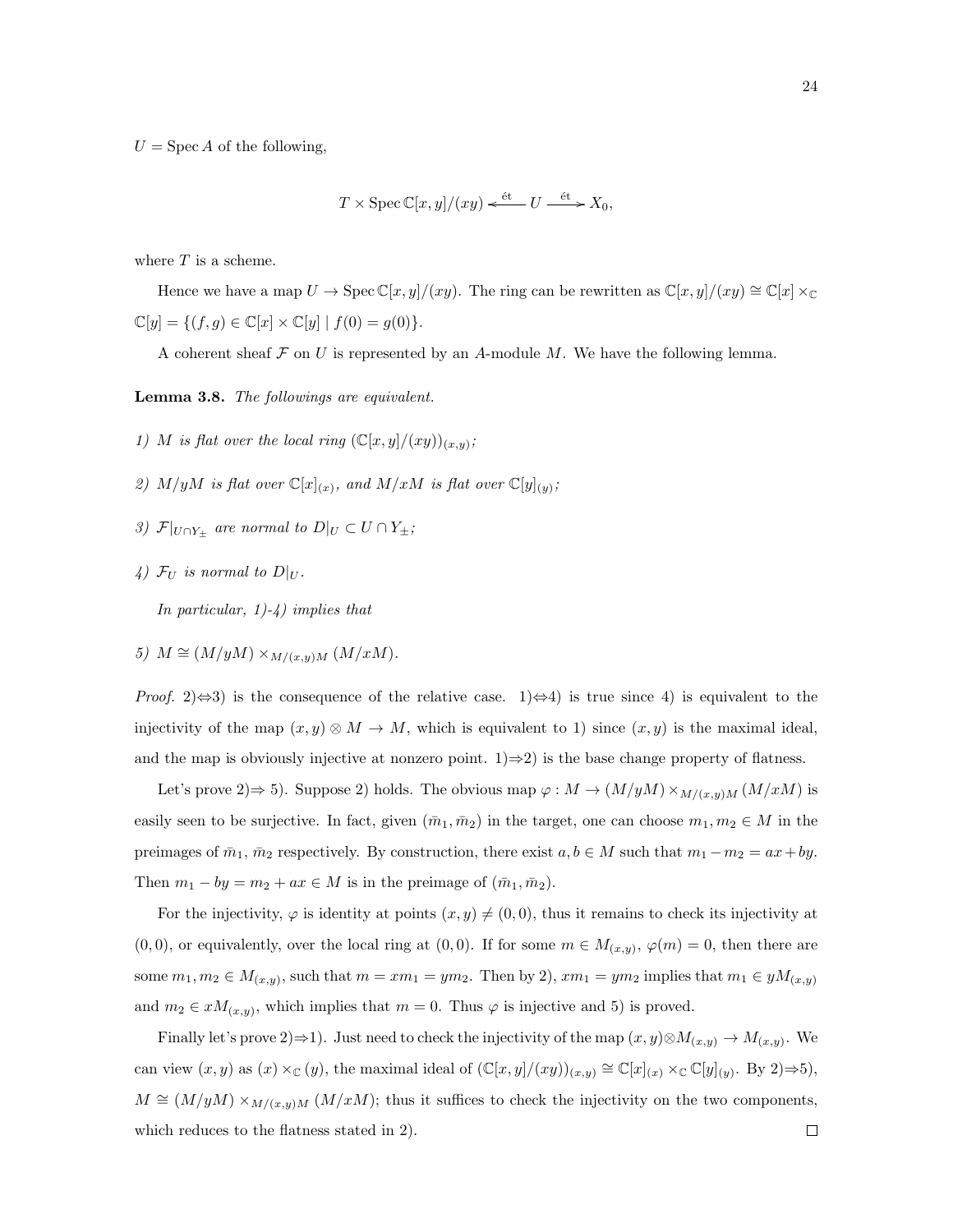$U = \operatorname{Spec} A$ of the following,

$$T \times \operatorname{Spec} \mathbb{C}[x,y]/(xy) \xleftarrow{\text{ét}} U \xrightarrow{\text{ét}} X_0,$$

where $T$ is a scheme.

Hence we have a map $U \to \operatorname{Spec} \mathbb{C}[x,y]/(xy)$. The ring can be rewritten as $\mathbb{C}[x,y]/(xy) \cong \mathbb{C}[x] \times_{\mathbb{C}} \mathbb{C}[y] = \{(f,g) \in \mathbb{C}[x] \times \mathbb{C}[y] \mid f(0) = g(0)\}$.

A coherent sheaf $\mathcal{F}$ on $U$ is represented by an $A$-module $M$. We have the following lemma.

**Lemma 3.8.** *The followings are equivalent.*

*1) $M$ is flat over the local ring $(\mathbb{C}[x,y]/(xy))_{(x,y)}$;*

*2) $M/yM$ is flat over $\mathbb{C}[x]_{(x)}$, and $M/xM$ is flat over $\mathbb{C}[y]_{(y)}$;*

*3) $\mathcal{F}|_{U\cap Y_\pm}$ are normal to $D|_U \subset U \cap Y_\pm$;*

*4) $\mathcal{F}_U$ is normal to $D|_U$.*

*In particular, 1)-4) implies that*

*5) $M \cong (M/yM) \times_{M/(x,y)M} (M/xM)$.*

*Proof.* 2)$\Leftrightarrow$3) is the consequence of the relative case. 1)$\Leftrightarrow$4) is true since 4) is equivalent to the injectivity of the map $(x,y) \otimes M \to M$, which is equivalent to 1) since $(x,y)$ is the maximal ideal, and the map is obviously injective at nonzero point. 1)$\Rightarrow$2) is the base change property of flatness.

Let's prove 2)$\Rightarrow$ 5). Suppose 2) holds. The obvious map $\varphi : M \to (M/yM) \times_{M/(x,y)M} (M/xM)$ is easily seen to be surjective. In fact, given $(\bar{m}_1, \bar{m}_2)$ in the target, one can choose $m_1, m_2 \in M$ in the preimages of $\bar{m}_1, \bar{m}_2$ respectively. By construction, there exist $a, b \in M$ such that $m_1 - m_2 = ax + by$. Then $m_1 - by = m_2 + ax \in M$ is in the preimage of $(\bar{m}_1, \bar{m}_2)$.

For the injectivity, $\varphi$ is identity at points $(x,y) \neq (0,0)$, thus it remains to check its injectivity at $(0,0)$, or equivalently, over the local ring at $(0,0)$. If for some $m \in M_{(x,y)}$, $\varphi(m) = 0$, then there are some $m_1, m_2 \in M_{(x,y)}$, such that $m = xm_1 = ym_2$. Then by 2), $xm_1 = ym_2$ implies that $m_1 \in yM_{(x,y)}$ and $m_2 \in xM_{(x,y)}$, which implies that $m = 0$. Thus $\varphi$ is injective and 5) is proved.

Finally let's prove 2)$\Rightarrow$1). Just need to check the injectivity of the map $(x,y) \otimes M_{(x,y)} \to M_{(x,y)}$. We can view $(x,y)$ as $(x) \times_{\mathbb{C}} (y)$, the maximal ideal of $(\mathbb{C}[x,y]/(xy))_{(x,y)} \cong \mathbb{C}[x]_{(x)} \times_{\mathbb{C}} \mathbb{C}[y]_{(y)}$. By 2)$\Rightarrow$5), $M \cong (M/yM) \times_{M/(x,y)M} (M/xM)$; thus it suffices to check the injectivity on the two components, which reduces to the flatness stated in 2). $\square$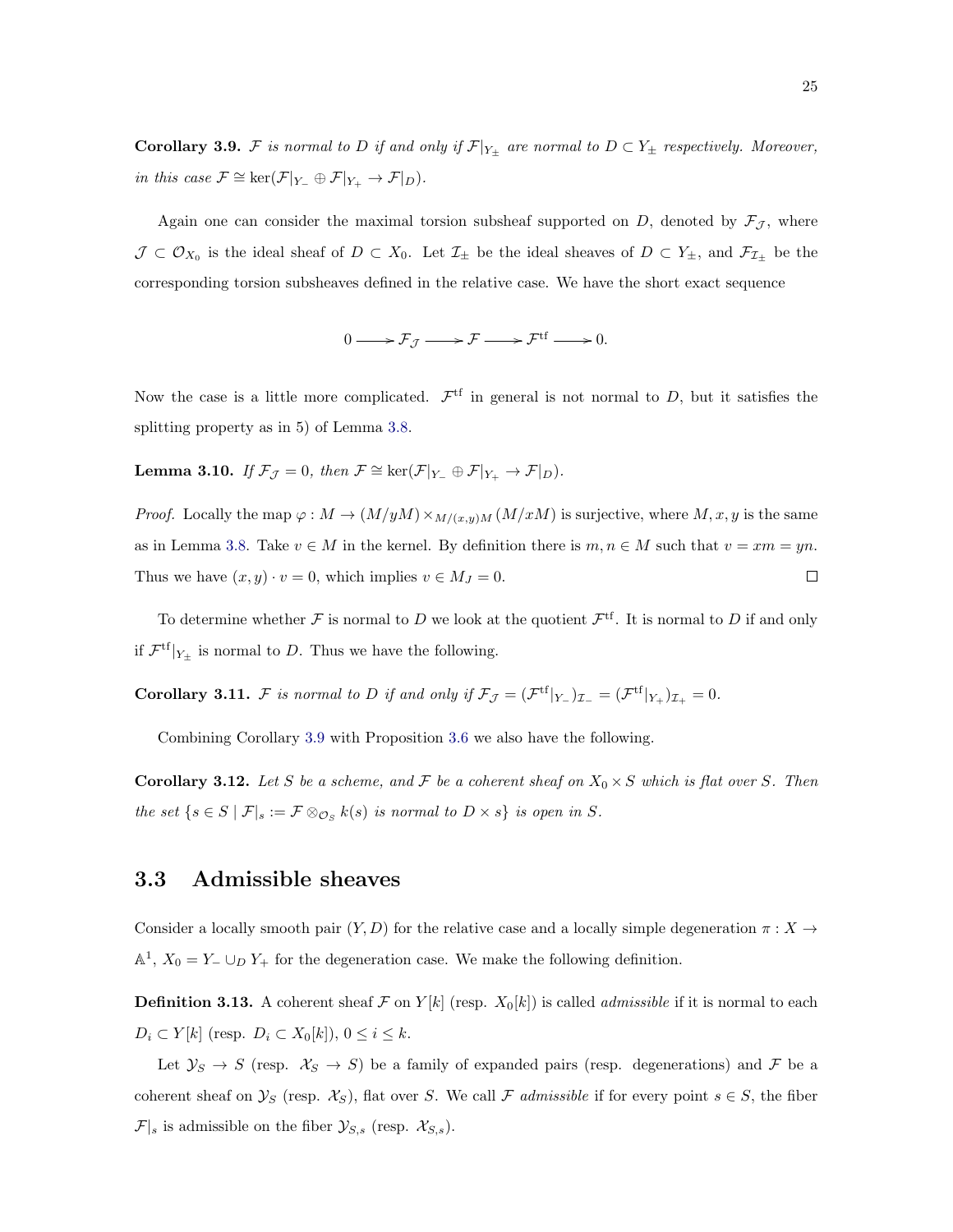**Corollary 3.9.** *$\mathcal{F}$ is normal to $D$ if and only if $\mathcal{F}|_{Y_\pm}$ are normal to $D \subset Y_\pm$ respectively. Moreover, in this case $\mathcal{F} \cong \ker(\mathcal{F}|_{Y_-} \oplus \mathcal{F}|_{Y_+} \to \mathcal{F}|_D)$.*

Again one can consider the maximal torsion subsheaf supported on $D$, denoted by $\mathcal{F}_\mathcal{J}$, where $\mathcal{J} \subset \mathcal{O}_{X_0}$ is the ideal sheaf of $D \subset X_0$. Let $\mathcal{I}_\pm$ be the ideal sheaves of $D \subset Y_\pm$, and $\mathcal{F}_{\mathcal{I}_\pm}$ be the corresponding torsion subsheaves defined in the relative case. We have the short exact sequence

$$0 \longrightarrow \mathcal{F}_\mathcal{J} \longrightarrow \mathcal{F} \longrightarrow \mathcal{F}^{\mathrm{tf}} \longrightarrow 0.$$

Now the case is a little more complicated. $\mathcal{F}^{\mathrm{tf}}$ in general is not normal to $D$, but it satisfies the splitting property as in 5) of Lemma 3.8.

**Lemma 3.10.** *If $\mathcal{F}_\mathcal{J} = 0$, then $\mathcal{F} \cong \ker(\mathcal{F}|_{Y_-} \oplus \mathcal{F}|_{Y_+} \to \mathcal{F}|_D)$.*

*Proof.* Locally the map $\varphi : M \to (M/yM) \times_{M/(x,y)M} (M/xM)$ is surjective, where $M, x, y$ is the same as in Lemma 3.8. Take $v \in M$ in the kernel. By definition there is $m, n \in M$ such that $v = xm = yn$. Thus we have $(x, y) \cdot v = 0$, which implies $v \in M_J = 0$. ◻

To determine whether $\mathcal{F}$ is normal to $D$ we look at the quotient $\mathcal{F}^{\mathrm{tf}}$. It is normal to $D$ if and only if $\mathcal{F}^{\mathrm{tf}}|_{Y_\pm}$ is normal to $D$. Thus we have the following.

**Corollary 3.11.** *$\mathcal{F}$ is normal to $D$ if and only if $\mathcal{F}_\mathcal{J} = (\mathcal{F}^{\mathrm{tf}}|_{Y_-})_{\mathcal{I}_-} = (\mathcal{F}^{\mathrm{tf}}|_{Y_+})_{\mathcal{I}_+} = 0$.*

Combining Corollary 3.9 with Proposition 3.6 we also have the following.

**Corollary 3.12.** *Let $S$ be a scheme, and $\mathcal{F}$ be a coherent sheaf on $X_0 \times S$ which is flat over $S$. Then the set $\{s \in S \mid \mathcal{F}|_s := \mathcal{F} \otimes_{\mathcal{O}_S} k(s)$ is normal to $D \times s\}$ is open in $S$.*

## 3.3 Admissible sheaves

Consider a locally smooth pair $(Y, D)$ for the relative case and a locally simple degeneration $\pi : X \to \mathbb{A}^1$, $X_0 = Y_- \cup_D Y_+$ for the degeneration case. We make the following definition.

**Definition 3.13.** A coherent sheaf $\mathcal{F}$ on $Y[k]$ (resp. $X_0[k]$) is called *admissible* if it is normal to each $D_i \subset Y[k]$ (resp. $D_i \subset X_0[k]$), $0 \leq i \leq k$.

Let $\mathcal{Y}_S \to S$ (resp. $\mathcal{X}_S \to S$) be a family of expanded pairs (resp. degenerations) and $\mathcal{F}$ be a coherent sheaf on $\mathcal{Y}_S$ (resp. $\mathcal{X}_S$), flat over $S$. We call $\mathcal{F}$ *admissible* if for every point $s \in S$, the fiber $\mathcal{F}|_s$ is admissible on the fiber $\mathcal{Y}_{S,s}$ (resp. $\mathcal{X}_{S,s}$).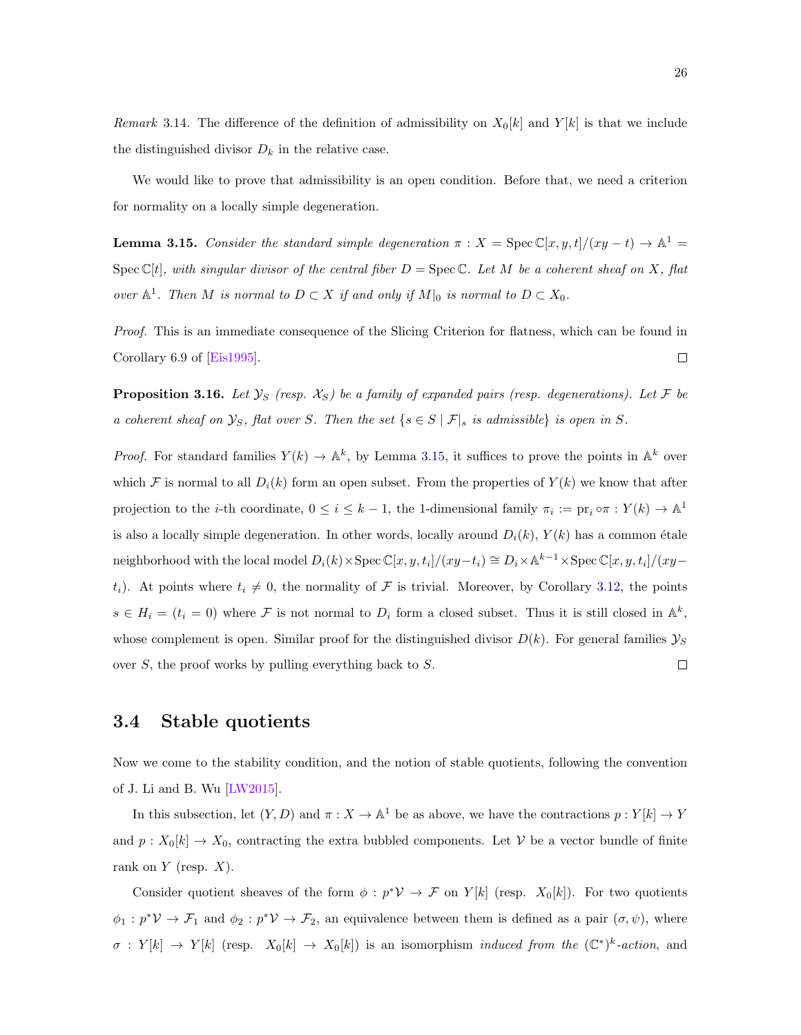*Remark* 3.14. The difference of the definition of admissibility on $X_0[k]$ and $Y[k]$ is that we include the distinguished divisor $D_k$ in the relative case.

We would like to prove that admissibility is an open condition. Before that, we need a criterion for normality on a locally simple degeneration.

**Lemma 3.15.** *Consider the standard simple degeneration $\pi : X = \operatorname{Spec}\mathbb{C}[x,y,t]/(xy-t) \to \mathbb{A}^1 = \operatorname{Spec}\mathbb{C}[t]$, with singular divisor of the central fiber $D = \operatorname{Spec}\mathbb{C}$. Let $M$ be a coherent sheaf on $X$, flat over $\mathbb{A}^1$. Then $M$ is normal to $D \subset X$ if and only if $M|_0$ is normal to $D \subset X_0$.*

*Proof.* This is an immediate consequence of the Slicing Criterion for flatness, which can be found in Corollary 6.9 of [Eis1995]. ∎

**Proposition 3.16.** *Let $\mathcal{Y}_S$ (resp. $\mathcal{X}_S$) be a family of expanded pairs (resp. degenerations). Let $\mathcal{F}$ be a coherent sheaf on $\mathcal{Y}_S$, flat over $S$. Then the set $\{s \in S \mid \mathcal{F}|_s \text{ is admissible}\}$ is open in $S$.*

*Proof.* For standard families $Y(k) \to \mathbb{A}^k$, by Lemma 3.15, it suffices to prove the points in $\mathbb{A}^k$ over which $\mathcal{F}$ is normal to all $D_i(k)$ form an open subset. From the properties of $Y(k)$ we know that after projection to the $i$-th coordinate, $0 \le i \le k-1$, the 1-dimensional family $\pi_i := \operatorname{pr}_i \circ \pi : Y(k) \to \mathbb{A}^1$ is also a locally simple degeneration. In other words, locally around $D_i(k)$, $Y(k)$ has a common étale neighborhood with the local model $D_i(k) \times \operatorname{Spec}\mathbb{C}[x,y,t_i]/(xy-t_i) \cong D_i \times \mathbb{A}^{k-1} \times \operatorname{Spec}\mathbb{C}[x,y,t_i]/(xy-t_i)$. At points where $t_i \neq 0$, the normality of $\mathcal{F}$ is trivial. Moreover, by Corollary 3.12, the points $s \in H_i = (t_i = 0)$ where $\mathcal{F}$ is not normal to $D_i$ form a closed subset. Thus it is still closed in $\mathbb{A}^k$, whose complement is open. Similar proof for the distinguished divisor $D(k)$. For general families $\mathcal{Y}_S$ over $S$, the proof works by pulling everything back to $S$. ∎

## 3.4 Stable quotients

Now we come to the stability condition, and the notion of stable quotients, following the convention of J. Li and B. Wu [LW2015].

In this subsection, let $(Y, D)$ and $\pi : X \to \mathbb{A}^1$ be as above, we have the contractions $p : Y[k] \to Y$ and $p : X_0[k] \to X_0$, contracting the extra bubbled components. Let $\mathcal{V}$ be a vector bundle of finite rank on $Y$ (resp. $X$).

Consider quotient sheaves of the form $\phi : p^*\mathcal{V} \to \mathcal{F}$ on $Y[k]$ (resp. $X_0[k]$). For two quotients $\phi_1 : p^*\mathcal{V} \to \mathcal{F}_1$ and $\phi_2 : p^*\mathcal{V} \to \mathcal{F}_2$, an equivalence between them is defined as a pair $(\sigma, \psi)$, where $\sigma : Y[k] \to Y[k]$ (resp. $X_0[k] \to X_0[k]$) is an isomorphism *induced from the* $(\mathbb{C}^*)^k$*-action*, and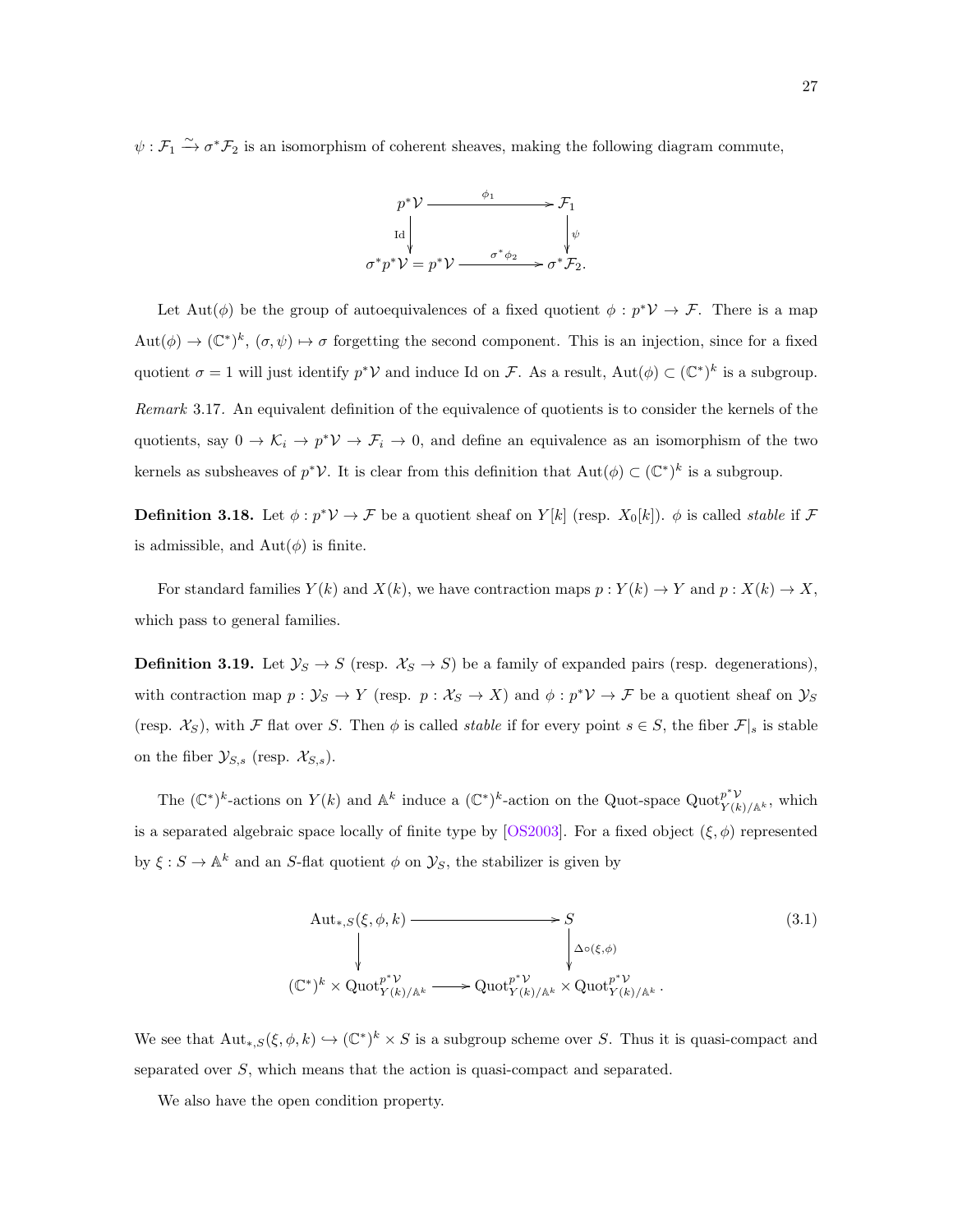$\psi : \mathcal{F}_1 \xrightarrow{\sim} \sigma^*\mathcal{F}_2$ is an isomorphism of coherent sheaves, making the following diagram commute,

$$\begin{array}{ccc} p^*\mathcal{V} & \xrightarrow{\phi_1} & \mathcal{F}_1 \\ \Big\downarrow{\scriptstyle \mathrm{Id}} & & \Big\downarrow{\scriptstyle \psi} \\ \sigma^*p^*\mathcal{V} = p^*\mathcal{V} & \xrightarrow{\sigma^*\phi_2} & \sigma^*\mathcal{F}_2. \end{array}$$

Let $\mathrm{Aut}(\phi)$ be the group of autoequivalences of a fixed quotient $\phi : p^*\mathcal{V} \to \mathcal{F}$. There is a map $\mathrm{Aut}(\phi) \to (\mathbb{C}^*)^k$, $(\sigma, \psi) \mapsto \sigma$ forgetting the second component. This is an injection, since for a fixed quotient $\sigma = 1$ will just identify $p^*\mathcal{V}$ and induce Id on $\mathcal{F}$. As a result, $\mathrm{Aut}(\phi) \subset (\mathbb{C}^*)^k$ is a subgroup.

*Remark* 3.17. An equivalent definition of the equivalence of quotients is to consider the kernels of the quotients, say $0 \to \mathcal{K}_i \to p^*\mathcal{V} \to \mathcal{F}_i \to 0$, and define an equivalence as an isomorphism of the two kernels as subsheaves of $p^*\mathcal{V}$. It is clear from this definition that $\mathrm{Aut}(\phi) \subset (\mathbb{C}^*)^k$ is a subgroup.

**Definition 3.18.** Let $\phi : p^*\mathcal{V} \to \mathcal{F}$ be a quotient sheaf on $Y[k]$ (resp. $X_0[k]$). $\phi$ is called *stable* if $\mathcal{F}$ is admissible, and $\mathrm{Aut}(\phi)$ is finite.

For standard families $Y(k)$ and $X(k)$, we have contraction maps $p : Y(k) \to Y$ and $p : X(k) \to X$, which pass to general families.

**Definition 3.19.** Let $\mathcal{Y}_S \to S$ (resp. $\mathcal{X}_S \to S$) be a family of expanded pairs (resp. degenerations), with contraction map $p : \mathcal{Y}_S \to Y$ (resp. $p : \mathcal{X}_S \to X$) and $\phi : p^*\mathcal{V} \to \mathcal{F}$ be a quotient sheaf on $\mathcal{Y}_S$ (resp. $\mathcal{X}_S$), with $\mathcal{F}$ flat over $S$. Then $\phi$ is called *stable* if for every point $s \in S$, the fiber $\mathcal{F}|_s$ is stable on the fiber $\mathcal{Y}_{S,s}$ (resp. $\mathcal{X}_{S,s}$).

The $(\mathbb{C}^*)^k$-actions on $Y(k)$ and $\mathbb{A}^k$ induce a $(\mathbb{C}^*)^k$-action on the Quot-space $\mathrm{Quot}^{p^*\mathcal{V}}_{Y(k)/\mathbb{A}^k}$, which is a separated algebraic space locally of finite type by [OS2003]. For a fixed object $(\xi, \phi)$ represented by $\xi : S \to \mathbb{A}^k$ and an $S$-flat quotient $\phi$ on $\mathcal{Y}_S$, the stabilizer is given by

$$\begin{array}{ccc} \mathrm{Aut}_{*,S}(\xi, \phi, k) & \longrightarrow & S \\ \Big\downarrow & & \Big\downarrow{\scriptstyle \Delta\circ(\xi,\phi)} \\ (\mathbb{C}^*)^k \times \mathrm{Quot}^{p^*\mathcal{V}}_{Y(k)/\mathbb{A}^k} & \longrightarrow & \mathrm{Quot}^{p^*\mathcal{V}}_{Y(k)/\mathbb{A}^k} \times \mathrm{Quot}^{p^*\mathcal{V}}_{Y(k)/\mathbb{A}^k}. \end{array} \tag{3.1}$$

We see that $\mathrm{Aut}_{*,S}(\xi, \phi, k) \hookrightarrow (\mathbb{C}^*)^k \times S$ is a subgroup scheme over $S$. Thus it is quasi-compact and separated over $S$, which means that the action is quasi-compact and separated.

We also have the open condition property.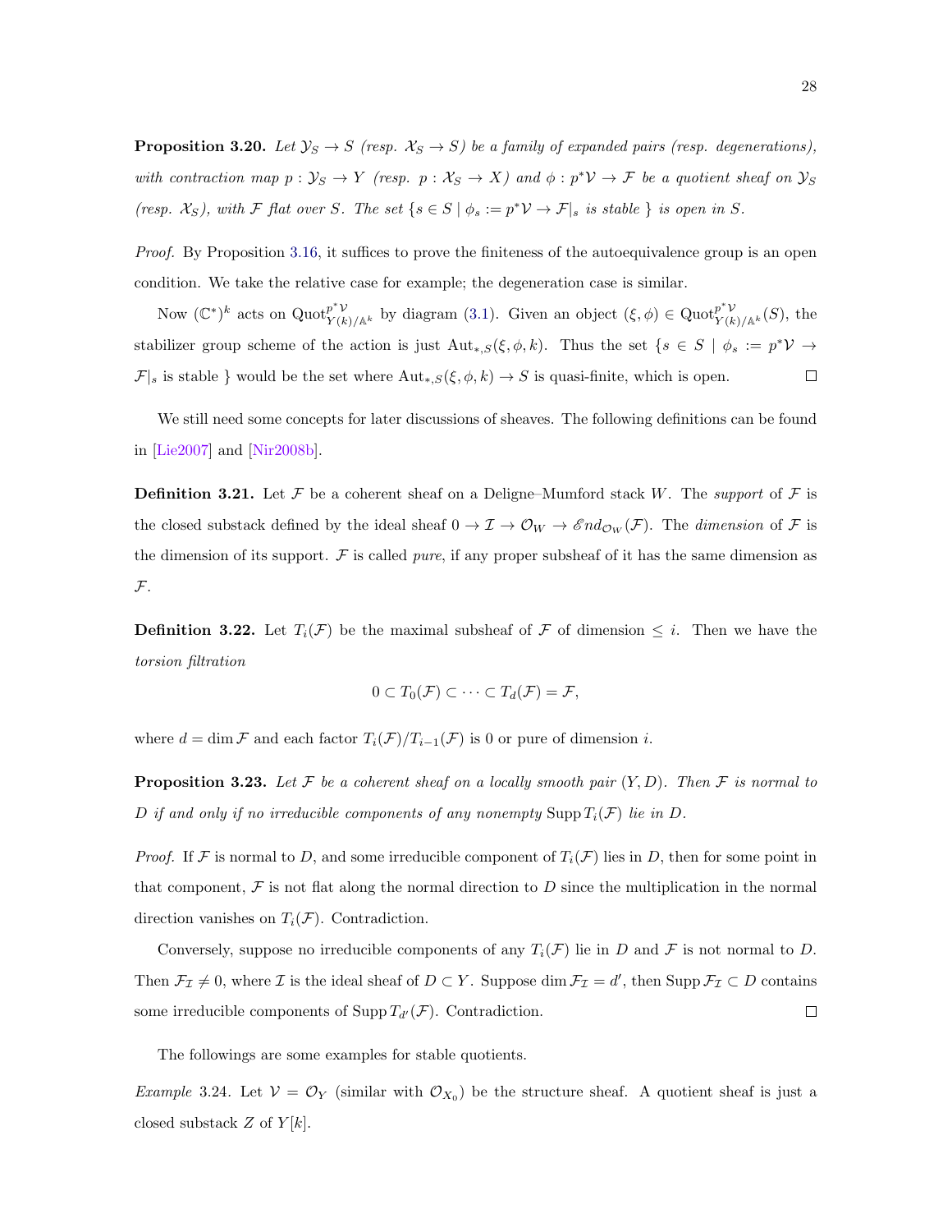**Proposition 3.20.** *Let $\mathcal{Y}_S \to S$ (resp. $\mathcal{X}_S \to S$) be a family of expanded pairs (resp. degenerations), with contraction map $p : \mathcal{Y}_S \to Y$ (resp. $p : \mathcal{X}_S \to X$) and $\phi : p^*\mathcal{V} \to \mathcal{F}$ be a quotient sheaf on $\mathcal{Y}_S$ (resp. $\mathcal{X}_S$), with $\mathcal{F}$ flat over $S$. The set $\{s \in S \mid \phi_s := p^*\mathcal{V} \to \mathcal{F}|_s$ is stable $\}$ is open in $S$.*

*Proof.* By Proposition 3.16, it suffices to prove the finiteness of the autoequivalence group is an open condition. We take the relative case for example; the degeneration case is similar.

Now $(\mathbb{C}^*)^k$ acts on $\mathrm{Quot}^{p^*\mathcal{V}}_{Y(k)/\mathbb{A}^k}$ by diagram (3.1). Given an object $(\xi, \phi) \in \mathrm{Quot}^{p^*\mathcal{V}}_{Y(k)/\mathbb{A}^k}(S)$, the stabilizer group scheme of the action is just $\mathrm{Aut}_{*,S}(\xi, \phi, k)$. Thus the set $\{s \in S \mid \phi_s := p^*\mathcal{V} \to \mathcal{F}|_s$ is stable $\}$ would be the set where $\mathrm{Aut}_{*,S}(\xi, \phi, k) \to S$ is quasi-finite, which is open. ∎

We still need some concepts for later discussions of sheaves. The following definitions can be found in [Lie2007] and [Nir2008b].

**Definition 3.21.** Let $\mathcal{F}$ be a coherent sheaf on a Deligne–Mumford stack $W$. The *support* of $\mathcal{F}$ is the closed substack defined by the ideal sheaf $0 \to \mathcal{I} \to \mathcal{O}_W \to \mathscr{E}nd_{\mathcal{O}_W}(\mathcal{F})$. The *dimension* of $\mathcal{F}$ is the dimension of its support. $\mathcal{F}$ is called *pure*, if any proper subsheaf of it has the same dimension as $\mathcal{F}$.

**Definition 3.22.** Let $T_i(\mathcal{F})$ be the maximal subsheaf of $\mathcal{F}$ of dimension $\leq i$. Then we have the *torsion filtration*

$$0 \subset T_0(\mathcal{F}) \subset \cdots \subset T_d(\mathcal{F}) = \mathcal{F},$$

where $d = \dim \mathcal{F}$ and each factor $T_i(\mathcal{F})/T_{i-1}(\mathcal{F})$ is 0 or pure of dimension $i$.

**Proposition 3.23.** *Let $\mathcal{F}$ be a coherent sheaf on a locally smooth pair $(Y, D)$. Then $\mathcal{F}$ is normal to $D$ if and only if no irreducible components of any nonempty $\mathrm{Supp}\, T_i(\mathcal{F})$ lie in $D$.*

*Proof.* If $\mathcal{F}$ is normal to $D$, and some irreducible component of $T_i(\mathcal{F})$ lies in $D$, then for some point in that component, $\mathcal{F}$ is not flat along the normal direction to $D$ since the multiplication in the normal direction vanishes on $T_i(\mathcal{F})$. Contradiction.

Conversely, suppose no irreducible components of any $T_i(\mathcal{F})$ lie in $D$ and $\mathcal{F}$ is not normal to $D$. Then $\mathcal{F}_{\mathcal{I}} \neq 0$, where $\mathcal{I}$ is the ideal sheaf of $D \subset Y$. Suppose $\dim \mathcal{F}_{\mathcal{I}} = d'$, then $\mathrm{Supp}\, \mathcal{F}_{\mathcal{I}} \subset D$ contains some irreducible components of $\mathrm{Supp}\, T_{d'}(\mathcal{F})$. Contradiction. ∎

The followings are some examples for stable quotients.

*Example* 3.24. Let $\mathcal{V} = \mathcal{O}_Y$ (similar with $\mathcal{O}_{X_0}$) be the structure sheaf. A quotient sheaf is just a closed substack $Z$ of $Y[k]$.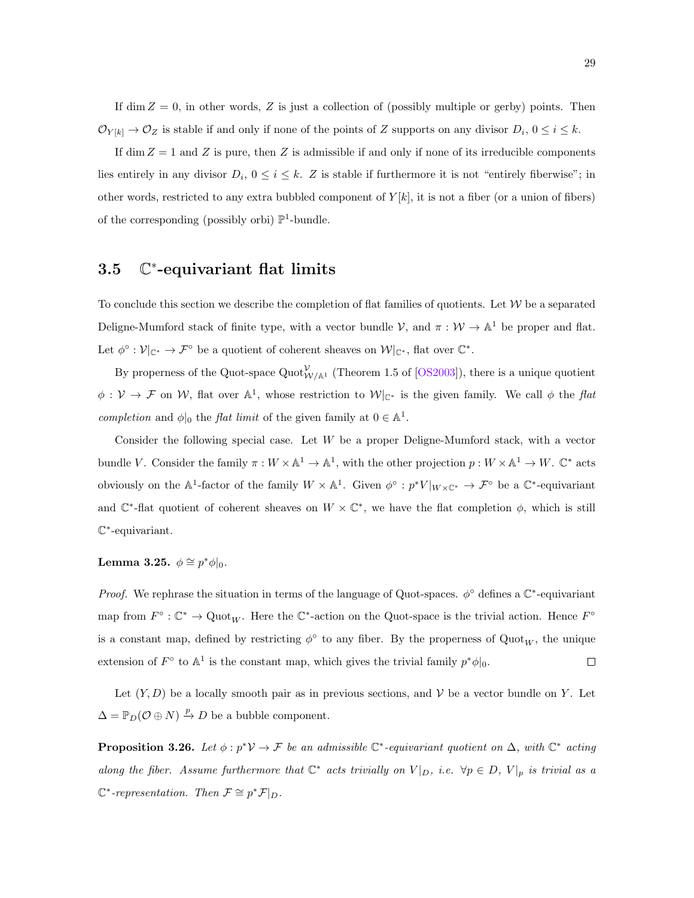If $\dim Z = 0$, in other words, $Z$ is just a collection of (possibly multiple or gerby) points. Then $\mathcal{O}_{Y[k]} \to \mathcal{O}_Z$ is stable if and only if none of the points of $Z$ supports on any divisor $D_i$, $0 \le i \le k$.

If $\dim Z = 1$ and $Z$ is pure, then $Z$ is admissible if and only if none of its irreducible components lies entirely in any divisor $D_i$, $0 \le i \le k$. $Z$ is stable if furthermore it is not "entirely fiberwise"; in other words, restricted to any extra bubbled component of $Y[k]$, it is not a fiber (or a union of fibers) of the corresponding (possibly orbi) $\mathbb{P}^1$-bundle.

## 3.5 $\mathbb{C}^*$-equivariant flat limits

To conclude this section we describe the completion of flat families of quotients. Let $\mathcal{W}$ be a separated Deligne-Mumford stack of finite type, with a vector bundle $\mathcal{V}$, and $\pi : \mathcal{W} \to \mathbb{A}^1$ be proper and flat. Let $\phi^\circ : \mathcal{V}|_{\mathbb{C}^*} \to \mathcal{F}^\circ$ be a quotient of coherent sheaves on $\mathcal{W}|_{\mathbb{C}^*}$, flat over $\mathbb{C}^*$.

By properness of the Quot-space $\mathrm{Quot}^{\mathcal{V}}_{\mathcal{W}/\mathbb{A}^1}$ (Theorem 1.5 of [OS2003]), there is a unique quotient $\phi : \mathcal{V} \to \mathcal{F}$ on $\mathcal{W}$, flat over $\mathbb{A}^1$, whose restriction to $\mathcal{W}|_{\mathbb{C}^*}$ is the given family. We call $\phi$ the *flat completion* and $\phi|_0$ the *flat limit* of the given family at $0 \in \mathbb{A}^1$.

Consider the following special case. Let $W$ be a proper Deligne-Mumford stack, with a vector bundle $V$. Consider the family $\pi : W \times \mathbb{A}^1 \to \mathbb{A}^1$, with the other projection $p : W \times \mathbb{A}^1 \to W$. $\mathbb{C}^*$ acts obviously on the $\mathbb{A}^1$-factor of the family $W \times \mathbb{A}^1$. Given $\phi^\circ : p^*V|_{W\times\mathbb{C}^*} \to \mathcal{F}^\circ$ be a $\mathbb{C}^*$-equivariant and $\mathbb{C}^*$-flat quotient of coherent sheaves on $W \times \mathbb{C}^*$, we have the flat completion $\phi$, which is still $\mathbb{C}^*$-equivariant.

**Lemma 3.25.** $\phi \cong p^*\phi|_0$.

*Proof.* We rephrase the situation in terms of the language of Quot-spaces. $\phi^\circ$ defines a $\mathbb{C}^*$-equivariant map from $F^\circ : \mathbb{C}^* \to \mathrm{Quot}_W$. Here the $\mathbb{C}^*$-action on the Quot-space is the trivial action. Hence $F^\circ$ is a constant map, defined by restricting $\phi^\circ$ to any fiber. By the properness of $\mathrm{Quot}_W$, the unique extension of $F^\circ$ to $\mathbb{A}^1$ is the constant map, which gives the trivial family $p^*\phi|_0$. ∎

Let $(Y, D)$ be a locally smooth pair as in previous sections, and $\mathcal{V}$ be a vector bundle on $Y$. Let $\Delta = \mathbb{P}_D(\mathcal{O} \oplus N) \xrightarrow{p} D$ be a bubble component.

**Proposition 3.26.** *Let $\phi : p^*\mathcal{V} \to \mathcal{F}$ be an admissible $\mathbb{C}^*$-equivariant quotient on $\Delta$, with $\mathbb{C}^*$ acting along the fiber. Assume furthermore that $\mathbb{C}^*$ acts trivially on $V|_D$, i.e. $\forall p \in D$, $V|_p$ is trivial as a $\mathbb{C}^*$-representation. Then $\mathcal{F} \cong p^*\mathcal{F}|_D$.*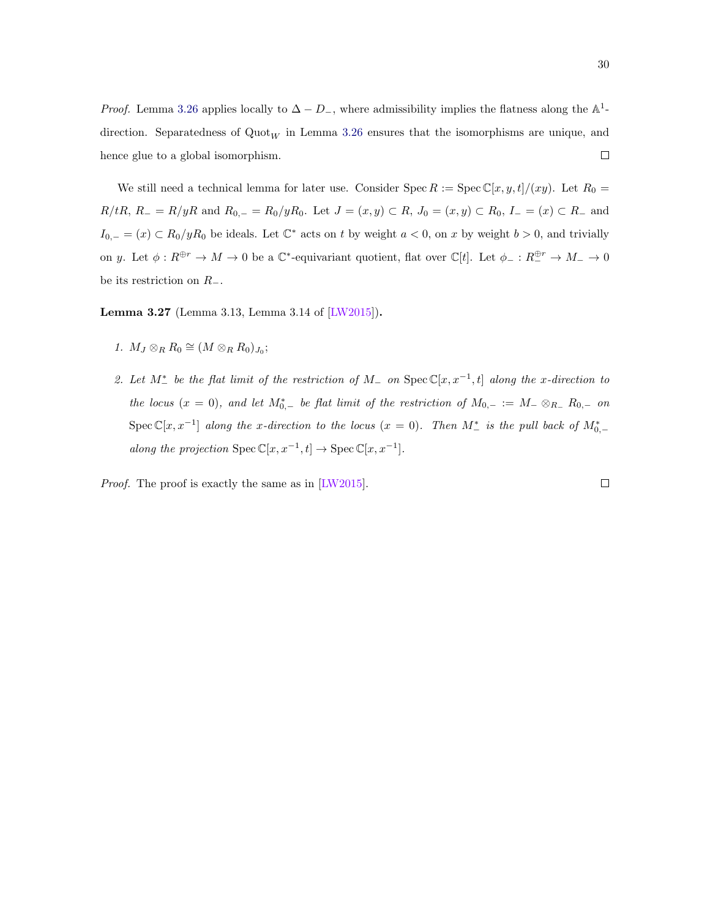*Proof.* Lemma 3.26 applies locally to $\Delta - D_-$, where admissibility implies the flatness along the $\mathbb{A}^1$-direction. Separatedness of $\mathrm{Quot}_W$ in Lemma 3.26 ensures that the isomorphisms are unique, and hence glue to a global isomorphism. $\square$

We still need a technical lemma for later use. Consider $\operatorname{Spec} R := \operatorname{Spec} \mathbb{C}[x,y,t]/(xy)$. Let $R_0 = R/tR$, $R_- = R/yR$ and $R_{0,-} = R_0/yR_0$. Let $J = (x,y) \subset R$, $J_0 = (x,y) \subset R_0$, $I_- = (x) \subset R_-$ and $I_{0,-} = (x) \subset R_0/yR_0$ be ideals. Let $\mathbb{C}^*$ acts on $t$ by weight $a < 0$, on $x$ by weight $b > 0$, and trivially on $y$. Let $\phi : R^{\oplus r} \to M \to 0$ be a $\mathbb{C}^*$-equivariant quotient, flat over $\mathbb{C}[t]$. Let $\phi_- : R_-^{\oplus r} \to M_- \to 0$ be its restriction on $R_-$.

**Lemma 3.27** (Lemma 3.13, Lemma 3.14 of [LW2015])**.**

1. *$M_J \otimes_R R_0 \cong (M \otimes_R R_0)_{J_0}$;*
2. *Let $M_-^*$ be the flat limit of the restriction of $M_-$ on $\operatorname{Spec} \mathbb{C}[x, x^{-1}, t]$ along the $x$-direction to the locus $(x = 0)$, and let $M_{0,-}^*$ be flat limit of the restriction of $M_{0,-} := M_- \otimes_{R_-} R_{0,-}$ on $\operatorname{Spec} \mathbb{C}[x, x^{-1}]$ along the $x$-direction to the locus $(x = 0)$. Then $M_-^*$ is the pull back of $M_{0,-}^*$ along the projection $\operatorname{Spec} \mathbb{C}[x, x^{-1}, t] \to \operatorname{Spec} \mathbb{C}[x, x^{-1}]$.*

*Proof.* The proof is exactly the same as in [LW2015]. $\square$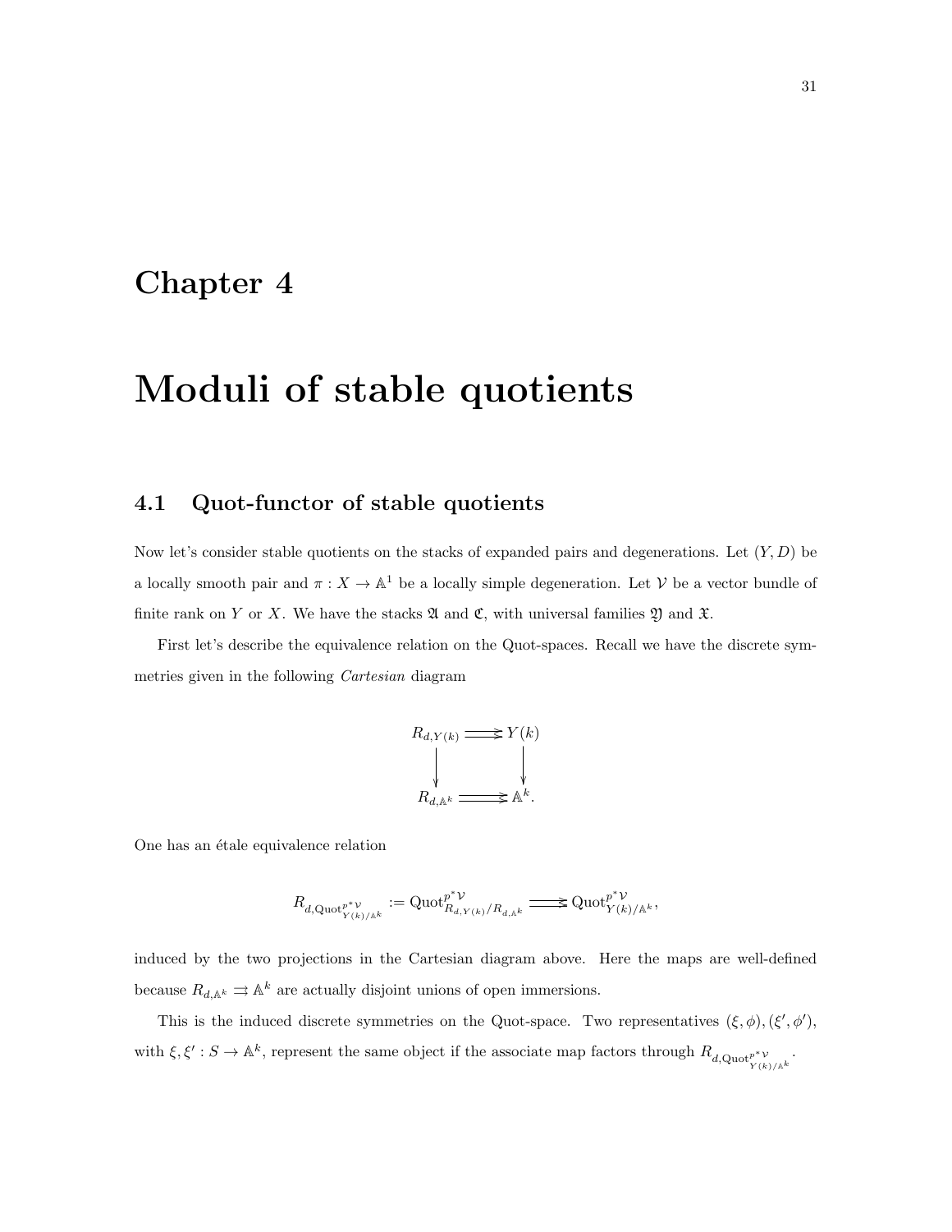# Chapter 4

# Moduli of stable quotients

## 4.1 Quot-functor of stable quotients

Now let's consider stable quotients on the stacks of expanded pairs and degenerations. Let $(Y, D)$ be a locally smooth pair and $\pi : X \to \mathbb{A}^1$ be a locally simple degeneration. Let $\mathcal{V}$ be a vector bundle of finite rank on $Y$ or $X$. We have the stacks $\mathfrak{A}$ and $\mathfrak{C}$, with universal families $\mathfrak{Y}$ and $\mathfrak{X}$.

First let's describe the equivalence relation on the Quot-spaces. Recall we have the discrete symmetries given in the following *Cartesian* diagram

$$\begin{array}{ccc} R_{d,Y(k)} & \rightrightarrows & Y(k) \\ \downarrow & & \downarrow \\ R_{d,\mathbb{A}^k} & \rightrightarrows & \mathbb{A}^k. \end{array}$$

One has an étale equivalence relation

$$R_{d,\mathrm{Quot}^{p^*\mathcal{V}}_{Y(k)/\mathbb{A}^k}} := \mathrm{Quot}^{p^*\mathcal{V}}_{R_{d,Y(k)}/R_{d,\mathbb{A}^k}} \rightrightarrows \mathrm{Quot}^{p^*\mathcal{V}}_{Y(k)/\mathbb{A}^k},$$

induced by the two projections in the Cartesian diagram above. Here the maps are well-defined because $R_{d,\mathbb{A}^k} \rightrightarrows \mathbb{A}^k$ are actually disjoint unions of open immersions.

This is the induced discrete symmetries on the Quot-space. Two representatives $(\xi, \phi), (\xi', \phi')$, with $\xi, \xi' : S \to \mathbb{A}^k$, represent the same object if the associate map factors through $R_{d,\mathrm{Quot}^{p^*\mathcal{V}}_{Y(k)/\mathbb{A}^k}}$.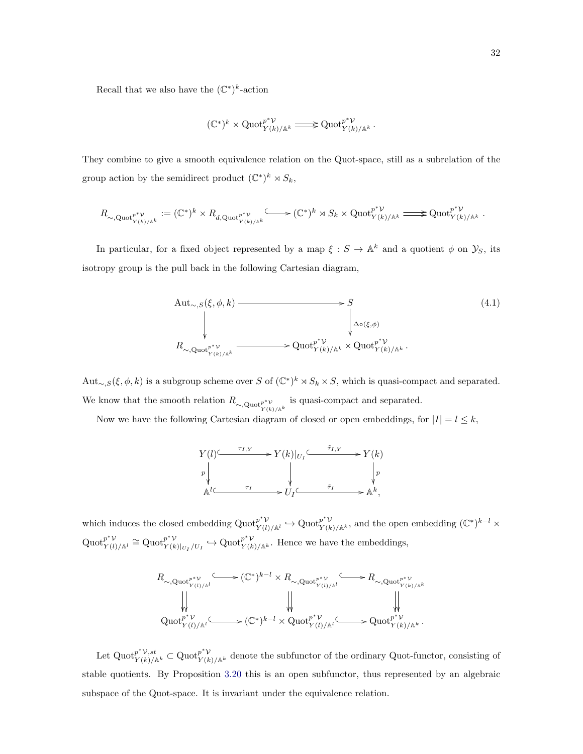Recall that we also have the $(\mathbb{C}^*)^k$-action

$$(\mathbb{C}^*)^k \times \mathrm{Quot}^{p^*\mathcal{V}}_{Y(k)/\mathbb{A}^k} \rightrightarrows \mathrm{Quot}^{p^*\mathcal{V}}_{Y(k)/\mathbb{A}^k}.$$

They combine to give a smooth equivalence relation on the Quot-space, still as a subrelation of the group action by the semidirect product $(\mathbb{C}^*)^k \rtimes S_k$,

$$R_{\sim,\mathrm{Quot}^{p^*\mathcal{V}}_{Y(k)/\mathbb{A}^k}} := (\mathbb{C}^*)^k \times R_{d,\mathrm{Quot}^{p^*\mathcal{V}}_{Y(k)/\mathbb{A}^k}} \hookrightarrow (\mathbb{C}^*)^k \rtimes S_k \times \mathrm{Quot}^{p^*\mathcal{V}}_{Y(k)/\mathbb{A}^k} \rightrightarrows \mathrm{Quot}^{p^*\mathcal{V}}_{Y(k)/\mathbb{A}^k}.$$

In particular, for a fixed object represented by a map $\xi : S \to \mathbb{A}^k$ and a quotient $\phi$ on $\mathcal{Y}_S$, its isotropy group is the pull back in the following Cartesian diagram,

$$\begin{array}{ccc} \mathrm{Aut}_{\sim,S}(\xi,\phi,k) & \longrightarrow & S \\ \downarrow & & \downarrow{\scriptstyle \Delta\circ(\xi,\phi)} \\ R_{\sim,\mathrm{Quot}^{p^*\mathcal{V}}_{Y(k)/\mathbb{A}^k}} & \longrightarrow & \mathrm{Quot}^{p^*\mathcal{V}}_{Y(k)/\mathbb{A}^k} \times \mathrm{Quot}^{p^*\mathcal{V}}_{Y(k)/\mathbb{A}^k}. \end{array} \tag{4.1}$$

$\mathrm{Aut}_{\sim,S}(\xi,\phi,k)$ is a subgroup scheme over $S$ of $(\mathbb{C}^*)^k \rtimes S_k \times S$, which is quasi-compact and separated. We know that the smooth relation $R_{\sim,\mathrm{Quot}^{p^*\mathcal{V}}_{Y(k)/\mathbb{A}^k}}$ is quasi-compact and separated.

Now we have the following Cartesian diagram of closed or open embeddings, for $|I| = l \leq k$,

$$\begin{array}{ccccc} Y(l) & \xhookrightarrow{\tau_{I,Y}} & Y(k)|_{U_I} & \xhookrightarrow{\tilde{\tau}_{I,Y}} & Y(k) \\ {\scriptstyle p}\downarrow & & \downarrow & & \downarrow{\scriptstyle p} \\ \mathbb{A}^l & \xhookrightarrow{\tau_I} & U_I & \xhookrightarrow{\tilde{\tau}_I} & \mathbb{A}^k, \end{array}$$

which induces the closed embedding $\mathrm{Quot}^{p^*\mathcal{V}}_{Y(l)/\mathbb{A}^l} \hookrightarrow \mathrm{Quot}^{p^*\mathcal{V}}_{Y(k)/\mathbb{A}^k}$, and the open embedding $(\mathbb{C}^*)^{k-l} \times \mathrm{Quot}^{p^*\mathcal{V}}_{Y(l)/\mathbb{A}^l} \cong \mathrm{Quot}^{p^*\mathcal{V}}_{Y(k)|_{U_I}/U_I} \hookrightarrow \mathrm{Quot}^{p^*\mathcal{V}}_{Y(k)/\mathbb{A}^k}$. Hence we have the embeddings,

$$\begin{array}{ccccc} R_{\sim,\mathrm{Quot}^{p^*\mathcal{V}}_{Y(l)/\mathbb{A}^l}} & \hookrightarrow & (\mathbb{C}^*)^{k-l} \times R_{\sim,\mathrm{Quot}^{p^*\mathcal{V}}_{Y(l)/\mathbb{A}^l}} & \hookrightarrow & R_{\sim,\mathrm{Quot}^{p^*\mathcal{V}}_{Y(k)/\mathbb{A}^k}} \\ \downdownarrows & & \downdownarrows & & \downdownarrows \\ \mathrm{Quot}^{p^*\mathcal{V}}_{Y(l)/\mathbb{A}^l} & \hookrightarrow & (\mathbb{C}^*)^{k-l} \times \mathrm{Quot}^{p^*\mathcal{V}}_{Y(l)/\mathbb{A}^l} & \hookrightarrow & \mathrm{Quot}^{p^*\mathcal{V}}_{Y(k)/\mathbb{A}^k}. \end{array}$$

Let $\mathrm{Quot}^{p^*\mathcal{V},st}_{Y(k)/\mathbb{A}^k} \subset \mathrm{Quot}^{p^*\mathcal{V}}_{Y(k)/\mathbb{A}^k}$ denote the subfunctor of the ordinary Quot-functor, consisting of stable quotients. By Proposition 3.20 this is an open subfunctor, thus represented by an algebraic subspace of the Quot-space. It is invariant under the equivalence relation.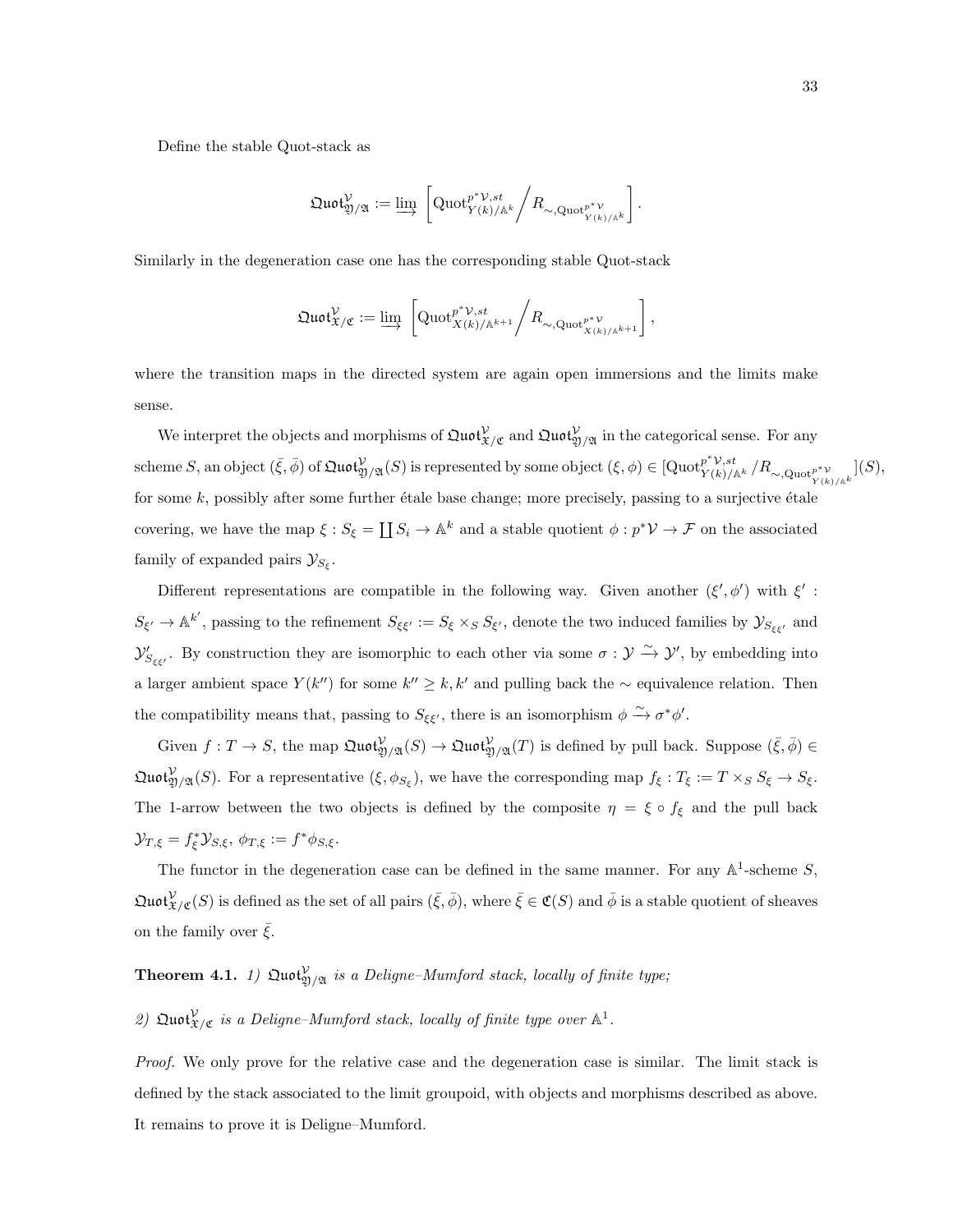Define the stable Quot-stack as

$$\mathfrak{Quot}^{\mathcal{V}}_{\mathfrak{Y}/\mathfrak{A}} := \varinjlim \left[ \mathrm{Quot}^{p^*\mathcal{V},st}_{Y(k)/\mathbb{A}^k} \Big/ R_{\sim,\mathrm{Quot}^{p^*\mathcal{V}}_{Y(k)/\mathbb{A}^k}} \right].$$

Similarly in the degeneration case one has the corresponding stable Quot-stack

$$\mathfrak{Quot}^{\mathcal{V}}_{\mathfrak{X}/\mathfrak{C}} := \varinjlim \left[ \mathrm{Quot}^{p^*\mathcal{V},st}_{X(k)/\mathbb{A}^{k+1}} \Big/ R_{\sim,\mathrm{Quot}^{p^*\mathcal{V}}_{X(k)/\mathbb{A}^{k+1}}} \right],$$

where the transition maps in the directed system are again open immersions and the limits make sense.

We interpret the objects and morphisms of $\mathfrak{Quot}^{\mathcal{V}}_{\mathfrak{X}/\mathfrak{C}}$ and $\mathfrak{Quot}^{\mathcal{V}}_{\mathfrak{Y}/\mathfrak{A}}$ in the categorical sense. For any scheme $S$, an object $(\bar{\xi}, \bar{\phi})$ of $\mathfrak{Quot}^{\mathcal{V}}_{\mathfrak{Y}/\mathfrak{A}}(S)$ is represented by some object $(\xi, \phi) \in [\mathrm{Quot}^{p^*\mathcal{V},st}_{Y(k)/\mathbb{A}^k} / R_{\sim,\mathrm{Quot}^{p^*\mathcal{V}}_{Y(k)/\mathbb{A}^k}}](S)$, for some $k$, possibly after some further étale base change; more precisely, passing to a surjective étale covering, we have the map $\xi : S_\xi = \coprod S_i \to \mathbb{A}^k$ and a stable quotient $\phi : p^*\mathcal{V} \to \mathcal{F}$ on the associated family of expanded pairs $\mathcal{Y}_{S_\xi}$.

Different representations are compatible in the following way. Given another $(\xi', \phi')$ with $\xi' : S_{\xi'} \to \mathbb{A}^{k'}$, passing to the refinement $S_{\xi\xi'} := S_\xi \times_S S_{\xi'}$, denote the two induced families by $\mathcal{Y}_{S_{\xi\xi'}}$ and $\mathcal{Y}'_{S_{\xi\xi'}}$. By construction they are isomorphic to each other via some $\sigma : \mathcal{Y} \xrightarrow{\sim} \mathcal{Y}'$, by embedding into a larger ambient space $Y(k'')$ for some $k'' \geq k, k'$ and pulling back the $\sim$ equivalence relation. Then the compatibility means that, passing to $S_{\xi\xi'}$, there is an isomorphism $\phi \xrightarrow{\sim} \sigma^*\phi'$.

Given $f : T \to S$, the map $\mathfrak{Quot}^{\mathcal{V}}_{\mathfrak{Y}/\mathfrak{A}}(S) \to \mathfrak{Quot}^{\mathcal{V}}_{\mathfrak{Y}/\mathfrak{A}}(T)$ is defined by pull back. Suppose $(\bar{\xi}, \bar{\phi}) \in \mathfrak{Quot}^{\mathcal{V}}_{\mathfrak{Y}/\mathfrak{A}}(S)$. For a representative $(\xi, \phi_{S_\xi})$, we have the corresponding map $f_\xi : T_\xi := T \times_S S_\xi \to S_\xi$. The 1-arrow between the two objects is defined by the composite $\eta = \xi \circ f_\xi$ and the pull back $\mathcal{Y}_{T,\xi} = f_\xi^*\mathcal{Y}_{S,\xi}$, $\phi_{T,\xi} := f^*\phi_{S,\xi}$.

The functor in the degeneration case can be defined in the same manner. For any $\mathbb{A}^1$-scheme $S$, $\mathfrak{Quot}^{\mathcal{V}}_{\mathfrak{X}/\mathfrak{C}}(S)$ is defined as the set of all pairs $(\bar{\xi}, \bar{\phi})$, where $\bar{\xi} \in \mathfrak{C}(S)$ and $\bar{\phi}$ is a stable quotient of sheaves on the family over $\bar{\xi}$.

**Theorem 4.1.** *1) $\mathfrak{Quot}^{\mathcal{V}}_{\mathfrak{Y}/\mathfrak{A}}$ is a Deligne–Mumford stack, locally of finite type;*

*2) $\mathfrak{Quot}^{\mathcal{V}}_{\mathfrak{X}/\mathfrak{C}}$ is a Deligne–Mumford stack, locally of finite type over $\mathbb{A}^1$.*

*Proof.* We only prove for the relative case and the degeneration case is similar. The limit stack is defined by the stack associated to the limit groupoid, with objects and morphisms described as above. It remains to prove it is Deligne–Mumford.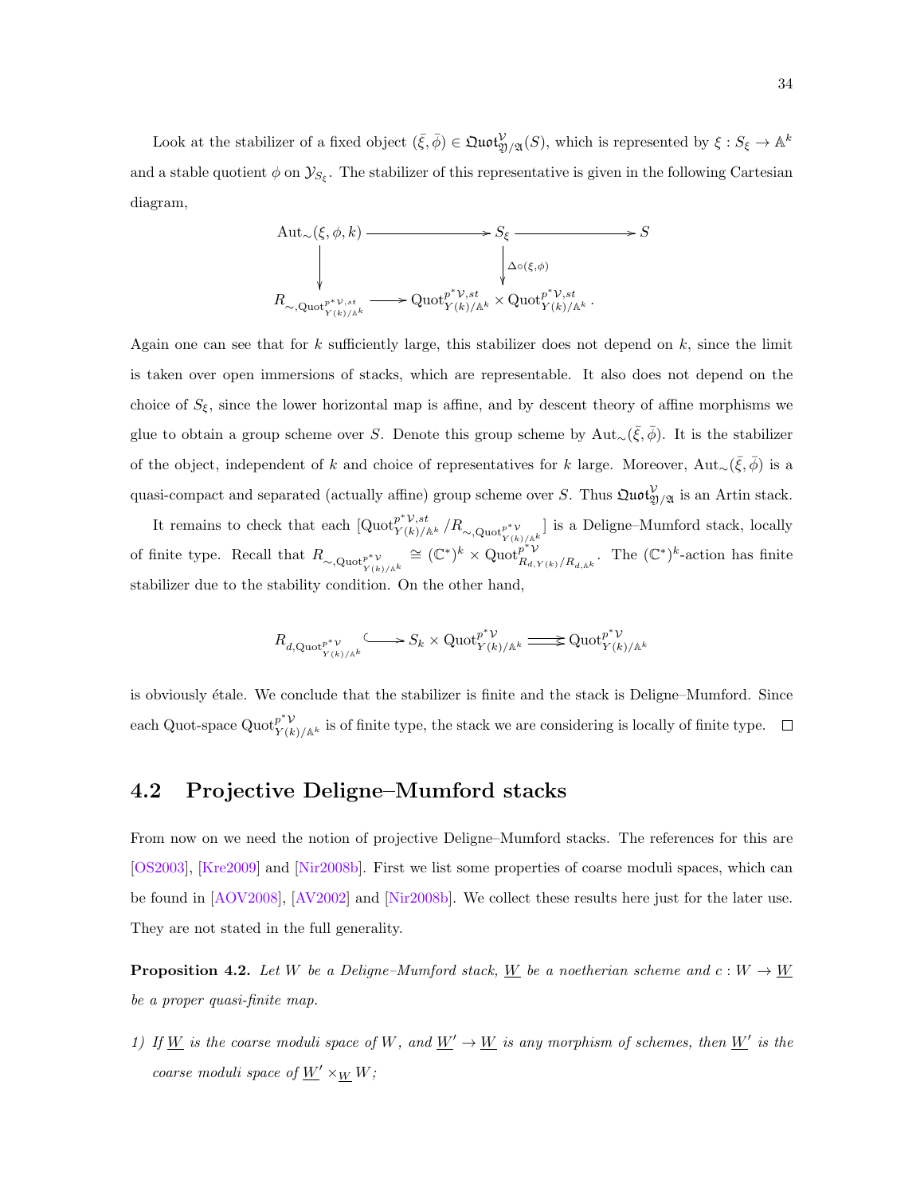Look at the stabilizer of a fixed object $(\bar{\xi}, \bar{\phi}) \in \mathfrak{Quot}^{\mathcal{V}}_{\mathfrak{Y}/\mathfrak{A}}(S)$, which is represented by $\xi : S_\xi \to \mathbb{A}^k$ and a stable quotient $\phi$ on $\mathcal{Y}_{S_\xi}$. The stabilizer of this representative is given in the following Cartesian diagram,

$$\begin{array}{ccccc} \mathrm{Aut}_\sim(\xi,\phi,k) & \longrightarrow & S_\xi & \longrightarrow & S \\ \downarrow & & \downarrow{\scriptstyle \Delta\circ(\xi,\phi)} & & \\ R_{\sim,\mathrm{Quot}^{p^*\mathcal{V},st}_{Y(k)/\mathbb{A}^k}} & \longrightarrow & \mathrm{Quot}^{p^*\mathcal{V},st}_{Y(k)/\mathbb{A}^k} \times \mathrm{Quot}^{p^*\mathcal{V},st}_{Y(k)/\mathbb{A}^k}. & & \end{array}$$

Again one can see that for $k$ sufficiently large, this stabilizer does not depend on $k$, since the limit is taken over open immersions of stacks, which are representable. It also does not depend on the choice of $S_\xi$, since the lower horizontal map is affine, and by descent theory of affine morphisms we glue to obtain a group scheme over $S$. Denote this group scheme by $\mathrm{Aut}_\sim(\bar{\xi}, \bar{\phi})$. It is the stabilizer of the object, independent of $k$ and choice of representatives for $k$ large. Moreover, $\mathrm{Aut}_\sim(\bar{\xi}, \bar{\phi})$ is a quasi-compact and separated (actually affine) group scheme over $S$. Thus $\mathfrak{Quot}^{\mathcal{V}}_{\mathfrak{Y}/\mathfrak{A}}$ is an Artin stack.

It remains to check that each $[\mathrm{Quot}^{p^*\mathcal{V},st}_{Y(k)/\mathbb{A}^k} / R_{\sim,\mathrm{Quot}^{p^*\mathcal{V}}_{Y(k)/\mathbb{A}^k}}]$ is a Deligne–Mumford stack, locally of finite type. Recall that $R_{\sim,\mathrm{Quot}^{p^*\mathcal{V}}_{Y(k)/\mathbb{A}^k}} \cong (\mathbb{C}^*)^k \times \mathrm{Quot}^{p^*\mathcal{V}}_{R_{d,Y(k)}/R_{d,\mathbb{A}^k}}$. The $(\mathbb{C}^*)^k$-action has finite stabilizer due to the stability condition. On the other hand,

$$R_{d,\mathrm{Quot}^{p^*\mathcal{V}}_{Y(k)/\mathbb{A}^k}} \hookrightarrow S_k \times \mathrm{Quot}^{p^*\mathcal{V}}_{Y(k)/\mathbb{A}^k} \rightrightarrows \mathrm{Quot}^{p^*\mathcal{V}}_{Y(k)/\mathbb{A}^k}$$

is obviously étale. We conclude that the stabilizer is finite and the stack is Deligne–Mumford. Since each Quot-space $\mathrm{Quot}^{p^*\mathcal{V}}_{Y(k)/\mathbb{A}^k}$ is of finite type, the stack we are considering is locally of finite type. □

## 4.2 Projective Deligne–Mumford stacks

From now on we need the notion of projective Deligne–Mumford stacks. The references for this are [OS2003], [Kre2009] and [Nir2008b]. First we list some properties of coarse moduli spaces, which can be found in [AOV2008], [AV2002] and [Nir2008b]. We collect these results here just for the later use. They are not stated in the full generality.

**Proposition 4.2.** *Let $W$ be a Deligne–Mumford stack, $\underline{W}$ be a noetherian scheme and $c : W \to \underline{W}$ be a proper quasi-finite map.*

*1) If $\underline{W}$ is the coarse moduli space of $W$, and $\underline{W}' \to \underline{W}$ is any morphism of schemes, then $\underline{W}'$ is the coarse moduli space of $\underline{W}' \times_{\underline{W}} W$;*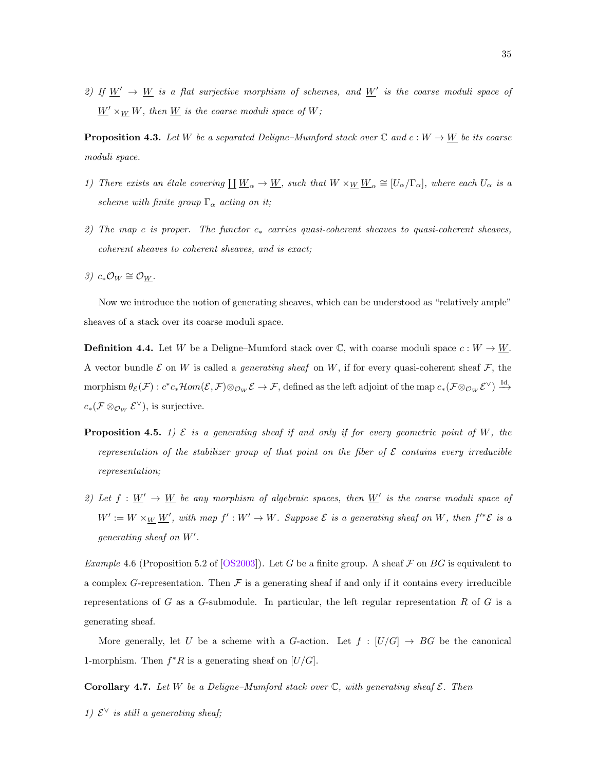2) *If $\underline{W}' \to \underline{W}$ is a flat surjective morphism of schemes, and $\underline{W}'$ is the coarse moduli space of $\underline{W}' \times_{\underline{W}} W$, then $\underline{W}$ is the coarse moduli space of $W$;*

**Proposition 4.3.** *Let $W$ be a separated Deligne–Mumford stack over $\mathbb{C}$ and $c : W \to \underline{W}$ be its coarse moduli space.*

1) *There exists an étale covering $\coprod \underline{W}_\alpha \to \underline{W}$, such that $W \times_{\underline{W}} \underline{W}_\alpha \cong [U_\alpha/\Gamma_\alpha]$, where each $U_\alpha$ is a scheme with finite group $\Gamma_\alpha$ acting on it;*

2) *The map $c$ is proper. The functor $c_*$ carries quasi-coherent sheaves to quasi-coherent sheaves, coherent sheaves to coherent sheaves, and is exact;*

3) *$c_*\mathcal{O}_W \cong \mathcal{O}_{\underline{W}}$.*

Now we introduce the notion of generating sheaves, which can be understood as "relatively ample" sheaves of a stack over its coarse moduli space.

**Definition 4.4.** Let $W$ be a Deligne–Mumford stack over $\mathbb{C}$, with coarse moduli space $c : W \to \underline{W}$. A vector bundle $\mathcal{E}$ on $W$ is called a *generating sheaf* on $W$, if for every quasi-coherent sheaf $\mathcal{F}$, the morphism $\theta_{\mathcal{E}}(\mathcal{F}) : c^*c_*\mathcal{H}om(\mathcal{E}, \mathcal{F}) \otimes_{\mathcal{O}_W} \mathcal{E} \to \mathcal{F}$, defined as the left adjoint of the map $c_*(\mathcal{F} \otimes_{\mathcal{O}_W} \mathcal{E}^\vee) \xrightarrow{\mathrm{Id}} c_*(\mathcal{F} \otimes_{\mathcal{O}_W} \mathcal{E}^\vee)$, is surjective.

**Proposition 4.5.** *1) $\mathcal{E}$ is a generating sheaf if and only if for every geometric point of $W$, the representation of the stabilizer group of that point on the fiber of $\mathcal{E}$ contains every irreducible representation;*

2) *Let $f : \underline{W}' \to \underline{W}$ be any morphism of algebraic spaces, then $\underline{W}'$ is the coarse moduli space of $W' := W \times_{\underline{W}} \underline{W}'$, with map $f' : W' \to W$. Suppose $\mathcal{E}$ is a generating sheaf on $W$, then $f'^*\mathcal{E}$ is a generating sheaf on $W'$.*

*Example* 4.6 (Proposition 5.2 of [OS2003]). Let $G$ be a finite group. A sheaf $\mathcal{F}$ on $BG$ is equivalent to a complex $G$-representation. Then $\mathcal{F}$ is a generating sheaf if and only if it contains every irreducible representations of $G$ as a $G$-submodule. In particular, the left regular representation $R$ of $G$ is a generating sheaf.

More generally, let $U$ be a scheme with a $G$-action. Let $f : [U/G] \to BG$ be the canonical 1-morphism. Then $f^*R$ is a generating sheaf on $[U/G]$.

**Corollary 4.7.** *Let $W$ be a Deligne–Mumford stack over $\mathbb{C}$, with generating sheaf $\mathcal{E}$. Then*

1) *$\mathcal{E}^\vee$ is still a generating sheaf;*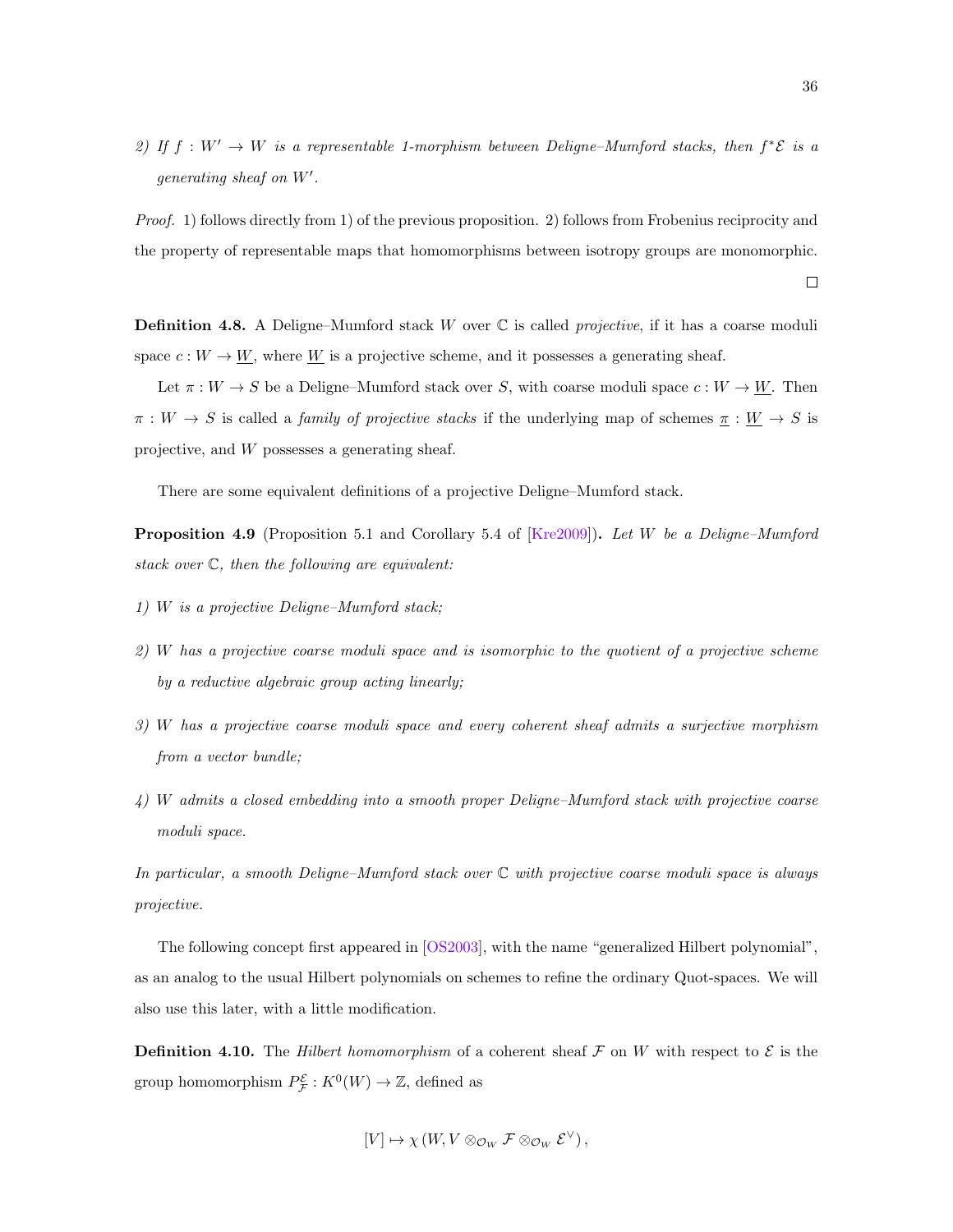*2) If $f : W' \to W$ is a representable 1-morphism between Deligne–Mumford stacks, then $f^*\mathcal{E}$ is a generating sheaf on $W'$.*

*Proof.* 1) follows directly from 1) of the previous proposition. 2) follows from Frobenius reciprocity and the property of representable maps that homomorphisms between isotropy groups are monomorphic. $\square$

**Definition 4.8.** A Deligne–Mumford stack $W$ over $\mathbb{C}$ is called *projective*, if it has a coarse moduli space $c : W \to \underline{W}$, where $\underline{W}$ is a projective scheme, and it possesses a generating sheaf.

Let $\pi : W \to S$ be a Deligne–Mumford stack over $S$, with coarse moduli space $c : W \to \underline{W}$. Then $\pi : W \to S$ is called a *family of projective stacks* if the underlying map of schemes $\underline{\pi} : \underline{W} \to S$ is projective, and $W$ possesses a generating sheaf.

There are some equivalent definitions of a projective Deligne–Mumford stack.

**Proposition 4.9** (Proposition 5.1 and Corollary 5.4 of [Kre2009])**.** *Let $W$ be a Deligne–Mumford stack over $\mathbb{C}$, then the following are equivalent:*

*1) $W$ is a projective Deligne–Mumford stack;*

*2) $W$ has a projective coarse moduli space and is isomorphic to the quotient of a projective scheme by a reductive algebraic group acting linearly;*

*3) $W$ has a projective coarse moduli space and every coherent sheaf admits a surjective morphism from a vector bundle;*

*4) $W$ admits a closed embedding into a smooth proper Deligne–Mumford stack with projective coarse moduli space.*

*In particular, a smooth Deligne–Mumford stack over $\mathbb{C}$ with projective coarse moduli space is always projective.*

The following concept first appeared in [OS2003], with the name "generalized Hilbert polynomial", as an analog to the usual Hilbert polynomials on schemes to refine the ordinary Quot-spaces. We will also use this later, with a little modification.

**Definition 4.10.** The *Hilbert homomorphism* of a coherent sheaf $\mathcal{F}$ on $W$ with respect to $\mathcal{E}$ is the group homomorphism $P^{\mathcal{E}}_{\mathcal{F}} : K^0(W) \to \mathbb{Z}$, defined as

$$[V] \mapsto \chi\left(W, V \otimes_{\mathcal{O}_W} \mathcal{F} \otimes_{\mathcal{O}_W} \mathcal{E}^\vee\right),$$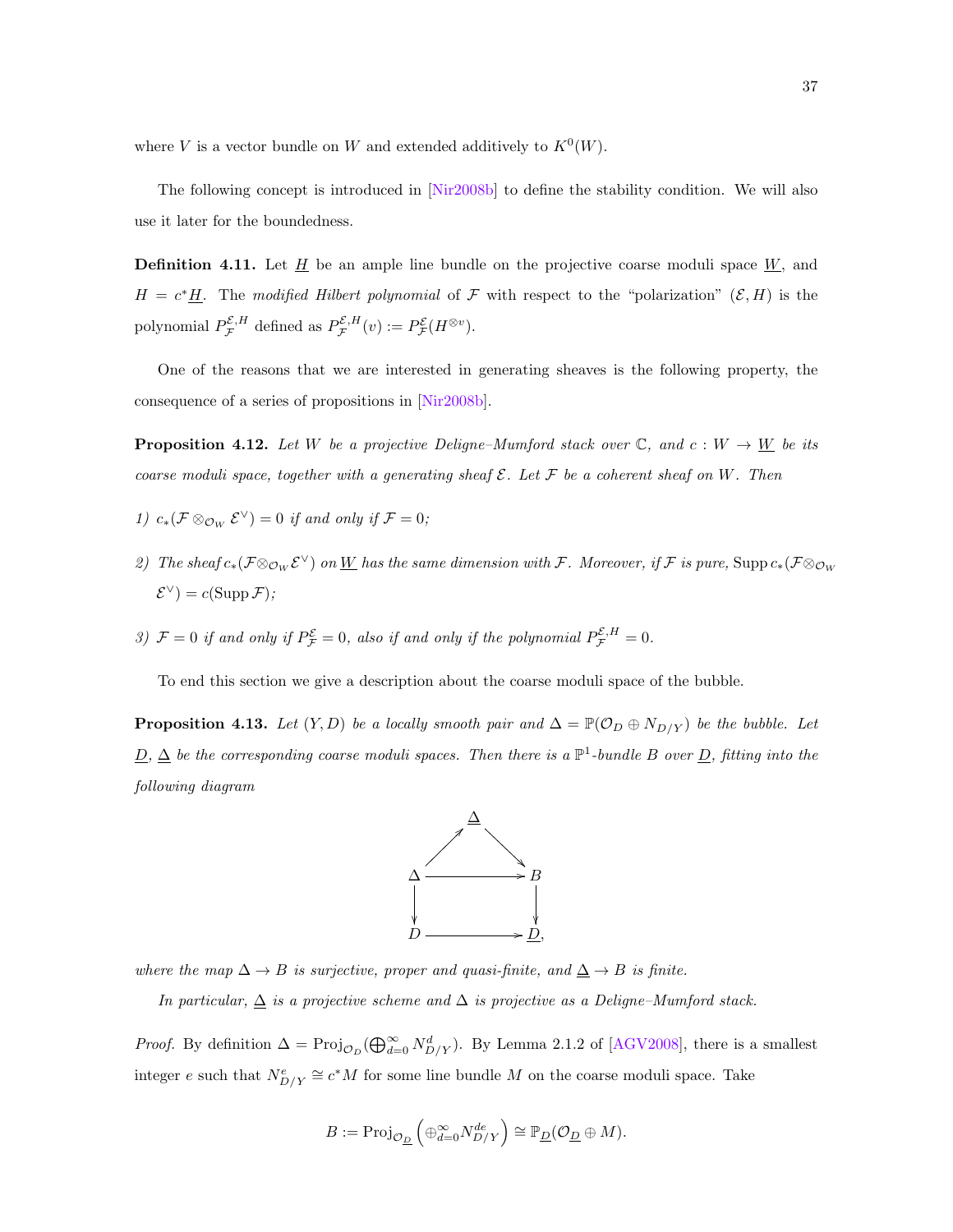where $V$ is a vector bundle on $W$ and extended additively to $K^0(W)$.

The following concept is introduced in [Nir2008b] to define the stability condition. We will also use it later for the boundedness.

**Definition 4.11.** Let $\underline{H}$ be an ample line bundle on the projective coarse moduli space $\underline{W}$, and $H = c^*\underline{H}$. The *modified Hilbert polynomial* of $\mathcal{F}$ with respect to the "polarization" $(\mathcal{E}, H)$ is the polynomial $P_{\mathcal{F}}^{\mathcal{E},H}$ defined as $P_{\mathcal{F}}^{\mathcal{E},H}(v) := P_{\mathcal{F}}^{\mathcal{E}}(H^{\otimes v})$.

One of the reasons that we are interested in generating sheaves is the following property, the consequence of a series of propositions in [Nir2008b].

**Proposition 4.12.** *Let $W$ be a projective Deligne–Mumford stack over $\mathbb{C}$, and $c : W \to \underline{W}$ be its coarse moduli space, together with a generating sheaf $\mathcal{E}$. Let $\mathcal{F}$ be a coherent sheaf on $W$. Then*

*1) $c_*(\mathcal{F} \otimes_{\mathcal{O}_W} \mathcal{E}^\vee) = 0$ if and only if $\mathcal{F} = 0$;*

*2) The sheaf $c_*(\mathcal{F} \otimes_{\mathcal{O}_W} \mathcal{E}^\vee)$ on $\underline{W}$ has the same dimension with $\mathcal{F}$. Moreover, if $\mathcal{F}$ is pure, $\operatorname{Supp} c_*(\mathcal{F} \otimes_{\mathcal{O}_W} \mathcal{E}^\vee) = c(\operatorname{Supp} \mathcal{F})$;*

*3) $\mathcal{F} = 0$ if and only if $P_{\mathcal{F}}^{\mathcal{E}} = 0$, also if and only if the polynomial $P_{\mathcal{F}}^{\mathcal{E},H} = 0$.*

To end this section we give a description about the coarse moduli space of the bubble.

**Proposition 4.13.** *Let $(Y, D)$ be a locally smooth pair and $\Delta = \mathbb{P}(\mathcal{O}_D \oplus N_{D/Y})$ be the bubble. Let $\underline{D}$, $\underline{\Delta}$ be the corresponding coarse moduli spaces. Then there is a $\mathbb{P}^1$-bundle $B$ over $\underline{D}$, fitting into the following diagram*

$$\begin{array}{ccccc} & & \underline{\Delta} & & \\ & \nearrow & & \searrow & \\ \Delta & & \longrightarrow & & B \\ \downarrow & & & & \downarrow \\ D & & \longrightarrow & & \underline{D}, \end{array}$$

*where the map $\Delta \to B$ is surjective, proper and quasi-finite, and $\underline{\Delta} \to B$ is finite.*

*In particular, $\underline{\Delta}$ is a projective scheme and $\Delta$ is projective as a Deligne–Mumford stack.*

*Proof.* By definition $\Delta = \operatorname{Proj}_{\mathcal{O}_D}(\bigoplus_{d=0}^\infty N_{D/Y}^d)$. By Lemma 2.1.2 of [AGV2008], there is a smallest integer $e$ such that $N_{D/Y}^e \cong c^*M$ for some line bundle $M$ on the coarse moduli space. Take

$$B := \operatorname{Proj}_{\mathcal{O}_{\underline{D}}}\left(\oplus_{d=0}^\infty N_{D/Y}^{de}\right) \cong \mathbb{P}_{\underline{D}}(\mathcal{O}_{\underline{D}} \oplus M).$$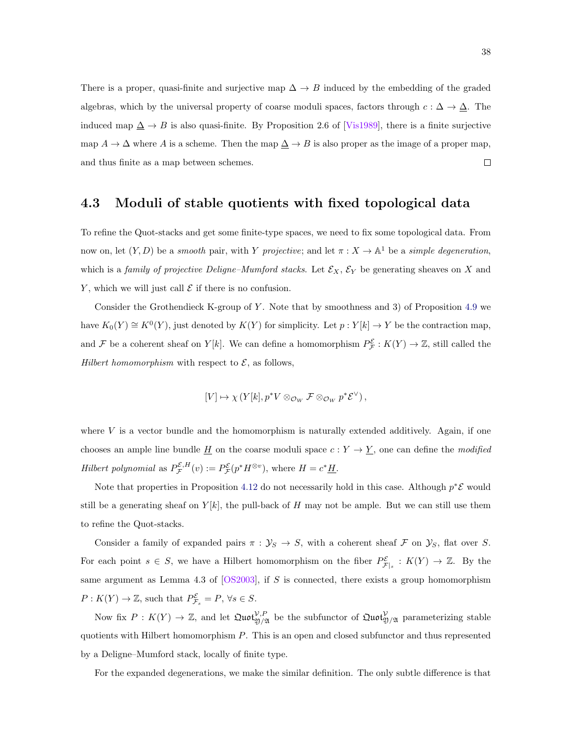There is a proper, quasi-finite and surjective map $\Delta \to B$ induced by the embedding of the graded algebras, which by the universal property of coarse moduli spaces, factors through $c : \Delta \to \underline{\Delta}$. The induced map $\underline{\Delta} \to B$ is also quasi-finite. By Proposition 2.6 of [Vis1989], there is a finite surjective map $A \to \Delta$ where $A$ is a scheme. Then the map $\underline{\Delta} \to B$ is also proper as the image of a proper map, and thus finite as a map between schemes. □

## 4.3 Moduli of stable quotients with fixed topological data

To refine the Quot-stacks and get some finite-type spaces, we need to fix some topological data. From now on, let $(Y, D)$ be a *smooth* pair, with $Y$ *projective*; and let $\pi : X \to \mathbb{A}^1$ be a *simple degeneration*, which is a *family of projective Deligne–Mumford stacks*. Let $\mathcal{E}_X$, $\mathcal{E}_Y$ be generating sheaves on $X$ and $Y$, which we will just call $\mathcal{E}$ if there is no confusion.

Consider the Grothendieck K-group of $Y$. Note that by smoothness and 3) of Proposition 4.9 we have $K_0(Y) \cong K^0(Y)$, just denoted by $K(Y)$ for simplicity. Let $p : Y[k] \to Y$ be the contraction map, and $\mathcal{F}$ be a coherent sheaf on $Y[k]$. We can define a homomorphism $P^{\mathcal{E}}_{\mathcal{F}} : K(Y) \to \mathbb{Z}$, still called the *Hilbert homomorphism* with respect to $\mathcal{E}$, as follows,

$$[V] \mapsto \chi\left(Y[k], p^*V \otimes_{\mathcal{O}_W} \mathcal{F} \otimes_{\mathcal{O}_W} p^*\mathcal{E}^\vee\right),$$

where $V$ is a vector bundle and the homomorphism is naturally extended additively. Again, if one chooses an ample line bundle $\underline{H}$ on the coarse moduli space $c : Y \to \underline{Y}$, one can define the *modified Hilbert polynomial* as $P^{\mathcal{E},H}_{\mathcal{F}}(v) := P^{\mathcal{E}}_{\mathcal{F}}(p^*H^{\otimes v})$, where $H = c^*\underline{H}$.

Note that properties in Proposition 4.12 do not necessarily hold in this case. Although $p^*\mathcal{E}$ would still be a generating sheaf on $Y[k]$, the pull-back of $H$ may not be ample. But we can still use them to refine the Quot-stacks.

Consider a family of expanded pairs $\pi : \mathcal{Y}_S \to S$, with a coherent sheaf $\mathcal{F}$ on $\mathcal{Y}_S$, flat over $S$. For each point $s \in S$, we have a Hilbert homomorphism on the fiber $P^{\mathcal{E}}_{\mathcal{F}|_s} : K(Y) \to \mathbb{Z}$. By the same argument as Lemma 4.3 of [OS2003], if $S$ is connected, there exists a group homomorphism $P : K(Y) \to \mathbb{Z}$, such that $P^{\mathcal{E}}_{\mathcal{F}_s} = P$, $\forall s \in S$.

Now fix $P : K(Y) \to \mathbb{Z}$, and let $\mathfrak{Quot}^{\mathcal{V},P}_{\mathfrak{Y}/\mathfrak{A}}$ be the subfunctor of $\mathfrak{Quot}^{\mathcal{V}}_{\mathfrak{Y}/\mathfrak{A}}$ parameterizing stable quotients with Hilbert homomorphism $P$. This is an open and closed subfunctor and thus represented by a Deligne–Mumford stack, locally of finite type.

For the expanded degenerations, we make the similar definition. The only subtle difference is that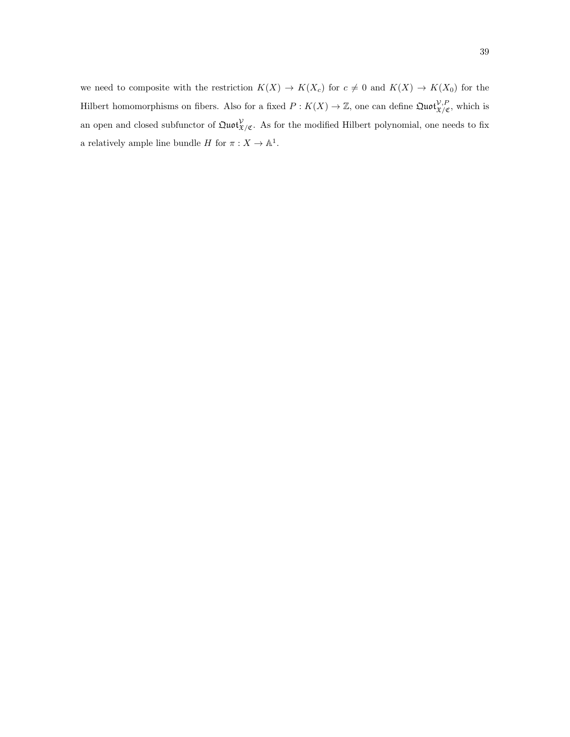we need to composite with the restriction $K(X) \to K(X_c)$ for $c \neq 0$ and $K(X) \to K(X_0)$ for the Hilbert homomorphisms on fibers. Also for a fixed $P : K(X) \to \mathbb{Z}$, one can define $\mathfrak{Quot}^{\mathcal{V},P}_{\mathfrak{X}/\mathfrak{C}}$, which is an open and closed subfunctor of $\mathfrak{Quot}^{\mathcal{V}}_{\mathfrak{X}/\mathfrak{C}}$. As for the modified Hilbert polynomial, one needs to fix a relatively ample line bundle $H$ for $\pi : X \to \mathbb{A}^1$.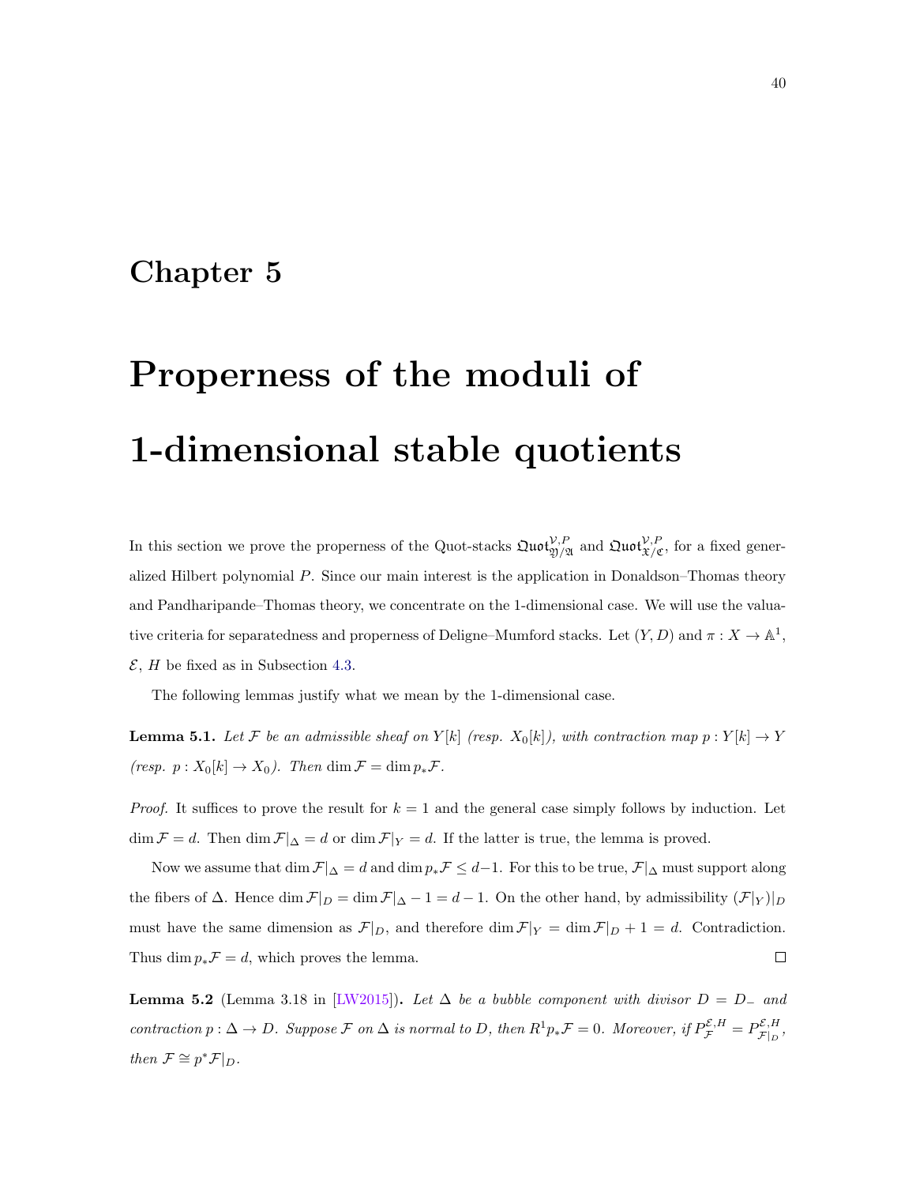# Chapter 5

# Properness of the moduli of 1-dimensional stable quotients

In this section we prove the properness of the Quot-stacks $\mathfrak{Quot}^{\mathcal{V},P}_{\mathfrak{Y}/\mathfrak{A}}$ and $\mathfrak{Quot}^{\mathcal{V},P}_{\mathfrak{X}/\mathfrak{C}}$, for a fixed generalized Hilbert polynomial $P$. Since our main interest is the application in Donaldson–Thomas theory and Pandharipande–Thomas theory, we concentrate on the 1-dimensional case. We will use the valuative criteria for separatedness and properness of Deligne–Mumford stacks. Let $(Y, D)$ and $\pi : X \to \mathbb{A}^1$, $\mathcal{E}$, $H$ be fixed as in Subsection 4.3.

The following lemmas justify what we mean by the 1-dimensional case.

**Lemma 5.1.** *Let $\mathcal{F}$ be an admissible sheaf on $Y[k]$ (resp. $X_0[k]$), with contraction map $p : Y[k] \to Y$ (resp. $p : X_0[k] \to X_0$). Then $\dim \mathcal{F} = \dim p_*\mathcal{F}$.*

*Proof.* It suffices to prove the result for $k = 1$ and the general case simply follows by induction. Let $\dim \mathcal{F} = d$. Then $\dim \mathcal{F}|_\Delta = d$ or $\dim \mathcal{F}|_Y = d$. If the latter is true, the lemma is proved.

Now we assume that $\dim \mathcal{F}|_\Delta = d$ and $\dim p_*\mathcal{F} \le d-1$. For this to be true, $\mathcal{F}|_\Delta$ must support along the fibers of $\Delta$. Hence $\dim \mathcal{F}|_D = \dim \mathcal{F}|_\Delta - 1 = d - 1$. On the other hand, by admissibility $(\mathcal{F}|_Y)|_D$ must have the same dimension as $\mathcal{F}|_D$, and therefore $\dim \mathcal{F}|_Y = \dim \mathcal{F}|_D + 1 = d$. Contradiction. Thus $\dim p_*\mathcal{F} = d$, which proves the lemma. $\square$

**Lemma 5.2** (Lemma 3.18 in [LW2015])**.** *Let $\Delta$ be a bubble component with divisor $D = D_-$ and contraction $p : \Delta \to D$. Suppose $\mathcal{F}$ on $\Delta$ is normal to $D$, then $R^1p_*\mathcal{F} = 0$. Moreover, if $P^{\mathcal{E},H}_{\mathcal{F}} = P^{\mathcal{E},H}_{\mathcal{F}|_D}$, then $\mathcal{F} \cong p^*\mathcal{F}|_D$.*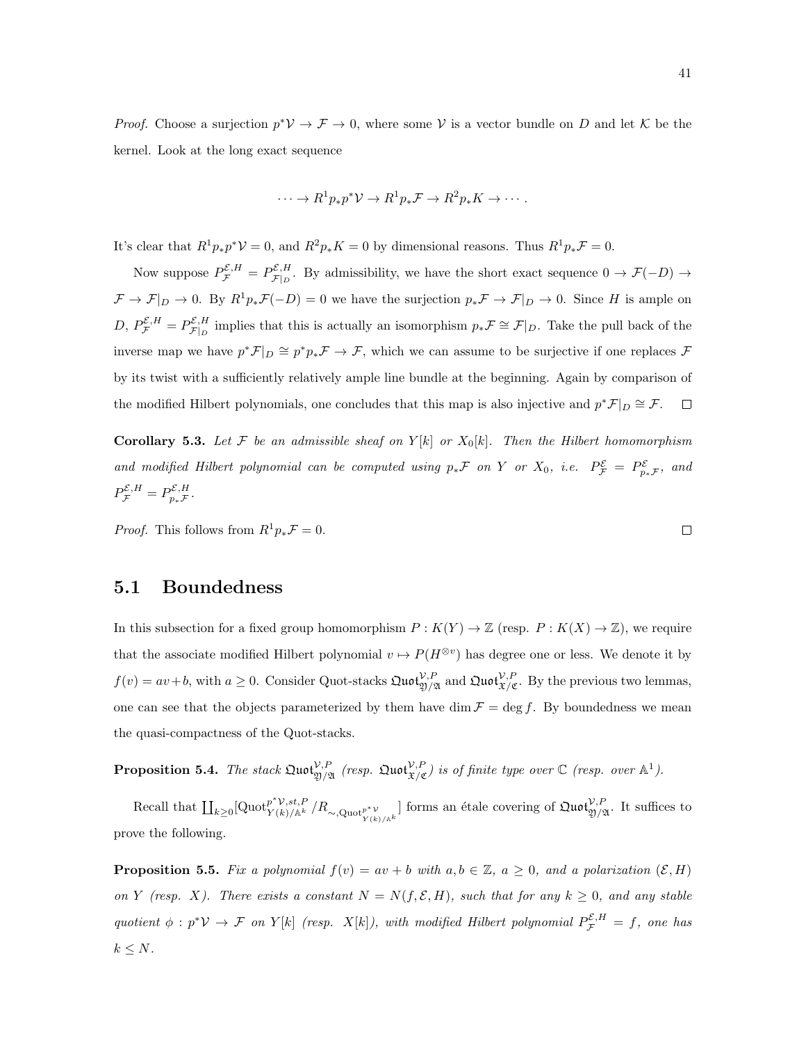*Proof.* Choose a surjection $p^*\mathcal{V} \to \mathcal{F} \to 0$, where some $\mathcal{V}$ is a vector bundle on $D$ and let $\mathcal{K}$ be the kernel. Look at the long exact sequence

$$\cdots \to R^1 p_* p^*\mathcal{V} \to R^1 p_*\mathcal{F} \to R^2 p_* K \to \cdots .$$

It's clear that $R^1 p_* p^*\mathcal{V} = 0$, and $R^2 p_* K = 0$ by dimensional reasons. Thus $R^1 p_*\mathcal{F} = 0$.

Now suppose $P^{\mathcal{E},H}_{\mathcal{F}} = P^{\mathcal{E},H}_{\mathcal{F}|_D}$. By admissibility, we have the short exact sequence $0 \to \mathcal{F}(-D) \to \mathcal{F} \to \mathcal{F}|_D \to 0$. By $R^1 p_*\mathcal{F}(-D) = 0$ we have the surjection $p_*\mathcal{F} \to \mathcal{F}|_D \to 0$. Since $H$ is ample on $D$, $P^{\mathcal{E},H}_{\mathcal{F}} = P^{\mathcal{E},H}_{\mathcal{F}|_D}$ implies that this is actually an isomorphism $p_*\mathcal{F} \cong \mathcal{F}|_D$. Take the pull back of the inverse map we have $p^*\mathcal{F}|_D \cong p^* p_*\mathcal{F} \to \mathcal{F}$, which we can assume to be surjective if one replaces $\mathcal{F}$ by its twist with a sufficiently relatively ample line bundle at the beginning. Again by comparison of the modified Hilbert polynomials, one concludes that this map is also injective and $p^*\mathcal{F}|_D \cong \mathcal{F}$. □

**Corollary 5.3.** *Let $\mathcal{F}$ be an admissible sheaf on $Y[k]$ or $X_0[k]$. Then the Hilbert homomorphism and modified Hilbert polynomial can be computed using $p_*\mathcal{F}$ on $Y$ or $X_0$, i.e. $P^{\mathcal{E}}_{\mathcal{F}} = P^{\mathcal{E}}_{p_*\mathcal{F}}$, and $P^{\mathcal{E},H}_{\mathcal{F}} = P^{\mathcal{E},H}_{p_*\mathcal{F}}$.*

*Proof.* This follows from $R^1 p_*\mathcal{F} = 0$. □

## 5.1 Boundedness

In this subsection for a fixed group homomorphism $P : K(Y) \to \mathbb{Z}$ (resp. $P : K(X) \to \mathbb{Z}$), we require that the associate modified Hilbert polynomial $v \mapsto P(H^{\otimes v})$ has degree one or less. We denote it by $f(v) = av + b$, with $a \geq 0$. Consider Quot-stacks $\mathfrak{Quot}^{\mathcal{V},P}_{\mathfrak{Y}/\mathfrak{A}}$ and $\mathfrak{Quot}^{\mathcal{V},P}_{\mathfrak{X}/\mathfrak{C}}$. By the previous two lemmas, one can see that the objects parameterized by them have $\dim \mathcal{F} = \deg f$. By boundedness we mean the quasi-compactness of the Quot-stacks.

**Proposition 5.4.** *The stack $\mathfrak{Quot}^{\mathcal{V},P}_{\mathfrak{Y}/\mathfrak{A}}$ (resp. $\mathfrak{Quot}^{\mathcal{V},P}_{\mathfrak{X}/\mathfrak{C}}$) is of finite type over $\mathbb{C}$ (resp. over $\mathbb{A}^1$).*

Recall that $\coprod_{k\geq 0}[\mathrm{Quot}^{p^*\mathcal{V},st,P}_{Y(k)/\mathbb{A}^k} / R_{\sim,\mathrm{Quot}^{p^*\mathcal{V}}_{Y(k)/\mathbb{A}^k}}]$ forms an étale covering of $\mathfrak{Quot}^{\mathcal{V},P}_{\mathfrak{Y}/\mathfrak{A}}$. It suffices to prove the following.

**Proposition 5.5.** *Fix a polynomial $f(v) = av + b$ with $a, b \in \mathbb{Z}$, $a \geq 0$, and a polarization $(\mathcal{E}, H)$ on $Y$ (resp. $X$). There exists a constant $N = N(f, \mathcal{E}, H)$, such that for any $k \geq 0$, and any stable quotient $\phi : p^*\mathcal{V} \to \mathcal{F}$ on $Y[k]$ (resp. $X[k]$), with modified Hilbert polynomial $P^{\mathcal{E},H}_{\mathcal{F}} = f$, one has $k \leq N$.*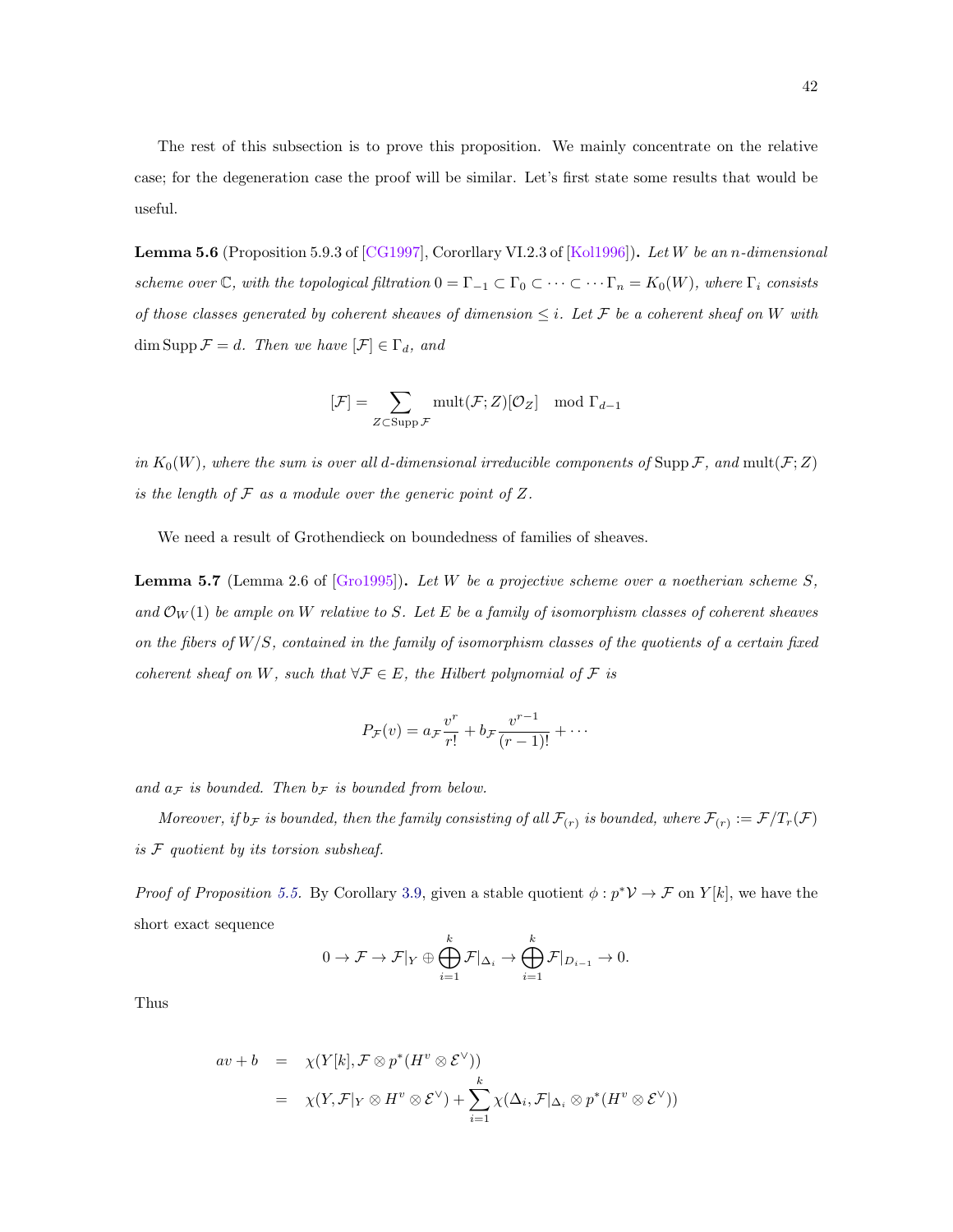The rest of this subsection is to prove this proposition. We mainly concentrate on the relative case; for the degeneration case the proof will be similar. Let's first state some results that would be useful.

**Lemma 5.6** (Proposition 5.9.3 of [CG1997], Cororllary VI.2.3 of [Kol1996])**.** *Let $W$ be an $n$-dimensional scheme over $\mathbb{C}$, with the topological filtration $0 = \Gamma_{-1} \subset \Gamma_0 \subset \cdots \subset \cdots \Gamma_n = K_0(W)$, where $\Gamma_i$ consists of those classes generated by coherent sheaves of dimension $\leq i$. Let $\mathcal{F}$ be a coherent sheaf on $W$ with $\dim \operatorname{Supp} \mathcal{F} = d$. Then we have $[\mathcal{F}] \in \Gamma_d$, and*

$$[\mathcal{F}] = \sum_{Z \subset \operatorname{Supp} \mathcal{F}} \operatorname{mult}(\mathcal{F}; Z)[\mathcal{O}_Z] \mod \Gamma_{d-1}$$

*in $K_0(W)$, where the sum is over all $d$-dimensional irreducible components of $\operatorname{Supp} \mathcal{F}$, and $\operatorname{mult}(\mathcal{F}; Z)$ is the length of $\mathcal{F}$ as a module over the generic point of $Z$.*

We need a result of Grothendieck on boundedness of families of sheaves.

**Lemma 5.7** (Lemma 2.6 of [Gro1995])**.** *Let $W$ be a projective scheme over a noetherian scheme $S$, and $\mathcal{O}_W(1)$ be ample on $W$ relative to $S$. Let $E$ be a family of isomorphism classes of coherent sheaves on the fibers of $W/S$, contained in the family of isomorphism classes of the quotients of a certain fixed coherent sheaf on $W$, such that $\forall \mathcal{F} \in E$, the Hilbert polynomial of $\mathcal{F}$ is*

$$P_{\mathcal{F}}(v) = a_{\mathcal{F}} \frac{v^r}{r!} + b_{\mathcal{F}} \frac{v^{r-1}}{(r-1)!} + \cdots$$

*and $a_{\mathcal{F}}$ is bounded. Then $b_{\mathcal{F}}$ is bounded from below.*

*Moreover, if $b_{\mathcal{F}}$ is bounded, then the family consisting of all $\mathcal{F}_{(r)}$ is bounded, where $\mathcal{F}_{(r)} := \mathcal{F}/T_r(\mathcal{F})$ is $\mathcal{F}$ quotient by its torsion subsheaf.*

*Proof of Proposition 5.5.* By Corollary 3.9, given a stable quotient $\phi : p^*\mathcal{V} \to \mathcal{F}$ on $Y[k]$, we have the short exact sequence

$$0 \to \mathcal{F} \to \mathcal{F}|_Y \oplus \bigoplus_{i=1}^{k} \mathcal{F}|_{\Delta_i} \to \bigoplus_{i=1}^{k} \mathcal{F}|_{D_{i-1}} \to 0.$$

Thus

$$\begin{aligned}
av + b &= \chi(Y[k], \mathcal{F} \otimes p^*(H^v \otimes \mathcal{E}^\vee)) \\
&= \chi(Y, \mathcal{F}|_Y \otimes H^v \otimes \mathcal{E}^\vee) + \sum_{i=1}^{k} \chi(\Delta_i, \mathcal{F}|_{\Delta_i} \otimes p^*(H^v \otimes \mathcal{E}^\vee))
\end{aligned}$$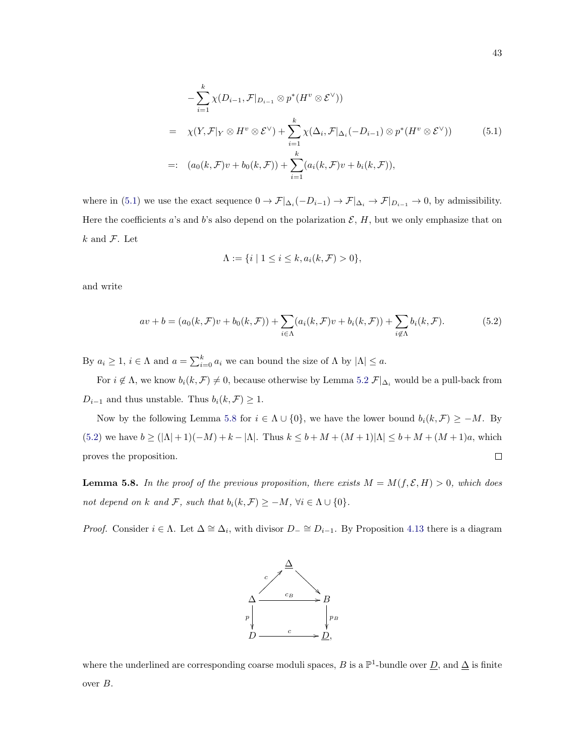$$
\begin{aligned}
& -\sum_{i=1}^{k} \chi(D_{i-1}, \mathcal{F}|_{D_{i-1}} \otimes p^*(H^v \otimes \mathcal{E}^\vee)) \\
= \quad & \chi(Y, \mathcal{F}|_Y \otimes H^v \otimes \mathcal{E}^\vee) + \sum_{i=1}^{k} \chi(\Delta_i, \mathcal{F}|_{\Delta_i}(-D_{i-1}) \otimes p^*(H^v \otimes \mathcal{E}^\vee)) \qquad (5.1) \\
=: \quad & (a_0(k, \mathcal{F})v + b_0(k, \mathcal{F})) + \sum_{i=1}^{k} (a_i(k, \mathcal{F})v + b_i(k, \mathcal{F})),
\end{aligned}
$$

where in (5.1) we use the exact sequence $0 \to \mathcal{F}|_{\Delta_i}(-D_{i-1}) \to \mathcal{F}|_{\Delta_i} \to \mathcal{F}|_{D_{i-1}} \to 0$, by admissibility. Here the coefficients $a$'s and $b$'s also depend on the polarization $\mathcal{E}$, $H$, but we only emphasize that on $k$ and $\mathcal{F}$. Let

$$
\Lambda := \{i \mid 1 \leq i \leq k, a_i(k, \mathcal{F}) > 0\},
$$

and write

$$
av + b = (a_0(k, \mathcal{F})v + b_0(k, \mathcal{F})) + \sum_{i \in \Lambda} (a_i(k, \mathcal{F})v + b_i(k, \mathcal{F})) + \sum_{i \notin \Lambda} b_i(k, \mathcal{F}). \qquad (5.2)
$$

By $a_i \geq 1$, $i \in \Lambda$ and $a = \sum_{i=0}^{k} a_i$ we can bound the size of $\Lambda$ by $|\Lambda| \leq a$.

For $i \notin \Lambda$, we know $b_i(k, \mathcal{F}) \neq 0$, because otherwise by Lemma 5.2 $\mathcal{F}|_{\Delta_i}$ would be a pull-back from $D_{i-1}$ and thus unstable. Thus $b_i(k, \mathcal{F}) \geq 1$.

Now by the following Lemma 5.8 for $i \in \Lambda \cup \{0\}$, we have the lower bound $b_i(k, \mathcal{F}) \geq -M$. By (5.2) we have $b \geq (|\Lambda| + 1)(-M) + k - |\Lambda|$. Thus $k \leq b + M + (M+1)|\Lambda| \leq b + M + (M+1)a$, which proves the proposition. $\square$

**Lemma 5.8.** *In the proof of the previous proposition, there exists $M = M(f, \mathcal{E}, H) > 0$, which does not depend on $k$ and $\mathcal{F}$, such that $b_i(k, \mathcal{F}) \geq -M$, $\forall i \in \Lambda \cup \{0\}$.*

*Proof.* Consider $i \in \Lambda$. Let $\Delta \cong \Delta_i$, with divisor $D_- \cong D_{i-1}$. By Proposition 4.13 there is a diagram

$$
\begin{array}{ccccc}
 & & \underline{\Delta} & & \\
 & \overset{c}{\nearrow} & & \searrow & \\
\Delta & & \xrightarrow{\quad c_B \quad} & & B \\
\downarrow p & & & & \downarrow p_B \\
D & & \xrightarrow{\quad c \quad} & & \underline{D},
\end{array}
$$

where the underlined are corresponding coarse moduli spaces, $B$ is a $\mathbb{P}^1$-bundle over $\underline{D}$, and $\underline{\Delta}$ is finite over $B$.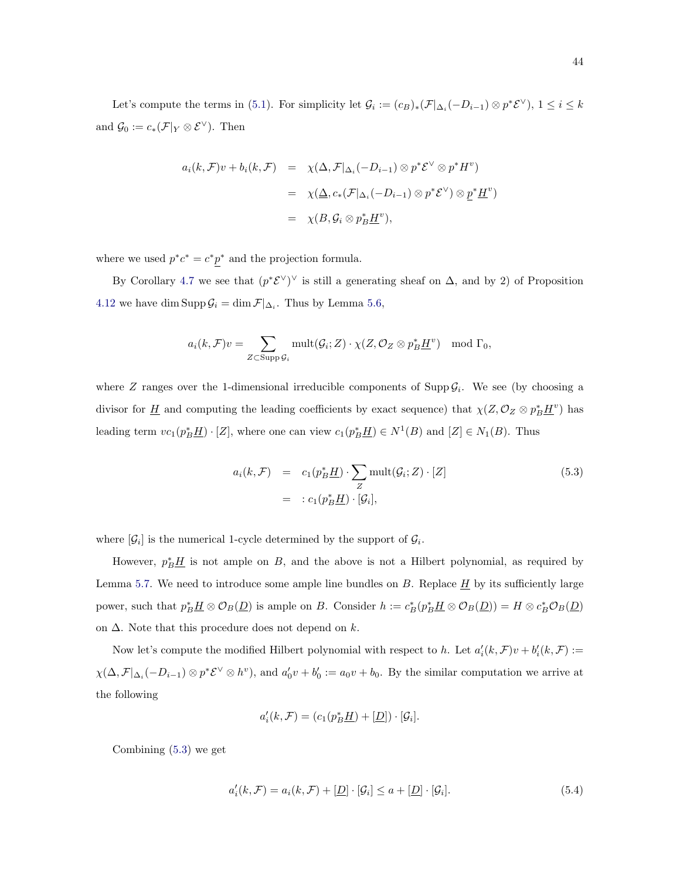Let's compute the terms in (5.1). For simplicity let $\mathcal{G}_i := (c_B)_*(\mathcal{F}|_{\Delta_i}(-D_{i-1}) \otimes p^*\mathcal{E}^\vee)$, $1 \le i \le k$ and $\mathcal{G}_0 := c_*(\mathcal{F}|_Y \otimes \mathcal{E}^\vee)$. Then

$$
\begin{aligned}
a_i(k,\mathcal{F})v + b_i(k,\mathcal{F}) &= \chi(\Delta, \mathcal{F}|_{\Delta_i}(-D_{i-1}) \otimes p^*\mathcal{E}^\vee \otimes p^*H^v) \\
&= \chi(\underline{\Delta}, c_*(\mathcal{F}|_{\Delta_i}(-D_{i-1}) \otimes p^*\mathcal{E}^\vee) \otimes \underline{p}^*\underline{H}^v) \\
&= \chi(B, \mathcal{G}_i \otimes p_B^*\underline{H}^v),
\end{aligned}
$$

where we used $p^*c^* = c^*\underline{p}^*$ and the projection formula.

By Corollary 4.7 we see that $(p^*\mathcal{E}^\vee)^\vee$ is still a generating sheaf on $\Delta$, and by 2) of Proposition 4.12 we have $\dim \operatorname{Supp} \mathcal{G}_i = \dim \mathcal{F}|_{\Delta_i}$. Thus by Lemma 5.6,

$$
a_i(k,\mathcal{F})v = \sum_{Z \subset \operatorname{Supp} \mathcal{G}_i} \operatorname{mult}(\mathcal{G}_i; Z) \cdot \chi(Z, \mathcal{O}_Z \otimes p_B^*\underline{H}^v) \mod \Gamma_0,
$$

where $Z$ ranges over the 1-dimensional irreducible components of $\operatorname{Supp} \mathcal{G}_i$. We see (by choosing a divisor for $\underline{H}$ and computing the leading coefficients by exact sequence) that $\chi(Z, \mathcal{O}_Z \otimes p_B^*\underline{H}^v)$ has leading term $vc_1(p_B^*\underline{H}) \cdot [Z]$, where one can view $c_1(p_B^*\underline{H}) \in N^1(B)$ and $[Z] \in N_1(B)$. Thus

$$
\begin{aligned}
a_i(k,\mathcal{F}) &= c_1(p_B^*\underline{H}) \cdot \sum_Z \operatorname{mult}(\mathcal{G}_i; Z) \cdot [Z] \\
&=: c_1(p_B^*\underline{H}) \cdot [\mathcal{G}_i],
\end{aligned}
\tag{5.3}
$$

where $[\mathcal{G}_i]$ is the numerical 1-cycle determined by the support of $\mathcal{G}_i$.

However, $p_B^*\underline{H}$ is not ample on $B$, and the above is not a Hilbert polynomial, as required by Lemma 5.7. We need to introduce some ample line bundles on $B$. Replace $\underline{H}$ by its sufficiently large power, such that $p_B^*\underline{H} \otimes \mathcal{O}_B(\underline{D})$ is ample on $B$. Consider $h := c_B^*(p_B^*\underline{H} \otimes \mathcal{O}_B(\underline{D})) = H \otimes c_B^*\mathcal{O}_B(\underline{D})$ on $\Delta$. Note that this procedure does not depend on $k$.

Now let's compute the modified Hilbert polynomial with respect to $h$. Let $a_i'(k,\mathcal{F})v + b_i'(k,\mathcal{F}) := \chi(\Delta, \mathcal{F}|_{\Delta_i}(-D_{i-1}) \otimes p^*\mathcal{E}^\vee \otimes h^v)$, and $a_0'v + b_0' := a_0v + b_0$. By the similar computation we arrive at the following

$$
a_i'(k,\mathcal{F}) = (c_1(p_B^*\underline{H}) + [\underline{D}]) \cdot [\mathcal{G}_i].
$$

Combining (5.3) we get

$$
a_i'(k,\mathcal{F}) = a_i(k,\mathcal{F}) + [\underline{D}] \cdot [\mathcal{G}_i] \le a + [\underline{D}] \cdot [\mathcal{G}_i].
\tag{5.4}
$$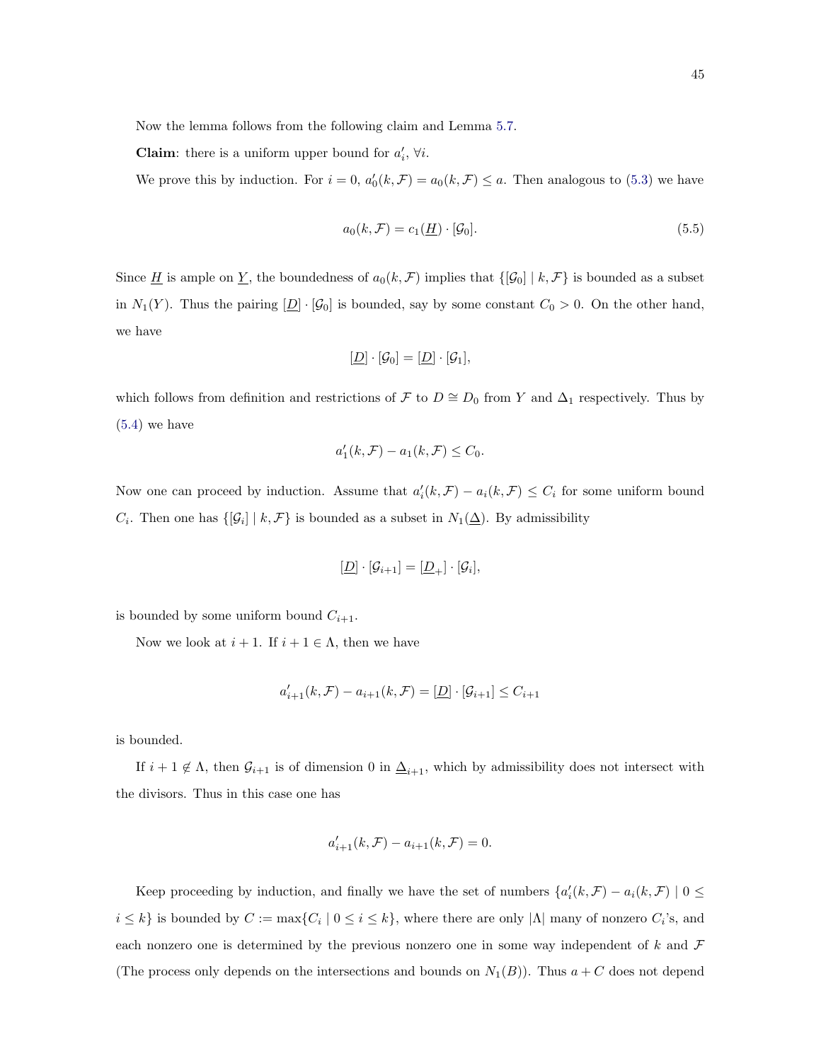Now the lemma follows from the following claim and Lemma 5.7.

**Claim**: there is a uniform upper bound for $a'_i$, $\forall i$.

We prove this by induction. For $i = 0$, $a'_0(k, \mathcal{F}) = a_0(k, \mathcal{F}) \leq a$. Then analogous to (5.3) we have

$$a_0(k, \mathcal{F}) = c_1(\underline{H}) \cdot [\mathcal{G}_0]. \tag{5.5}$$

Since $\underline{H}$ is ample on $\underline{Y}$, the boundedness of $a_0(k, \mathcal{F})$ implies that $\{[\mathcal{G}_0] \mid k, \mathcal{F}\}$ is bounded as a subset in $N_1(Y)$. Thus the pairing $[\underline{D}] \cdot [\mathcal{G}_0]$ is bounded, say by some constant $C_0 > 0$. On the other hand, we have

$$[\underline{D}] \cdot [\mathcal{G}_0] = [\underline{D}] \cdot [\mathcal{G}_1],$$

which follows from definition and restrictions of $\mathcal{F}$ to $D \cong D_0$ from $Y$ and $\Delta_1$ respectively. Thus by (5.4) we have

$$a'_1(k, \mathcal{F}) - a_1(k, \mathcal{F}) \leq C_0.$$

Now one can proceed by induction. Assume that $a'_i(k, \mathcal{F}) - a_i(k, \mathcal{F}) \leq C_i$ for some uniform bound $C_i$. Then one has $\{[\mathcal{G}_i] \mid k, \mathcal{F}\}$ is bounded as a subset in $N_1(\underline{\Delta})$. By admissibility

$$[\underline{D}] \cdot [\mathcal{G}_{i+1}] = [\underline{D}_+] \cdot [\mathcal{G}_i],$$

is bounded by some uniform bound $C_{i+1}$.

Now we look at $i+1$. If $i + 1 \in \Lambda$, then we have

$$a'_{i+1}(k, \mathcal{F}) - a_{i+1}(k, \mathcal{F}) = [\underline{D}] \cdot [\mathcal{G}_{i+1}] \leq C_{i+1}$$

is bounded.

If $i + 1 \notin \Lambda$, then $\mathcal{G}_{i+1}$ is of dimension 0 in $\underline{\Delta}_{i+1}$, which by admissibility does not intersect with the divisors. Thus in this case one has

$$a'_{i+1}(k, \mathcal{F}) - a_{i+1}(k, \mathcal{F}) = 0.$$

Keep proceeding by induction, and finally we have the set of numbers $\{a'_i(k, \mathcal{F}) - a_i(k, \mathcal{F}) \mid 0 \leq i \leq k\}$ is bounded by $C := \max\{C_i \mid 0 \leq i \leq k\}$, where there are only $|\Lambda|$ many of nonzero $C_i$'s, and each nonzero one is determined by the previous nonzero one in some way independent of $k$ and $\mathcal{F}$ (The process only depends on the intersections and bounds on $N_1(B)$). Thus $a + C$ does not depend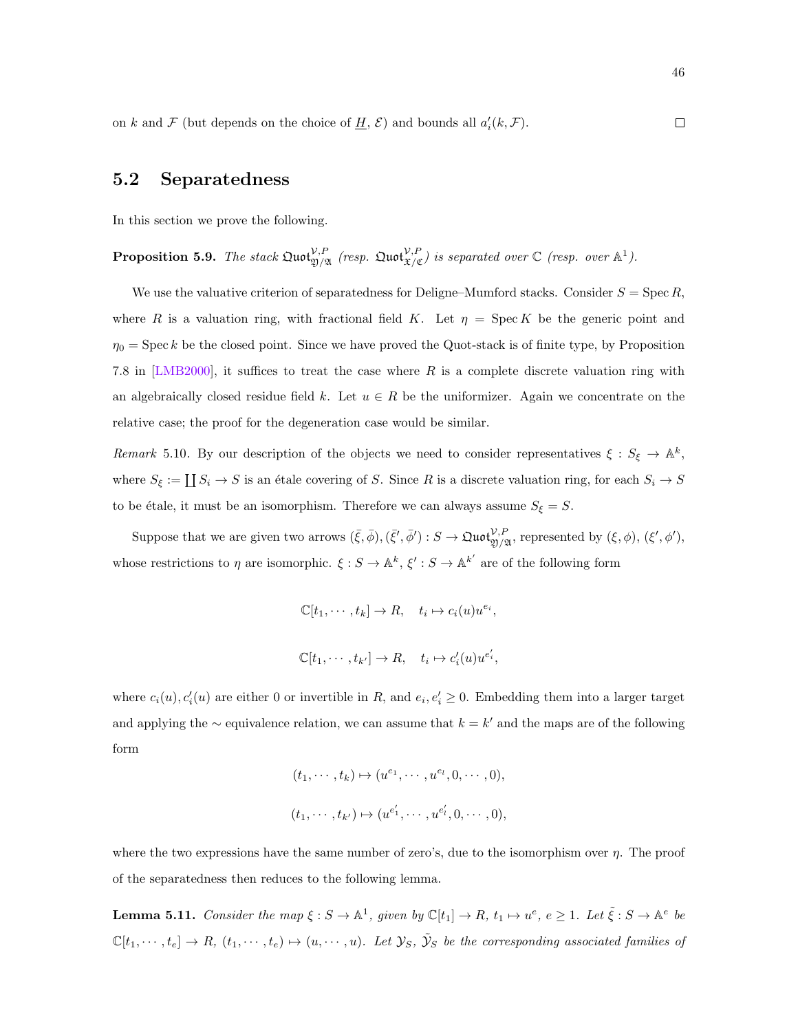on $k$ and $\mathcal{F}$ (but depends on the choice of $\underline{H}$, $\mathcal{E}$) and bounds all $a'_i(k, \mathcal{F})$. □

## 5.2 Separatedness

In this section we prove the following.

**Proposition 5.9.** *The stack $\mathfrak{Quot}^{\mathcal{V},P}_{\mathfrak{Y}/\mathfrak{A}}$ (resp. $\mathfrak{Quot}^{\mathcal{V},P}_{\mathfrak{X}/\mathfrak{C}}$) is separated over $\mathbb{C}$ (resp. over $\mathbb{A}^1$).*

We use the valuative criterion of separatedness for Deligne–Mumford stacks. Consider $S = \operatorname{Spec} R$, where $R$ is a valuation ring, with fractional field $K$. Let $\eta = \operatorname{Spec} K$ be the generic point and $\eta_0 = \operatorname{Spec} k$ be the closed point. Since we have proved the Quot-stack is of finite type, by Proposition 7.8 in [LMB2000], it suffices to treat the case where $R$ is a complete discrete valuation ring with an algebraically closed residue field $k$. Let $u \in R$ be the uniformizer. Again we concentrate on the relative case; the proof for the degeneration case would be similar.

*Remark* 5.10. By our description of the objects we need to consider representatives $\xi : S_\xi \to \mathbb{A}^k$, where $S_\xi := \coprod S_i \to S$ is an étale covering of $S$. Since $R$ is a discrete valuation ring, for each $S_i \to S$ to be étale, it must be an isomorphism. Therefore we can always assume $S_\xi = S$.

Suppose that we are given two arrows $(\bar{\xi}, \bar{\phi}), (\bar{\xi}', \bar{\phi}') : S \to \mathfrak{Quot}^{\mathcal{V},P}_{\mathfrak{Y}/\mathfrak{A}}$, represented by $(\xi, \phi)$, $(\xi', \phi')$, whose restrictions to $\eta$ are isomorphic. $\xi : S \to \mathbb{A}^k$, $\xi' : S \to \mathbb{A}^{k'}$ are of the following form

$$\mathbb{C}[t_1, \cdots, t_k] \to R, \quad t_i \mapsto c_i(u)u^{e_i},$$

$$\mathbb{C}[t_1, \cdots, t_{k'}] \to R, \quad t_i \mapsto c'_i(u)u^{e'_i},$$

where $c_i(u), c'_i(u)$ are either 0 or invertible in $R$, and $e_i, e'_i \geq 0$. Embedding them into a larger target and applying the $\sim$ equivalence relation, we can assume that $k = k'$ and the maps are of the following form

$$(t_1, \cdots, t_k) \mapsto (u^{e_1}, \cdots, u^{e_l}, 0, \cdots, 0),$$

$$(t_1, \cdots, t_{k'}) \mapsto (u^{e'_1}, \cdots, u^{e'_l}, 0, \cdots, 0),$$

where the two expressions have the same number of zero's, due to the isomorphism over $\eta$. The proof of the separatedness then reduces to the following lemma.

**Lemma 5.11.** *Consider the map $\xi : S \to \mathbb{A}^1$, given by $\mathbb{C}[t_1] \to R$, $t_1 \mapsto u^e$, $e \geq 1$. Let $\tilde{\xi} : S \to \mathbb{A}^e$ be $\mathbb{C}[t_1, \cdots, t_e] \to R$, $(t_1, \cdots, t_e) \mapsto (u, \cdots, u)$. Let $\mathcal{Y}_S$, $\tilde{\mathcal{Y}}_S$ be the corresponding associated families of*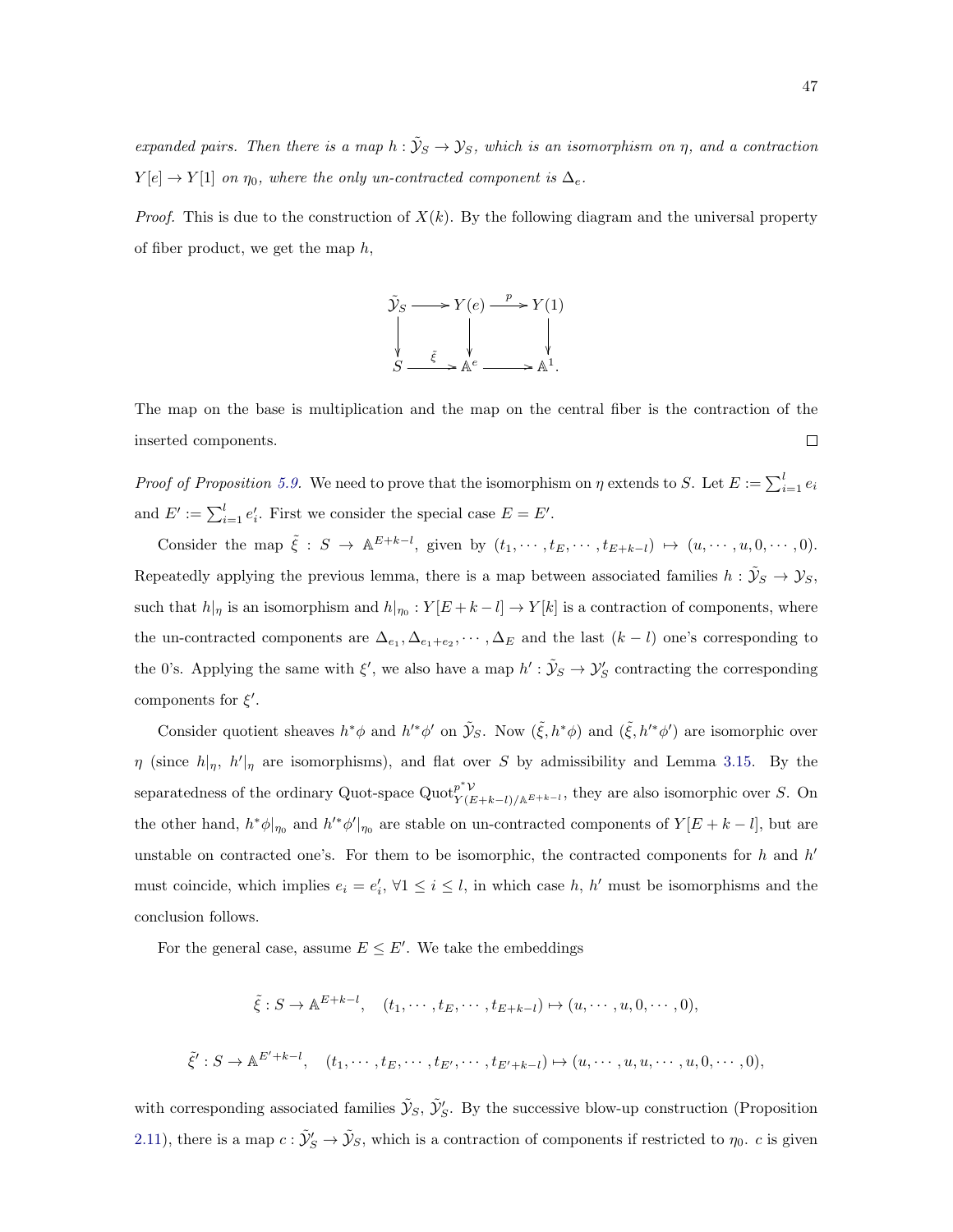*expanded pairs. Then there is a map $h : \tilde{\mathcal{Y}}_S \to \mathcal{Y}_S$, which is an isomorphism on $\eta$, and a contraction $Y[e] \to Y[1]$ on $\eta_0$, where the only un-contracted component is $\Delta_e$.*

*Proof.* This is due to the construction of $X(k)$. By the following diagram and the universal property of fiber product, we get the map $h$,

$$\begin{array}{ccccc}
\tilde{\mathcal{Y}}_S & \longrightarrow & Y(e) & \xrightarrow{p} & Y(1) \\
\downarrow & & \downarrow & & \downarrow \\
S & \xrightarrow{\tilde{\xi}} & \mathbb{A}^e & \longrightarrow & \mathbb{A}^1.
\end{array}$$

The map on the base is multiplication and the map on the central fiber is the contraction of the inserted components. $\square$

*Proof of Proposition 5.9.* We need to prove that the isomorphism on $\eta$ extends to $S$. Let $E := \sum_{i=1}^{l} e_i$ and $E' := \sum_{i=1}^{l} e'_i$. First we consider the special case $E = E'$.

Consider the map $\tilde{\xi} : S \to \mathbb{A}^{E+k-l}$, given by $(t_1, \cdots, t_E, \cdots, t_{E+k-l}) \mapsto (u, \cdots, u, 0, \cdots, 0)$. Repeatedly applying the previous lemma, there is a map between associated families $h : \tilde{\mathcal{Y}}_S \to \mathcal{Y}_S$, such that $h|_\eta$ is an isomorphism and $h|_{\eta_0} : Y[E+k-l] \to Y[k]$ is a contraction of components, where the un-contracted components are $\Delta_{e_1}, \Delta_{e_1+e_2}, \cdots, \Delta_E$ and the last $(k-l)$ one's corresponding to the 0's. Applying the same with $\xi'$, we also have a map $h' : \tilde{\mathcal{Y}}_S \to \mathcal{Y}'_S$ contracting the corresponding components for $\xi'$.

Consider quotient sheaves $h^*\phi$ and $h'^*\phi'$ on $\tilde{\mathcal{Y}}_S$. Now $(\tilde{\xi}, h^*\phi)$ and $(\tilde{\xi}, h'^*\phi')$ are isomorphic over $\eta$ (since $h|_\eta$, $h'|_\eta$ are isomorphisms), and flat over $S$ by admissibility and Lemma 3.15. By the separatedness of the ordinary Quot-space $\mathrm{Quot}^{p^*\mathcal{V}}_{Y(E+k-l)/\mathbb{A}^{E+k-l}}$, they are also isomorphic over $S$. On the other hand, $h^*\phi|_{\eta_0}$ and $h'^*\phi'|_{\eta_0}$ are stable on un-contracted components of $Y[E+k-l]$, but are unstable on contracted one's. For them to be isomorphic, the contracted components for $h$ and $h'$ must coincide, which implies $e_i = e'_i$, $\forall 1 \le i \le l$, in which case $h$, $h'$ must be isomorphisms and the conclusion follows.

For the general case, assume $E \le E'$. We take the embeddings

$$\tilde{\xi} : S \to \mathbb{A}^{E+k-l}, \quad (t_1, \cdots, t_E, \cdots, t_{E+k-l}) \mapsto (u, \cdots, u, 0, \cdots, 0),$$

$$\tilde{\xi}' : S \to \mathbb{A}^{E'+k-l}, \quad (t_1, \cdots, t_E, \cdots, t_{E'}, \cdots, t_{E'+k-l}) \mapsto (u, \cdots, u, u, \cdots, u, 0, \cdots, 0),$$

with corresponding associated families $\tilde{\mathcal{Y}}_S$, $\tilde{\mathcal{Y}}'_S$. By the successive blow-up construction (Proposition 2.11), there is a map $c : \tilde{\mathcal{Y}}'_S \to \tilde{\mathcal{Y}}_S$, which is a contraction of components if restricted to $\eta_0$. $c$ is given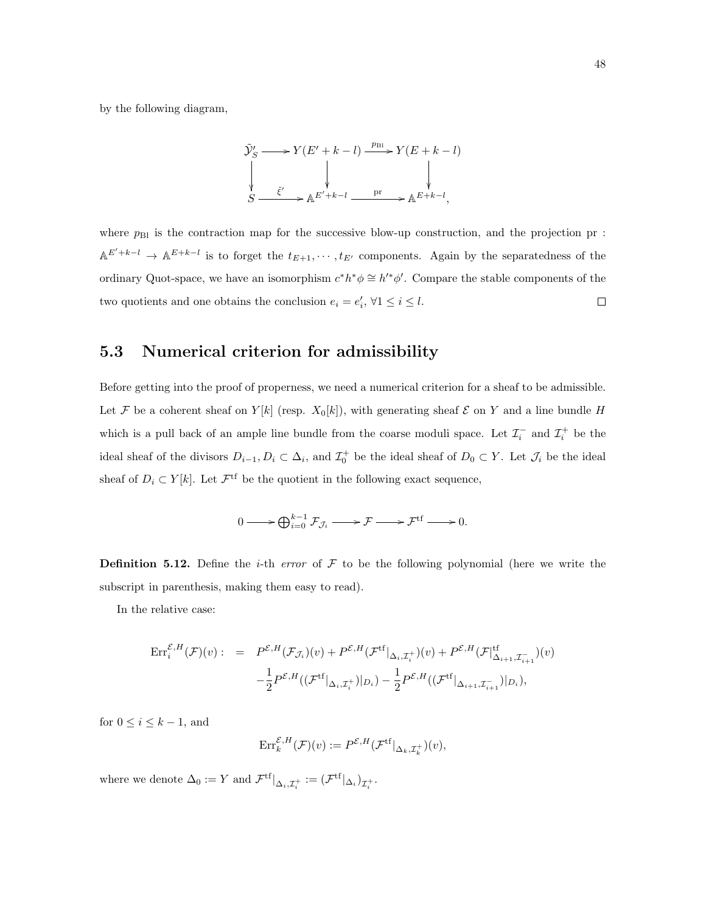by the following diagram,

$$
\begin{array}{ccccc}
\tilde{\mathcal{Y}}'_S & \longrightarrow & Y(E'+k-l) & \xrightarrow{p_{\mathrm{Bl}}} & Y(E+k-l) \\
\downarrow & & \downarrow & & \downarrow \\
S & \xrightarrow{\tilde{\xi}'} & \mathbb{A}^{E'+k-l} & \xrightarrow{\mathrm{pr}} & \mathbb{A}^{E+k-l},
\end{array}
$$

where $p_{\mathrm{Bl}}$ is the contraction map for the successive blow-up construction, and the projection $\mathrm{pr} : \mathbb{A}^{E'+k-l} \to \mathbb{A}^{E+k-l}$ is to forget the $t_{E+1}, \cdots, t_{E'}$ components. Again by the separatedness of the ordinary Quot-space, we have an isomorphism $c^*h^*\phi \cong h'^*\phi'$. Compare the stable components of the two quotients and one obtains the conclusion $e_i = e'_i$, $\forall 1 \le i \le l$. □

### 5.3 Numerical criterion for admissibility

Before getting into the proof of properness, we need a numerical criterion for a sheaf to be admissible. Let $\mathcal{F}$ be a coherent sheaf on $Y[k]$ (resp. $X_0[k]$), with generating sheaf $\mathcal{E}$ on $Y$ and a line bundle $H$ which is a pull back of an ample line bundle from the coarse moduli space. Let $\mathcal{I}_i^-$ and $\mathcal{I}_i^+$ be the ideal sheaf of the divisors $D_{i-1}, D_i \subset \Delta_i$, and $\mathcal{I}_0^+$ be the ideal sheaf of $D_0 \subset Y$. Let $\mathcal{J}_i$ be the ideal sheaf of $D_i \subset Y[k]$. Let $\mathcal{F}^{\mathrm{tf}}$ be the quotient in the following exact sequence,

$$
0 \longrightarrow \bigoplus_{i=0}^{k-1} \mathcal{F}_{\mathcal{J}_i} \longrightarrow \mathcal{F} \longrightarrow \mathcal{F}^{\mathrm{tf}} \longrightarrow 0.
$$

**Definition 5.12.** Define the $i$-th *error* of $\mathcal{F}$ to be the following polynomial (here we write the subscript in parenthesis, making them easy to read).

In the relative case:

$$
\begin{aligned}
\mathrm{Err}_i^{\mathcal{E},H}(\mathcal{F})(v) : \;=\; & P^{\mathcal{E},H}(\mathcal{F}_{\mathcal{J}_i})(v) + P^{\mathcal{E},H}(\mathcal{F}^{\mathrm{tf}}|_{\Delta_i,\mathcal{I}_i^+})(v) + P^{\mathcal{E},H}(\mathcal{F}|^{\mathrm{tf}}_{\Delta_{i+1},\mathcal{I}_{i+1}^-})(v) \\
& -\frac{1}{2}P^{\mathcal{E},H}((\mathcal{F}^{\mathrm{tf}}|_{\Delta_i,\mathcal{I}_i^+})|_{D_i}) - \frac{1}{2}P^{\mathcal{E},H}((\mathcal{F}^{\mathrm{tf}}|_{\Delta_{i+1},\mathcal{I}_{i+1}^-})|_{D_i}),
\end{aligned}
$$

for $0 \le i \le k-1$, and

$$
\mathrm{Err}_k^{\mathcal{E},H}(\mathcal{F})(v) := P^{\mathcal{E},H}(\mathcal{F}^{\mathrm{tf}}|_{\Delta_k,\mathcal{I}_k^+})(v),
$$

where we denote $\Delta_0 := Y$ and $\mathcal{F}^{\mathrm{tf}}|_{\Delta_i,\mathcal{I}_i^+} := (\mathcal{F}^{\mathrm{tf}}|_{\Delta_i})_{\mathcal{I}_i^+}$.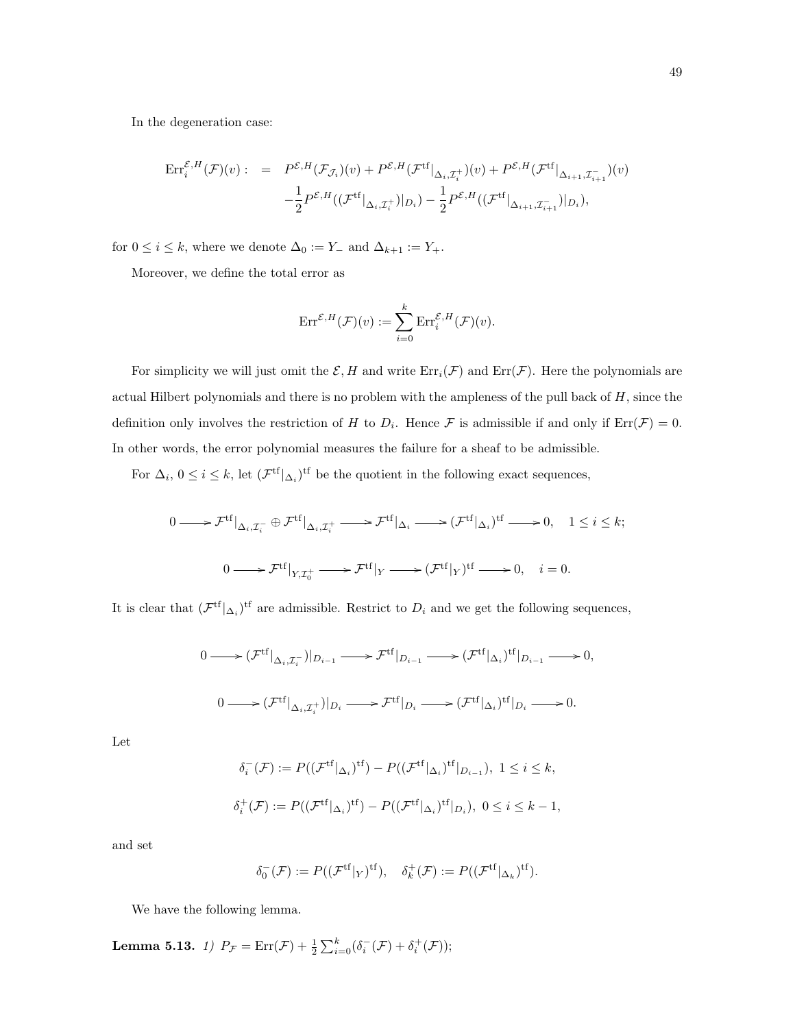In the degeneration case:

$$
\begin{aligned}
\mathrm{Err}_i^{\mathcal{E},H}(\mathcal{F})(v): \quad = \quad & P^{\mathcal{E},H}(\mathcal{F}_{\mathcal{J}_i})(v) + P^{\mathcal{E},H}(\mathcal{F}^{\mathrm{tf}}|_{\Delta_i,\mathcal{I}_i^+})(v) + P^{\mathcal{E},H}(\mathcal{F}^{\mathrm{tf}}|_{\Delta_{i+1},\mathcal{I}_{i+1}^-})(v) \\
& -\frac{1}{2}P^{\mathcal{E},H}((\mathcal{F}^{\mathrm{tf}}|_{\Delta_i,\mathcal{I}_i^+})|_{D_i}) - \frac{1}{2}P^{\mathcal{E},H}((\mathcal{F}^{\mathrm{tf}}|_{\Delta_{i+1},\mathcal{I}_{i+1}^-})|_{D_i}),
\end{aligned}
$$

for $0 \leq i \leq k$, where we denote $\Delta_0 := Y_-$ and $\Delta_{k+1} := Y_+$.

Moreover, we define the total error as

$$
\mathrm{Err}^{\mathcal{E},H}(\mathcal{F})(v) := \sum_{i=0}^{k} \mathrm{Err}_i^{\mathcal{E},H}(\mathcal{F})(v).
$$

For simplicity we will just omit the $\mathcal{E}, H$ and write $\mathrm{Err}_i(\mathcal{F})$ and $\mathrm{Err}(\mathcal{F})$. Here the polynomials are actual Hilbert polynomials and there is no problem with the ampleness of the pull back of $H$, since the definition only involves the restriction of $H$ to $D_i$. Hence $\mathcal{F}$ is admissible if and only if $\mathrm{Err}(\mathcal{F}) = 0$. In other words, the error polynomial measures the failure for a sheaf to be admissible.

For $\Delta_i$, $0 \leq i \leq k$, let $(\mathcal{F}^{\mathrm{tf}}|_{\Delta_i})^{\mathrm{tf}}$ be the quotient in the following exact sequences,

$$
0 \longrightarrow \mathcal{F}^{\mathrm{tf}}|_{\Delta_i,\mathcal{I}_i^-} \oplus \mathcal{F}^{\mathrm{tf}}|_{\Delta_i,\mathcal{I}_i^+} \longrightarrow \mathcal{F}^{\mathrm{tf}}|_{\Delta_i} \longrightarrow (\mathcal{F}^{\mathrm{tf}}|_{\Delta_i})^{\mathrm{tf}} \longrightarrow 0, \quad 1 \leq i \leq k;
$$

$$
0 \longrightarrow \mathcal{F}^{\mathrm{tf}}|_{Y,\mathcal{I}_0^+} \longrightarrow \mathcal{F}^{\mathrm{tf}}|_{Y} \longrightarrow (\mathcal{F}^{\mathrm{tf}}|_{Y})^{\mathrm{tf}} \longrightarrow 0, \quad i = 0.
$$

It is clear that $(\mathcal{F}^{\mathrm{tf}}|_{\Delta_i})^{\mathrm{tf}}$ are admissible. Restrict to $D_i$ and we get the following sequences,

$$
0 \longrightarrow (\mathcal{F}^{\mathrm{tf}}|_{\Delta_i,\mathcal{I}_i^-})|_{D_{i-1}} \longrightarrow \mathcal{F}^{\mathrm{tf}}|_{D_{i-1}} \longrightarrow (\mathcal{F}^{\mathrm{tf}}|_{\Delta_i})^{\mathrm{tf}}|_{D_{i-1}} \longrightarrow 0,
$$

$$
0 \longrightarrow (\mathcal{F}^{\mathrm{tf}}|_{\Delta_i,\mathcal{I}_i^+})|_{D_i} \longrightarrow \mathcal{F}^{\mathrm{tf}}|_{D_i} \longrightarrow (\mathcal{F}^{\mathrm{tf}}|_{\Delta_i})^{\mathrm{tf}}|_{D_i} \longrightarrow 0.
$$

Let

$$
\delta_i^-(\mathcal{F}) := P((\mathcal{F}^{\mathrm{tf}}|_{\Delta_i})^{\mathrm{tf}}) - P((\mathcal{F}^{\mathrm{tf}}|_{\Delta_i})^{\mathrm{tf}}|_{D_{i-1}}), \ 1 \leq i \leq k,
$$

$$
\delta_i^+(\mathcal{F}) := P((\mathcal{F}^{\mathrm{tf}}|_{\Delta_i})^{\mathrm{tf}}) - P((\mathcal{F}^{\mathrm{tf}}|_{\Delta_i})^{\mathrm{tf}}|_{D_i}), \ 0 \leq i \leq k-1,
$$

and set

$$
\delta_0^-(\mathcal{F}) := P((\mathcal{F}^{\mathrm{tf}}|_{Y})^{\mathrm{tf}}), \quad \delta_k^+(\mathcal{F}) := P((\mathcal{F}^{\mathrm{tf}}|_{\Delta_k})^{\mathrm{tf}}).
$$

We have the following lemma.

**Lemma 5.13.** *1)* $P_{\mathcal{F}} = \mathrm{Err}(\mathcal{F}) + \frac{1}{2}\sum_{i=0}^{k}(\delta_i^-(\mathcal{F}) + \delta_i^+(\mathcal{F}))$;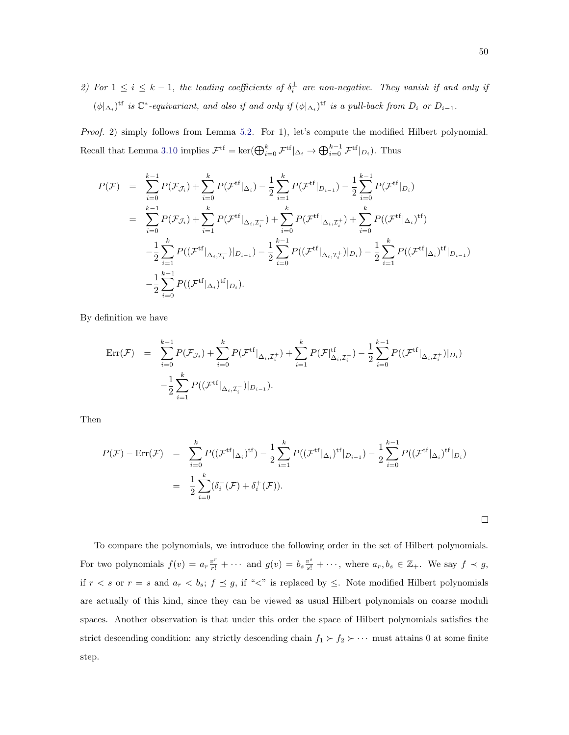*2) For $1 \leq i \leq k-1$, the leading coefficients of $\delta_i^{\pm}$ are non-negative. They vanish if and only if $(\phi|_{\Delta_i})^{\mathrm{tf}}$ is $\mathbb{C}^*$-equivariant, and also if and only if $(\phi|_{\Delta_i})^{\mathrm{tf}}$ is a pull-back from $D_i$ or $D_{i-1}$.*

*Proof.* 2) simply follows from Lemma 5.2. For 1), let's compute the modified Hilbert polynomial. Recall that Lemma 3.10 implies $\mathcal{F}^{\mathrm{tf}} = \ker(\bigoplus_{i=0}^{k} \mathcal{F}^{\mathrm{tf}}|_{\Delta_i} \to \bigoplus_{i=0}^{k-1} \mathcal{F}^{\mathrm{tf}}|_{D_i})$. Thus

$$
\begin{aligned}
P(\mathcal{F}) &= \sum_{i=0}^{k-1} P(\mathcal{F}_{\mathcal{J}_i}) + \sum_{i=0}^{k} P(\mathcal{F}^{\mathrm{tf}}|_{\Delta_i}) - \frac{1}{2}\sum_{i=1}^{k} P(\mathcal{F}^{\mathrm{tf}}|_{D_{i-1}}) - \frac{1}{2}\sum_{i=0}^{k-1} P(\mathcal{F}^{\mathrm{tf}}|_{D_i}) \\
&= \sum_{i=0}^{k-1} P(\mathcal{F}_{\mathcal{J}_i}) + \sum_{i=1}^{k} P(\mathcal{F}^{\mathrm{tf}}|_{\Delta_i,\mathcal{I}_i^-}) + \sum_{i=0}^{k} P(\mathcal{F}^{\mathrm{tf}}|_{\Delta_i,\mathcal{I}_i^+}) + \sum_{i=0}^{k} P((\mathcal{F}^{\mathrm{tf}}|_{\Delta_i})^{\mathrm{tf}}) \\
&\quad -\frac{1}{2}\sum_{i=1}^{k} P((\mathcal{F}^{\mathrm{tf}}|_{\Delta_i,\mathcal{I}_i^-})|_{D_{i-1}}) - \frac{1}{2}\sum_{i=0}^{k-1} P((\mathcal{F}^{\mathrm{tf}}|_{\Delta_i,\mathcal{I}_i^+})|_{D_i}) - \frac{1}{2}\sum_{i=1}^{k} P((\mathcal{F}^{\mathrm{tf}}|_{\Delta_i})^{\mathrm{tf}}|_{D_{i-1}}) \\
&\quad -\frac{1}{2}\sum_{i=0}^{k-1} P((\mathcal{F}^{\mathrm{tf}}|_{\Delta_i})^{\mathrm{tf}}|_{D_i}).
\end{aligned}
$$

By definition we have

$$
\begin{aligned}
\mathrm{Err}(\mathcal{F}) &= \sum_{i=0}^{k-1} P(\mathcal{F}_{\mathcal{J}_i}) + \sum_{i=0}^{k} P(\mathcal{F}^{\mathrm{tf}}|_{\Delta_i,\mathcal{I}_i^+}) + \sum_{i=1}^{k} P(\mathcal{F}|^{\mathrm{tf}}_{\Delta_i,\mathcal{I}_i^-}) - \frac{1}{2}\sum_{i=0}^{k-1} P((\mathcal{F}^{\mathrm{tf}}|_{\Delta_i,\mathcal{I}_i^+})|_{D_i}) \\
&\quad -\frac{1}{2}\sum_{i=1}^{k} P((\mathcal{F}^{\mathrm{tf}}|_{\Delta_i,\mathcal{I}_i^-})|_{D_{i-1}}).
\end{aligned}
$$

Then

$$
\begin{aligned}
P(\mathcal{F}) - \mathrm{Err}(\mathcal{F}) &= \sum_{i=0}^{k} P((\mathcal{F}^{\mathrm{tf}}|_{\Delta_i})^{\mathrm{tf}}) - \frac{1}{2}\sum_{i=1}^{k} P((\mathcal{F}^{\mathrm{tf}}|_{\Delta_i})^{\mathrm{tf}}|_{D_{i-1}}) - \frac{1}{2}\sum_{i=0}^{k-1} P((\mathcal{F}^{\mathrm{tf}}|_{\Delta_i})^{\mathrm{tf}}|_{D_i}) \\
&= \frac{1}{2}\sum_{i=0}^{k}(\delta_i^-(\mathcal{F}) + \delta_i^+(\mathcal{F})).
\end{aligned}
$$

□

To compare the polynomials, we introduce the following order in the set of Hilbert polynomials. For two polynomials $f(v) = a_r \frac{v^r}{r!} + \cdots$ and $g(v) = b_s \frac{v^s}{s!} + \cdots$, where $a_r, b_s \in \mathbb{Z}_+$. We say $f \prec g$, if $r < s$ or $r = s$ and $a_r < b_s$; $f \preceq g$, if "<" is replaced by $\leq$. Note modified Hilbert polynomials are actually of this kind, since they can be viewed as usual Hilbert polynomials on coarse moduli spaces. Another observation is that under this order the space of Hilbert polynomials satisfies the strict descending condition: any strictly descending chain $f_1 \succ f_2 \succ \cdots$ must attains 0 at some finite step.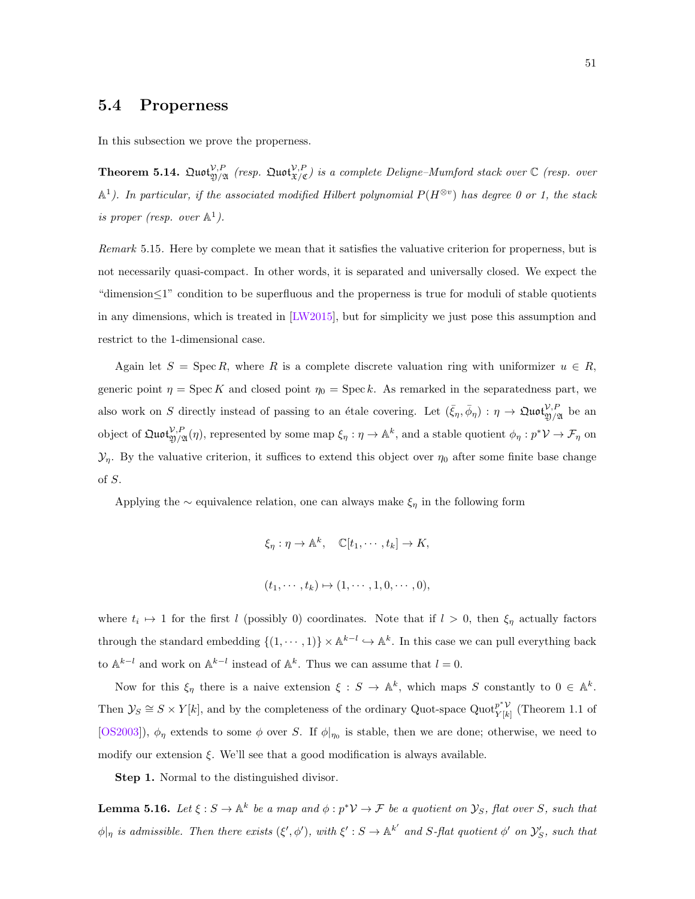## 5.4 Properness

In this subsection we prove the properness.

**Theorem 5.14.** *$\mathfrak{Quot}^{\mathcal{V},P}_{\mathfrak{Y}/\mathfrak{A}}$ (resp. $\mathfrak{Quot}^{\mathcal{V},P}_{\mathfrak{X}/\mathfrak{C}}$) is a complete Deligne–Mumford stack over $\mathbb{C}$ (resp. over $\mathbb{A}^1$). In particular, if the associated modified Hilbert polynomial $P(H^{\otimes v})$ has degree 0 or 1, the stack is proper (resp. over $\mathbb{A}^1$).*

*Remark* 5.15. Here by complete we mean that it satisfies the valuative criterion for properness, but is not necessarily quasi-compact. In other words, it is separated and universally closed. We expect the "dimension≤1" condition to be superfluous and the properness is true for moduli of stable quotients in any dimensions, which is treated in [LW2015], but for simplicity we just pose this assumption and restrict to the 1-dimensional case.

Again let $S = \operatorname{Spec} R$, where $R$ is a complete discrete valuation ring with uniformizer $u \in R$, generic point $\eta = \operatorname{Spec} K$ and closed point $\eta_0 = \operatorname{Spec} k$. As remarked in the separatedness part, we also work on $S$ directly instead of passing to an étale covering. Let $(\bar{\xi}_\eta, \bar{\phi}_\eta) : \eta \to \mathfrak{Quot}^{\mathcal{V},P}_{\mathfrak{Y}/\mathfrak{A}}$ be an object of $\mathfrak{Quot}^{\mathcal{V},P}_{\mathfrak{Y}/\mathfrak{A}}(\eta)$, represented by some map $\xi_\eta : \eta \to \mathbb{A}^k$, and a stable quotient $\phi_\eta : p^*\mathcal{V} \to \mathcal{F}_\eta$ on $\mathcal{Y}_\eta$. By the valuative criterion, it suffices to extend this object over $\eta_0$ after some finite base change of $S$.

Applying the $\sim$ equivalence relation, one can always make $\xi_\eta$ in the following form

$$\xi_\eta : \eta \to \mathbb{A}^k, \quad \mathbb{C}[t_1, \cdots, t_k] \to K,$$

$$(t_1, \cdots, t_k) \mapsto (1, \cdots, 1, 0, \cdots, 0),$$

where $t_i \mapsto 1$ for the first $l$ (possibly 0) coordinates. Note that if $l > 0$, then $\xi_\eta$ actually factors through the standard embedding $\{(1, \cdots, 1)\} \times \mathbb{A}^{k-l} \hookrightarrow \mathbb{A}^k$. In this case we can pull everything back to $\mathbb{A}^{k-l}$ and work on $\mathbb{A}^{k-l}$ instead of $\mathbb{A}^k$. Thus we can assume that $l = 0$.

Now for this $\xi_\eta$ there is a naive extension $\xi : S \to \mathbb{A}^k$, which maps $S$ constantly to $0 \in \mathbb{A}^k$. Then $\mathcal{Y}_S \cong S \times Y[k]$, and by the completeness of the ordinary Quot-space $\operatorname{Quot}^{p^*\mathcal{V}}_{Y[k]}$ (Theorem 1.1 of [OS2003]), $\phi_\eta$ extends to some $\phi$ over $S$. If $\phi|_{\eta_0}$ is stable, then we are done; otherwise, we need to modify our extension $\xi$. We'll see that a good modification is always available.

**Step 1.** Normal to the distinguished divisor.

**Lemma 5.16.** *Let $\xi : S \to \mathbb{A}^k$ be a map and $\phi : p^*\mathcal{V} \to \mathcal{F}$ be a quotient on $\mathcal{Y}_S$, flat over $S$, such that $\phi|_\eta$ is admissible. Then there exists $(\xi', \phi')$, with $\xi' : S \to \mathbb{A}^{k'}$ and $S$-flat quotient $\phi'$ on $\mathcal{Y}'_S$, such that*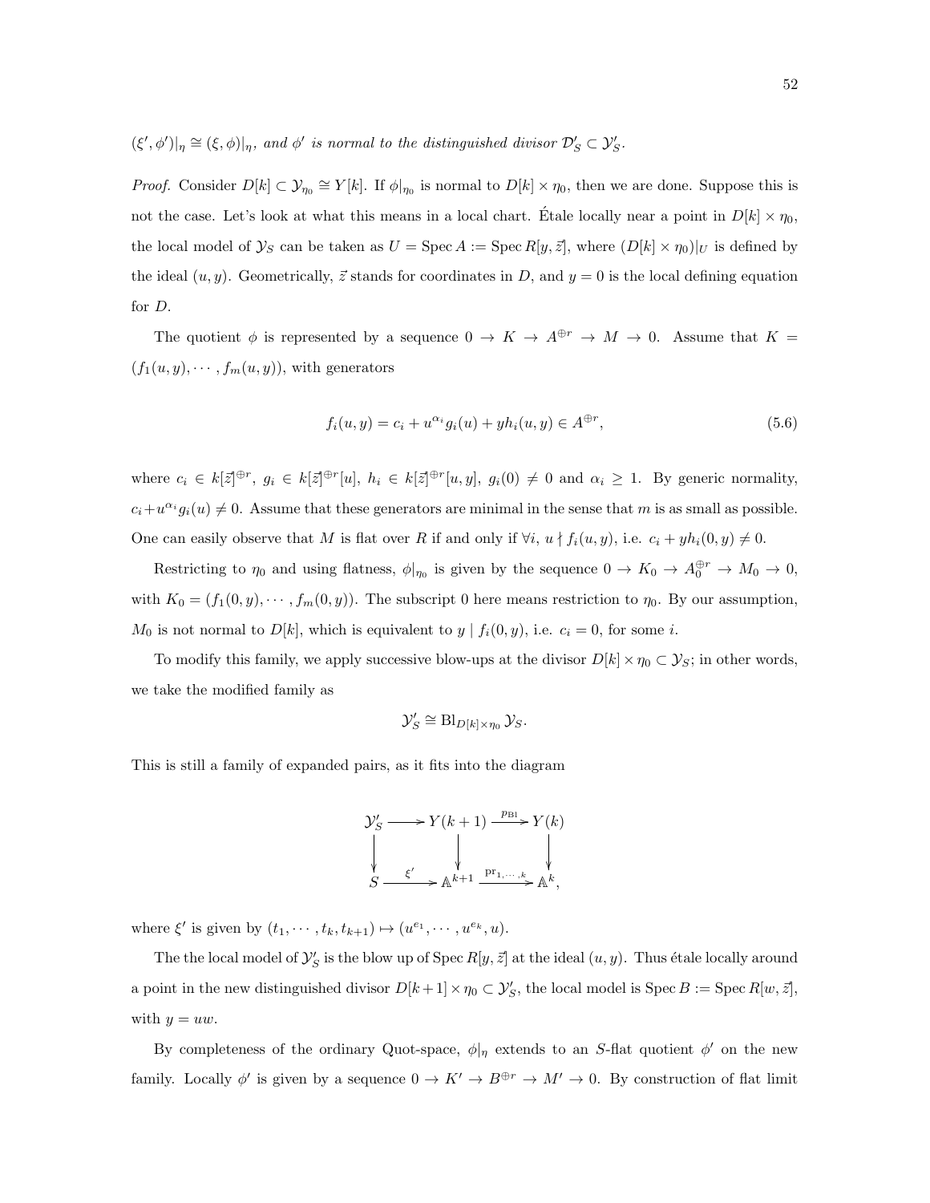$(\xi', \phi')|_\eta \cong (\xi, \phi)|_\eta$, *and* $\phi'$ *is normal to the distinguished divisor* $\mathcal{D}'_S \subset \mathcal{Y}'_S$.

*Proof.* Consider $D[k] \subset \mathcal{Y}_{\eta_0} \cong Y[k]$. If $\phi|_{\eta_0}$ is normal to $D[k] \times \eta_0$, then we are done. Suppose this is not the case. Let's look at what this means in a local chart. Étale locally near a point in $D[k] \times \eta_0$, the local model of $\mathcal{Y}_S$ can be taken as $U = \operatorname{Spec} A := \operatorname{Spec} R[y, \vec{z}]$, where $(D[k] \times \eta_0)|_U$ is defined by the ideal $(u, y)$. Geometrically, $\vec{z}$ stands for coordinates in $D$, and $y = 0$ is the local defining equation for $D$.

The quotient $\phi$ is represented by a sequence $0 \to K \to A^{\oplus r} \to M \to 0$. Assume that $K = (f_1(u, y), \cdots, f_m(u, y))$, with generators

$$f_i(u, y) = c_i + u^{\alpha_i} g_i(u) + y h_i(u, y) \in A^{\oplus r}, \tag{5.6}$$

where $c_i \in k[\vec{z}]^{\oplus r}$, $g_i \in k[\vec{z}]^{\oplus r}[u]$, $h_i \in k[\vec{z}]^{\oplus r}[u, y]$, $g_i(0) \neq 0$ and $\alpha_i \geq 1$. By generic normality, $c_i + u^{\alpha_i} g_i(u) \neq 0$. Assume that these generators are minimal in the sense that $m$ is as small as possible. One can easily observe that $M$ is flat over $R$ if and only if $\forall i$, $u \nmid f_i(u, y)$, i.e. $c_i + y h_i(0, y) \neq 0$.

Restricting to $\eta_0$ and using flatness, $\phi|_{\eta_0}$ is given by the sequence $0 \to K_0 \to A_0^{\oplus r} \to M_0 \to 0$, with $K_0 = (f_1(0, y), \cdots, f_m(0, y))$. The subscript 0 here means restriction to $\eta_0$. By our assumption, $M_0$ is not normal to $D[k]$, which is equivalent to $y \mid f_i(0, y)$, i.e. $c_i = 0$, for some $i$.

To modify this family, we apply successive blow-ups at the divisor $D[k] \times \eta_0 \subset \mathcal{Y}_S$; in other words, we take the modified family as

$$\mathcal{Y}'_S \cong \operatorname{Bl}_{D[k] \times \eta_0} \mathcal{Y}_S.$$

This is still a family of expanded pairs, as it fits into the diagram

$$\begin{array}{ccccc}
\mathcal{Y}'_S & \longrightarrow & Y(k+1) & \xrightarrow{p_{\mathrm{Bl}}} & Y(k) \\
\downarrow & & \downarrow & & \downarrow \\
S & \xrightarrow{\xi'} & \mathbb{A}^{k+1} & \xrightarrow{\mathrm{pr}_{1,\cdots,k}} & \mathbb{A}^k,
\end{array}$$

where $\xi'$ is given by $(t_1, \cdots, t_k, t_{k+1}) \mapsto (u^{e_1}, \cdots, u^{e_k}, u)$.

The the local model of $\mathcal{Y}'_S$ is the blow up of $\operatorname{Spec} R[y, \vec{z}]$ at the ideal $(u, y)$. Thus étale locally around a point in the new distinguished divisor $D[k+1] \times \eta_0 \subset \mathcal{Y}'_S$, the local model is $\operatorname{Spec} B := \operatorname{Spec} R[w, \vec{z}]$, with $y = uw$.

By completeness of the ordinary Quot-space, $\phi|_\eta$ extends to an $S$-flat quotient $\phi'$ on the new family. Locally $\phi'$ is given by a sequence $0 \to K' \to B^{\oplus r} \to M' \to 0$. By construction of flat limit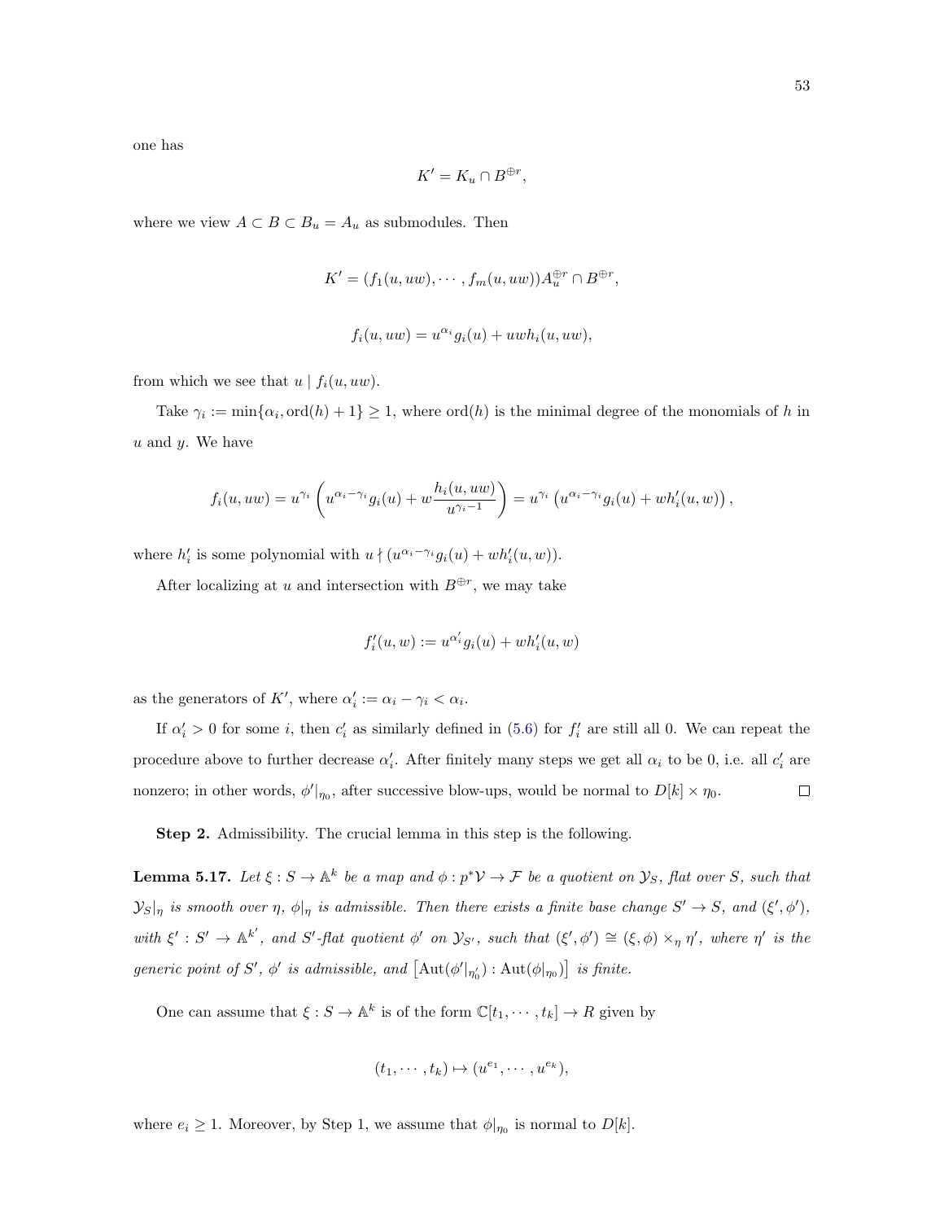one has

$$K' = K_u \cap B^{\oplus r},$$

where we view $A \subset B \subset B_u = A_u$ as submodules. Then

$$K' = (f_1(u, uw), \cdots, f_m(u, uw))A_u^{\oplus r} \cap B^{\oplus r},$$

$$f_i(u, uw) = u^{\alpha_i} g_i(u) + uwh_i(u, uw),$$

from which we see that $u \mid f_i(u, uw)$.

Take $\gamma_i := \min\{\alpha_i, \mathrm{ord}(h) + 1\} \geq 1$, where $\mathrm{ord}(h)$ is the minimal degree of the monomials of $h$ in $u$ and $y$. We have

$$f_i(u, uw) = u^{\gamma_i} \left( u^{\alpha_i - \gamma_i} g_i(u) + w \frac{h_i(u, uw)}{u^{\gamma_i - 1}} \right) = u^{\gamma_i} \left( u^{\alpha_i - \gamma_i} g_i(u) + wh_i'(u, w) \right),$$

where $h_i'$ is some polynomial with $u \nmid (u^{\alpha_i - \gamma_i} g_i(u) + wh_i'(u, w))$.

After localizing at $u$ and intersection with $B^{\oplus r}$, we may take

$$f_i'(u, w) := u^{\alpha_i'} g_i(u) + wh_i'(u, w)$$

as the generators of $K'$, where $\alpha_i' := \alpha_i - \gamma_i < \alpha_i$.

If $\alpha_i' > 0$ for some $i$, then $c_i'$ as similarly defined in (5.6) for $f_i'$ are still all 0. We can repeat the procedure above to further decrease $\alpha_i'$. After finitely many steps we get all $\alpha_i$ to be 0, i.e. all $c_i'$ are nonzero; in other words, $\phi'|_{\eta_0}$, after successive blow-ups, would be normal to $D[k] \times \eta_0$. □

**Step 2.** Admissibility. The crucial lemma in this step is the following.

**Lemma 5.17.** *Let $\xi : S \to \mathbb{A}^k$ be a map and $\phi : p^*\mathcal{V} \to \mathcal{F}$ be a quotient on $\mathcal{Y}_S$, flat over $S$, such that $\mathcal{Y}_S|_\eta$ is smooth over $\eta$, $\phi|_\eta$ is admissible. Then there exists a finite base change $S' \to S$, and $(\xi', \phi')$, with $\xi' : S' \to \mathbb{A}^{k'}$, and $S'$-flat quotient $\phi'$ on $\mathcal{Y}_{S'}$, such that $(\xi', \phi') \cong (\xi, \phi) \times_\eta \eta'$, where $\eta'$ is the generic point of $S'$, $\phi'$ is admissible, and $\left[\mathrm{Aut}(\phi'|_{\eta_0'}) : \mathrm{Aut}(\phi|_{\eta_0})\right]$ is finite.*

One can assume that $\xi : S \to \mathbb{A}^k$ is of the form $\mathbb{C}[t_1, \cdots, t_k] \to R$ given by

$$(t_1, \cdots, t_k) \mapsto (u^{e_1}, \cdots, u^{e_k}),$$

where $e_i \geq 1$. Moreover, by Step 1, we assume that $\phi|_{\eta_0}$ is normal to $D[k]$.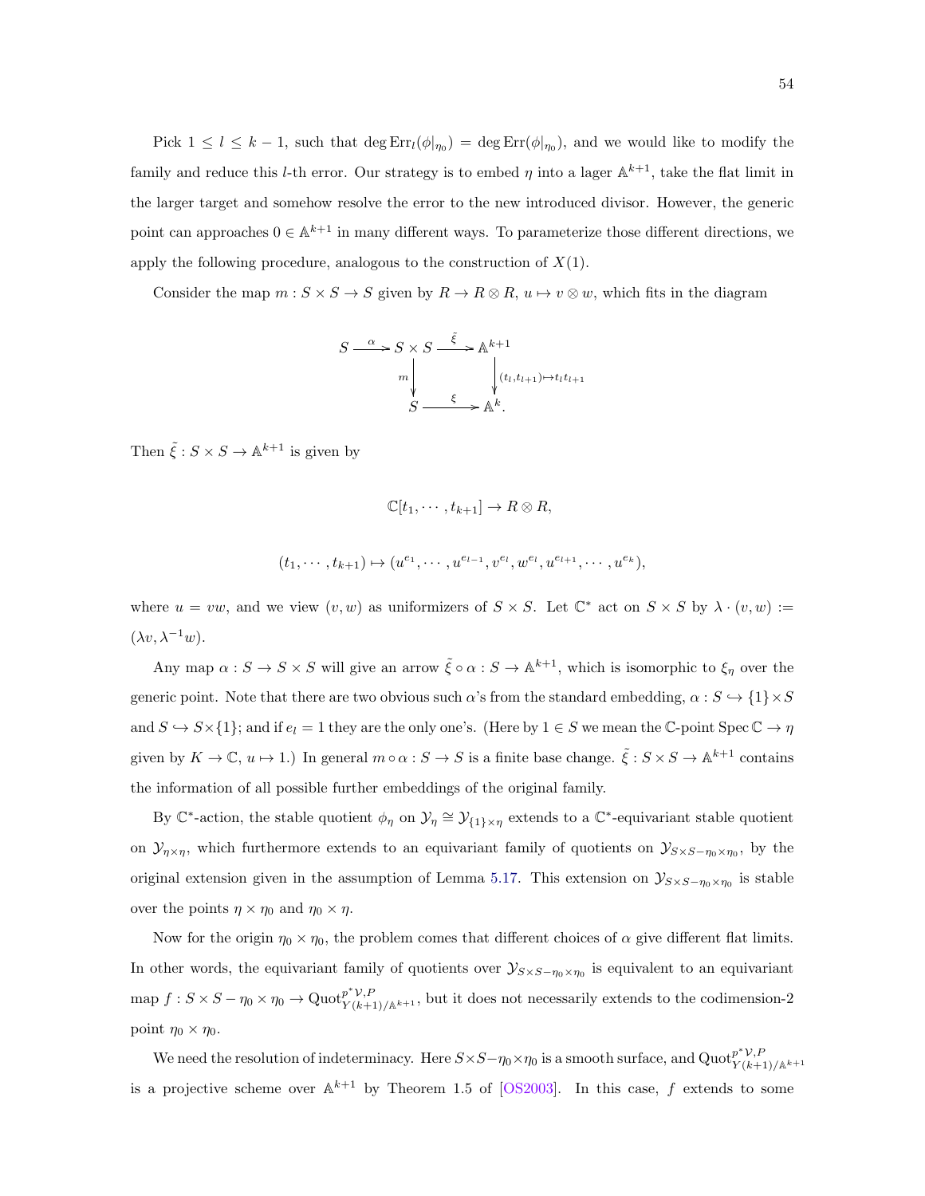Pick $1 \le l \le k-1$, such that $\deg \mathrm{Err}_l(\phi|_{\eta_0}) = \deg \mathrm{Err}(\phi|_{\eta_0})$, and we would like to modify the family and reduce this $l$-th error. Our strategy is to embed $\eta$ into a lager $\mathbb{A}^{k+1}$, take the flat limit in the larger target and somehow resolve the error to the new introduced divisor. However, the generic point can approaches $0 \in \mathbb{A}^{k+1}$ in many different ways. To parameterize those different directions, we apply the following procedure, analogous to the construction of $X(1)$.

Consider the map $m : S \times S \to S$ given by $R \to R \otimes R$, $u \mapsto v \otimes w$, which fits in the diagram

$$\begin{array}{ccccc} S & \xrightarrow{\alpha} & S \times S & \xrightarrow{\tilde{\xi}} & \mathbb{A}^{k+1} \\ & & \Big\downarrow m & & \Big\downarrow (t_l, t_{l+1}) \mapsto t_l t_{l+1} \\ & & S & \xrightarrow{\xi} & \mathbb{A}^k. \end{array}$$

Then $\tilde{\xi} : S \times S \to \mathbb{A}^{k+1}$ is given by

$$\mathbb{C}[t_1, \cdots, t_{k+1}] \to R \otimes R,$$

$$(t_1, \cdots, t_{k+1}) \mapsto (u^{e_1}, \cdots, u^{e_{l-1}}, v^{e_l}, w^{e_l}, u^{e_{l+1}}, \cdots, u^{e_k}),$$

where $u = vw$, and we view $(v, w)$ as uniformizers of $S \times S$. Let $\mathbb{C}^*$ act on $S \times S$ by $\lambda \cdot (v, w) := (\lambda v, \lambda^{-1} w)$.

Any map $\alpha : S \to S \times S$ will give an arrow $\tilde{\xi} \circ \alpha : S \to \mathbb{A}^{k+1}$, which is isomorphic to $\xi_\eta$ over the generic point. Note that there are two obvious such $\alpha$'s from the standard embedding, $\alpha : S \hookrightarrow \{1\} \times S$ and $S \hookrightarrow S \times \{1\}$; and if $e_l = 1$ they are the only one's. (Here by $1 \in S$ we mean the $\mathbb{C}$-point $\mathrm{Spec}\, \mathbb{C} \to \eta$ given by $K \to \mathbb{C}$, $u \mapsto 1$.) In general $m \circ \alpha : S \to S$ is a finite base change. $\tilde{\xi} : S \times S \to \mathbb{A}^{k+1}$ contains the information of all possible further embeddings of the original family.

By $\mathbb{C}^*$-action, the stable quotient $\phi_\eta$ on $\mathcal{Y}_\eta \cong \mathcal{Y}_{\{1\} \times \eta}$ extends to a $\mathbb{C}^*$-equivariant stable quotient on $\mathcal{Y}_{\eta \times \eta}$, which furthermore extends to an equivariant family of quotients on $\mathcal{Y}_{S \times S - \eta_0 \times \eta_0}$, by the original extension given in the assumption of Lemma 5.17. This extension on $\mathcal{Y}_{S \times S - \eta_0 \times \eta_0}$ is stable over the points $\eta \times \eta_0$ and $\eta_0 \times \eta$.

Now for the origin $\eta_0 \times \eta_0$, the problem comes that different choices of $\alpha$ give different flat limits. In other words, the equivariant family of quotients over $\mathcal{Y}_{S \times S - \eta_0 \times \eta_0}$ is equivalent to an equivariant map $f : S \times S - \eta_0 \times \eta_0 \to \mathrm{Quot}^{p^*\mathcal{V}, P}_{Y(k+1)/\mathbb{A}^{k+1}}$, but it does not necessarily extends to the codimension-2 point $\eta_0 \times \eta_0$.

We need the resolution of indeterminacy. Here $S \times S - \eta_0 \times \eta_0$ is a smooth surface, and $\mathrm{Quot}^{p^*\mathcal{V}, P}_{Y(k+1)/\mathbb{A}^{k+1}}$ is a projective scheme over $\mathbb{A}^{k+1}$ by Theorem 1.5 of [OS2003]. In this case, $f$ extends to some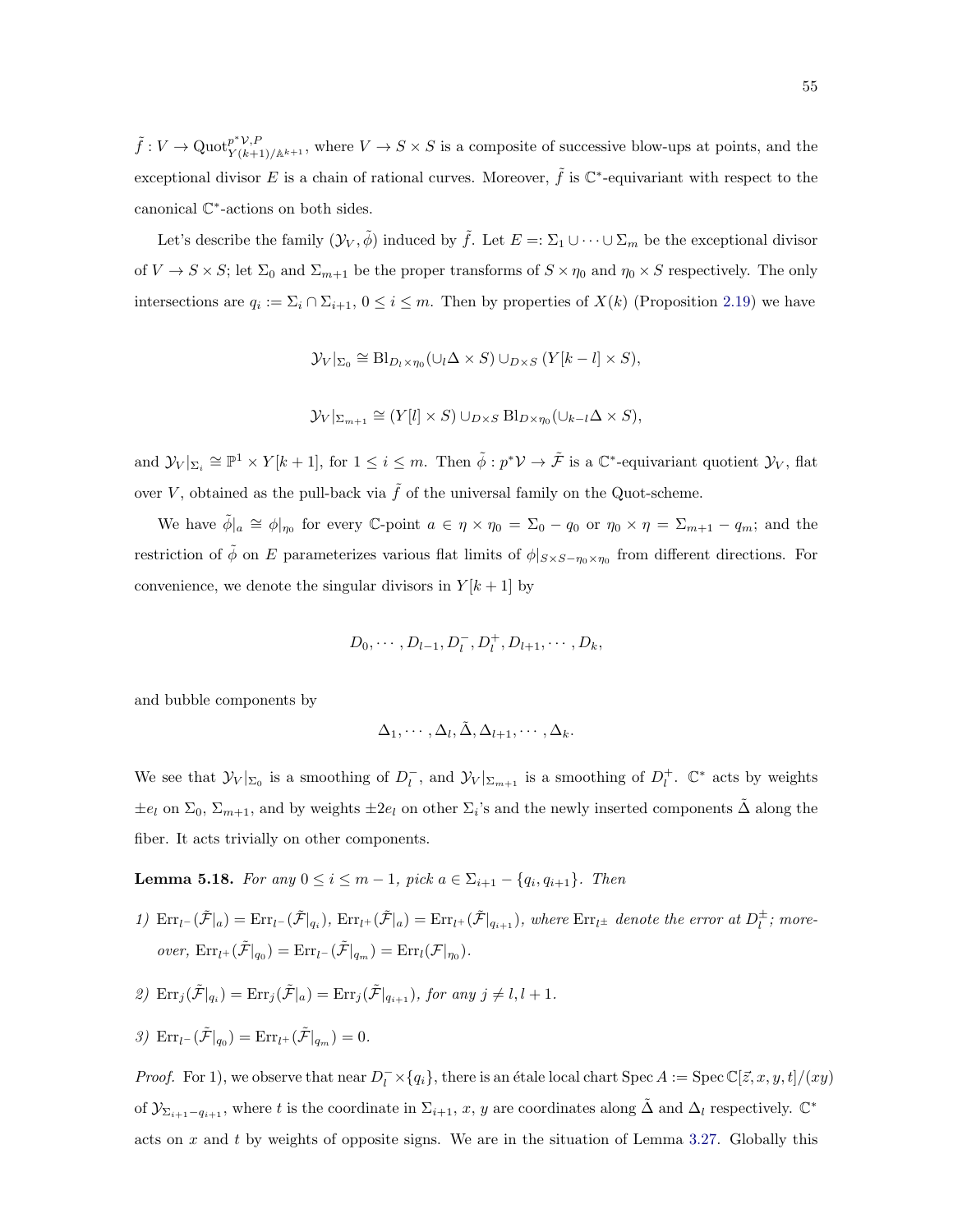$\tilde{f} : V \to \mathrm{Quot}^{p^*\mathcal{V},P}_{Y(k+1)/\mathbb{A}^{k+1}}$, where $V \to S \times S$ is a composite of successive blow-ups at points, and the exceptional divisor $E$ is a chain of rational curves. Moreover, $\tilde{f}$ is $\mathbb{C}^*$-equivariant with respect to the canonical $\mathbb{C}^*$-actions on both sides.

Let's describe the family $(\mathcal{Y}_V, \tilde{\phi})$ induced by $\tilde{f}$. Let $E =: \Sigma_1 \cup \cdots \cup \Sigma_m$ be the exceptional divisor of $V \to S \times S$; let $\Sigma_0$ and $\Sigma_{m+1}$ be the proper transforms of $S \times \eta_0$ and $\eta_0 \times S$ respectively. The only intersections are $q_i := \Sigma_i \cap \Sigma_{i+1}$, $0 \le i \le m$. Then by properties of $X(k)$ (Proposition 2.19) we have

$$\mathcal{Y}_V|_{\Sigma_0} \cong \mathrm{Bl}_{D_l \times \eta_0}(\cup_l \Delta \times S) \cup_{D \times S} (Y[k-l] \times S),$$

$$\mathcal{Y}_V|_{\Sigma_{m+1}} \cong (Y[l] \times S) \cup_{D \times S} \mathrm{Bl}_{D \times \eta_0}(\cup_{k-l} \Delta \times S),$$

and $\mathcal{Y}_V|_{\Sigma_i} \cong \mathbb{P}^1 \times Y[k+1]$, for $1 \le i \le m$. Then $\tilde{\phi} : p^*\mathcal{V} \to \tilde{\mathcal{F}}$ is a $\mathbb{C}^*$-equivariant quotient $\mathcal{Y}_V$, flat over $V$, obtained as the pull-back via $\tilde{f}$ of the universal family on the Quot-scheme.

We have $\tilde{\phi}|_a \cong \phi|_{\eta_0}$ for every $\mathbb{C}$-point $a \in \eta \times \eta_0 = \Sigma_0 - q_0$ or $\eta_0 \times \eta = \Sigma_{m+1} - q_m$; and the restriction of $\tilde{\phi}$ on $E$ parameterizes various flat limits of $\phi|_{S \times S - \eta_0 \times \eta_0}$ from different directions. For convenience, we denote the singular divisors in $Y[k+1]$ by

$$D_0, \cdots, D_{l-1}, D_l^-, D_l^+, D_{l+1}, \cdots, D_k,$$

and bubble components by

$$\Delta_1, \cdots, \Delta_l, \tilde{\Delta}, \Delta_{l+1}, \cdots, \Delta_k.$$

We see that $\mathcal{Y}_V|_{\Sigma_0}$ is a smoothing of $D_l^-$, and $\mathcal{Y}_V|_{\Sigma_{m+1}}$ is a smoothing of $D_l^+$. $\mathbb{C}^*$ acts by weights $\pm e_l$ on $\Sigma_0$, $\Sigma_{m+1}$, and by weights $\pm 2e_l$ on other $\Sigma_i$'s and the newly inserted components $\tilde{\Delta}$ along the fiber. It acts trivially on other components.

**Lemma 5.18.** *For any $0 \le i \le m-1$, pick $a \in \Sigma_{i+1} - \{q_i, q_{i+1}\}$. Then*

*1) $\mathrm{Err}_{l^-}(\tilde{\mathcal{F}}|_a) = \mathrm{Err}_{l^-}(\tilde{\mathcal{F}}|_{q_i})$, $\mathrm{Err}_{l^+}(\tilde{\mathcal{F}}|_a) = \mathrm{Err}_{l^+}(\tilde{\mathcal{F}}|_{q_{i+1}})$, where $\mathrm{Err}_{l^\pm}$ denote the error at $D_l^\pm$; moreover, $\mathrm{Err}_{l^+}(\tilde{\mathcal{F}}|_{q_0}) = \mathrm{Err}_{l^-}(\tilde{\mathcal{F}}|_{q_m}) = \mathrm{Err}_l(\mathcal{F}|_{\eta_0})$.*

*2) $\mathrm{Err}_j(\tilde{\mathcal{F}}|_{q_i}) = \mathrm{Err}_j(\tilde{\mathcal{F}}|_a) = \mathrm{Err}_j(\tilde{\mathcal{F}}|_{q_{i+1}})$, for any $j \ne l, l+1$.*

*3) $\mathrm{Err}_{l^-}(\tilde{\mathcal{F}}|_{q_0}) = \mathrm{Err}_{l^+}(\tilde{\mathcal{F}}|_{q_m}) = 0$.*

*Proof.* For 1), we observe that near $D_l^- \times \{q_i\}$, there is an étale local chart $\mathrm{Spec}\, A := \mathrm{Spec}\, \mathbb{C}[\vec{z}, x, y, t]/(xy)$ of $\mathcal{Y}_{\Sigma_{i+1} - q_{i+1}}$, where $t$ is the coordinate in $\Sigma_{i+1}$, $x$, $y$ are coordinates along $\tilde{\Delta}$ and $\Delta_l$ respectively. $\mathbb{C}^*$ acts on $x$ and $t$ by weights of opposite signs. We are in the situation of Lemma 3.27. Globally this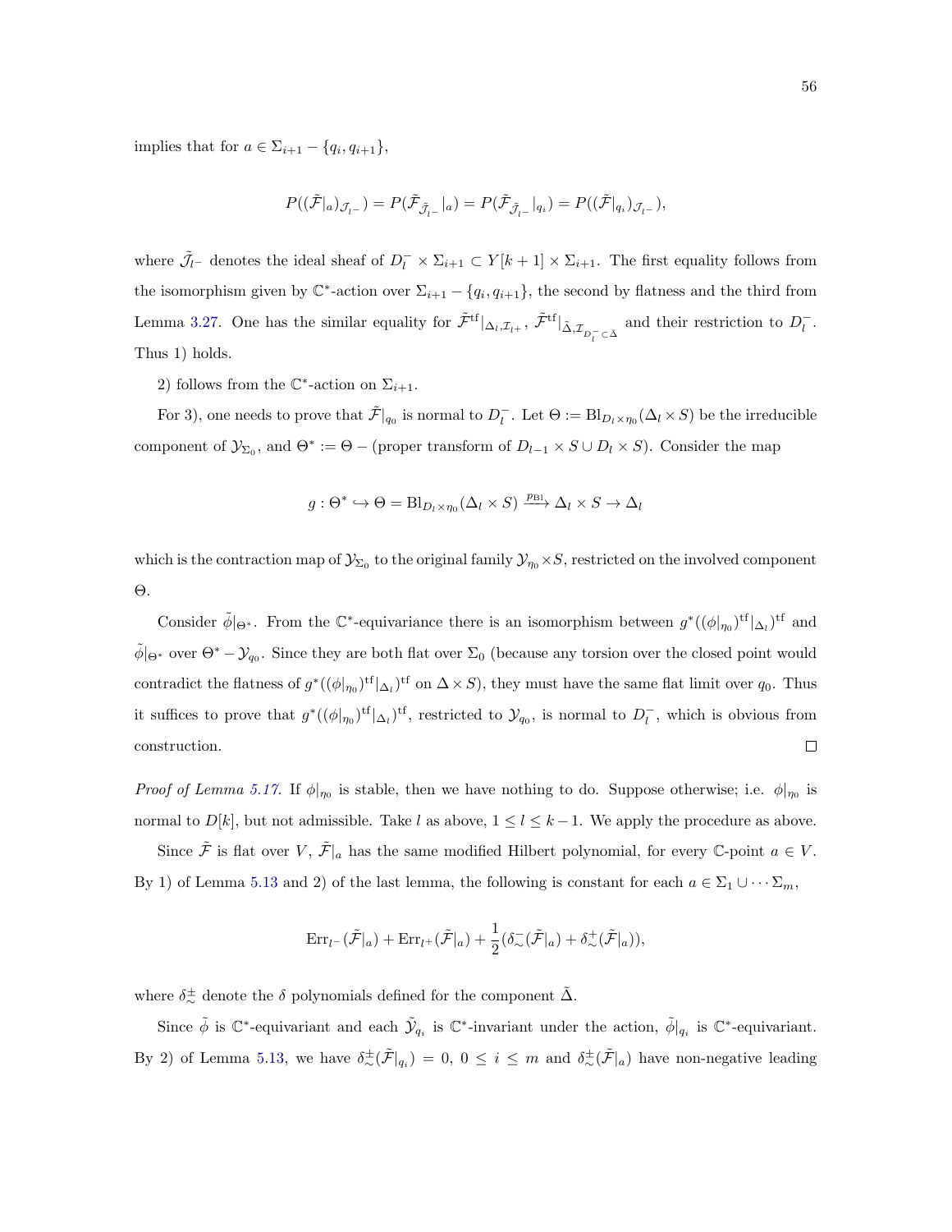implies that for $a \in \Sigma_{i+1} - \{q_i, q_{i+1}\}$,

$$P((\tilde{\mathcal{F}}|_a)_{\mathcal{J}_{l^-}}) = P(\tilde{\mathcal{F}}_{\tilde{\mathcal{J}}_{l^-}}|_a) = P(\tilde{\mathcal{F}}_{\tilde{\mathcal{J}}_{l^-}}|_{q_i}) = P((\tilde{\mathcal{F}}|_{q_i})_{\mathcal{J}_{l^-}}),$$

where $\tilde{\mathcal{J}}_{l^-}$ denotes the ideal sheaf of $D_l^- \times \Sigma_{i+1} \subset Y[k+1] \times \Sigma_{i+1}$. The first equality follows from the isomorphism given by $\mathbb{C}^*$-action over $\Sigma_{i+1} - \{q_i, q_{i+1}\}$, the second by flatness and the third from Lemma 3.27. One has the similar equality for $\tilde{\mathcal{F}}^{\mathrm{tf}}|_{\Delta_l, \mathcal{I}_{l^+}}$, $\tilde{\mathcal{F}}^{\mathrm{tf}}|_{\tilde{\Delta}, \mathcal{I}_{D_l^- \subset \tilde{\Delta}}}$ and their restriction to $D_l^-$. Thus 1) holds.

2) follows from the $\mathbb{C}^*$-action on $\Sigma_{i+1}$.

For 3), one needs to prove that $\tilde{\mathcal{F}}|_{q_0}$ is normal to $D_l^-$. Let $\Theta := \mathrm{Bl}_{D_l \times \eta_0}(\Delta_l \times S)$ be the irreducible component of $\mathcal{Y}_{\Sigma_0}$, and $\Theta^* := \Theta -$ (proper transform of $D_{l-1} \times S \cup D_l \times S$). Consider the map

$$g : \Theta^* \hookrightarrow \Theta = \mathrm{Bl}_{D_l \times \eta_0}(\Delta_l \times S) \xrightarrow{p_{\mathrm{Bl}}} \Delta_l \times S \to \Delta_l$$

which is the contraction map of $\mathcal{Y}_{\Sigma_0}$ to the original family $\mathcal{Y}_{\eta_0} \times S$, restricted on the involved component $\Theta$.

Consider $\tilde{\phi}|_{\Theta^*}$. From the $\mathbb{C}^*$-equivariance there is an isomorphism between $g^*((\phi|_{\eta_0})^{\mathrm{tf}}|_{\Delta_l})^{\mathrm{tf}}$ and $\tilde{\phi}|_{\Theta^*}$ over $\Theta^* - \mathcal{Y}_{q_0}$. Since they are both flat over $\Sigma_0$ (because any torsion over the closed point would contradict the flatness of $g^*((\phi|_{\eta_0})^{\mathrm{tf}}|_{\Delta_l})^{\mathrm{tf}}$ on $\Delta \times S$), they must have the same flat limit over $q_0$. Thus it suffices to prove that $g^*((\phi|_{\eta_0})^{\mathrm{tf}}|_{\Delta_l})^{\mathrm{tf}}$, restricted to $\mathcal{Y}_{q_0}$, is normal to $D_l^-$, which is obvious from construction. $\square$

*Proof of Lemma 5.17.* If $\phi|_{\eta_0}$ is stable, then we have nothing to do. Suppose otherwise; i.e. $\phi|_{\eta_0}$ is normal to $D[k]$, but not admissible. Take $l$ as above, $1 \leq l \leq k-1$. We apply the procedure as above.

Since $\tilde{\mathcal{F}}$ is flat over $V$, $\tilde{\mathcal{F}}|_a$ has the same modified Hilbert polynomial, for every $\mathbb{C}$-point $a \in V$. By 1) of Lemma 5.13 and 2) of the last lemma, the following is constant for each $a \in \Sigma_1 \cup \cdots \Sigma_m$,

$$\mathrm{Err}_{l^-}(\tilde{\mathcal{F}}|_a) + \mathrm{Err}_{l^+}(\tilde{\mathcal{F}}|_a) + \frac{1}{2}(\delta_{\sim}^-(\tilde{\mathcal{F}}|_a) + \delta_{\sim}^+(\tilde{\mathcal{F}}|_a)),$$

where $\delta_{\sim}^{\pm}$ denote the $\delta$ polynomials defined for the component $\tilde{\Delta}$.

Since $\tilde{\phi}$ is $\mathbb{C}^*$-equivariant and each $\tilde{\mathcal{Y}}_{q_i}$ is $\mathbb{C}^*$-invariant under the action, $\tilde{\phi}|_{q_i}$ is $\mathbb{C}^*$-equivariant. By 2) of Lemma 5.13, we have $\delta_{\sim}^{\pm}(\tilde{\mathcal{F}}|_{q_i}) = 0$, $0 \leq i \leq m$ and $\delta_{\sim}^{\pm}(\tilde{\mathcal{F}}|_a)$ have non-negative leading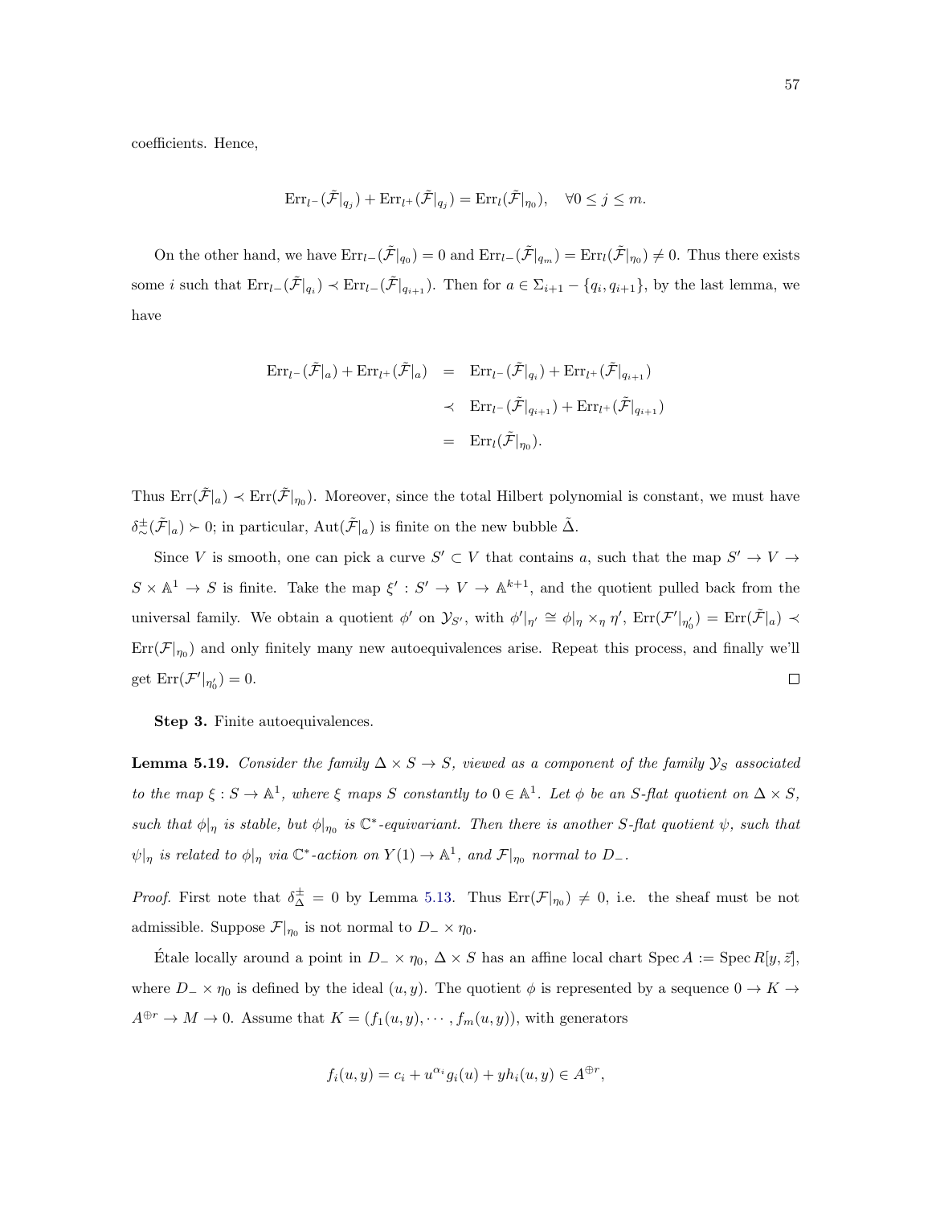coefficients. Hence,

$$\mathrm{Err}_{l^-}(\tilde{\mathcal{F}}|_{q_j}) + \mathrm{Err}_{l^+}(\tilde{\mathcal{F}}|_{q_j}) = \mathrm{Err}_l(\tilde{\mathcal{F}}|_{\eta_0}), \quad \forall 0 \le j \le m.$$

On the other hand, we have $\mathrm{Err}_{l^-}(\tilde{\mathcal{F}}|_{q_0}) = 0$ and $\mathrm{Err}_{l^-}(\tilde{\mathcal{F}}|_{q_m}) = \mathrm{Err}_l(\tilde{\mathcal{F}}|_{\eta_0}) \neq 0$. Thus there exists some $i$ such that $\mathrm{Err}_{l^-}(\tilde{\mathcal{F}}|_{q_i}) \prec \mathrm{Err}_{l^-}(\tilde{\mathcal{F}}|_{q_{i+1}})$. Then for $a \in \Sigma_{i+1} - \{q_i, q_{i+1}\}$, by the last lemma, we have

$$\begin{aligned}
\mathrm{Err}_{l^-}(\tilde{\mathcal{F}}|_a) + \mathrm{Err}_{l^+}(\tilde{\mathcal{F}}|_a) &= \mathrm{Err}_{l^-}(\tilde{\mathcal{F}}|_{q_i}) + \mathrm{Err}_{l^+}(\tilde{\mathcal{F}}|_{q_{i+1}}) \\
&\prec \mathrm{Err}_{l^-}(\tilde{\mathcal{F}}|_{q_{i+1}}) + \mathrm{Err}_{l^+}(\tilde{\mathcal{F}}|_{q_{i+1}}) \\
&= \mathrm{Err}_l(\tilde{\mathcal{F}}|_{\eta_0}).
\end{aligned}$$

Thus $\mathrm{Err}(\tilde{\mathcal{F}}|_a) \prec \mathrm{Err}(\tilde{\mathcal{F}}|_{\eta_0})$. Moreover, since the total Hilbert polynomial is constant, we must have $\delta^{\pm}_{\sim}(\tilde{\mathcal{F}}|_a) \succ 0$; in particular, $\mathrm{Aut}(\tilde{\mathcal{F}}|_a)$ is finite on the new bubble $\tilde{\Delta}$.

Since $V$ is smooth, one can pick a curve $S' \subset V$ that contains $a$, such that the map $S' \to V \to S \times \mathbb{A}^1 \to S$ is finite. Take the map $\xi' : S' \to V \to \mathbb{A}^{k+1}$, and the quotient pulled back from the universal family. We obtain a quotient $\phi'$ on $\mathcal{Y}_{S'}$, with $\phi'|_{\eta'} \cong \phi|_\eta \times_\eta \eta'$, $\mathrm{Err}(\mathcal{F}'|_{\eta'_0}) = \mathrm{Err}(\tilde{\mathcal{F}}|_a) \prec \mathrm{Err}(\mathcal{F}|_{\eta_0})$ and only finitely many new autoequivalences arise. Repeat this process, and finally we'll get $\mathrm{Err}(\mathcal{F}'|_{\eta'_0}) = 0$. □

**Step 3.** Finite autoequivalences.

**Lemma 5.19.** *Consider the family $\Delta \times S \to S$, viewed as a component of the family $\mathcal{Y}_S$ associated to the map $\xi : S \to \mathbb{A}^1$, where $\xi$ maps $S$ constantly to $0 \in \mathbb{A}^1$. Let $\phi$ be an $S$-flat quotient on $\Delta \times S$, such that $\phi|_\eta$ is stable, but $\phi|_{\eta_0}$ is $\mathbb{C}^*$-equivariant. Then there is another $S$-flat quotient $\psi$, such that $\psi|_\eta$ is related to $\phi|_\eta$ via $\mathbb{C}^*$-action on $Y(1) \to \mathbb{A}^1$, and $\mathcal{F}|_{\eta_0}$ normal to $D_-$.*

*Proof.* First note that $\delta^{\pm}_{\Delta} = 0$ by Lemma 5.13. Thus $\mathrm{Err}(\mathcal{F}|_{\eta_0}) \neq 0$, i.e. the sheaf must be not admissible. Suppose $\mathcal{F}|_{\eta_0}$ is not normal to $D_- \times \eta_0$.

Étale locally around a point in $D_- \times \eta_0$, $\Delta \times S$ has an affine local chart $\mathrm{Spec}\, A := \mathrm{Spec}\, R[y, \vec{z}]$, where $D_- \times \eta_0$ is defined by the ideal $(u, y)$. The quotient $\phi$ is represented by a sequence $0 \to K \to A^{\oplus r} \to M \to 0$. Assume that $K = (f_1(u, y), \cdots, f_m(u, y))$, with generators

$$f_i(u, y) = c_i + u^{\alpha_i} g_i(u) + y h_i(u, y) \in A^{\oplus r},$$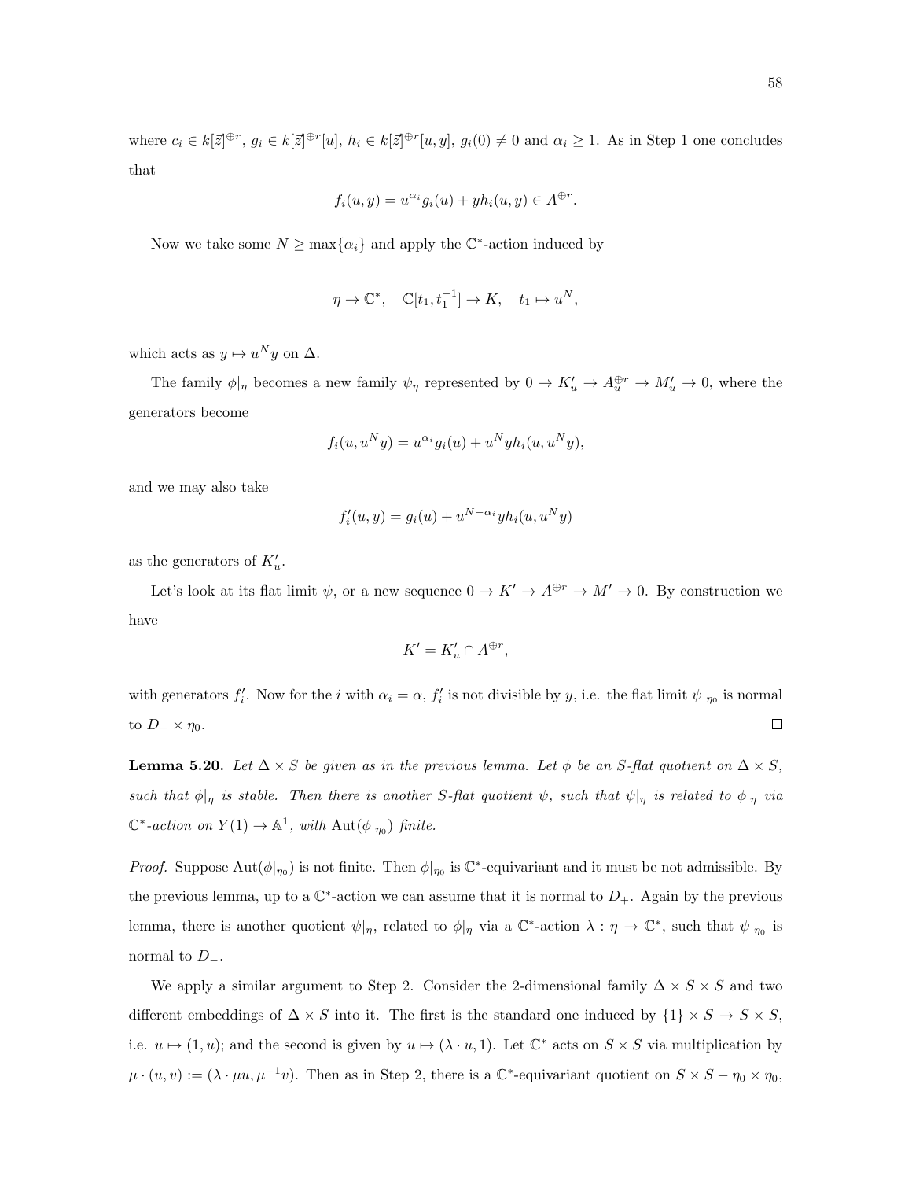where $c_i \in k[\vec{z}]^{\oplus r}$, $g_i \in k[\vec{z}]^{\oplus r}[u]$, $h_i \in k[\vec{z}]^{\oplus r}[u,y]$, $g_i(0) \neq 0$ and $\alpha_i \geq 1$. As in Step 1 one concludes that

$$f_i(u,y) = u^{\alpha_i} g_i(u) + y h_i(u,y) \in A^{\oplus r}.$$

Now we take some $N \geq \max\{\alpha_i\}$ and apply the $\mathbb{C}^*$-action induced by

$$\eta \to \mathbb{C}^*, \quad \mathbb{C}[t_1, t_1^{-1}] \to K, \quad t_1 \mapsto u^N,$$

which acts as $y \mapsto u^N y$ on $\Delta$.

The family $\phi|_\eta$ becomes a new family $\psi_\eta$ represented by $0 \to K'_u \to A_u^{\oplus r} \to M'_u \to 0$, where the generators become

$$f_i(u, u^N y) = u^{\alpha_i} g_i(u) + u^N y h_i(u, u^N y),$$

and we may also take

$$f'_i(u,y) = g_i(u) + u^{N-\alpha_i} y h_i(u, u^N y)$$

as the generators of $K'_u$.

Let's look at its flat limit $\psi$, or a new sequence $0 \to K' \to A^{\oplus r} \to M' \to 0$. By construction we have

$$K' = K'_u \cap A^{\oplus r},$$

with generators $f'_i$. Now for the $i$ with $\alpha_i = \alpha$, $f'_i$ is not divisible by $y$, i.e. the flat limit $\psi|_{\eta_0}$ is normal to $D_- \times \eta_0$. □

**Lemma 5.20.** *Let $\Delta \times S$ be given as in the previous lemma. Let $\phi$ be an $S$-flat quotient on $\Delta \times S$, such that $\phi|_\eta$ is stable. Then there is another $S$-flat quotient $\psi$, such that $\psi|_\eta$ is related to $\phi|_\eta$ via $\mathbb{C}^*$-action on $Y(1) \to \mathbb{A}^1$, with $\mathrm{Aut}(\phi|_{\eta_0})$ finite.*

*Proof.* Suppose $\mathrm{Aut}(\phi|_{\eta_0})$ is not finite. Then $\phi|_{\eta_0}$ is $\mathbb{C}^*$-equivariant and it must be not admissible. By the previous lemma, up to a $\mathbb{C}^*$-action we can assume that it is normal to $D_+$. Again by the previous lemma, there is another quotient $\psi|_\eta$, related to $\phi|_\eta$ via a $\mathbb{C}^*$-action $\lambda : \eta \to \mathbb{C}^*$, such that $\psi|_{\eta_0}$ is normal to $D_-$.

We apply a similar argument to Step 2. Consider the 2-dimensional family $\Delta \times S \times S$ and two different embeddings of $\Delta \times S$ into it. The first is the standard one induced by $\{1\} \times S \to S \times S$, i.e. $u \mapsto (1, u)$; and the second is given by $u \mapsto (\lambda \cdot u, 1)$. Let $\mathbb{C}^*$ acts on $S \times S$ via multiplication by $\mu \cdot (u,v) := (\lambda \cdot \mu u, \mu^{-1} v)$. Then as in Step 2, there is a $\mathbb{C}^*$-equivariant quotient on $S \times S - \eta_0 \times \eta_0$,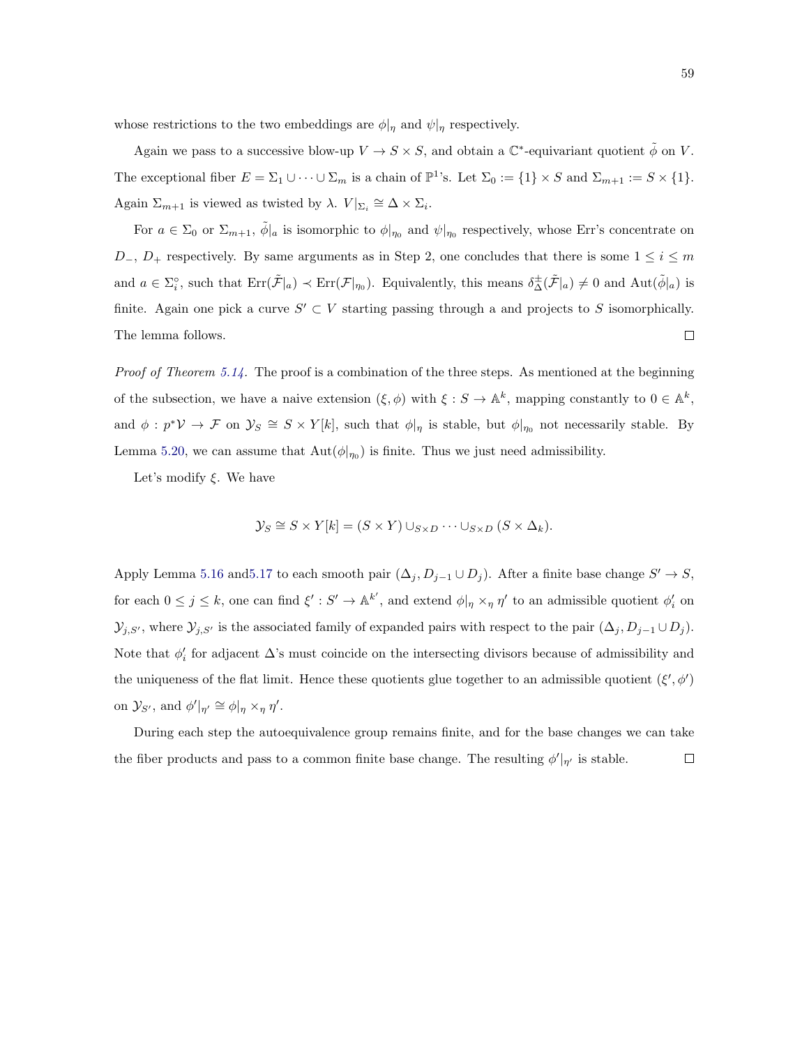whose restrictions to the two embeddings are $\phi|_\eta$ and $\psi|_\eta$ respectively.

Again we pass to a successive blow-up $V \to S \times S$, and obtain a $\mathbb{C}^*$-equivariant quotient $\tilde{\phi}$ on $V$. The exceptional fiber $E = \Sigma_1 \cup \cdots \cup \Sigma_m$ is a chain of $\mathbb{P}^1$'s. Let $\Sigma_0 := \{1\} \times S$ and $\Sigma_{m+1} := S \times \{1\}$. Again $\Sigma_{m+1}$ is viewed as twisted by $\lambda$. $V|_{\Sigma_i} \cong \Delta \times \Sigma_i$.

For $a \in \Sigma_0$ or $\Sigma_{m+1}$, $\tilde{\phi}|_a$ is isomorphic to $\phi|_{\eta_0}$ and $\psi|_{\eta_0}$ respectively, whose Err's concentrate on $D_-$, $D_+$ respectively. By same arguments as in Step 2, one concludes that there is some $1 \leq i \leq m$ and $a \in \Sigma_i^\circ$, such that $\mathrm{Err}(\tilde{\mathcal{F}}|_a) \prec \mathrm{Err}(\mathcal{F}|_{\eta_0})$. Equivalently, this means $\delta_\Delta^\pm(\tilde{\mathcal{F}}|_a) \neq 0$ and $\mathrm{Aut}(\tilde{\phi}|_a)$ is finite. Again one pick a curve $S' \subset V$ starting passing through $a$ and projects to $S$ isomorphically. The lemma follows. $\square$

*Proof of Theorem 5.14.* The proof is a combination of the three steps. As mentioned at the beginning of the subsection, we have a naive extension $(\xi, \phi)$ with $\xi : S \to \mathbb{A}^k$, mapping constantly to $0 \in \mathbb{A}^k$, and $\phi : p^*\mathcal{V} \to \mathcal{F}$ on $\mathcal{Y}_S \cong S \times Y[k]$, such that $\phi|_\eta$ is stable, but $\phi|_{\eta_0}$ not necessarily stable. By Lemma 5.20, we can assume that $\mathrm{Aut}(\phi|_{\eta_0})$ is finite. Thus we just need admissibility.

Let's modify $\xi$. We have

$$\mathcal{Y}_S \cong S \times Y[k] = (S \times Y) \cup_{S \times D} \cdots \cup_{S \times D} (S \times \Delta_k).$$

Apply Lemma 5.16 and5.17 to each smooth pair $(\Delta_j, D_{j-1} \cup D_j)$. After a finite base change $S' \to S$, for each $0 \leq j \leq k$, one can find $\xi' : S' \to \mathbb{A}^{k'}$, and extend $\phi|_\eta \times_\eta \eta'$ to an admissible quotient $\phi_i'$ on $\mathcal{Y}_{j,S'}$, where $\mathcal{Y}_{j,S'}$ is the associated family of expanded pairs with respect to the pair $(\Delta_j, D_{j-1} \cup D_j)$. Note that $\phi_i'$ for adjacent $\Delta$'s must coincide on the intersecting divisors because of admissibility and the uniqueness of the flat limit. Hence these quotients glue together to an admissible quotient $(\xi', \phi')$ on $\mathcal{Y}_{S'}$, and $\phi'|_{\eta'} \cong \phi|_\eta \times_\eta \eta'$.

During each step the autoequivalence group remains finite, and for the base changes we can take the fiber products and pass to a common finite base change. The resulting $\phi'|_{\eta'}$ is stable. $\square$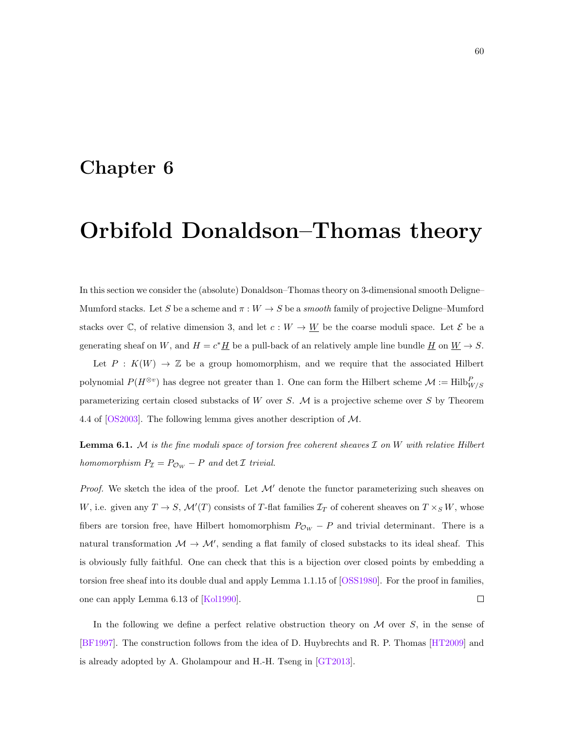# Chapter 6

# Orbifold Donaldson–Thomas theory

In this section we consider the (absolute) Donaldson–Thomas theory on 3-dimensional smooth Deligne–Mumford stacks. Let $S$ be a scheme and $\pi : W \to S$ be a *smooth* family of projective Deligne–Mumford stacks over $\mathbb{C}$, of relative dimension 3, and let $c : W \to \underline{W}$ be the coarse moduli space. Let $\mathcal{E}$ be a generating sheaf on $W$, and $H = c^*\underline{H}$ be a pull-back of an relatively ample line bundle $\underline{H}$ on $\underline{W} \to S$.

Let $P : K(W) \to \mathbb{Z}$ be a group homomorphism, and we require that the associated Hilbert polynomial $P(H^{\otimes v})$ has degree not greater than 1. One can form the Hilbert scheme $\mathcal{M} := \mathrm{Hilb}^P_{W/S}$ parameterizing certain closed substacks of $W$ over $S$. $\mathcal{M}$ is a projective scheme over $S$ by Theorem 4.4 of [OS2003]. The following lemma gives another description of $\mathcal{M}$.

**Lemma 6.1.** *$\mathcal{M}$ is the fine moduli space of torsion free coherent sheaves $\mathcal{I}$ on $W$ with relative Hilbert homomorphism $P_{\mathcal{I}} = P_{\mathcal{O}_W} - P$ and $\det \mathcal{I}$ trivial.*

*Proof.* We sketch the idea of the proof. Let $\mathcal{M}'$ denote the functor parameterizing such sheaves on $W$, i.e. given any $T \to S$, $\mathcal{M}'(T)$ consists of $T$-flat families $\mathcal{I}_T$ of coherent sheaves on $T \times_S W$, whose fibers are torsion free, have Hilbert homomorphism $P_{\mathcal{O}_W} - P$ and trivial determinant. There is a natural transformation $\mathcal{M} \to \mathcal{M}'$, sending a flat family of closed substacks to its ideal sheaf. This is obviously fully faithful. One can check that this is a bijection over closed points by embedding a torsion free sheaf into its double dual and apply Lemma 1.1.15 of [OSS1980]. For the proof in families, one can apply Lemma 6.13 of [Kol1990]. □

In the following we define a perfect relative obstruction theory on $\mathcal{M}$ over $S$, in the sense of [BF1997]. The construction follows from the idea of D. Huybrechts and R. P. Thomas [HT2009] and is already adopted by A. Gholampour and H.-H. Tseng in [GT2013].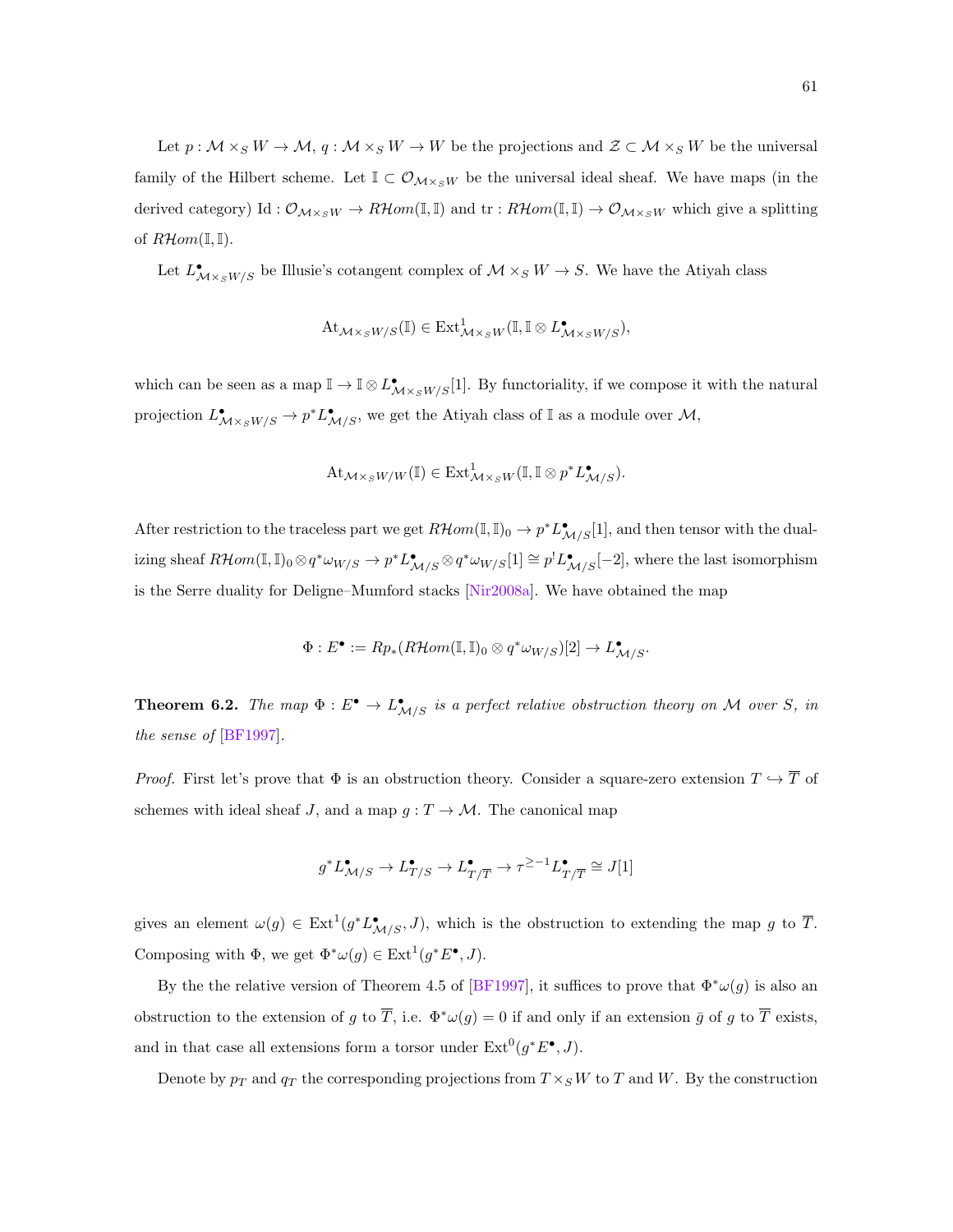Let $p : \mathcal{M} \times_S W \to \mathcal{M}$, $q : \mathcal{M} \times_S W \to W$ be the projections and $\mathcal{Z} \subset \mathcal{M} \times_S W$ be the universal family of the Hilbert scheme. Let $\mathbb{I} \subset \mathcal{O}_{\mathcal{M}\times_S W}$ be the universal ideal sheaf. We have maps (in the derived category) $\mathrm{Id} : \mathcal{O}_{\mathcal{M}\times_S W} \to R\mathcal{H}om(\mathbb{I}, \mathbb{I})$ and $\mathrm{tr} : R\mathcal{H}om(\mathbb{I}, \mathbb{I}) \to \mathcal{O}_{\mathcal{M}\times_S W}$ which give a splitting of $R\mathcal{H}om(\mathbb{I}, \mathbb{I})$.

Let $L^\bullet_{\mathcal{M}\times_S W/S}$ be Illusie's cotangent complex of $\mathcal{M} \times_S W \to S$. We have the Atiyah class

$$\mathrm{At}_{\mathcal{M}\times_S W/S}(\mathbb{I}) \in \mathrm{Ext}^1_{\mathcal{M}\times_S W}(\mathbb{I}, \mathbb{I} \otimes L^\bullet_{\mathcal{M}\times_S W/S}),$$

which can be seen as a map $\mathbb{I} \to \mathbb{I} \otimes L^\bullet_{\mathcal{M}\times_S W/S}[1]$. By functoriality, if we compose it with the natural projection $L^\bullet_{\mathcal{M}\times_S W/S} \to p^* L^\bullet_{\mathcal{M}/S}$, we get the Atiyah class of $\mathbb{I}$ as a module over $\mathcal{M}$,

$$\mathrm{At}_{\mathcal{M}\times_S W/W}(\mathbb{I}) \in \mathrm{Ext}^1_{\mathcal{M}\times_S W}(\mathbb{I}, \mathbb{I} \otimes p^* L^\bullet_{\mathcal{M}/S}).$$

After restriction to the traceless part we get $R\mathcal{H}om(\mathbb{I}, \mathbb{I})_0 \to p^* L^\bullet_{\mathcal{M}/S}[1]$, and then tensor with the dualizing sheaf $R\mathcal{H}om(\mathbb{I}, \mathbb{I})_0 \otimes q^*\omega_{W/S} \to p^* L^\bullet_{\mathcal{M}/S} \otimes q^*\omega_{W/S}[1] \cong p^! L^\bullet_{\mathcal{M}/S}[-2]$, where the last isomorphism is the Serre duality for Deligne–Mumford stacks [Nir2008a]. We have obtained the map

$$\Phi : E^\bullet := Rp_*(R\mathcal{H}om(\mathbb{I}, \mathbb{I})_0 \otimes q^*\omega_{W/S})[2] \to L^\bullet_{\mathcal{M}/S}.$$

**Theorem 6.2.** *The map $\Phi : E^\bullet \to L^\bullet_{\mathcal{M}/S}$ is a perfect relative obstruction theory on $\mathcal{M}$ over $S$, in the sense of* [BF1997].

*Proof.* First let's prove that $\Phi$ is an obstruction theory. Consider a square-zero extension $T \hookrightarrow \overline{T}$ of schemes with ideal sheaf $J$, and a map $g : T \to \mathcal{M}$. The canonical map

$$g^* L^\bullet_{\mathcal{M}/S} \to L^\bullet_{T/S} \to L^\bullet_{T/\overline{T}} \to \tau^{\geq -1} L^\bullet_{T/\overline{T}} \cong J[1]$$

gives an element $\omega(g) \in \mathrm{Ext}^1(g^* L^\bullet_{\mathcal{M}/S}, J)$, which is the obstruction to extending the map $g$ to $\overline{T}$. Composing with $\Phi$, we get $\Phi^*\omega(g) \in \mathrm{Ext}^1(g^* E^\bullet, J)$.

By the the relative version of Theorem 4.5 of [BF1997], it suffices to prove that $\Phi^*\omega(g)$ is also an obstruction to the extension of $g$ to $\overline{T}$, i.e. $\Phi^*\omega(g) = 0$ if and only if an extension $\bar{g}$ of $g$ to $\overline{T}$ exists, and in that case all extensions form a torsor under $\mathrm{Ext}^0(g^* E^\bullet, J)$.

Denote by $p_T$ and $q_T$ the corresponding projections from $T \times_S W$ to $T$ and $W$. By the construction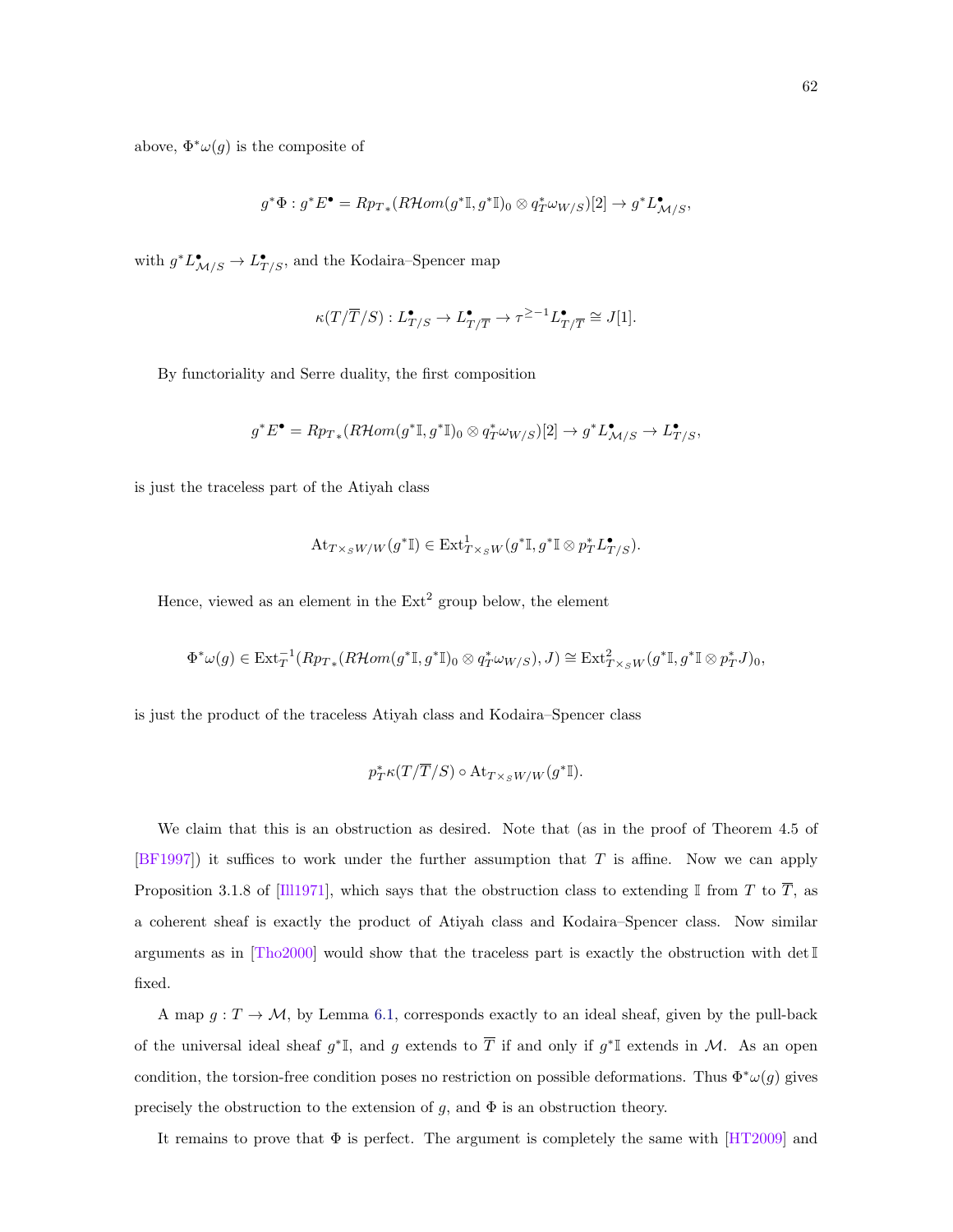above, $\Phi^*\omega(g)$ is the composite of

$$g^*\Phi : g^*E^\bullet = Rp_{T*}(R\mathcal{H}om(g^*\mathbb{I}, g^*\mathbb{I})_0 \otimes q_T^*\omega_{W/S})[2] \to g^*L^\bullet_{\mathcal{M}/S},$$

with $g^*L^\bullet_{\mathcal{M}/S} \to L^\bullet_{T/S}$, and the Kodaira–Spencer map

$$\kappa(T/\overline{T}/S) : L^\bullet_{T/S} \to L^\bullet_{T/\overline{T}} \to \tau^{\geq -1}L^\bullet_{T/\overline{T}} \cong J[1].$$

By functoriality and Serre duality, the first composition

$$g^*E^\bullet = Rp_{T*}(R\mathcal{H}om(g^*\mathbb{I}, g^*\mathbb{I})_0 \otimes q_T^*\omega_{W/S})[2] \to g^*L^\bullet_{\mathcal{M}/S} \to L^\bullet_{T/S},$$

is just the traceless part of the Atiyah class

$$\mathrm{At}_{T\times_S W/W}(g^*\mathbb{I}) \in \mathrm{Ext}^1_{T\times_S W}(g^*\mathbb{I}, g^*\mathbb{I} \otimes p_T^*L^\bullet_{T/S}).$$

Hence, viewed as an element in the $\mathrm{Ext}^2$ group below, the element

$$\Phi^*\omega(g) \in \mathrm{Ext}^{-1}_T(Rp_{T*}(R\mathcal{H}om(g^*\mathbb{I}, g^*\mathbb{I})_0 \otimes q_T^*\omega_{W/S}), J) \cong \mathrm{Ext}^2_{T\times_S W}(g^*\mathbb{I}, g^*\mathbb{I} \otimes p_T^*J)_0,$$

is just the product of the traceless Atiyah class and Kodaira–Spencer class

$$p_T^*\kappa(T/\overline{T}/S) \circ \mathrm{At}_{T\times_S W/W}(g^*\mathbb{I}).$$

We claim that this is an obstruction as desired. Note that (as in the proof of Theorem 4.5 of [BF1997]) it suffices to work under the further assumption that $T$ is affine. Now we can apply Proposition 3.1.8 of [Ill1971], which says that the obstruction class to extending $\mathbb{I}$ from $T$ to $\overline{T}$, as a coherent sheaf is exactly the product of Atiyah class and Kodaira–Spencer class. Now similar arguments as in [Tho2000] would show that the traceless part is exactly the obstruction with $\det \mathbb{I}$ fixed.

A map $g : T \to \mathcal{M}$, by Lemma 6.1, corresponds exactly to an ideal sheaf, given by the pull-back of the universal ideal sheaf $g^*\mathbb{I}$, and $g$ extends to $\overline{T}$ if and only if $g^*\mathbb{I}$ extends in $\mathcal{M}$. As an open condition, the torsion-free condition poses no restriction on possible deformations. Thus $\Phi^*\omega(g)$ gives precisely the obstruction to the extension of $g$, and $\Phi$ is an obstruction theory.

It remains to prove that $\Phi$ is perfect. The argument is completely the same with [HT2009] and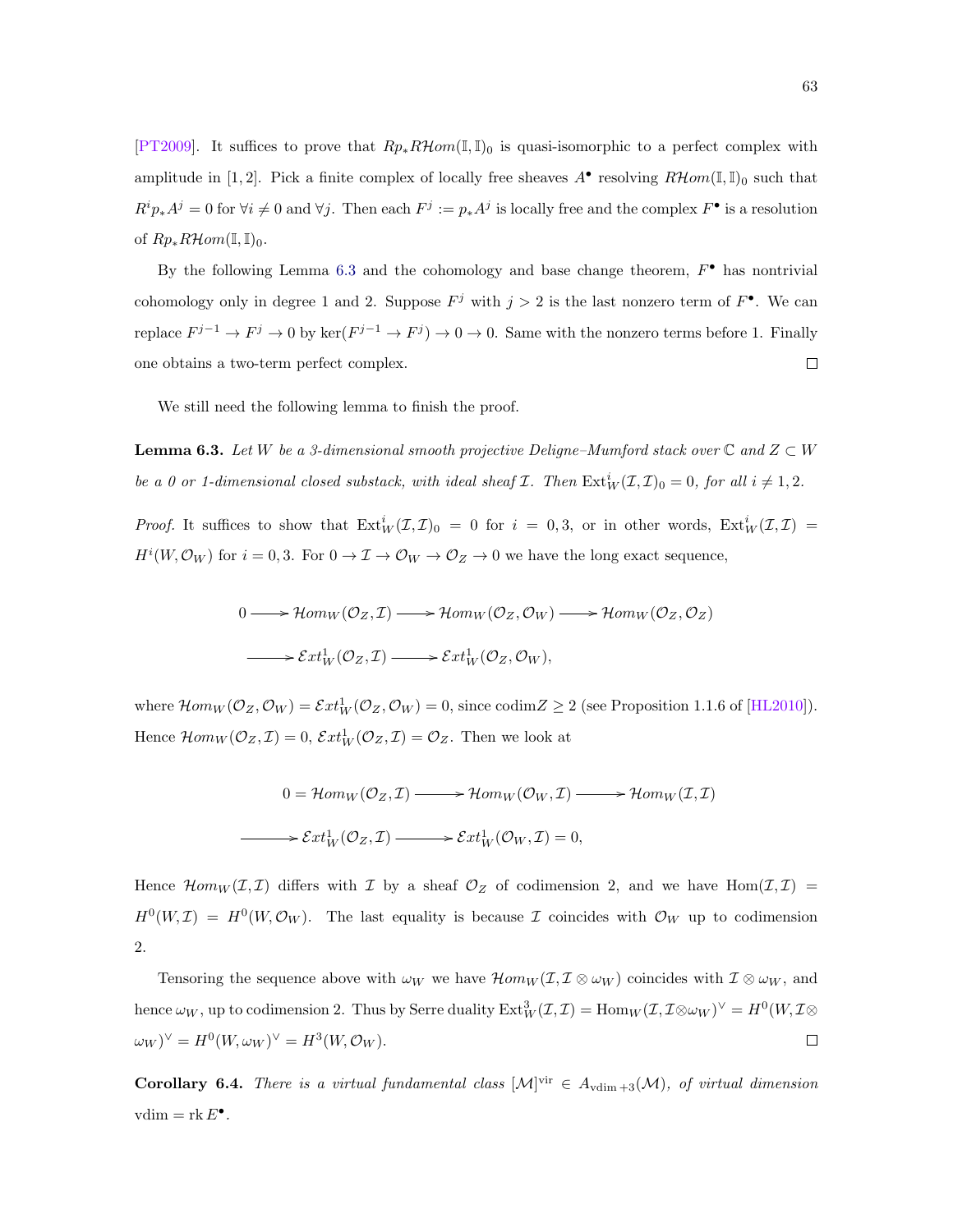[PT2009]. It suffices to prove that $Rp_* R\mathcal{H}om(\mathbb{I}, \mathbb{I})_0$ is quasi-isomorphic to a perfect complex with amplitude in $[1,2]$. Pick a finite complex of locally free sheaves $A^\bullet$ resolving $R\mathcal{H}om(\mathbb{I}, \mathbb{I})_0$ such that $R^i p_* A^j = 0$ for $\forall i \neq 0$ and $\forall j$. Then each $F^j := p_* A^j$ is locally free and the complex $F^\bullet$ is a resolution of $Rp_* R\mathcal{H}om(\mathbb{I}, \mathbb{I})_0$.

By the following Lemma 6.3 and the cohomology and base change theorem, $F^\bullet$ has nontrivial cohomology only in degree 1 and 2. Suppose $F^j$ with $j > 2$ is the last nonzero term of $F^\bullet$. We can replace $F^{j-1} \to F^j \to 0$ by $\ker(F^{j-1} \to F^j) \to 0 \to 0$. Same with the nonzero terms before 1. Finally one obtains a two-term perfect complex. $\square$

We still need the following lemma to finish the proof.

**Lemma 6.3.** *Let $W$ be a 3-dimensional smooth projective Deligne–Mumford stack over $\mathbb{C}$ and $Z \subset W$ be a 0 or 1-dimensional closed substack, with ideal sheaf $\mathcal{I}$. Then $\operatorname{Ext}^i_W(\mathcal{I}, \mathcal{I})_0 = 0$, for all $i \neq 1, 2$.*

*Proof.* It suffices to show that $\operatorname{Ext}^i_W(\mathcal{I}, \mathcal{I})_0 = 0$ for $i = 0, 3$, or in other words, $\operatorname{Ext}^i_W(\mathcal{I}, \mathcal{I}) = H^i(W, \mathcal{O}_W)$ for $i = 0, 3$. For $0 \to \mathcal{I} \to \mathcal{O}_W \to \mathcal{O}_Z \to 0$ we have the long exact sequence,

$$0 \longrightarrow \mathcal{H}om_W(\mathcal{O}_Z, \mathcal{I}) \longrightarrow \mathcal{H}om_W(\mathcal{O}_Z, \mathcal{O}_W) \longrightarrow \mathcal{H}om_W(\mathcal{O}_Z, \mathcal{O}_Z)$$
$$\longrightarrow \mathcal{E}xt^1_W(\mathcal{O}_Z, \mathcal{I}) \longrightarrow \mathcal{E}xt^1_W(\mathcal{O}_Z, \mathcal{O}_W),$$

where $\mathcal{H}om_W(\mathcal{O}_Z, \mathcal{O}_W) = \mathcal{E}xt^1_W(\mathcal{O}_Z, \mathcal{O}_W) = 0$, since $\operatorname{codim} Z \geq 2$ (see Proposition 1.1.6 of [HL2010]). Hence $\mathcal{H}om_W(\mathcal{O}_Z, \mathcal{I}) = 0$, $\mathcal{E}xt^1_W(\mathcal{O}_Z, \mathcal{I}) = \mathcal{O}_Z$. Then we look at

$$0 = \mathcal{H}om_W(\mathcal{O}_Z, \mathcal{I}) \longrightarrow \mathcal{H}om_W(\mathcal{O}_W, \mathcal{I}) \longrightarrow \mathcal{H}om_W(\mathcal{I}, \mathcal{I})$$
$$\longrightarrow \mathcal{E}xt^1_W(\mathcal{O}_Z, \mathcal{I}) \longrightarrow \mathcal{E}xt^1_W(\mathcal{O}_W, \mathcal{I}) = 0,$$

Hence $\mathcal{H}om_W(\mathcal{I}, \mathcal{I})$ differs with $\mathcal{I}$ by a sheaf $\mathcal{O}_Z$ of codimension 2, and we have $\operatorname{Hom}(\mathcal{I}, \mathcal{I}) = H^0(W, \mathcal{I}) = H^0(W, \mathcal{O}_W)$. The last equality is because $\mathcal{I}$ coincides with $\mathcal{O}_W$ up to codimension 2.

Tensoring the sequence above with $\omega_W$ we have $\mathcal{H}om_W(\mathcal{I}, \mathcal{I} \otimes \omega_W)$ coincides with $\mathcal{I} \otimes \omega_W$, and hence $\omega_W$, up to codimension 2. Thus by Serre duality $\operatorname{Ext}^3_W(\mathcal{I}, \mathcal{I}) = \operatorname{Hom}_W(\mathcal{I}, \mathcal{I} \otimes \omega_W)^\vee = H^0(W, \mathcal{I} \otimes \omega_W)^\vee = H^0(W, \omega_W)^\vee = H^3(W, \mathcal{O}_W)$. $\square$

**Corollary 6.4.** *There is a virtual fundamental class $[\mathcal{M}]^{\mathrm{vir}} \in A_{\mathrm{vdim}+3}(\mathcal{M})$, of virtual dimension $\mathrm{vdim} = \operatorname{rk} E^\bullet$.*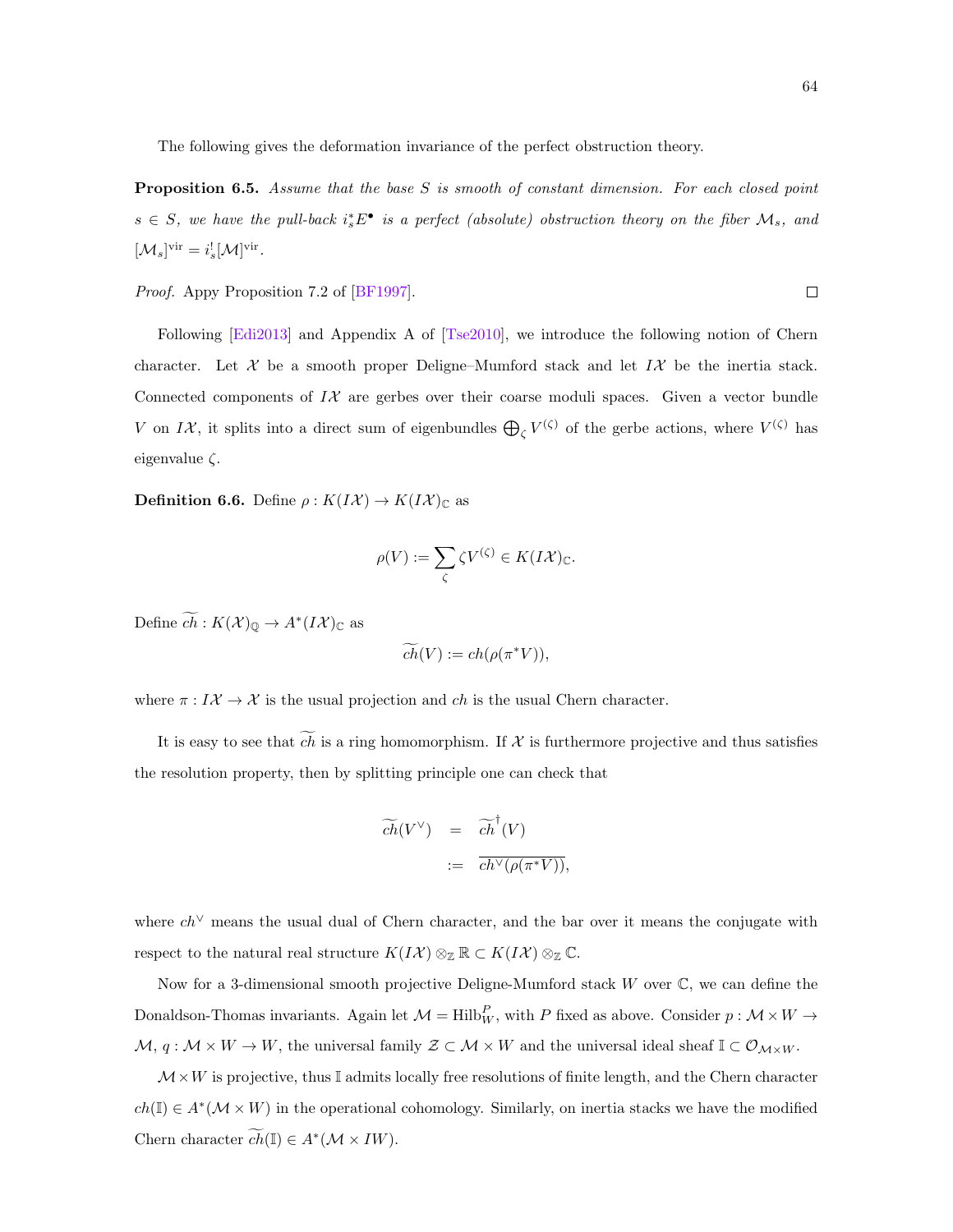The following gives the deformation invariance of the perfect obstruction theory.

**Proposition 6.5.** *Assume that the base $S$ is smooth of constant dimension. For each closed point $s \in S$, we have the pull-back $i_s^* E^\bullet$ is a perfect (absolute) obstruction theory on the fiber $\mathcal{M}_s$, and $[\mathcal{M}_s]^{\mathrm{vir}} = i_s^! [\mathcal{M}]^{\mathrm{vir}}$.*

*Proof.* Appy Proposition 7.2 of [BF1997]. □

Following [Edi2013] and Appendix A of [Tse2010], we introduce the following notion of Chern character. Let $\mathcal{X}$ be a smooth proper Deligne–Mumford stack and let $I\mathcal{X}$ be the inertia stack. Connected components of $I\mathcal{X}$ are gerbes over their coarse moduli spaces. Given a vector bundle $V$ on $I\mathcal{X}$, it splits into a direct sum of eigenbundles $\bigoplus_\zeta V^{(\zeta)}$ of the gerbe actions, where $V^{(\zeta)}$ has eigenvalue $\zeta$.

**Definition 6.6.** Define $\rho : K(I\mathcal{X}) \to K(I\mathcal{X})_{\mathbb{C}}$ as

$$\rho(V) := \sum_\zeta \zeta V^{(\zeta)} \in K(I\mathcal{X})_{\mathbb{C}}.$$

Define $\widetilde{ch} : K(\mathcal{X})_{\mathbb{Q}} \to A^*(I\mathcal{X})_{\mathbb{C}}$ as

$$\widetilde{ch}(V) := ch(\rho(\pi^* V)),$$

where $\pi : I\mathcal{X} \to \mathcal{X}$ is the usual projection and $ch$ is the usual Chern character.

It is easy to see that $\widetilde{ch}$ is a ring homomorphism. If $\mathcal{X}$ is furthermore projective and thus satisfies the resolution property, then by splitting principle one can check that

$$\begin{aligned} \widetilde{ch}(V^\vee) &= \widetilde{ch}^\dagger(V) \\ &:= \overline{ch^\vee(\rho(\pi^* V))}, \end{aligned}$$

where $ch^\vee$ means the usual dual of Chern character, and the bar over it means the conjugate with respect to the natural real structure $K(I\mathcal{X}) \otimes_{\mathbb{Z}} \mathbb{R} \subset K(I\mathcal{X}) \otimes_{\mathbb{Z}} \mathbb{C}$.

Now for a 3-dimensional smooth projective Deligne-Mumford stack $W$ over $\mathbb{C}$, we can define the Donaldson-Thomas invariants. Again let $\mathcal{M} = \mathrm{Hilb}_W^P$, with $P$ fixed as above. Consider $p : \mathcal{M} \times W \to \mathcal{M}$, $q : \mathcal{M} \times W \to W$, the universal family $\mathcal{Z} \subset \mathcal{M} \times W$ and the universal ideal sheaf $\mathbb{I} \subset \mathcal{O}_{\mathcal{M} \times W}$.

$\mathcal{M} \times W$ is projective, thus $\mathbb{I}$ admits locally free resolutions of finite length, and the Chern character $ch(\mathbb{I}) \in A^*(\mathcal{M} \times W)$ in the operational cohomology. Similarly, on inertia stacks we have the modified Chern character $\widetilde{ch}(\mathbb{I}) \in A^*(\mathcal{M} \times IW)$.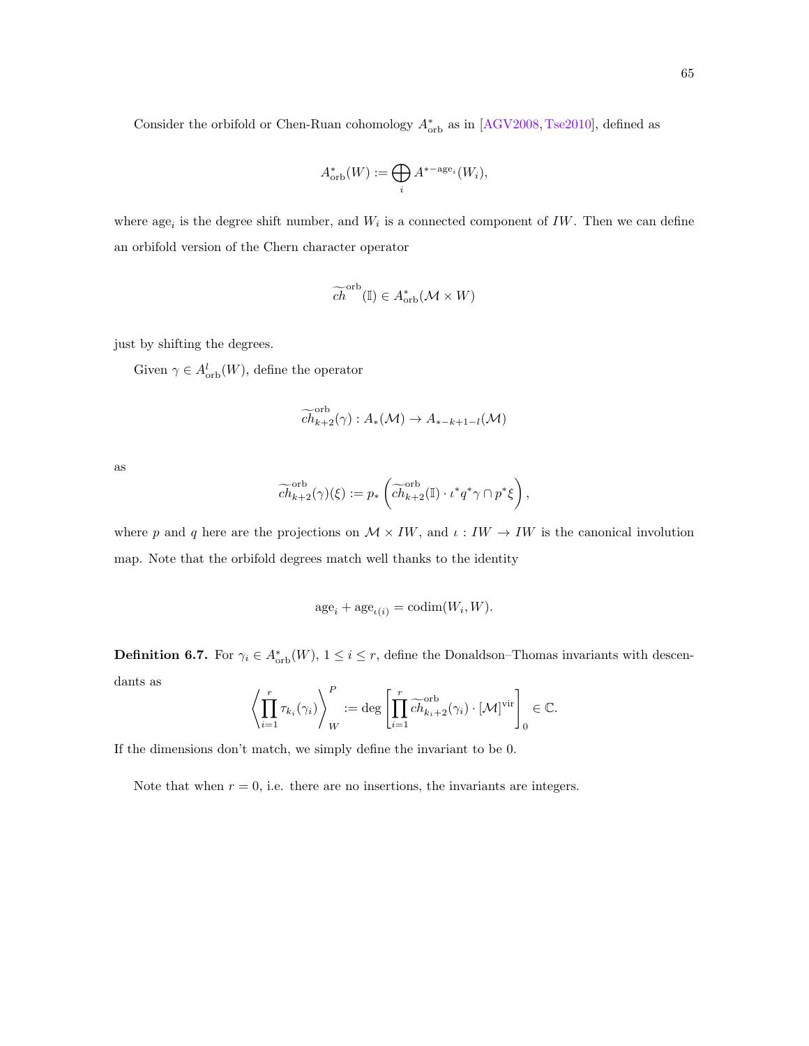Consider the orbifold or Chen-Ruan cohomology $A^*_{\mathrm{orb}}$ as in [AGV2008, Tse2010], defined as

$$A^*_{\mathrm{orb}}(W) := \bigoplus_i A^{*-\mathrm{age}_i}(W_i),$$

where $\mathrm{age}_i$ is the degree shift number, and $W_i$ is a connected component of $IW$. Then we can define an orbifold version of the Chern character operator

$$\widetilde{ch}^{\mathrm{orb}}(\mathbb{I}) \in A^*_{\mathrm{orb}}(\mathcal{M} \times W)$$

just by shifting the degrees.

Given $\gamma \in A^l_{\mathrm{orb}}(W)$, define the operator

$$\widetilde{ch}^{\mathrm{orb}}_{k+2}(\gamma) : A_*(\mathcal{M}) \to A_{*-k+1-l}(\mathcal{M})$$

as

$$\widetilde{ch}^{\mathrm{orb}}_{k+2}(\gamma)(\xi) := p_*\left(\widetilde{ch}^{\mathrm{orb}}_{k+2}(\mathbb{I}) \cdot \iota^* q^* \gamma \cap p^* \xi\right),$$

where $p$ and $q$ here are the projections on $\mathcal{M} \times IW$, and $\iota : IW \to IW$ is the canonical involution map. Note that the orbifold degrees match well thanks to the identity

$$\mathrm{age}_i + \mathrm{age}_{\iota(i)} = \mathrm{codim}(W_i, W).$$

**Definition 6.7.** For $\gamma_i \in A^*_{\mathrm{orb}}(W)$, $1 \leq i \leq r$, define the Donaldson–Thomas invariants with descendants as

$$\left\langle \prod_{i=1}^r \tau_{k_i}(\gamma_i) \right\rangle^P_W := \deg \left[ \prod_{i=1}^r \widetilde{ch}^{\mathrm{orb}}_{k_i+2}(\gamma_i) \cdot [\mathcal{M}]^{\mathrm{vir}} \right]_0 \in \mathbb{C}.$$

If the dimensions don't match, we simply define the invariant to be 0.

Note that when $r = 0$, i.e. there are no insertions, the invariants are integers.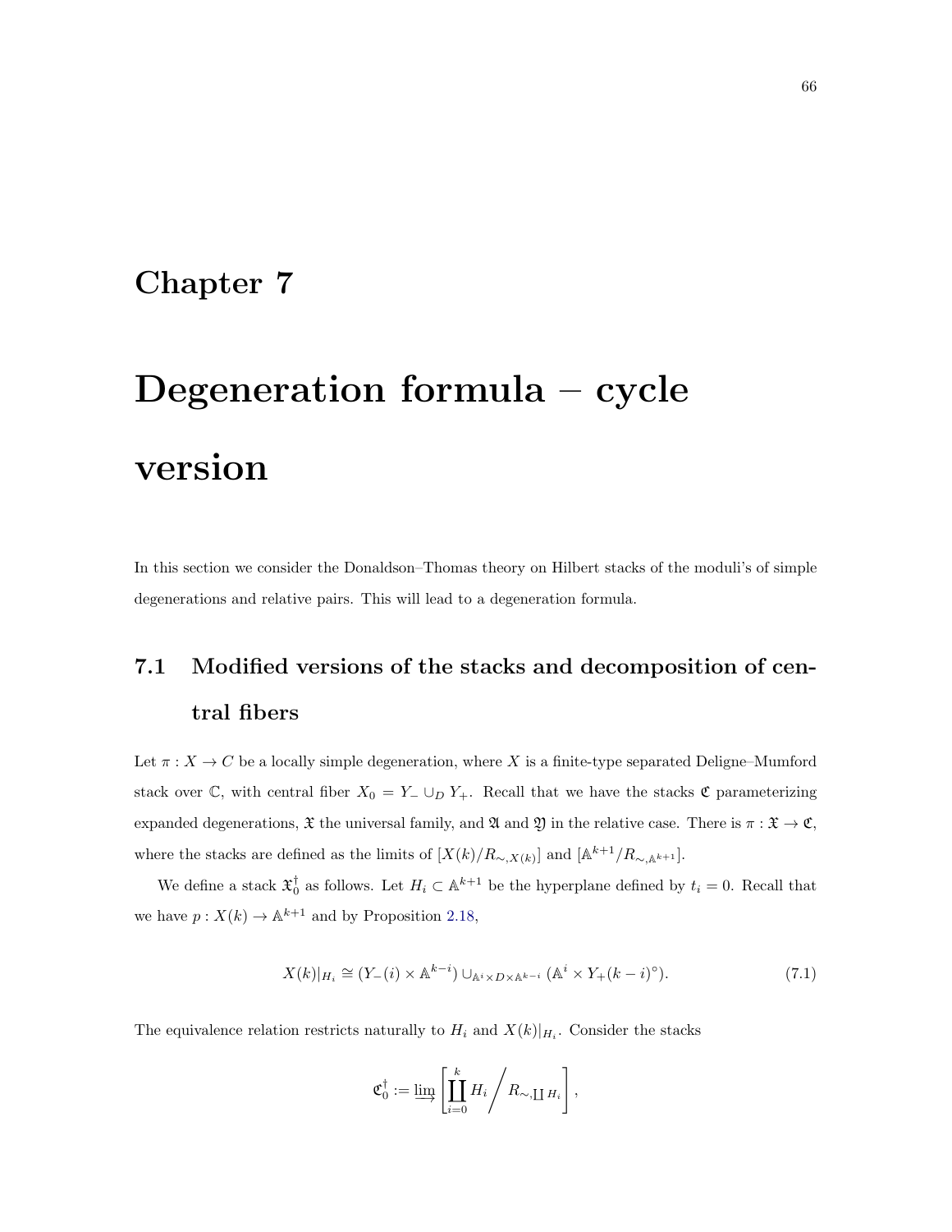# Chapter 7

# Degeneration formula – cycle version

In this section we consider the Donaldson–Thomas theory on Hilbert stacks of the moduli's of simple degenerations and relative pairs. This will lead to a degeneration formula.

## 7.1 Modified versions of the stacks and decomposition of central fibers

Let $\pi : X \to C$ be a locally simple degeneration, where $X$ is a finite-type separated Deligne–Mumford stack over $\mathbb{C}$, with central fiber $X_0 = Y_- \cup_D Y_+$. Recall that we have the stacks $\mathfrak{C}$ parameterizing expanded degenerations, $\mathfrak{X}$ the universal family, and $\mathfrak{A}$ and $\mathfrak{Y}$ in the relative case. There is $\pi : \mathfrak{X} \to \mathfrak{C}$, where the stacks are defined as the limits of $[X(k)/R_{\sim,X(k)}]$ and $[\mathbb{A}^{k+1}/R_{\sim,\mathbb{A}^{k+1}}]$.

We define a stack $\mathfrak{X}_0^\dagger$ as follows. Let $H_i \subset \mathbb{A}^{k+1}$ be the hyperplane defined by $t_i = 0$. Recall that we have $p : X(k) \to \mathbb{A}^{k+1}$ and by Proposition 2.18,

$$X(k)|_{H_i} \cong (Y_-(i) \times \mathbb{A}^{k-i}) \cup_{\mathbb{A}^i \times D \times \mathbb{A}^{k-i}} (\mathbb{A}^i \times Y_+(k-i)^\circ). \tag{7.1}$$

The equivalence relation restricts naturally to $H_i$ and $X(k)|_{H_i}$. Consider the stacks

$$\mathfrak{C}_0^\dagger := \varinjlim \left[ \coprod_{i=0}^{k} H_i \middle/ R_{\sim,\coprod H_i} \right],$$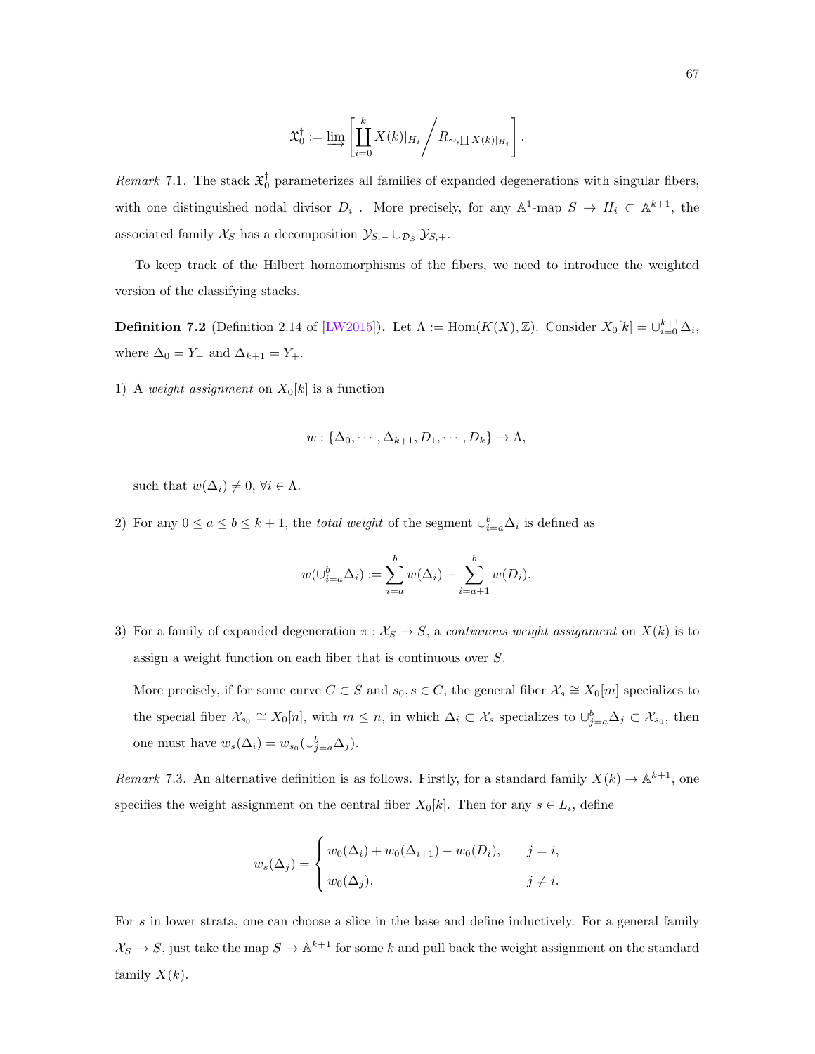$$\mathfrak{X}_0^\dagger := \varinjlim \left[ \coprod_{i=0}^{k} X(k)|_{H_i} \Big/ R_{\sim, \coprod X(k)|_{H_i}} \right].$$

*Remark* 7.1. The stack $\mathfrak{X}_0^\dagger$ parameterizes all families of expanded degenerations with singular fibers, with one distinguished nodal divisor $D_i$ . More precisely, for any $\mathbb{A}^1$-map $S \to H_i \subset \mathbb{A}^{k+1}$, the associated family $\mathcal{X}_S$ has a decomposition $\mathcal{Y}_{S,-} \cup_{\mathcal{D}_S} \mathcal{Y}_{S,+}$.

To keep track of the Hilbert homomorphisms of the fibers, we need to introduce the weighted version of the classifying stacks.

**Definition 7.2** (Definition 2.14 of [LW2015]). Let $\Lambda := \mathrm{Hom}(K(X), \mathbb{Z})$. Consider $X_0[k] = \cup_{i=0}^{k+1} \Delta_i$, where $\Delta_0 = Y_-$ and $\Delta_{k+1} = Y_+$.

1) A *weight assignment* on $X_0[k]$ is a function

$$w : \{\Delta_0, \cdots, \Delta_{k+1}, D_1, \cdots, D_k\} \to \Lambda,$$

such that $w(\Delta_i) \neq 0$, $\forall i \in \Lambda$.

2) For any $0 \leq a \leq b \leq k+1$, the *total weight* of the segment $\cup_{i=a}^{b} \Delta_i$ is defined as

$$w(\cup_{i=a}^{b} \Delta_i) := \sum_{i=a}^{b} w(\Delta_i) - \sum_{i=a+1}^{b} w(D_i).$$

3) For a family of expanded degeneration $\pi : \mathcal{X}_S \to S$, a *continuous weight assignment* on $X(k)$ is to assign a weight function on each fiber that is continuous over $S$.

   More precisely, if for some curve $C \subset S$ and $s_0, s \in C$, the general fiber $\mathcal{X}_s \cong X_0[m]$ specializes to the special fiber $\mathcal{X}_{s_0} \cong X_0[n]$, with $m \leq n$, in which $\Delta_i \subset \mathcal{X}_s$ specializes to $\cup_{j=a}^{b} \Delta_j \subset \mathcal{X}_{s_0}$, then one must have $w_s(\Delta_i) = w_{s_0}(\cup_{j=a}^{b} \Delta_j)$.

*Remark* 7.3. An alternative definition is as follows. Firstly, for a standard family $X(k) \to \mathbb{A}^{k+1}$, one specifies the weight assignment on the central fiber $X_0[k]$. Then for any $s \in L_i$, define

$$w_s(\Delta_j) = \begin{cases} w_0(\Delta_i) + w_0(\Delta_{i+1}) - w_0(D_i), & j = i, \\ w_0(\Delta_j), & j \neq i. \end{cases}$$

For $s$ in lower strata, one can choose a slice in the base and define inductively. For a general family $\mathcal{X}_S \to S$, just take the map $S \to \mathbb{A}^{k+1}$ for some $k$ and pull back the weight assignment on the standard family $X(k)$.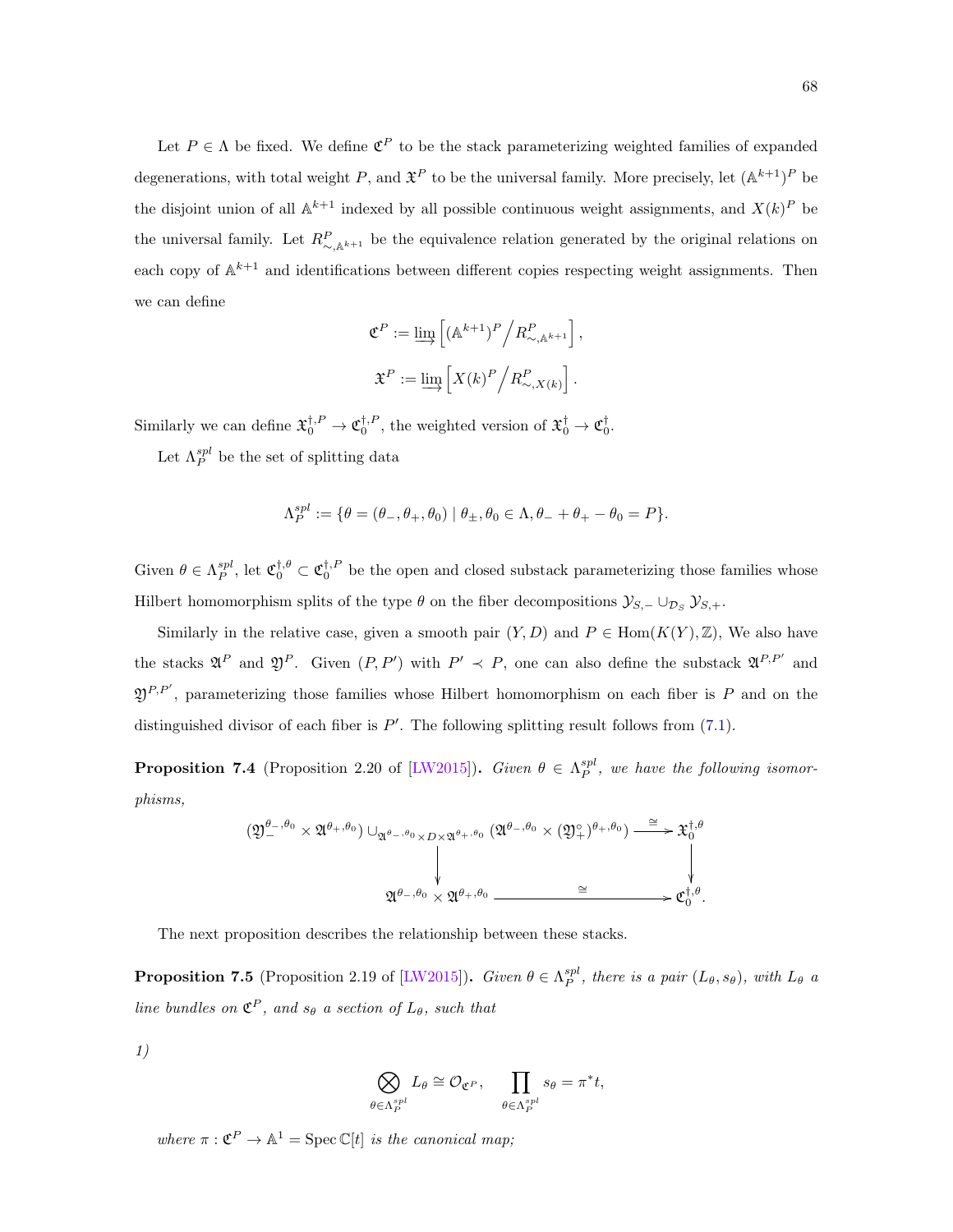Let $P \in \Lambda$ be fixed. We define $\mathfrak{C}^P$ to be the stack parameterizing weighted families of expanded degenerations, with total weight $P$, and $\mathfrak{X}^P$ to be the universal family. More precisely, let $(\mathbb{A}^{k+1})^P$ be the disjoint union of all $\mathbb{A}^{k+1}$ indexed by all possible continuous weight assignments, and $X(k)^P$ be the universal family. Let $R^P_{\sim,\mathbb{A}^{k+1}}$ be the equivalence relation generated by the original relations on each copy of $\mathbb{A}^{k+1}$ and identifications between different copies respecting weight assignments. Then we can define

$$\mathfrak{C}^P := \varinjlim \left[ (\mathbb{A}^{k+1})^P \Big/ R^P_{\sim,\mathbb{A}^{k+1}} \right],$$

$$\mathfrak{X}^P := \varinjlim \left[ X(k)^P \Big/ R^P_{\sim,X(k)} \right].$$

Similarly we can define $\mathfrak{X}_0^{\dagger,P} \to \mathfrak{C}_0^{\dagger,P}$, the weighted version of $\mathfrak{X}_0^{\dagger} \to \mathfrak{C}_0^{\dagger}$.

Let $\Lambda_P^{spl}$ be the set of splitting data

$$\Lambda_P^{spl} := \{\theta = (\theta_-, \theta_+, \theta_0) \mid \theta_\pm, \theta_0 \in \Lambda, \theta_- + \theta_+ - \theta_0 = P\}.$$

Given $\theta \in \Lambda_P^{spl}$, let $\mathfrak{C}_0^{\dagger,\theta} \subset \mathfrak{C}_0^{\dagger,P}$ be the open and closed substack parameterizing those families whose Hilbert homomorphism splits of the type $\theta$ on the fiber decompositions $\mathcal{Y}_{S,-} \cup_{\mathcal{D}_S} \mathcal{Y}_{S,+}$.

Similarly in the relative case, given a smooth pair $(Y, D)$ and $P \in \mathrm{Hom}(K(Y), \mathbb{Z})$, We also have the stacks $\mathfrak{A}^P$ and $\mathfrak{Y}^P$. Given $(P, P')$ with $P' \prec P$, one can also define the substack $\mathfrak{A}^{P,P'}$ and $\mathfrak{Y}^{P,P'}$, parameterizing those families whose Hilbert homomorphism on each fiber is $P$ and on the distinguished divisor of each fiber is $P'$. The following splitting result follows from (7.1).

**Proposition 7.4** (Proposition 2.20 of [LW2015]). *Given $\theta \in \Lambda_P^{spl}$, we have the following isomorphisms,*

$$\begin{array}{ccc}
(\mathfrak{Y}_-^{\theta_-,\theta_0} \times \mathfrak{A}^{\theta_+,\theta_0}) \cup_{\mathfrak{A}^{\theta_-,\theta_0} \times D \times \mathfrak{A}^{\theta_+,\theta_0}} (\mathfrak{A}^{\theta_-,\theta_0} \times (\mathfrak{Y}_+^{\circ})^{\theta_+,\theta_0}) & \xrightarrow{\cong} & \mathfrak{X}_0^{\dagger,\theta} \\
\downarrow & & \downarrow \\
\mathfrak{A}^{\theta_-,\theta_0} \times \mathfrak{A}^{\theta_+,\theta_0} & \xrightarrow{\cong} & \mathfrak{C}_0^{\dagger,\theta}.
\end{array}$$

The next proposition describes the relationship between these stacks.

**Proposition 7.5** (Proposition 2.19 of [LW2015]). *Given $\theta \in \Lambda_P^{spl}$, there is a pair $(L_\theta, s_\theta)$, with $L_\theta$ a line bundles on $\mathfrak{C}^P$, and $s_\theta$ a section of $L_\theta$, such that*

*1)*

$$\bigotimes_{\theta \in \Lambda_P^{spl}} L_\theta \cong \mathcal{O}_{\mathfrak{C}^P}, \quad \prod_{\theta \in \Lambda_P^{spl}} s_\theta = \pi^* t,$$

*where $\pi : \mathfrak{C}^P \to \mathbb{A}^1 = \operatorname{Spec} \mathbb{C}[t]$ is the canonical map;*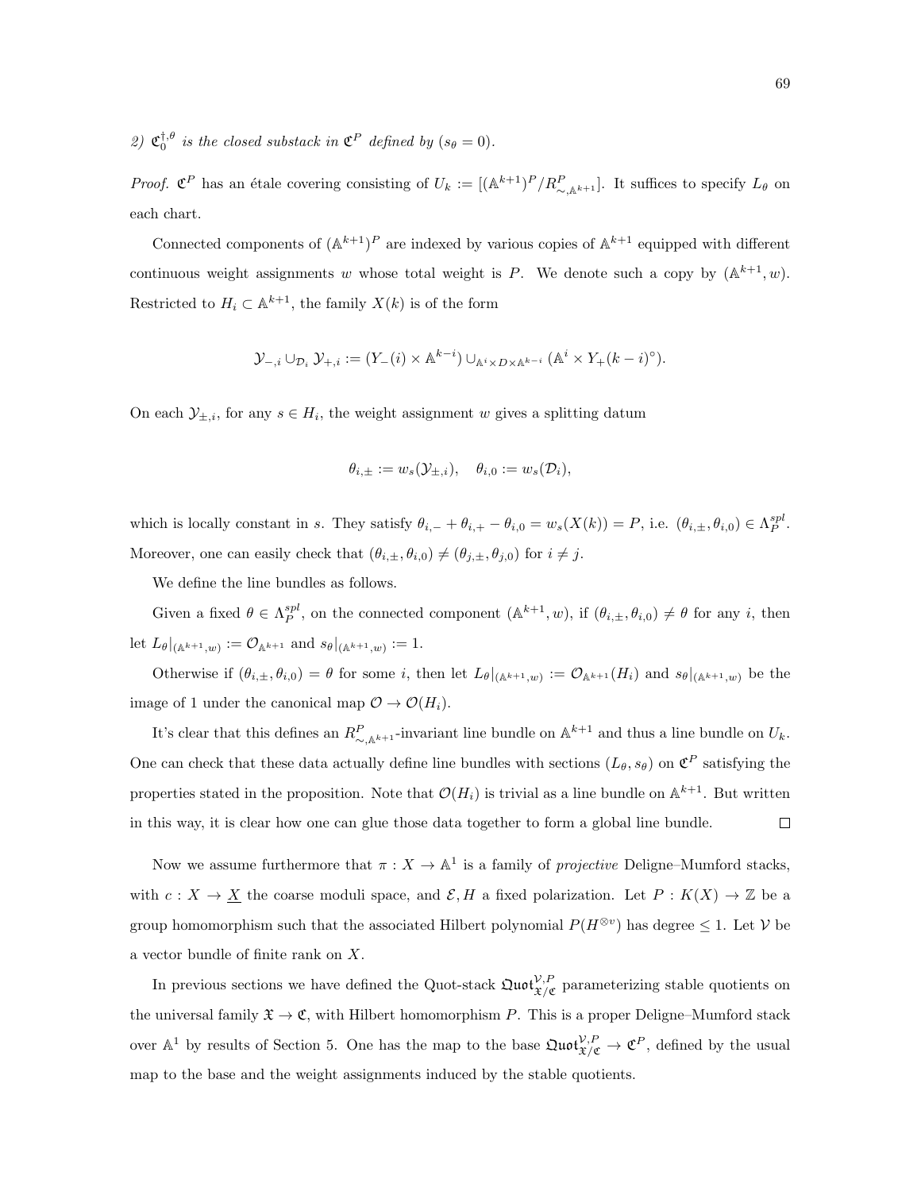2) $\mathfrak{C}_0^{\dagger,\theta}$ *is the closed substack in* $\mathfrak{C}^P$ *defined by* $(s_\theta = 0)$.

*Proof.* $\mathfrak{C}^P$ has an étale covering consisting of $U_k := [(\mathbb{A}^{k+1})^P / R^P_{\sim,\mathbb{A}^{k+1}}]$. It suffices to specify $L_\theta$ on each chart.

Connected components of $(\mathbb{A}^{k+1})^P$ are indexed by various copies of $\mathbb{A}^{k+1}$ equipped with different continuous weight assignments $w$ whose total weight is $P$. We denote such a copy by $(\mathbb{A}^{k+1}, w)$. Restricted to $H_i \subset \mathbb{A}^{k+1}$, the family $X(k)$ is of the form

$$\mathcal{Y}_{-,i} \cup_{\mathcal{D}_i} \mathcal{Y}_{+,i} := (Y_-(i) \times \mathbb{A}^{k-i}) \cup_{\mathbb{A}^i \times D \times \mathbb{A}^{k-i}} (\mathbb{A}^i \times Y_+(k-i)^\circ).$$

On each $\mathcal{Y}_{\pm,i}$, for any $s \in H_i$, the weight assignment $w$ gives a splitting datum

$$\theta_{i,\pm} := w_s(\mathcal{Y}_{\pm,i}), \quad \theta_{i,0} := w_s(\mathcal{D}_i),$$

which is locally constant in $s$. They satisfy $\theta_{i,-} + \theta_{i,+} - \theta_{i,0} = w_s(X(k)) = P$, i.e. $(\theta_{i,\pm}, \theta_{i,0}) \in \Lambda_P^{spl}$. Moreover, one can easily check that $(\theta_{i,\pm}, \theta_{i,0}) \neq (\theta_{j,\pm}, \theta_{j,0})$ for $i \neq j$.

We define the line bundles as follows.

Given a fixed $\theta \in \Lambda_P^{spl}$, on the connected component $(\mathbb{A}^{k+1}, w)$, if $(\theta_{i,\pm}, \theta_{i,0}) \neq \theta$ for any $i$, then let $L_\theta|_{(\mathbb{A}^{k+1},w)} := \mathcal{O}_{\mathbb{A}^{k+1}}$ and $s_\theta|_{(\mathbb{A}^{k+1},w)} := 1$.

Otherwise if $(\theta_{i,\pm}, \theta_{i,0}) = \theta$ for some $i$, then let $L_\theta|_{(\mathbb{A}^{k+1},w)} := \mathcal{O}_{\mathbb{A}^{k+1}}(H_i)$ and $s_\theta|_{(\mathbb{A}^{k+1},w)}$ be the image of 1 under the canonical map $\mathcal{O} \to \mathcal{O}(H_i)$.

It's clear that this defines an $R^P_{\sim,\mathbb{A}^{k+1}}$-invariant line bundle on $\mathbb{A}^{k+1}$ and thus a line bundle on $U_k$. One can check that these data actually define line bundles with sections $(L_\theta, s_\theta)$ on $\mathfrak{C}^P$ satisfying the properties stated in the proposition. Note that $\mathcal{O}(H_i)$ is trivial as a line bundle on $\mathbb{A}^{k+1}$. But written in this way, it is clear how one can glue those data together to form a global line bundle. $\square$

Now we assume furthermore that $\pi : X \to \mathbb{A}^1$ is a family of *projective* Deligne–Mumford stacks, with $c : X \to \underline{X}$ the coarse moduli space, and $\mathcal{E}, H$ a fixed polarization. Let $P : K(X) \to \mathbb{Z}$ be a group homomorphism such that the associated Hilbert polynomial $P(H^{\otimes v})$ has degree $\leq 1$. Let $\mathcal{V}$ be a vector bundle of finite rank on $X$.

In previous sections we have defined the Quot-stack $\mathfrak{Quot}^{\mathcal{V},P}_{\mathfrak{X}/\mathfrak{C}}$ parameterizing stable quotients on the universal family $\mathfrak{X} \to \mathfrak{C}$, with Hilbert homomorphism $P$. This is a proper Deligne–Mumford stack over $\mathbb{A}^1$ by results of Section 5. One has the map to the base $\mathfrak{Quot}^{\mathcal{V},P}_{\mathfrak{X}/\mathfrak{C}} \to \mathfrak{C}^P$, defined by the usual map to the base and the weight assignments induced by the stable quotients.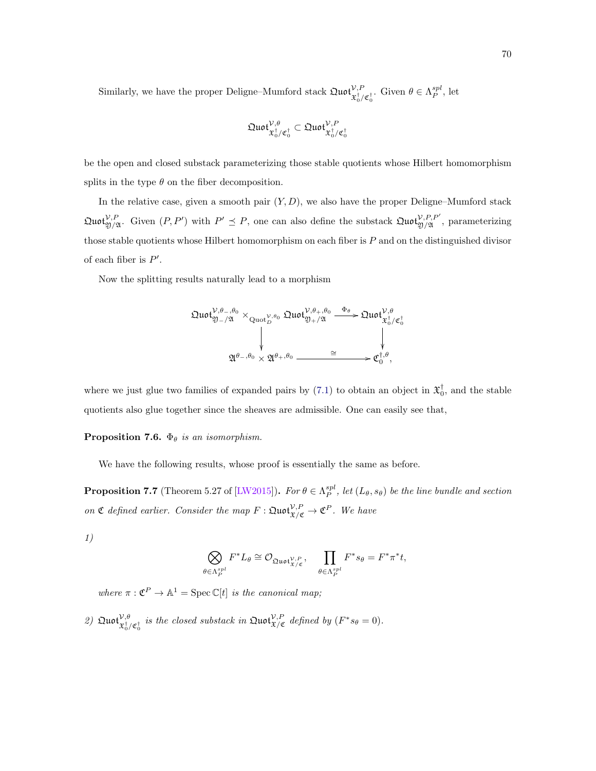Similarly, we have the proper Deligne–Mumford stack $\mathfrak{Quot}^{\mathcal{V},P}_{\mathfrak{X}_0^\dagger/\mathfrak{C}_0^\dagger}$. Given $\theta \in \Lambda_P^{spl}$, let

$$\mathfrak{Quot}^{\mathcal{V},\theta}_{\mathfrak{X}_0^\dagger/\mathfrak{C}_0^\dagger} \subset \mathfrak{Quot}^{\mathcal{V},P}_{\mathfrak{X}_0^\dagger/\mathfrak{C}_0^\dagger}$$

be the open and closed substack parameterizing those stable quotients whose Hilbert homomorphism splits in the type $\theta$ on the fiber decomposition.

In the relative case, given a smooth pair $(Y, D)$, we also have the proper Deligne–Mumford stack $\mathfrak{Quot}^{\mathcal{V},P}_{\mathfrak{Y}/\mathfrak{A}}$. Given $(P, P')$ with $P' \preceq P$, one can also define the substack $\mathfrak{Quot}^{\mathcal{V},P,P'}_{\mathfrak{Y}/\mathfrak{A}}$, parameterizing those stable quotients whose Hilbert homomorphism on each fiber is $P$ and on the distinguished divisor of each fiber is $P'$.

Now the splitting results naturally lead to a morphism

$$\begin{array}{ccc}
\mathfrak{Quot}^{\mathcal{V},\theta_-,\theta_0}_{\mathfrak{Y}_-/\mathfrak{A}} \times_{\mathrm{Quot}_D^{\mathcal{V},\theta_0}} \mathfrak{Quot}^{\mathcal{V},\theta_+,\theta_0}_{\mathfrak{Y}_+/\mathfrak{A}} & \xrightarrow{\Phi_\theta} & \mathfrak{Quot}^{\mathcal{V},\theta}_{\mathfrak{X}_0^\dagger/\mathfrak{C}_0^\dagger} \\
\downarrow & & \downarrow \\
\mathfrak{A}^{\theta_-,\theta_0} \times \mathfrak{A}^{\theta_+,\theta_0} & \xrightarrow{\cong} & \mathfrak{C}_0^{\dagger,\theta},
\end{array}$$

where we just glue two families of expanded pairs by (7.1) to obtain an object in $\mathfrak{X}_0^\dagger$, and the stable quotients also glue together since the sheaves are admissible. One can easily see that,

**Proposition 7.6.** *$\Phi_\theta$ is an isomorphism.*

We have the following results, whose proof is essentially the same as before.

**Proposition 7.7** (Theorem 5.27 of [LW2015])**.** *For $\theta \in \Lambda_P^{spl}$, let $(L_\theta, s_\theta)$ be the line bundle and section on $\mathfrak{C}$ defined earlier. Consider the map $F : \mathfrak{Quot}^{\mathcal{V},P}_{\mathfrak{X}/\mathfrak{C}} \to \mathfrak{C}^P$. We have*

*1)*

$$\bigotimes_{\theta \in \Lambda_P^{spl}} F^* L_\theta \cong \mathcal{O}_{\mathfrak{Quot}^{\mathcal{V},P}_{\mathfrak{X}/\mathfrak{C}}}, \quad \prod_{\theta \in \Lambda_P^{spl}} F^* s_\theta = F^* \pi^* t,$$

*where $\pi : \mathfrak{C}^P \to \mathbb{A}^1 = \operatorname{Spec} \mathbb{C}[t]$ is the canonical map;*

*2) $\mathfrak{Quot}^{\mathcal{V},\theta}_{\mathfrak{X}_0^\dagger/\mathfrak{C}_0^\dagger}$ is the closed substack in $\mathfrak{Quot}^{\mathcal{V},P}_{\mathfrak{X}/\mathfrak{C}}$ defined by $(F^* s_\theta = 0)$.*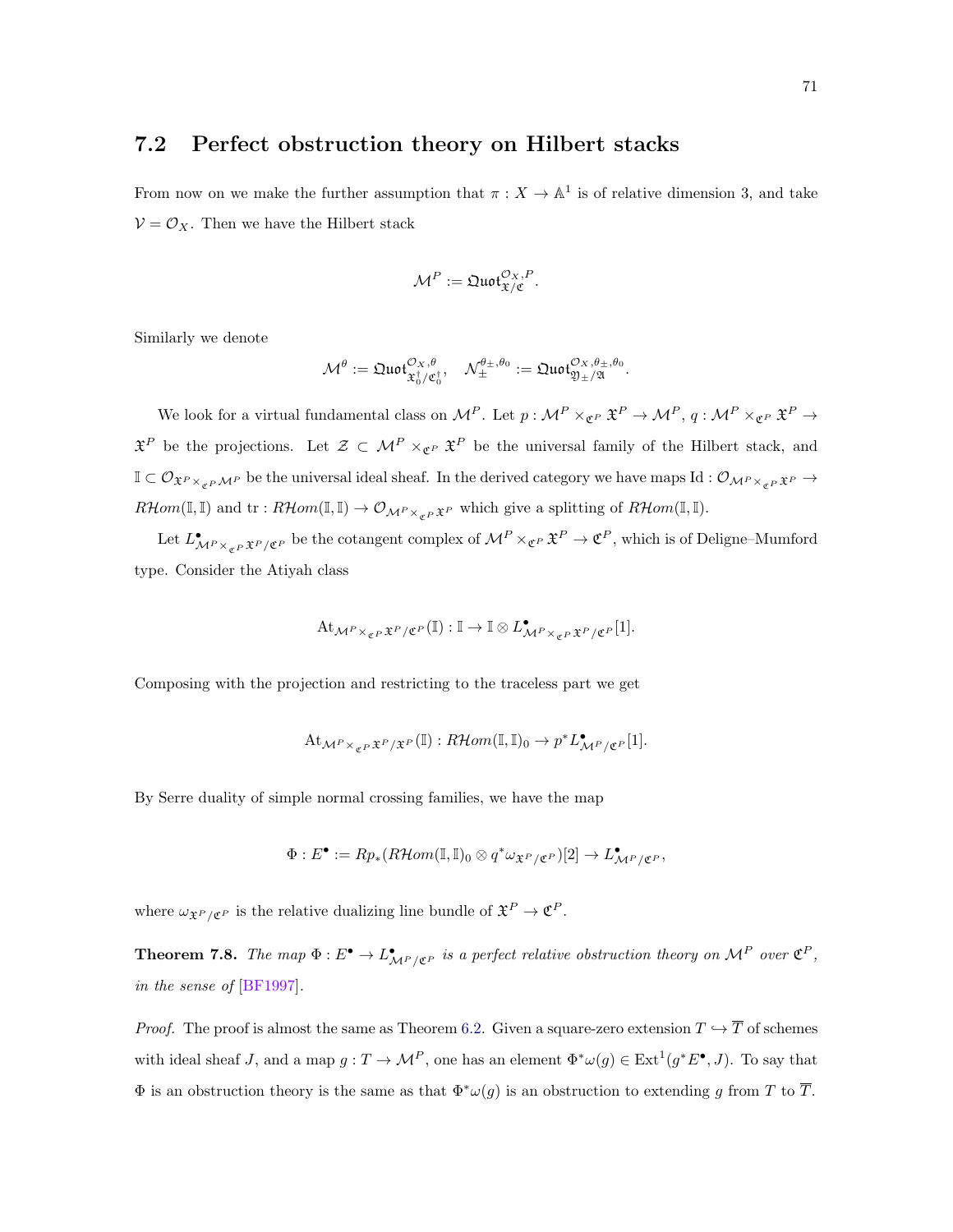## 7.2 Perfect obstruction theory on Hilbert stacks

From now on we make the further assumption that $\pi : X \to \mathbb{A}^1$ is of relative dimension 3, and take $\mathcal{V} = \mathcal{O}_X$. Then we have the Hilbert stack

$$\mathcal{M}^P := \mathfrak{Quot}^{\mathcal{O}_X, P}_{\mathfrak{X}/\mathfrak{C}}.$$

Similarly we denote

$$\mathcal{M}^\theta := \mathfrak{Quot}^{\mathcal{O}_X, \theta}_{\mathfrak{X}_0^\dagger/\mathfrak{C}_0^\dagger}, \quad \mathcal{N}_\pm^{\theta_\pm, \theta_0} := \mathfrak{Quot}^{\mathcal{O}_X, \theta_\pm, \theta_0}_{\mathfrak{Y}_\pm/\mathfrak{A}}.$$

We look for a virtual fundamental class on $\mathcal{M}^P$. Let $p : \mathcal{M}^P \times_{\mathfrak{C}^P} \mathfrak{X}^P \to \mathcal{M}^P$, $q : \mathcal{M}^P \times_{\mathfrak{C}^P} \mathfrak{X}^P \to \mathfrak{X}^P$ be the projections. Let $\mathcal{Z} \subset \mathcal{M}^P \times_{\mathfrak{C}^P} \mathfrak{X}^P$ be the universal family of the Hilbert stack, and $\mathbb{I} \subset \mathcal{O}_{\mathfrak{X}^P \times_{\mathfrak{C}^P} \mathcal{M}^P}$ be the universal ideal sheaf. In the derived category we have maps $\mathrm{Id} : \mathcal{O}_{\mathcal{M}^P \times_{\mathfrak{C}^P} \mathfrak{X}^P} \to R\mathcal{H}om(\mathbb{I}, \mathbb{I})$ and $\mathrm{tr} : R\mathcal{H}om(\mathbb{I}, \mathbb{I}) \to \mathcal{O}_{\mathcal{M}^P \times_{\mathfrak{C}^P} \mathfrak{X}^P}$ which give a splitting of $R\mathcal{H}om(\mathbb{I}, \mathbb{I})$.

Let $L^\bullet_{\mathcal{M}^P \times_{\mathfrak{C}^P} \mathfrak{X}^P/\mathfrak{C}^P}$ be the cotangent complex of $\mathcal{M}^P \times_{\mathfrak{C}^P} \mathfrak{X}^P \to \mathfrak{C}^P$, which is of Deligne–Mumford type. Consider the Atiyah class

$$\mathrm{At}_{\mathcal{M}^P \times_{\mathfrak{C}^P} \mathfrak{X}^P/\mathfrak{C}^P}(\mathbb{I}) : \mathbb{I} \to \mathbb{I} \otimes L^\bullet_{\mathcal{M}^P \times_{\mathfrak{C}^P} \mathfrak{X}^P/\mathfrak{C}^P}[1].$$

Composing with the projection and restricting to the traceless part we get

$$\mathrm{At}_{\mathcal{M}^P \times_{\mathfrak{C}^P} \mathfrak{X}^P/\mathfrak{X}^P}(\mathbb{I}) : R\mathcal{H}om(\mathbb{I}, \mathbb{I})_0 \to p^* L^\bullet_{\mathcal{M}^P/\mathfrak{C}^P}[1].$$

By Serre duality of simple normal crossing families, we have the map

$$\Phi : E^\bullet := Rp_*(R\mathcal{H}om(\mathbb{I}, \mathbb{I})_0 \otimes q^* \omega_{\mathfrak{X}^P/\mathfrak{C}^P})[2] \to L^\bullet_{\mathcal{M}^P/\mathfrak{C}^P},$$

where $\omega_{\mathfrak{X}^P/\mathfrak{C}^P}$ is the relative dualizing line bundle of $\mathfrak{X}^P \to \mathfrak{C}^P$.

**Theorem 7.8.** *The map $\Phi : E^\bullet \to L^\bullet_{\mathcal{M}^P/\mathfrak{C}^P}$ is a perfect relative obstruction theory on $\mathcal{M}^P$ over $\mathfrak{C}^P$, in the sense of* [BF1997].

*Proof.* The proof is almost the same as Theorem 6.2. Given a square-zero extension $T \hookrightarrow \overline{T}$ of schemes with ideal sheaf $J$, and a map $g : T \to \mathcal{M}^P$, one has an element $\Phi^* \omega(g) \in \mathrm{Ext}^1(g^* E^\bullet, J)$. To say that $\Phi$ is an obstruction theory is the same as that $\Phi^* \omega(g)$ is an obstruction to extending $g$ from $T$ to $\overline{T}$.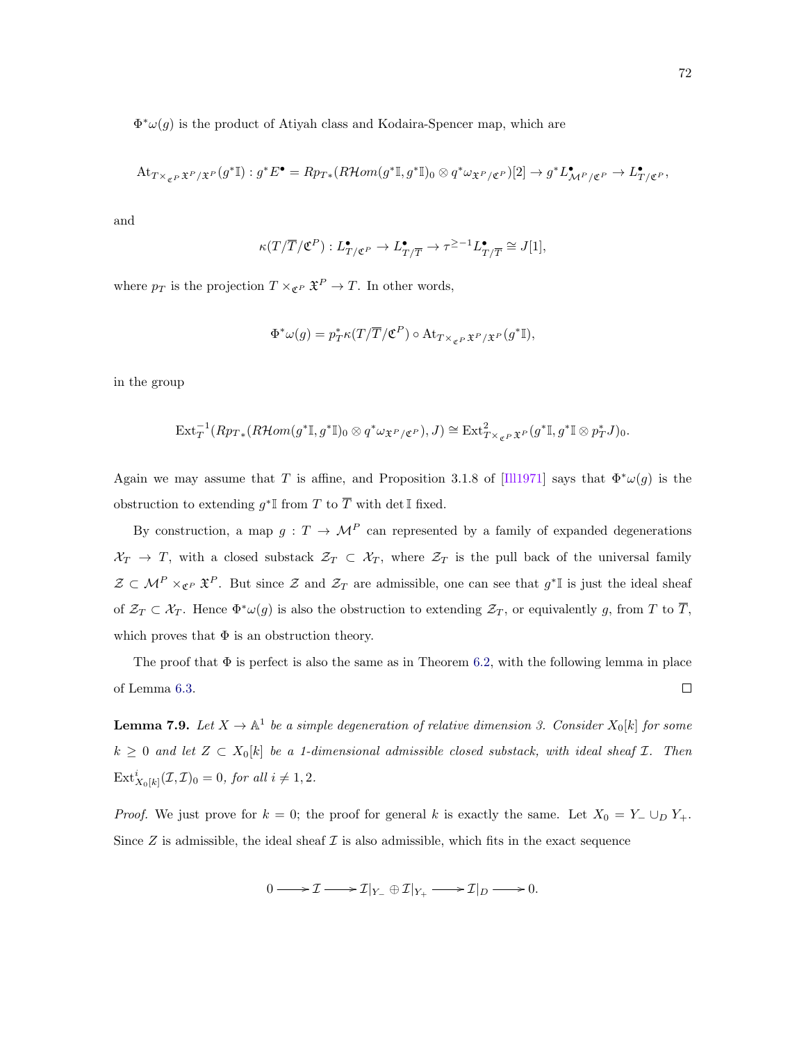$\Phi^*\omega(g)$ is the product of Atiyah class and Kodaira-Spencer map, which are

$$\mathrm{At}_{T\times_{\mathfrak{C}^P}\mathfrak{X}^P/\mathfrak{X}^P}(g^*\mathbb{I}) : g^*E^\bullet = Rp_{T*}(R\mathcal{H}om(g^*\mathbb{I}, g^*\mathbb{I})_0 \otimes q^*\omega_{\mathfrak{X}^P/\mathfrak{C}^P})[2] \to g^*L^\bullet_{\mathcal{M}^P/\mathfrak{C}^P} \to L^\bullet_{T/\mathfrak{C}^P},$$

and

$$\kappa(T/\overline{T}/\mathfrak{C}^P) : L^\bullet_{T/\mathfrak{C}^P} \to L^\bullet_{T/\overline{T}} \to \tau^{\geq -1}L^\bullet_{T/\overline{T}} \cong J[1],$$

where $p_T$ is the projection $T \times_{\mathfrak{C}^P} \mathfrak{X}^P \to T$. In other words,

$$\Phi^*\omega(g) = p_T^*\kappa(T/\overline{T}/\mathfrak{C}^P) \circ \mathrm{At}_{T\times_{\mathfrak{C}^P}\mathfrak{X}^P/\mathfrak{X}^P}(g^*\mathbb{I}),$$

in the group

$$\mathrm{Ext}^{-1}_T(Rp_{T*}(R\mathcal{H}om(g^*\mathbb{I}, g^*\mathbb{I})_0 \otimes q^*\omega_{\mathfrak{X}^P/\mathfrak{C}^P}), J) \cong \mathrm{Ext}^2_{T\times_{\mathfrak{C}^P}\mathfrak{X}^P}(g^*\mathbb{I}, g^*\mathbb{I} \otimes p_T^*J)_0.$$

Again we may assume that $T$ is affine, and Proposition 3.1.8 of [Ill1971] says that $\Phi^*\omega(g)$ is the obstruction to extending $g^*\mathbb{I}$ from $T$ to $\overline{T}$ with $\det \mathbb{I}$ fixed.

By construction, a map $g : T \to \mathcal{M}^P$ can represented by a family of expanded degenerations $\mathcal{X}_T \to T$, with a closed substack $\mathcal{Z}_T \subset \mathcal{X}_T$, where $\mathcal{Z}_T$ is the pull back of the universal family $\mathcal{Z} \subset \mathcal{M}^P \times_{\mathfrak{C}^P} \mathfrak{X}^P$. But since $\mathcal{Z}$ and $\mathcal{Z}_T$ are admissible, one can see that $g^*\mathbb{I}$ is just the ideal sheaf of $\mathcal{Z}_T \subset \mathcal{X}_T$. Hence $\Phi^*\omega(g)$ is also the obstruction to extending $\mathcal{Z}_T$, or equivalently $g$, from $T$ to $\overline{T}$, which proves that $\Phi$ is an obstruction theory.

The proof that $\Phi$ is perfect is also the same as in Theorem 6.2, with the following lemma in place of Lemma 6.3. $\square$

**Lemma 7.9.** *Let $X \to \mathbb{A}^1$ be a simple degeneration of relative dimension 3. Consider $X_0[k]$ for some $k \geq 0$ and let $Z \subset X_0[k]$ be a 1-dimensional admissible closed substack, with ideal sheaf $\mathcal{I}$. Then $\mathrm{Ext}^i_{X_0[k]}(\mathcal{I}, \mathcal{I})_0 = 0$, for all $i \neq 1, 2$.*

*Proof.* We just prove for $k = 0$; the proof for general $k$ is exactly the same. Let $X_0 = Y_- \cup_D Y_+$. Since $Z$ is admissible, the ideal sheaf $\mathcal{I}$ is also admissible, which fits in the exact sequence

$$0 \longrightarrow \mathcal{I} \longrightarrow \mathcal{I}|_{Y_-} \oplus \mathcal{I}|_{Y_+} \longrightarrow \mathcal{I}|_D \longrightarrow 0.$$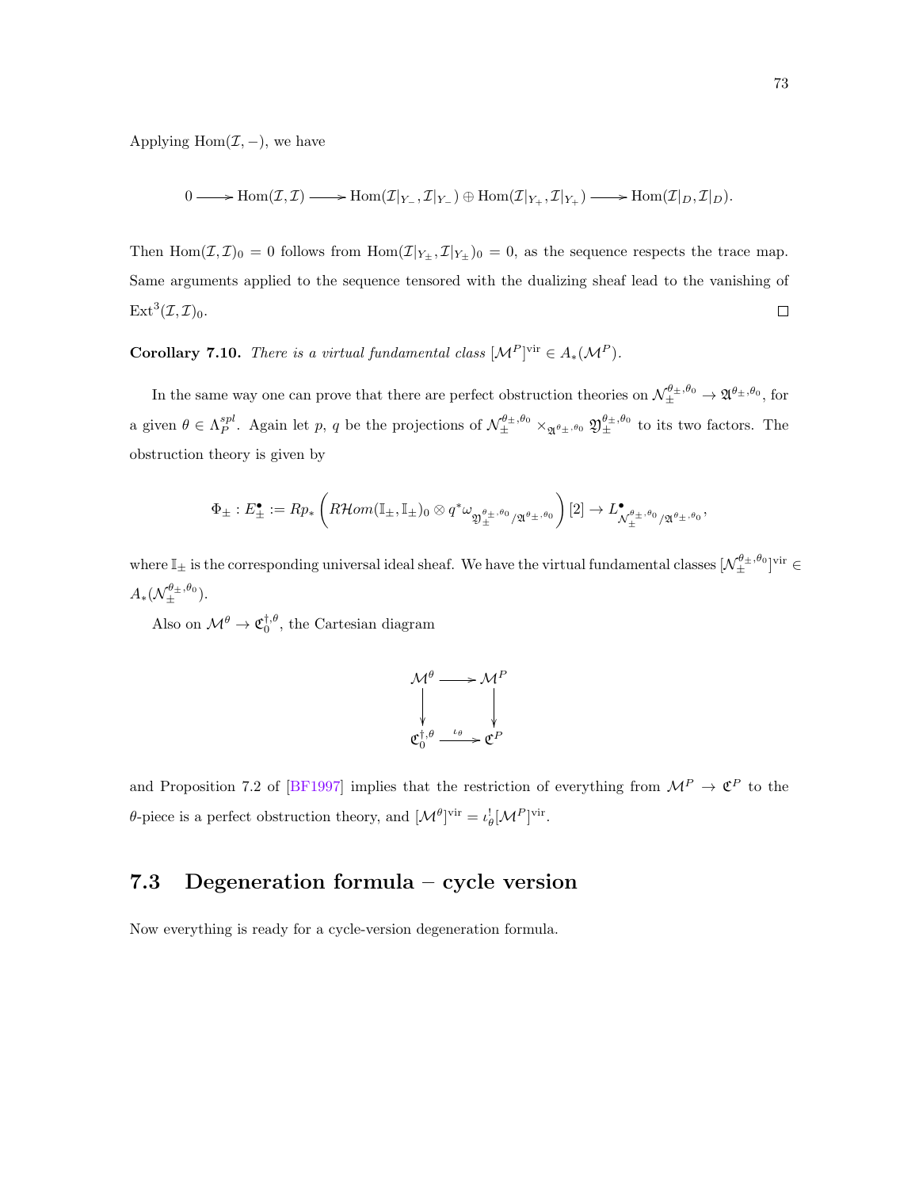Applying $\mathrm{Hom}(\mathcal{I}, -)$, we have

$$0 \longrightarrow \mathrm{Hom}(\mathcal{I}, \mathcal{I}) \longrightarrow \mathrm{Hom}(\mathcal{I}|_{Y_-}, \mathcal{I}|_{Y_-}) \oplus \mathrm{Hom}(\mathcal{I}|_{Y_+}, \mathcal{I}|_{Y_+}) \longrightarrow \mathrm{Hom}(\mathcal{I}|_D, \mathcal{I}|_D).$$

Then $\mathrm{Hom}(\mathcal{I}, \mathcal{I})_0 = 0$ follows from $\mathrm{Hom}(\mathcal{I}|_{Y_\pm}, \mathcal{I}|_{Y_\pm})_0 = 0$, as the sequence respects the trace map. Same arguments applied to the sequence tensored with the dualizing sheaf lead to the vanishing of $\mathrm{Ext}^3(\mathcal{I}, \mathcal{I})_0$. □

**Corollary 7.10.** *There is a virtual fundamental class* $[\mathcal{M}^P]^{\mathrm{vir}} \in A_*(\mathcal{M}^P)$.

In the same way one can prove that there are perfect obstruction theories on $\mathcal{N}_\pm^{\theta_\pm, \theta_0} \to \mathfrak{A}^{\theta_\pm, \theta_0}$, for a given $\theta \in \Lambda_P^{spl}$. Again let $p$, $q$ be the projections of $\mathcal{N}_\pm^{\theta_\pm, \theta_0} \times_{\mathfrak{A}^{\theta_\pm, \theta_0}} \mathfrak{Y}_\pm^{\theta_\pm, \theta_0}$ to its two factors. The obstruction theory is given by

$$\Phi_\pm : E_\pm^\bullet := Rp_* \left( R\mathcal{H}om(\mathbb{I}_\pm, \mathbb{I}_\pm)_0 \otimes q^* \omega_{\mathfrak{Y}_\pm^{\theta_\pm, \theta_0}/\mathfrak{A}^{\theta_\pm, \theta_0}} \right)[2] \to L^\bullet_{\mathcal{N}_\pm^{\theta_\pm, \theta_0}/\mathfrak{A}^{\theta_\pm, \theta_0}},$$

where $\mathbb{I}_\pm$ is the corresponding universal ideal sheaf. We have the virtual fundamental classes $[\mathcal{N}_\pm^{\theta_\pm, \theta_0}]^{\mathrm{vir}} \in A_*(\mathcal{N}_\pm^{\theta_\pm, \theta_0})$.

Also on $\mathcal{M}^\theta \to \mathfrak{C}_0^{\dagger, \theta}$, the Cartesian diagram

$$\begin{array}{ccc} \mathcal{M}^\theta & \longrightarrow & \mathcal{M}^P \\ \big\downarrow & & \big\downarrow \\ \mathfrak{C}_0^{\dagger, \theta} & \xrightarrow{\iota_\theta} & \mathfrak{C}^P \end{array}$$

and Proposition 7.2 of [BF1997] implies that the restriction of everything from $\mathcal{M}^P \to \mathfrak{C}^P$ to the $\theta$-piece is a perfect obstruction theory, and $[\mathcal{M}^\theta]^{\mathrm{vir}} = \iota_\theta^! [\mathcal{M}^P]^{\mathrm{vir}}$.

## 7.3 Degeneration formula – cycle version

Now everything is ready for a cycle-version degeneration formula.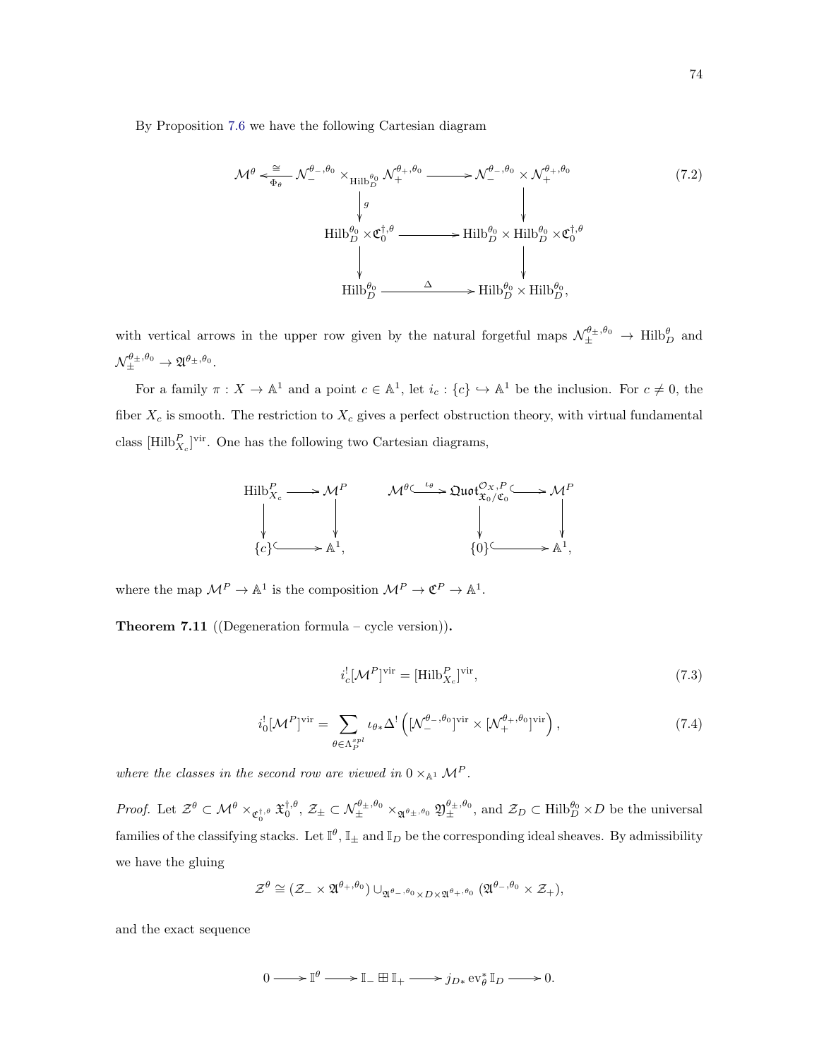By Proposition 7.6 we have the following Cartesian diagram

$$\begin{array}{ccccc}
\mathcal{M}^{\theta} & \xleftarrow[\Phi_\theta]{\cong} & \mathcal{N}_{-}^{\theta_-,\theta_0} \times_{\mathrm{Hilb}_D^{\theta_0}} \mathcal{N}_{+}^{\theta_+,\theta_0} & \longrightarrow & \mathcal{N}_{-}^{\theta_-,\theta_0} \times \mathcal{N}_{+}^{\theta_+,\theta_0} \\
 & & \downarrow g & & \downarrow \\
 & & \mathrm{Hilb}_D^{\theta_0} \times \mathfrak{C}_0^{\dagger,\theta} & \longrightarrow & \mathrm{Hilb}_D^{\theta_0} \times \mathrm{Hilb}_D^{\theta_0} \times \mathfrak{C}_0^{\dagger,\theta} \\
 & & \downarrow & & \downarrow \\
 & & \mathrm{Hilb}_D^{\theta_0} & \xrightarrow{\Delta} & \mathrm{Hilb}_D^{\theta_0} \times \mathrm{Hilb}_D^{\theta_0},
\end{array} \tag{7.2}$$

with vertical arrows in the upper row given by the natural forgetful maps $\mathcal{N}_{\pm}^{\theta_\pm,\theta_0} \to \mathrm{Hilb}_D^{\theta}$ and $\mathcal{N}_{\pm}^{\theta_\pm,\theta_0} \to \mathfrak{A}^{\theta_\pm,\theta_0}$.

For a family $\pi : X \to \mathbb{A}^1$ and a point $c \in \mathbb{A}^1$, let $i_c : \{c\} \hookrightarrow \mathbb{A}^1$ be the inclusion. For $c \neq 0$, the fiber $X_c$ is smooth. The restriction to $X_c$ gives a perfect obstruction theory, with virtual fundamental class $[\mathrm{Hilb}_{X_c}^P]^{\mathrm{vir}}$. One has the following two Cartesian diagrams,

$$\begin{array}{ccc}
\mathrm{Hilb}_{X_c}^P & \longrightarrow & \mathcal{M}^P \\
\downarrow & & \downarrow \\
\{c\} & \hookrightarrow & \mathbb{A}^1,
\end{array}
\qquad
\begin{array}{ccccc}
\mathcal{M}^{\theta} & \overset{\iota_\theta}{\hookrightarrow} & \mathfrak{Quot}_{\mathfrak{X}_0/\mathfrak{C}_0}^{\mathcal{O}_X,P} & \hookrightarrow & \mathcal{M}^P \\
 & & \downarrow & & \downarrow \\
 & & \{0\} & \hookrightarrow & \mathbb{A}^1,
\end{array}$$

where the map $\mathcal{M}^P \to \mathbb{A}^1$ is the composition $\mathcal{M}^P \to \mathfrak{C}^P \to \mathbb{A}^1$.

**Theorem 7.11** ((Degeneration formula – cycle version))**.**

$$i_c^![\mathcal{M}^P]^{\mathrm{vir}} = [\mathrm{Hilb}_{X_c}^P]^{\mathrm{vir}}, \tag{7.3}$$

$$i_0^![\mathcal{M}^P]^{\mathrm{vir}} = \sum_{\theta \in \Lambda_P^{spl}} \iota_{\theta *}\Delta^! \left( [\mathcal{N}_{-}^{\theta_-,\theta_0}]^{\mathrm{vir}} \times [\mathcal{N}_{+}^{\theta_+,\theta_0}]^{\mathrm{vir}} \right), \tag{7.4}$$

*where the classes in the second row are viewed in $0 \times_{\mathbb{A}^1} \mathcal{M}^P$.*

*Proof.* Let $\mathcal{Z}^\theta \subset \mathcal{M}^\theta \times_{\mathfrak{C}_0^{\dagger,\theta}} \mathfrak{X}_0^{\dagger,\theta}$, $\mathcal{Z}_\pm \subset \mathcal{N}_{\pm}^{\theta_\pm,\theta_0} \times_{\mathfrak{A}^{\theta_\pm,\theta_0}} \mathfrak{Y}_{\pm}^{\theta_\pm,\theta_0}$, and $\mathcal{Z}_D \subset \mathrm{Hilb}_D^{\theta_0} \times D$ be the universal families of the classifying stacks. Let $\mathbb{I}^\theta$, $\mathbb{I}_\pm$ and $\mathbb{I}_D$ be the corresponding ideal sheaves. By admissibility we have the gluing

$$\mathcal{Z}^\theta \cong (\mathcal{Z}_- \times \mathfrak{A}^{\theta_+,\theta_0}) \cup_{\mathfrak{A}^{\theta_-,\theta_0} \times D \times \mathfrak{A}^{\theta_+,\theta_0}} (\mathfrak{A}^{\theta_-,\theta_0} \times \mathcal{Z}_+),$$

and the exact sequence

$$0 \longrightarrow \mathbb{I}^\theta \longrightarrow \mathbb{I}_- \boxplus \mathbb{I}_+ \longrightarrow j_{D*}\,\mathrm{ev}_\theta^*\,\mathbb{I}_D \longrightarrow 0.$$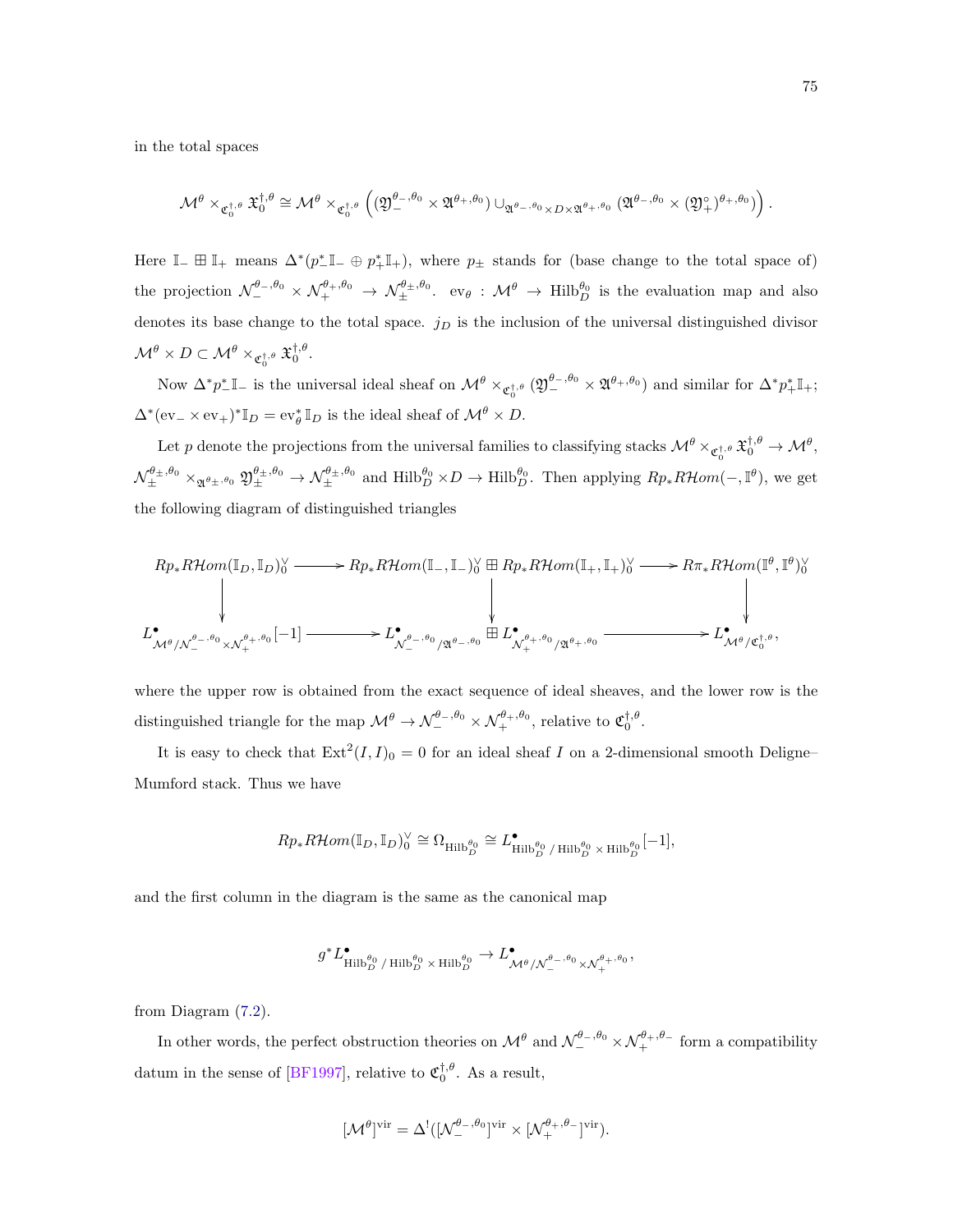in the total spaces

$$\mathcal{M}^\theta \times_{\mathfrak{C}_0^{\dagger,\theta}} \mathfrak{X}_0^{\dagger,\theta} \cong \mathcal{M}^\theta \times_{\mathfrak{C}_0^{\dagger,\theta}} \left( (\mathfrak{Y}_-^{\theta_-,\theta_0} \times \mathfrak{A}^{\theta_+,\theta_0}) \cup_{\mathfrak{A}^{\theta_-,\theta_0} \times D \times \mathfrak{A}^{\theta_+,\theta_0}} (\mathfrak{A}^{\theta_-,\theta_0} \times (\mathfrak{Y}_+^\circ)^{\theta_+,\theta_0}) \right).$$

Here $\mathbb{I}_- \boxplus \mathbb{I}_+$ means $\Delta^*(p_-^*\mathbb{I}_- \oplus p_+^*\mathbb{I}_+)$, where $p_\pm$ stands for (base change to the total space of) the projection $\mathcal{N}_-^{\theta_-,\theta_0} \times \mathcal{N}_+^{\theta_+,\theta_0} \to \mathcal{N}_\pm^{\theta_\pm,\theta_0}$. $\mathrm{ev}_\theta : \mathcal{M}^\theta \to \mathrm{Hilb}_D^{\theta_0}$ is the evaluation map and also denotes its base change to the total space. $j_D$ is the inclusion of the universal distinguished divisor $\mathcal{M}^\theta \times D \subset \mathcal{M}^\theta \times_{\mathfrak{C}_0^{\dagger,\theta}} \mathfrak{X}_0^{\dagger,\theta}$.

Now $\Delta^* p_-^*\mathbb{I}_-$ is the universal ideal sheaf on $\mathcal{M}^\theta \times_{\mathfrak{C}_0^{\dagger,\theta}} (\mathfrak{Y}_-^{\theta_-,\theta_0} \times \mathfrak{A}^{\theta_+,\theta_0})$ and similar for $\Delta^* p_+^*\mathbb{I}_+$; $\Delta^*(\mathrm{ev}_- \times \mathrm{ev}_+)^*\mathbb{I}_D = \mathrm{ev}_\theta^*\,\mathbb{I}_D$ is the ideal sheaf of $\mathcal{M}^\theta \times D$.

Let $p$ denote the projections from the universal families to classifying stacks $\mathcal{M}^\theta \times_{\mathfrak{C}_0^{\dagger,\theta}} \mathfrak{X}_0^{\dagger,\theta} \to \mathcal{M}^\theta$, $\mathcal{N}_\pm^{\theta_\pm,\theta_0} \times_{\mathfrak{A}^{\theta_\pm,\theta_0}} \mathfrak{Y}_\pm^{\theta_\pm,\theta_0} \to \mathcal{N}_\pm^{\theta_\pm,\theta_0}$ and $\mathrm{Hilb}_D^{\theta_0} \times D \to \mathrm{Hilb}_D^{\theta_0}$. Then applying $Rp_* R\mathcal{H}om(-,\mathbb{I}^\theta)$, we get the following diagram of distinguished triangles

$$\begin{array}{ccccc}
Rp_* R\mathcal{H}om(\mathbb{I}_D,\mathbb{I}_D)_0^\vee & \longrightarrow & Rp_* R\mathcal{H}om(\mathbb{I}_-,\mathbb{I}_-)_0^\vee \boxplus Rp_* R\mathcal{H}om(\mathbb{I}_+,\mathbb{I}_+)_0^\vee & \longrightarrow & R\pi_* R\mathcal{H}om(\mathbb{I}^\theta,\mathbb{I}^\theta)_0^\vee \\
\downarrow & & \downarrow & & \downarrow \\
L^\bullet_{\mathcal{M}^\theta/\mathcal{N}_-^{\theta_-,\theta_0}\times\mathcal{N}_+^{\theta_+,\theta_0}}[-1] & \longrightarrow & L^\bullet_{\mathcal{N}_-^{\theta_-,\theta_0}/\mathfrak{A}^{\theta_-,\theta_0}} \boxplus L^\bullet_{\mathcal{N}_+^{\theta_+,\theta_0}/\mathfrak{A}^{\theta_+,\theta_0}} & \longrightarrow & L^\bullet_{\mathcal{M}^\theta/\mathfrak{C}_0^{\dagger,\theta}},
\end{array}$$

where the upper row is obtained from the exact sequence of ideal sheaves, and the lower row is the distinguished triangle for the map $\mathcal{M}^\theta \to \mathcal{N}_-^{\theta_-,\theta_0} \times \mathcal{N}_+^{\theta_+,\theta_0}$, relative to $\mathfrak{C}_0^{\dagger,\theta}$.

It is easy to check that $\mathrm{Ext}^2(I,I)_0 = 0$ for an ideal sheaf $I$ on a 2-dimensional smooth Deligne–Mumford stack. Thus we have

$$Rp_* R\mathcal{H}om(\mathbb{I}_D,\mathbb{I}_D)_0^\vee \cong \Omega_{\mathrm{Hilb}_D^{\theta_0}} \cong L^\bullet_{\mathrm{Hilb}_D^{\theta_0}\,/\,\mathrm{Hilb}_D^{\theta_0}\times\mathrm{Hilb}_D^{\theta_0}}[-1],$$

and the first column in the diagram is the same as the canonical map

$$g^* L^\bullet_{\mathrm{Hilb}_D^{\theta_0}\,/\,\mathrm{Hilb}_D^{\theta_0}\times\mathrm{Hilb}_D^{\theta_0}} \to L^\bullet_{\mathcal{M}^\theta/\mathcal{N}_-^{\theta_-,\theta_0}\times\mathcal{N}_+^{\theta_+,\theta_0}},$$

from Diagram (7.2).

In other words, the perfect obstruction theories on $\mathcal{M}^\theta$ and $\mathcal{N}_-^{\theta_-,\theta_0} \times \mathcal{N}_+^{\theta_+,\theta_-}$ form a compatibility datum in the sense of [BF1997], relative to $\mathfrak{C}_0^{\dagger,\theta}$. As a result,

$$[\mathcal{M}^\theta]^{\mathrm{vir}} = \Delta^!([\mathcal{N}_-^{\theta_-,\theta_0}]^{\mathrm{vir}} \times [\mathcal{N}_+^{\theta_+,\theta_-}]^{\mathrm{vir}}).$$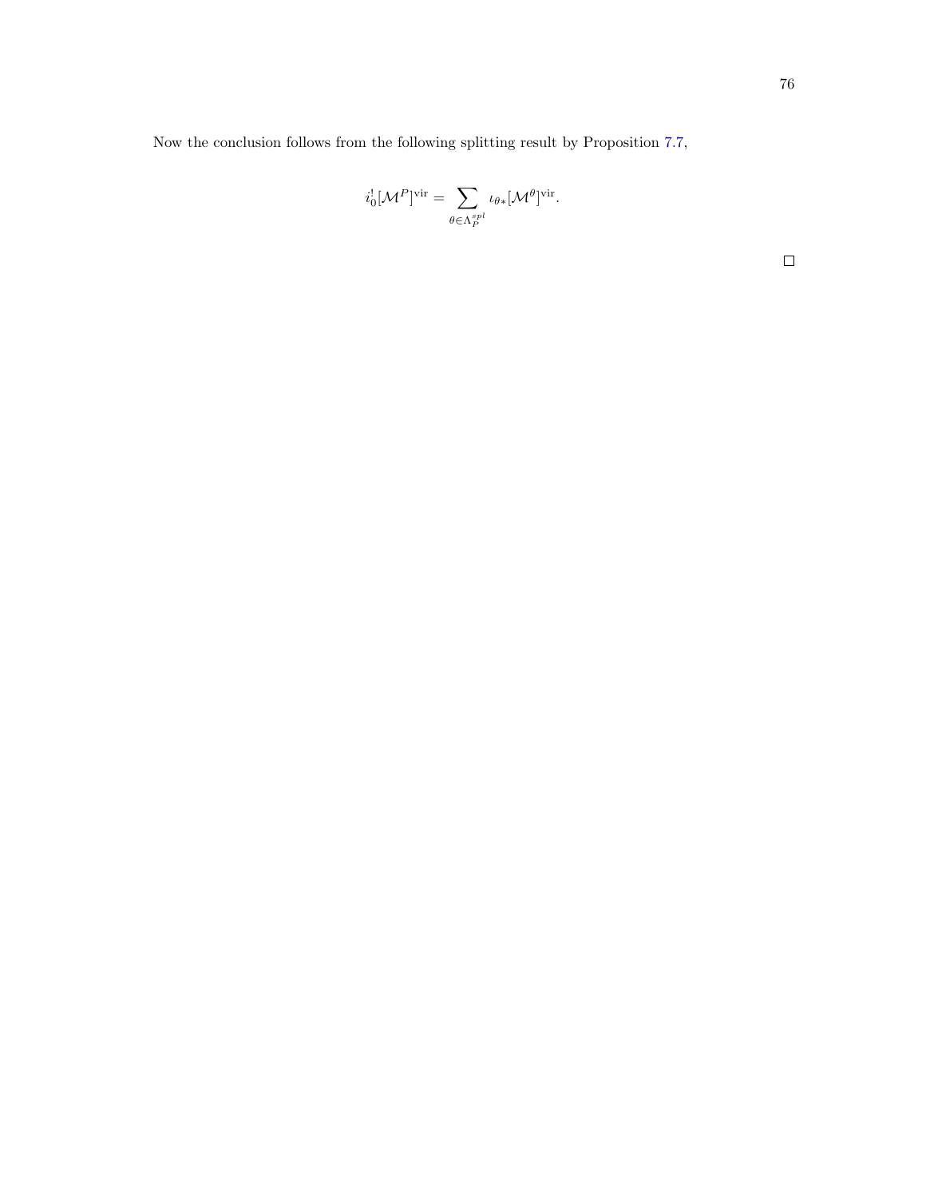Now the conclusion follows from the following splitting result by Proposition 7.7,

$$i_0^![\mathcal{M}^P]^{\mathrm{vir}} = \sum_{\theta \in \Lambda_P^{spl}} \iota_{\theta *}[\mathcal{M}^\theta]^{\mathrm{vir}}.$$

□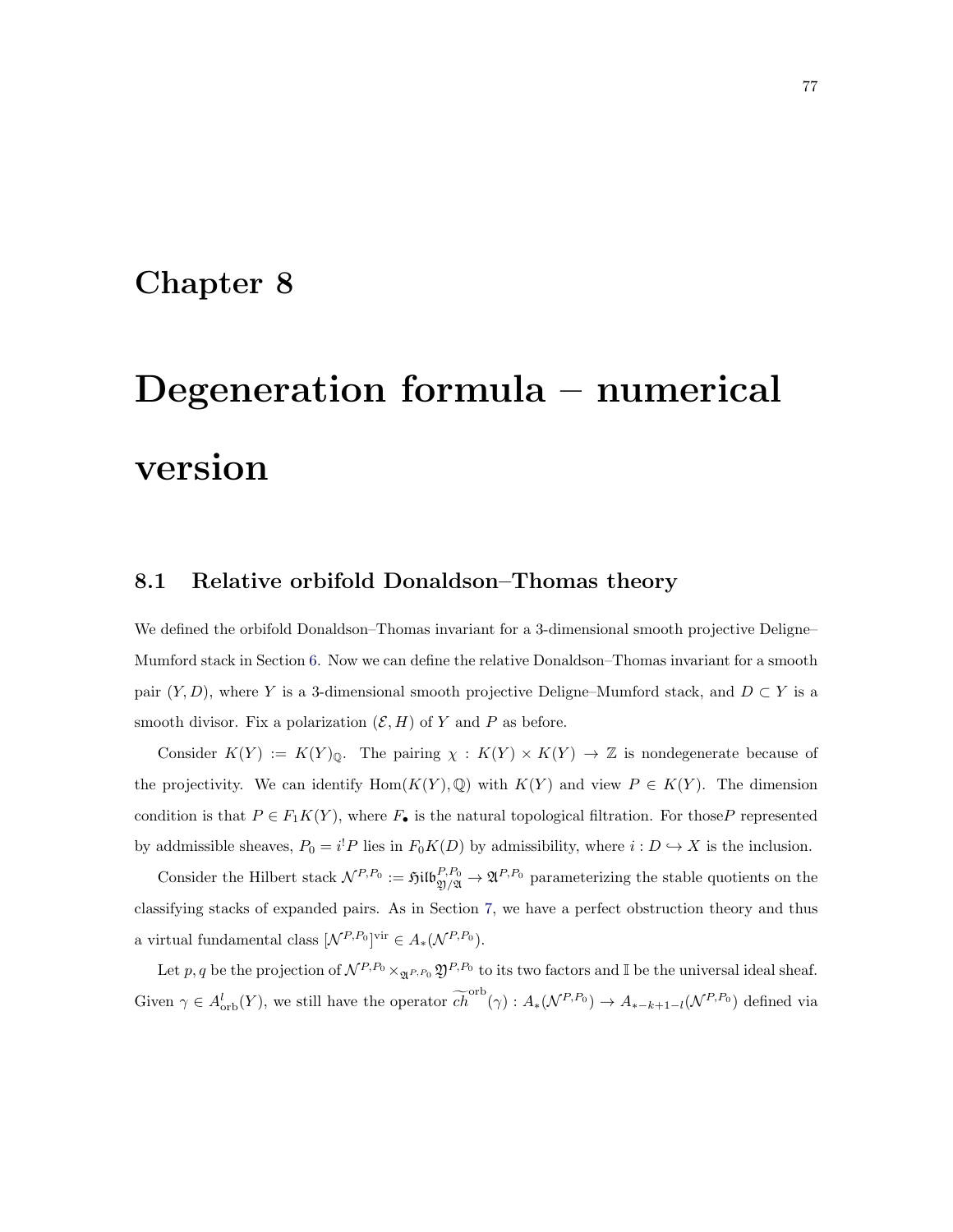# Chapter 8

# Degeneration formula – numerical version

## 8.1 Relative orbifold Donaldson–Thomas theory

We defined the orbifold Donaldson–Thomas invariant for a 3-dimensional smooth projective Deligne–Mumford stack in Section 6. Now we can define the relative Donaldson–Thomas invariant for a smooth pair $(Y, D)$, where $Y$ is a 3-dimensional smooth projective Deligne–Mumford stack, and $D \subset Y$ is a smooth divisor. Fix a polarization $(\mathcal{E}, H)$ of $Y$ and $P$ as before.

Consider $K(Y) := K(Y)_{\mathbb{Q}}$. The pairing $\chi : K(Y) \times K(Y) \to \mathbb{Z}$ is nondegenerate because of the projectivity. We can identify $\mathrm{Hom}(K(Y), \mathbb{Q})$ with $K(Y)$ and view $P \in K(Y)$. The dimension condition is that $P \in F_1 K(Y)$, where $F_\bullet$ is the natural topological filtration. For those$P$ represented by addmissible sheaves, $P_0 = i^! P$ lies in $F_0 K(D)$ by admissibility, where $i : D \hookrightarrow X$ is the inclusion.

Consider the Hilbert stack $\mathcal{N}^{P,P_0} := \mathfrak{Hilb}^{P,P_0}_{\mathfrak{Y}/\mathfrak{A}} \to \mathfrak{A}^{P,P_0}$ parameterizing the stable quotients on the classifying stacks of expanded pairs. As in Section 7, we have a perfect obstruction theory and thus a virtual fundamental class $[\mathcal{N}^{P,P_0}]^{\mathrm{vir}} \in A_*(\mathcal{N}^{P,P_0})$.

Let $p, q$ be the projection of $\mathcal{N}^{P,P_0} \times_{\mathfrak{A}^{P,P_0}} \mathfrak{Y}^{P,P_0}$ to its two factors and $\mathbb{I}$ be the universal ideal sheaf. Given $\gamma \in A^l_{\mathrm{orb}}(Y)$, we still have the operator $\widetilde{ch}^{\mathrm{orb}}(\gamma) : A_*(\mathcal{N}^{P,P_0}) \to A_{*-k+1-l}(\mathcal{N}^{P,P_0})$ defined via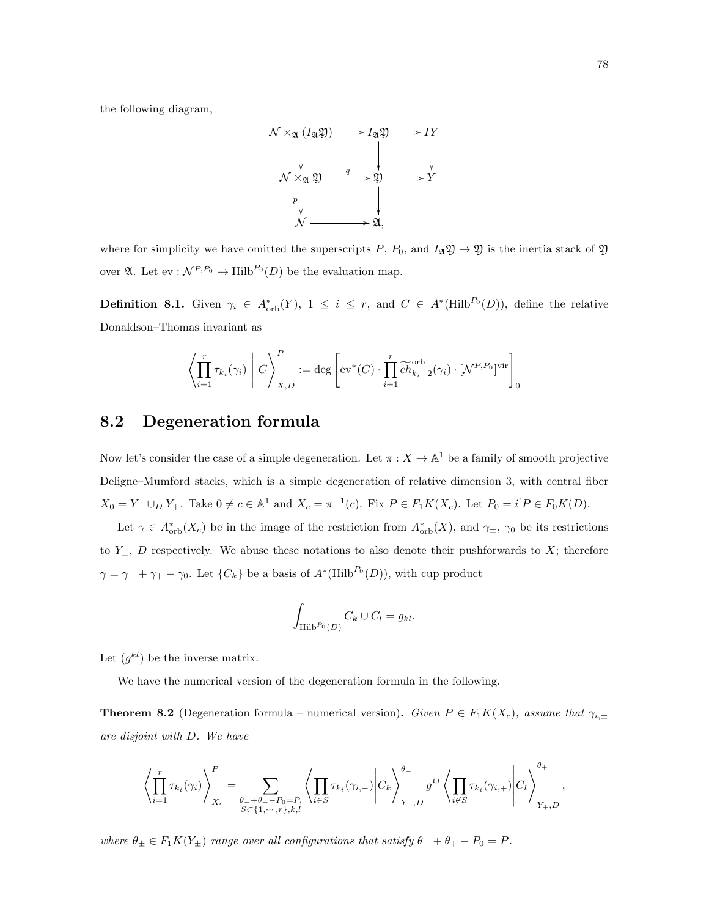the following diagram,

$$\begin{array}{ccccc}
\mathcal{N} \times_{\mathfrak{A}} (I_{\mathfrak{A}}\mathfrak{Y}) & \longrightarrow & I_{\mathfrak{A}}\mathfrak{Y} & \longrightarrow & IY \\
\downarrow & & \downarrow & & \downarrow \\
\mathcal{N} \times_{\mathfrak{A}} \mathfrak{Y} & \xrightarrow{q} & \mathfrak{Y} & \longrightarrow & Y \\
{\scriptstyle p}\downarrow & & \downarrow & & \\
\mathcal{N} & \longrightarrow & \mathfrak{A}, & &
\end{array}$$

where for simplicity we have omitted the superscripts $P$, $P_0$, and $I_{\mathfrak{A}}\mathfrak{Y} \to \mathfrak{Y}$ is the inertia stack of $\mathfrak{Y}$ over $\mathfrak{A}$. Let $\mathrm{ev} : \mathcal{N}^{P,P_0} \to \mathrm{Hilb}^{P_0}(D)$ be the evaluation map.

**Definition 8.1.** Given $\gamma_i \in A^*_{\mathrm{orb}}(Y)$, $1 \leq i \leq r$, and $C \in A^*(\mathrm{Hilb}^{P_0}(D))$, define the relative Donaldson–Thomas invariant as

$$\left\langle \prod_{i=1}^{r} \tau_{k_i}(\gamma_i) \;\middle|\; C \right\rangle_{X,D}^{P} := \deg \left[ \mathrm{ev}^*(C) \cdot \prod_{i=1}^{r} \widetilde{ch}^{\mathrm{orb}}_{k_i+2}(\gamma_i) \cdot [\mathcal{N}^{P,P_0}]^{\mathrm{vir}} \right]_0$$

## 8.2 Degeneration formula

Now let's consider the case of a simple degeneration. Let $\pi : X \to \mathbb{A}^1$ be a family of smooth projective Deligne–Mumford stacks, which is a simple degeneration of relative dimension 3, with central fiber $X_0 = Y_- \cup_D Y_+$. Take $0 \neq c \in \mathbb{A}^1$ and $X_c = \pi^{-1}(c)$. Fix $P \in F_1K(X_c)$. Let $P_0 = i^! P \in F_0K(D)$.

Let $\gamma \in A^*_{\mathrm{orb}}(X_c)$ be in the image of the restriction from $A^*_{\mathrm{orb}}(X)$, and $\gamma_\pm$, $\gamma_0$ be its restrictions to $Y_\pm$, $D$ respectively. We abuse these notations to also denote their pushforwards to $X$; therefore $\gamma = \gamma_- + \gamma_+ - \gamma_0$. Let $\{C_k\}$ be a basis of $A^*(\mathrm{Hilb}^{P_0}(D))$, with cup product

$$\int_{\mathrm{Hilb}^{P_0}(D)} C_k \cup C_l = g_{kl}.$$

Let $(g^{kl})$ be the inverse matrix.

We have the numerical version of the degeneration formula in the following.

**Theorem 8.2** (Degeneration formula – numerical version)**.** *Given $P \in F_1K(X_c)$, assume that $\gamma_{i,\pm}$ are disjoint with $D$. We have*

$$\left\langle \prod_{i=1}^{r} \tau_{k_i}(\gamma_i) \right\rangle_{X_c}^{P} = \sum_{\substack{\theta_- + \theta_+ - P_0 = P,\\ S \subset \{1,\cdots,r\}, k,l}} \left\langle \prod_{i\in S} \tau_{k_i}(\gamma_{i,-}) \middle| C_k \right\rangle_{Y_-,D}^{\theta_-} g^{kl} \left\langle \prod_{i \notin S} \tau_{k_i}(\gamma_{i,+}) \middle| C_l \right\rangle_{Y_+,D}^{\theta_+},$$

*where $\theta_\pm \in F_1K(Y_\pm)$ range over all configurations that satisfy $\theta_- + \theta_+ - P_0 = P$.*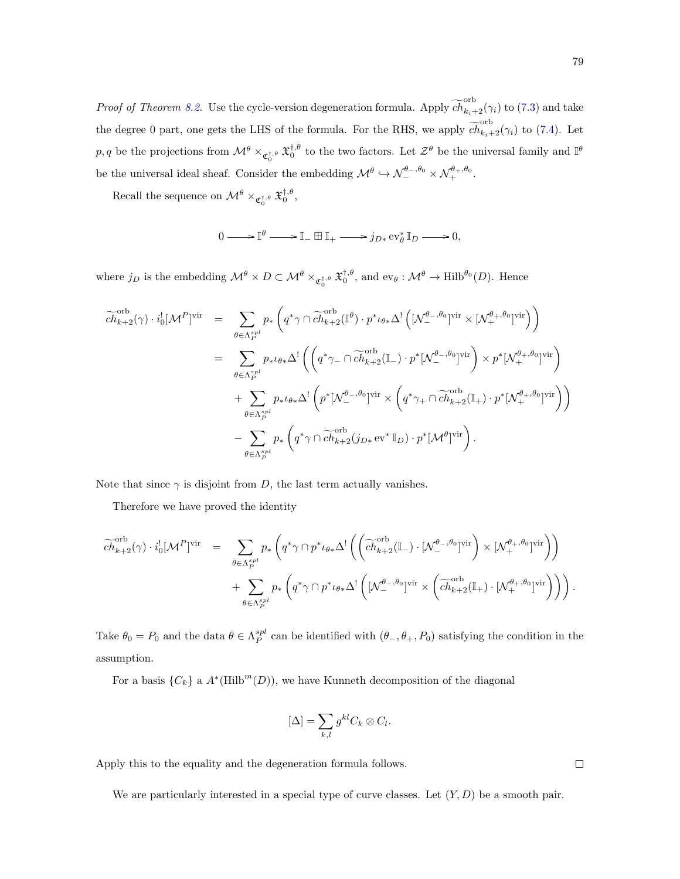*Proof of Theorem 8.2.* Use the cycle-version degeneration formula. Apply $\widetilde{ch}^{\mathrm{orb}}_{k_i+2}(\gamma_i)$ to (7.3) and take the degree 0 part, one gets the LHS of the formula. For the RHS, we apply $\widetilde{ch}^{\mathrm{orb}}_{k_i+2}(\gamma_i)$ to (7.4). Let $p, q$ be the projections from $\mathcal{M}^\theta \times_{\mathfrak{C}_0^{\dagger,\theta}} \mathfrak{X}_0^{\dagger,\theta}$ to the two factors. Let $\mathcal{Z}^\theta$ be the universal family and $\mathbb{I}^\theta$ be the universal ideal sheaf. Consider the embedding $\mathcal{M}^\theta \hookrightarrow \mathcal{N}_-^{\theta_-,\theta_0} \times \mathcal{N}_+^{\theta_+,\theta_0}$.

Recall the sequence on $\mathcal{M}^\theta \times_{\mathfrak{C}_0^{\dagger,\theta}} \mathfrak{X}_0^{\dagger,\theta}$,

$$0 \longrightarrow \mathbb{I}^\theta \longrightarrow \mathbb{I}_- \boxplus \mathbb{I}_+ \longrightarrow j_{D*} \operatorname{ev}_\theta^* \mathbb{I}_D \longrightarrow 0,$$

where $j_D$ is the embedding $\mathcal{M}^\theta \times D \subset \mathcal{M}^\theta \times_{\mathfrak{C}_0^{\dagger,\theta}} \mathfrak{X}_0^{\dagger,\theta}$, and $\operatorname{ev}_\theta : \mathcal{M}^\theta \to \operatorname{Hilb}^{\theta_0}(D)$. Hence

$$\begin{aligned}
\widetilde{ch}^{\mathrm{orb}}_{k+2}(\gamma) \cdot i_0^![\mathcal{M}^P]^{\mathrm{vir}} &= \sum_{\theta \in \Lambda_P^{spl}} p_* \left( q^*\gamma \cap \widetilde{ch}^{\mathrm{orb}}_{k+2}(\mathbb{I}^\theta) \cdot p^* \iota_{\theta*} \Delta^! \left( [\mathcal{N}_-^{\theta_-,\theta_0}]^{\mathrm{vir}} \times [\mathcal{N}_+^{\theta_+,\theta_0}]^{\mathrm{vir}} \right) \right) \\
&= \sum_{\theta \in \Lambda_P^{spl}} p_* \iota_{\theta*} \Delta^! \left( \left( q^*\gamma_- \cap \widetilde{ch}^{\mathrm{orb}}_{k+2}(\mathbb{I}_-) \cdot p^*[\mathcal{N}_-^{\theta_-,\theta_0}]^{\mathrm{vir}} \right) \times p^*[\mathcal{N}_+^{\theta_+,\theta_0}]^{\mathrm{vir}} \right) \\
&\quad + \sum_{\theta \in \Lambda_P^{spl}} p_* \iota_{\theta*} \Delta^! \left( p^*[\mathcal{N}_-^{\theta_-,\theta_0}]^{\mathrm{vir}} \times \left( q^*\gamma_+ \cap \widetilde{ch}^{\mathrm{orb}}_{k+2}(\mathbb{I}_+) \cdot p^*[\mathcal{N}_+^{\theta_+,\theta_0}]^{\mathrm{vir}} \right) \right) \\
&\quad - \sum_{\theta \in \Lambda_P^{spl}} p_* \left( q^*\gamma \cap \widetilde{ch}^{\mathrm{orb}}_{k+2}(j_{D*} \operatorname{ev}^* \mathbb{I}_D) \cdot p^*[\mathcal{M}^\theta]^{\mathrm{vir}} \right).
\end{aligned}$$

Note that since $\gamma$ is disjoint from $D$, the last term actually vanishes.

Therefore we have proved the identity

$$\begin{aligned}
\widetilde{ch}^{\mathrm{orb}}_{k+2}(\gamma) \cdot i_0^![\mathcal{M}^P]^{\mathrm{vir}} &= \sum_{\theta \in \Lambda_P^{spl}} p_* \left( q^*\gamma \cap p^* \iota_{\theta*} \Delta^! \left( \left( \widetilde{ch}^{\mathrm{orb}}_{k+2}(\mathbb{I}_-) \cdot [\mathcal{N}_-^{\theta_-,\theta_0}]^{\mathrm{vir}} \right) \times [\mathcal{N}_+^{\theta_+,\theta_0}]^{\mathrm{vir}} \right) \right) \\
&\quad + \sum_{\theta \in \Lambda_P^{spl}} p_* \left( q^*\gamma \cap p^* \iota_{\theta*} \Delta^! \left( [\mathcal{N}_-^{\theta_-,\theta_0}]^{\mathrm{vir}} \times \left( \widetilde{ch}^{\mathrm{orb}}_{k+2}(\mathbb{I}_+) \cdot [\mathcal{N}_+^{\theta_+,\theta_0}]^{\mathrm{vir}} \right) \right) \right).
\end{aligned}$$

Take $\theta_0 = P_0$ and the data $\theta \in \Lambda_P^{spl}$ can be identified with $(\theta_-, \theta_+, P_0)$ satisfying the condition in the assumption.

For a basis $\{C_k\}$ a $A^*(\operatorname{Hilb}^m(D))$, we have Kunneth decomposition of the diagonal

$$[\Delta] = \sum_{k,l} g^{kl} C_k \otimes C_l.$$

Apply this to the equality and the degeneration formula follows. $\square$

We are particularly interested in a special type of curve classes. Let $(Y, D)$ be a smooth pair.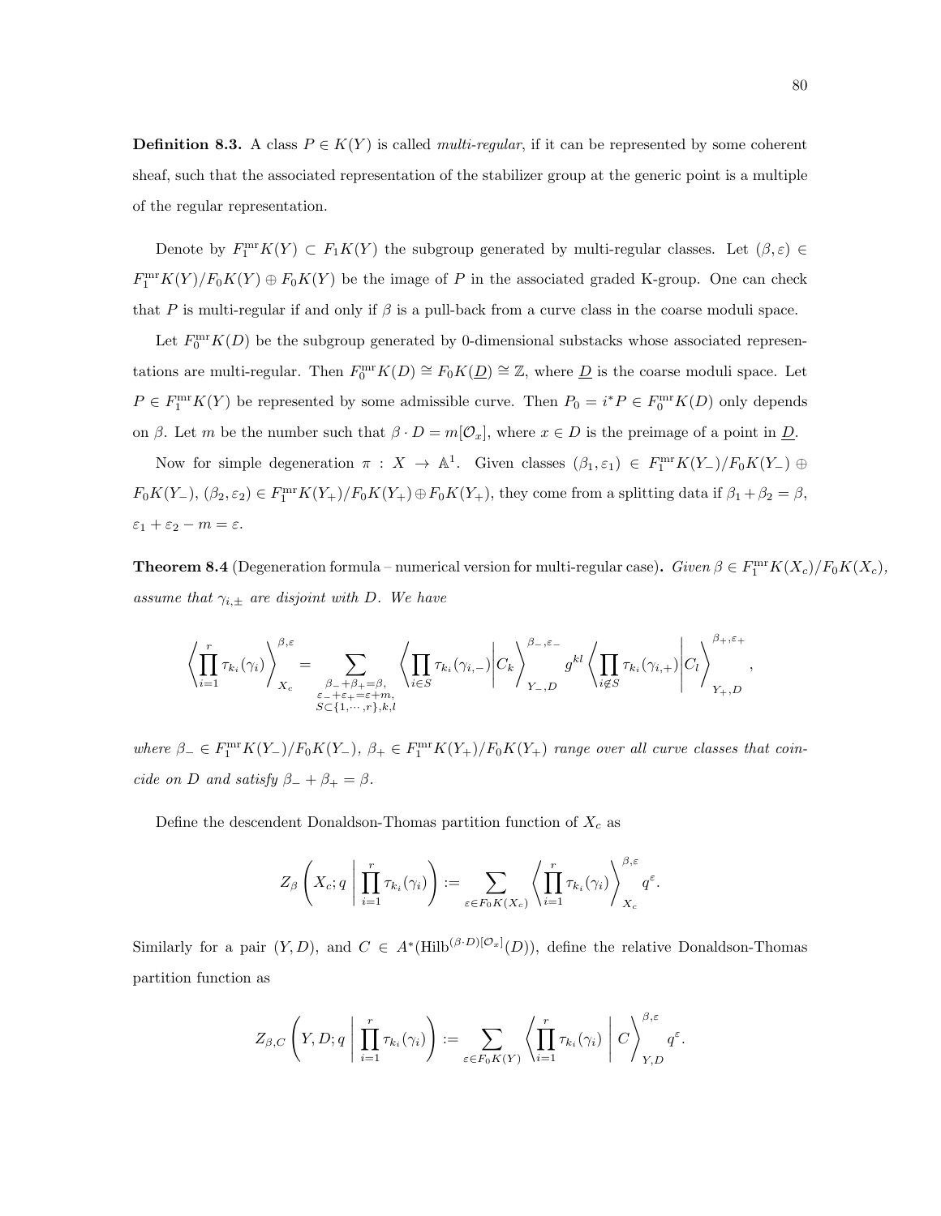**Definition 8.3.** A class $P \in K(Y)$ is called *multi-regular*, if it can be represented by some coherent sheaf, such that the associated representation of the stabilizer group at the generic point is a multiple of the regular representation.

Denote by $F_1^{\mathrm{mr}}K(Y) \subset F_1K(Y)$ the subgroup generated by multi-regular classes. Let $(\beta, \varepsilon) \in F_1^{\mathrm{mr}}K(Y)/F_0K(Y) \oplus F_0K(Y)$ be the image of $P$ in the associated graded K-group. One can check that $P$ is multi-regular if and only if $\beta$ is a pull-back from a curve class in the coarse moduli space.

Let $F_0^{\mathrm{mr}}K(D)$ be the subgroup generated by 0-dimensional substacks whose associated representations are multi-regular. Then $F_0^{\mathrm{mr}}K(D) \cong F_0K(\underline{D}) \cong \mathbb{Z}$, where $\underline{D}$ is the coarse moduli space. Let $P \in F_1^{\mathrm{mr}}K(Y)$ be represented by some admissible curve. Then $P_0 = i^*P \in F_0^{\mathrm{mr}}K(D)$ only depends on $\beta$. Let $m$ be the number such that $\beta \cdot D = m[\mathcal{O}_x]$, where $x \in D$ is the preimage of a point in $\underline{D}$.

Now for simple degeneration $\pi : X \to \mathbb{A}^1$. Given classes $(\beta_1, \varepsilon_1) \in F_1^{\mathrm{mr}}K(Y_-)/F_0K(Y_-) \oplus F_0K(Y_-)$, $(\beta_2, \varepsilon_2) \in F_1^{\mathrm{mr}}K(Y_+)/F_0K(Y_+) \oplus F_0K(Y_+)$, they come from a splitting data if $\beta_1 + \beta_2 = \beta$, $\varepsilon_1 + \varepsilon_2 - m = \varepsilon$.

**Theorem 8.4** (Degeneration formula – numerical version for multi-regular case)**.** *Given $\beta \in F_1^{\mathrm{mr}}K(X_c)/F_0K(X_c)$, assume that $\gamma_{i,\pm}$ are disjoint with $D$. We have*

$$\left\langle \prod_{i=1}^{r} \tau_{k_i}(\gamma_i) \right\rangle_{X_c}^{\beta,\varepsilon} = \sum_{\substack{\beta_- + \beta_+ = \beta, \\ \varepsilon_- + \varepsilon_+ = \varepsilon + m, \\ S \subset \{1,\cdots,r\}, k, l}} \left\langle \prod_{i \in S} \tau_{k_i}(\gamma_{i,-}) \middle| C_k \right\rangle_{Y_-,D}^{\beta_-,\varepsilon_-} g^{kl} \left\langle \prod_{i \notin S} \tau_{k_i}(\gamma_{i,+}) \middle| C_l \right\rangle_{Y_+,D}^{\beta_+,\varepsilon_+},$$

*where $\beta_- \in F_1^{\mathrm{mr}}K(Y_-)/F_0K(Y_-)$, $\beta_+ \in F_1^{\mathrm{mr}}K(Y_+)/F_0K(Y_+)$ range over all curve classes that coincide on $D$ and satisfy $\beta_- + \beta_+ = \beta$.*

Define the descendent Donaldson-Thomas partition function of $X_c$ as

$$Z_\beta\left( X_c; q \,\middle|\, \prod_{i=1}^{r} \tau_{k_i}(\gamma_i) \right) := \sum_{\varepsilon \in F_0K(X_c)} \left\langle \prod_{i=1}^{r} \tau_{k_i}(\gamma_i) \right\rangle_{X_c}^{\beta,\varepsilon} q^{\varepsilon}.$$

Similarly for a pair $(Y, D)$, and $C \in A^*(\mathrm{Hilb}^{(\beta \cdot D)[\mathcal{O}_x]}(D))$, define the relative Donaldson-Thomas partition function as

$$Z_{\beta,C}\left( Y, D; q \,\middle|\, \prod_{i=1}^{r} \tau_{k_i}(\gamma_i) \right) := \sum_{\varepsilon \in F_0K(Y)} \left\langle \prod_{i=1}^{r} \tau_{k_i}(\gamma_i) \,\middle|\, C \right\rangle_{Y,D}^{\beta,\varepsilon} q^{\varepsilon}.$$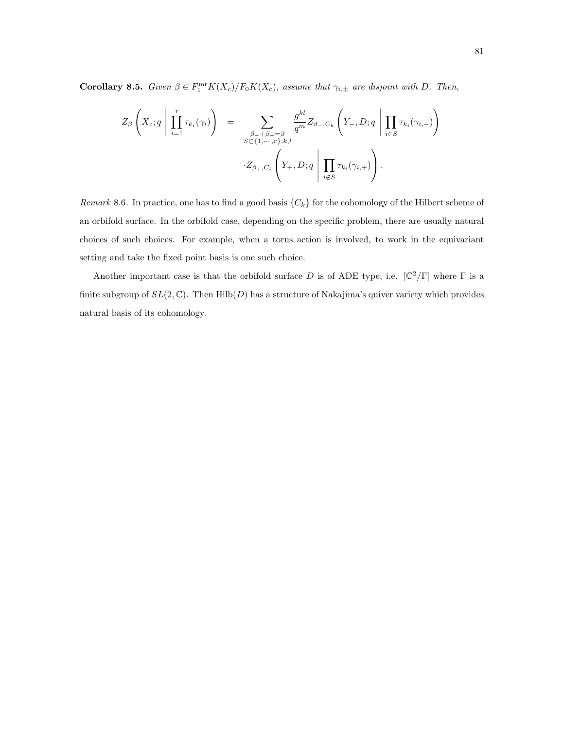**Corollary 8.5.** *Given $\beta \in F_1^{\mathrm{mr}} K(X_c)/F_0 K(X_c)$, assume that $\gamma_{i,\pm}$ are disjoint with $D$. Then,*

$$Z_\beta\left(X_c; q \;\middle|\; \prod_{i=1}^r \tau_{k_i}(\gamma_i)\right) = \sum_{\substack{\beta_- + \beta_+ = \beta \\ S \subset \{1,\cdots,r\}, k, l}} \frac{g^{kl}}{q^m} Z_{\beta_-, C_k}\left(Y_-, D; q \;\middle|\; \prod_{i \in S} \tau_{k_i}(\gamma_{i,-})\right) \cdot Z_{\beta_+, C_l}\left(Y_+, D; q \;\middle|\; \prod_{i \notin S} \tau_{k_i}(\gamma_{i,+})\right).$$

*Remark* 8.6. In practice, one has to find a good basis $\{C_k\}$ for the cohomology of the Hilbert scheme of an orbifold surface. In the orbifold case, depending on the specific problem, there are usually natural choices of such choices. For example, when a torus action is involved, to work in the equivariant setting and take the fixed point basis is one such choice.

Another important case is that the orbifold surface $D$ is of ADE type, i.e. $[\mathbb{C}^2/\Gamma]$ where $\Gamma$ is a finite subgroup of $SL(2, \mathbb{C})$. Then $\mathrm{Hilb}(D)$ has a structure of Nakajima's quiver variety which provides natural basis of its cohomology.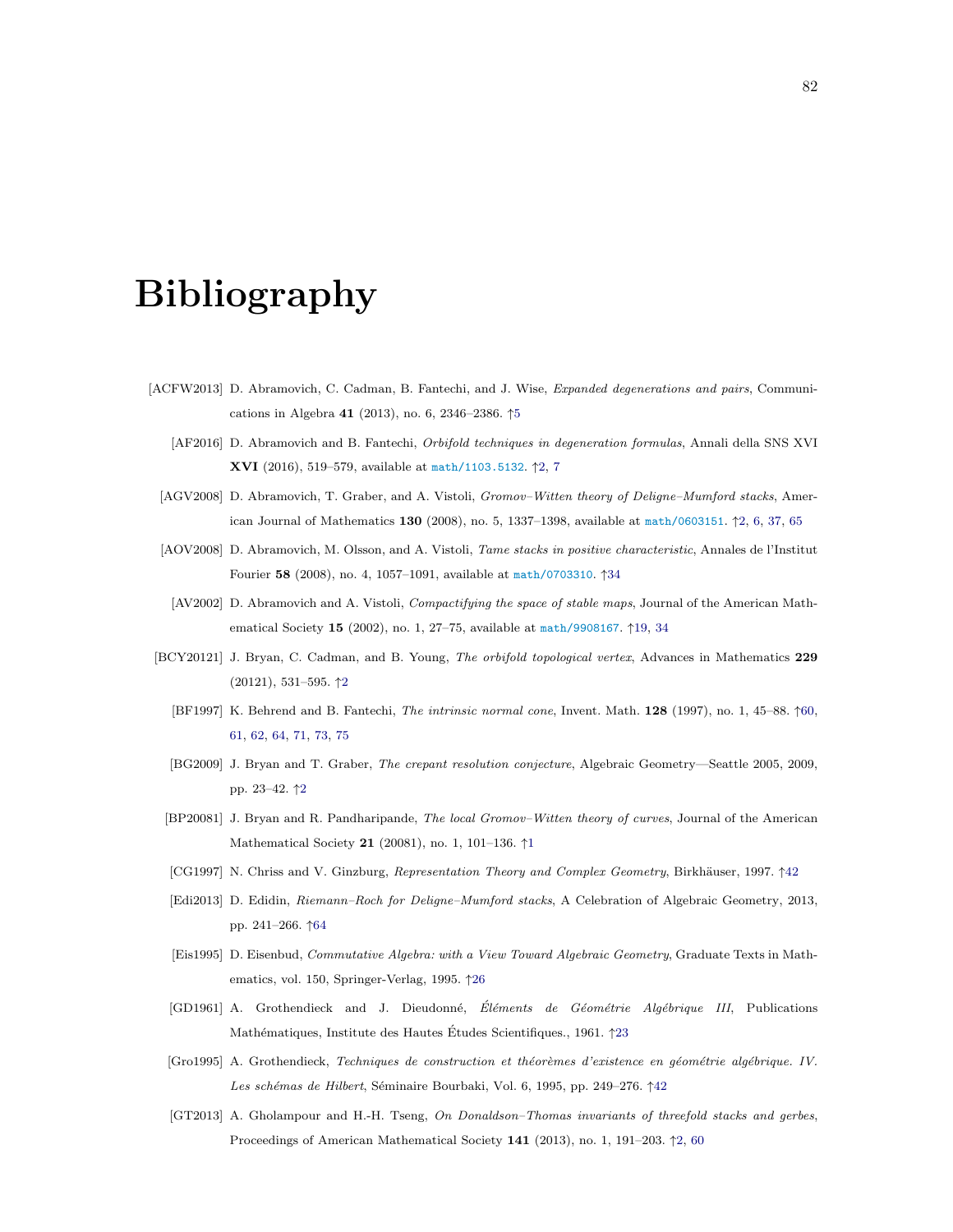# Bibliography

[ACFW2013] D. Abramovich, C. Cadman, B. Fantechi, and J. Wise, *Expanded degenerations and pairs*, Communications in Algebra **41** (2013), no. 6, 2346–2386. ↑5

[AF2016] D. Abramovich and B. Fantechi, *Orbifold techniques in degeneration formulas*, Annali della SNS XVI **XVI** (2016), 519–579, available at math/1103.5132. ↑2, 7

[AGV2008] D. Abramovich, T. Graber, and A. Vistoli, *Gromov–Witten theory of Deligne–Mumford stacks*, American Journal of Mathematics **130** (2008), no. 5, 1337–1398, available at math/0603151. ↑2, 6, 37, 65

[AOV2008] D. Abramovich, M. Olsson, and A. Vistoli, *Tame stacks in positive characteristic*, Annales de l'Institut Fourier **58** (2008), no. 4, 1057–1091, available at math/0703310. ↑34

[AV2002] D. Abramovich and A. Vistoli, *Compactifying the space of stable maps*, Journal of the American Mathematical Society **15** (2002), no. 1, 27–75, available at math/9908167. ↑19, 34

[BCY20121] J. Bryan, C. Cadman, and B. Young, *The orbifold topological vertex*, Advances in Mathematics **229** (20121), 531–595. ↑2

[BF1997] K. Behrend and B. Fantechi, *The intrinsic normal cone*, Invent. Math. **128** (1997), no. 1, 45–88. ↑60, 61, 62, 64, 71, 73, 75

[BG2009] J. Bryan and T. Graber, *The crepant resolution conjecture*, Algebraic Geometry—Seattle 2005, 2009, pp. 23–42. ↑2

[BP20081] J. Bryan and R. Pandharipande, *The local Gromov–Witten theory of curves*, Journal of the American Mathematical Society **21** (20081), no. 1, 101–136. ↑1

[CG1997] N. Chriss and V. Ginzburg, *Representation Theory and Complex Geometry*, Birkhäuser, 1997. ↑42

[Edi2013] D. Edidin, *Riemann–Roch for Deligne–Mumford stacks*, A Celebration of Algebraic Geometry, 2013, pp. 241–266. ↑64

[Eis1995] D. Eisenbud, *Commutative Algebra: with a View Toward Algebraic Geometry*, Graduate Texts in Mathematics, vol. 150, Springer-Verlag, 1995. ↑26

[GD1961] A. Grothendieck and J. Dieudonné, *Éléments de Géométrie Algébrique III*, Publications Mathématiques, Institute des Hautes Études Scientifiques., 1961. ↑23

[Gro1995] A. Grothendieck, *Techniques de construction et théorèmes d'existence en géométrie algébrique. IV. Les schémas de Hilbert*, Séminaire Bourbaki, Vol. 6, 1995, pp. 249–276. ↑42

[GT2013] A. Gholampour and H.-H. Tseng, *On Donaldson–Thomas invariants of threefold stacks and gerbes*, Proceedings of American Mathematical Society **141** (2013), no. 1, 191–203. ↑2, 60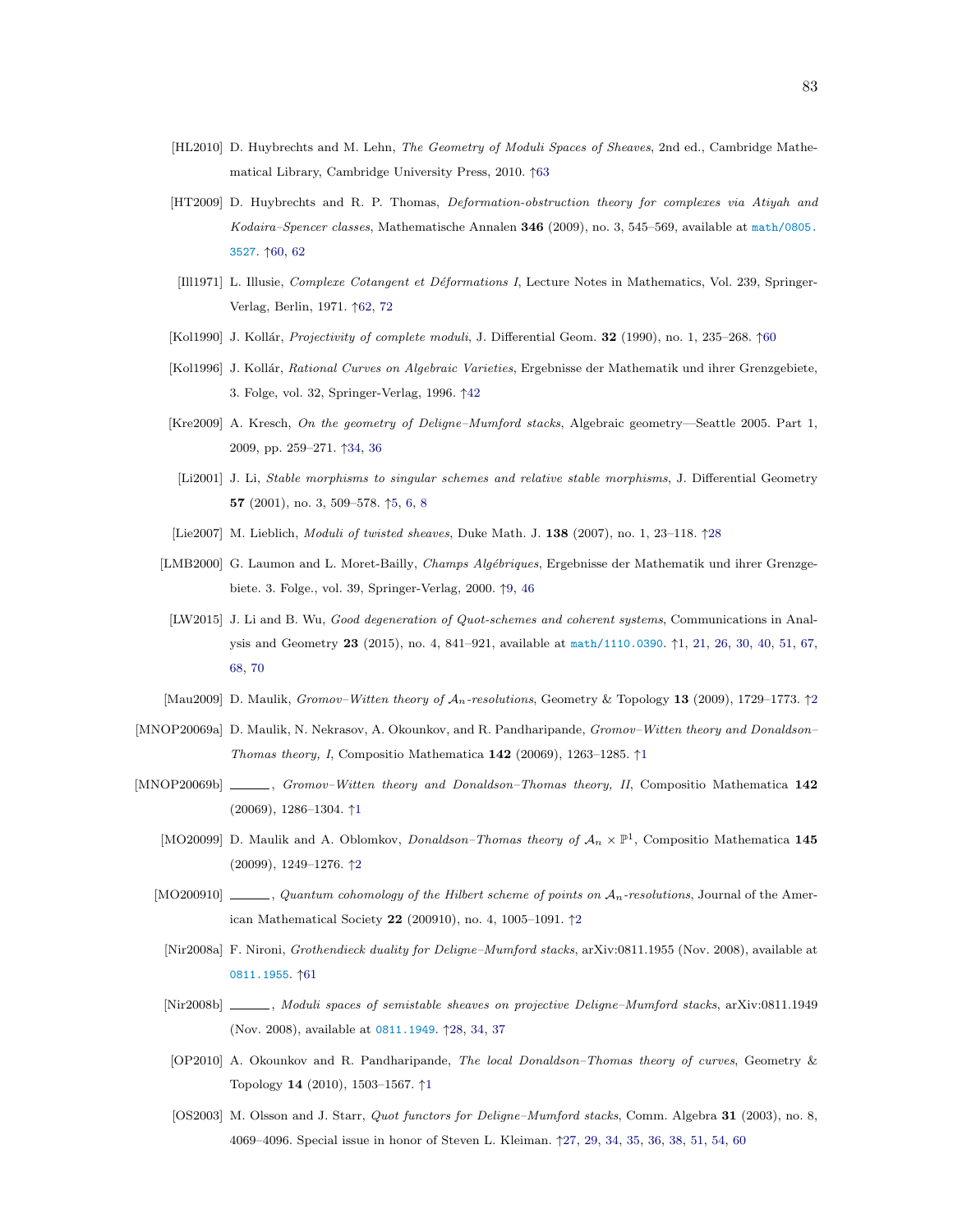[HL2010] D. Huybrechts and M. Lehn, *The Geometry of Moduli Spaces of Sheaves*, 2nd ed., Cambridge Mathematical Library, Cambridge University Press, 2010. ↑63

[HT2009] D. Huybrechts and R. P. Thomas, *Deformation-obstruction theory for complexes via Atiyah and Kodaira–Spencer classes*, Mathematische Annalen **346** (2009), no. 3, 545–569, available at math/0805.3527. ↑60, 62

[Ill1971] L. Illusie, *Complexe Cotangent et Déformations I*, Lecture Notes in Mathematics, Vol. 239, Springer-Verlag, Berlin, 1971. ↑62, 72

[Kol1990] J. Kollár, *Projectivity of complete moduli*, J. Differential Geom. **32** (1990), no. 1, 235–268. ↑60

[Kol1996] J. Kollár, *Rational Curves on Algebraic Varieties*, Ergebnisse der Mathematik und ihrer Grenzgebiete, 3. Folge, vol. 32, Springer-Verlag, 1996. ↑42

[Kre2009] A. Kresch, *On the geometry of Deligne–Mumford stacks*, Algebraic geometry—Seattle 2005. Part 1, 2009, pp. 259–271. ↑34, 36

[Li2001] J. Li, *Stable morphisms to singular schemes and relative stable morphisms*, J. Differential Geometry **57** (2001), no. 3, 509–578. ↑5, 6, 8

[Lie2007] M. Lieblich, *Moduli of twisted sheaves*, Duke Math. J. **138** (2007), no. 1, 23–118. ↑28

[LMB2000] G. Laumon and L. Moret-Bailly, *Champs Algébriques*, Ergebnisse der Mathematik und ihrer Grenzgebiete. 3. Folge., vol. 39, Springer-Verlag, 2000. ↑9, 46

[LW2015] J. Li and B. Wu, *Good degeneration of Quot-schemes and coherent systems*, Communications in Analysis and Geometry **23** (2015), no. 4, 841–921, available at math/1110.0390. ↑1, 21, 26, 30, 40, 51, 67, 68, 70

[Mau2009] D. Maulik, *Gromov–Witten theory of $\mathcal{A}_n$-resolutions*, Geometry & Topology **13** (2009), 1729–1773. ↑2

[MNOP20069a] D. Maulik, N. Nekrasov, A. Okounkov, and R. Pandharipande, *Gromov–Witten theory and Donaldson–Thomas theory, I*, Compositio Mathematica **142** (20069), 1263–1285. ↑1

[MNOP20069b] ______, *Gromov–Witten theory and Donaldson–Thomas theory, II*, Compositio Mathematica **142** (20069), 1286–1304. ↑1

[MO20099] D. Maulik and A. Oblomkov, *Donaldson–Thomas theory of $\mathcal{A}_n \times \mathbb{P}^1$*, Compositio Mathematica **145** (20099), 1249–1276. ↑2

[MO200910] ______, *Quantum cohomology of the Hilbert scheme of points on $\mathcal{A}_n$-resolutions*, Journal of the American Mathematical Society **22** (200910), no. 4, 1005–1091. ↑2

[Nir2008a] F. Nironi, *Grothendieck duality for Deligne–Mumford stacks*, arXiv:0811.1955 (Nov. 2008), available at 0811.1955. ↑61

[Nir2008b] ______, *Moduli spaces of semistable sheaves on projective Deligne–Mumford stacks*, arXiv:0811.1949 (Nov. 2008), available at 0811.1949. ↑28, 34, 37

[OP2010] A. Okounkov and R. Pandharipande, *The local Donaldson–Thomas theory of curves*, Geometry & Topology **14** (2010), 1503–1567. ↑1

[OS2003] M. Olsson and J. Starr, *Quot functors for Deligne–Mumford stacks*, Comm. Algebra **31** (2003), no. 8, 4069–4096. Special issue in honor of Steven L. Kleiman. ↑27, 29, 34, 35, 36, 38, 51, 54, 60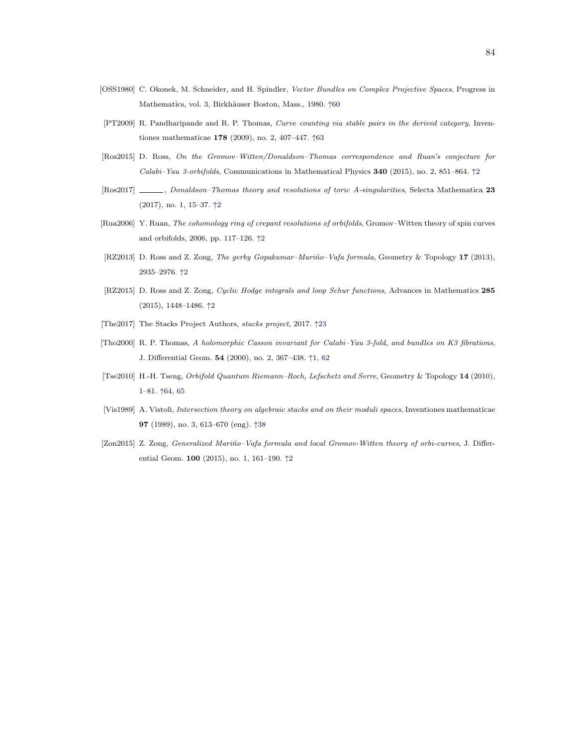[OSS1980] C. Okonek, M. Schneider, and H. Spindler, *Vector Bundles on Complex Projective Spaces*, Progress in Mathematics, vol. 3, Birkhäuser Boston, Mass., 1980. ↑60

[PT2009] R. Pandharipande and R. P. Thomas, *Curve counting via stable pairs in the derived category*, Inventiones mathematicae **178** (2009), no. 2, 407–447. ↑63

[Ros2015] D. Ross, *On the Gromov–Witten/Donaldson–Thomas correspondence and Ruan's conjecture for Calabi–Yau 3-orbifolds*, Communications in Mathematical Physics **340** (2015), no. 2, 851–864. ↑2

[Ros2017] ______, *Donaldson–Thomas theory and resolutions of toric A-singularities*, Selecta Mathematica **23** (2017), no. 1, 15–37. ↑2

[Rua2006] Y. Ruan, *The cohomology ring of crepant resolutions of orbifolds*, Gromov–Witten theory of spin curves and orbifolds, 2006, pp. 117–126. ↑2

[RZ2013] D. Ross and Z. Zong, *The gerby Gopakumar–Mariño–Vafa formula*, Geometry & Topology **17** (2013), 2935–2976. ↑2

[RZ2015] D. Ross and Z. Zong, *Cyclic Hodge integrals and loop Schur functions*, Advances in Mathematics **285** (2015), 1448–1486. ↑2

[The2017] The Stacks Project Authors, *stacks project*, 2017. ↑23

[Tho2000] R. P. Thomas, *A holomorphic Casson invariant for Calabi–Yau 3-fold, and bundles on K3 fibrations*, J. Differential Geom. **54** (2000), no. 2, 367–438. ↑1, 62

[Tse2010] H.-H. Tseng, *Orbifold Quantum Riemann–Roch, Lefschetz and Serre*, Geometry & Topology **14** (2010), 1–81. ↑64, 65

[Vis1989] A. Vistoli, *Intersection theory on algebraic stacks and on their moduli spaces*, Inventiones mathematicae **97** (1989), no. 3, 613–670 (eng). ↑38

[Zon2015] Z. Zong, *Generalized Mariño–Vafa formula and local Gromov-Witten theory of orbi-curves*, J. Differential Geom. **100** (2015), no. 1, 161–190. ↑2